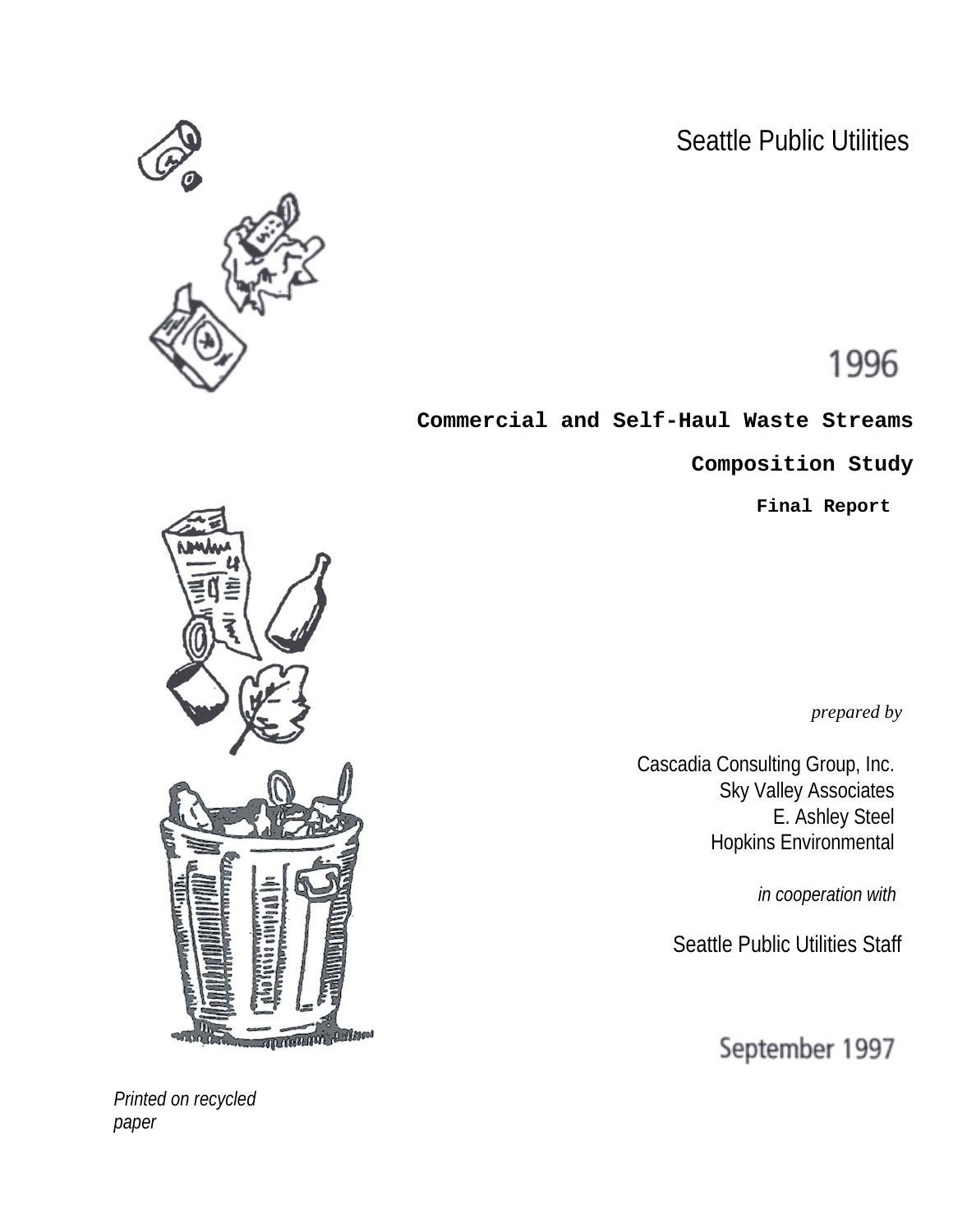Seattle Public Utilities

1996

# Commercial and Self-Haul Waste Streams Composition Study

## Final Report

*prepared by*

Cascadia Consulting Group, Inc.
Sky Valley Associates
E. Ashley Steel
Hopkins Environmental

*in cooperation with*

Seattle Public Utilities Staff

September 1997

*Printed on recycled paper*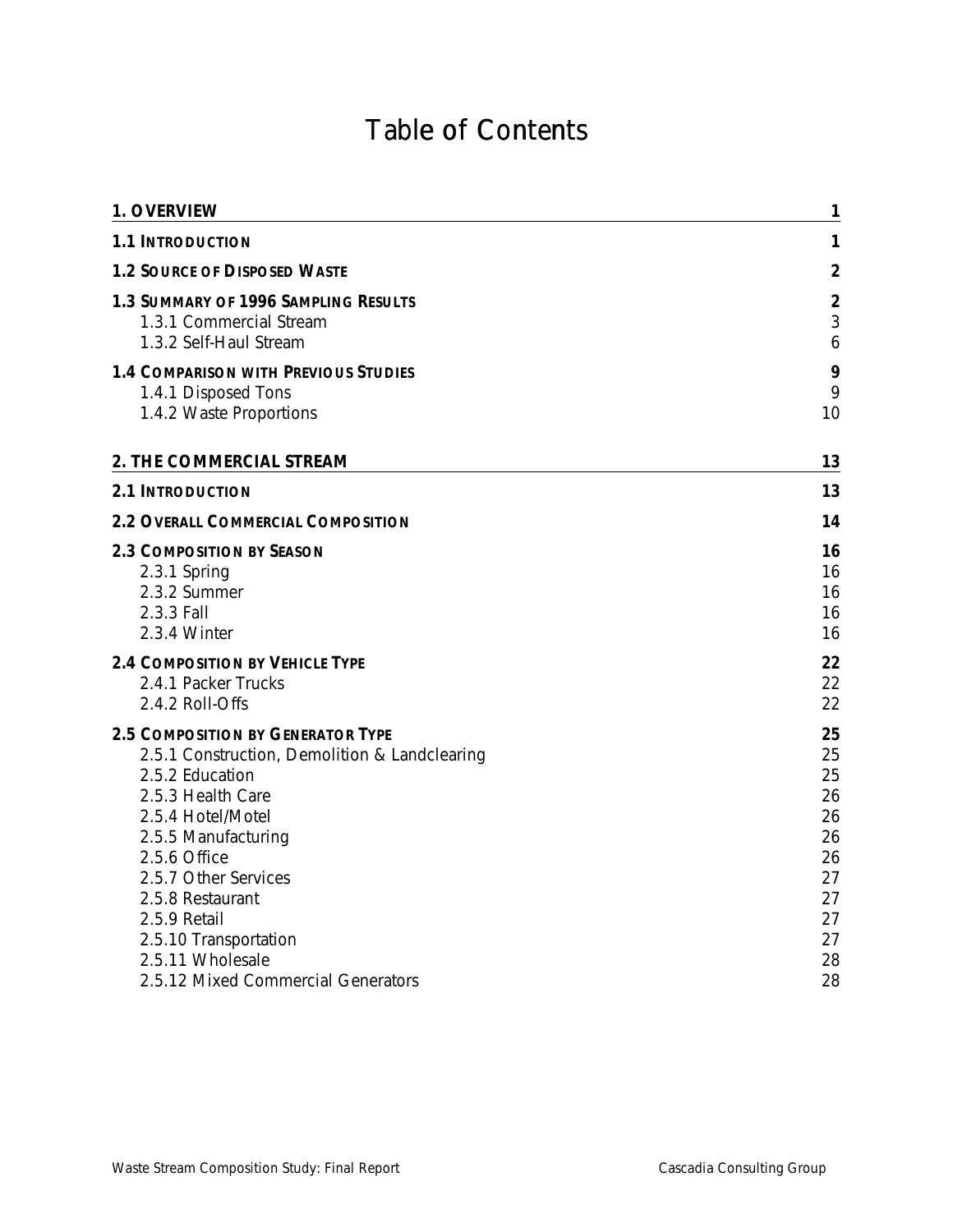# Table of Contents

| | |
|---|---|
| **1. OVERVIEW** | **1** |
| **1.1 INTRODUCTION** | **1** |
| **1.2 SOURCE OF DISPOSED WASTE** | **2** |
| **1.3 SUMMARY OF 1996 SAMPLING RESULTS** | **2** |
| 1.3.1 Commercial Stream | 3 |
| 1.3.2 Self-Haul Stream | 6 |
| **1.4 COMPARISON WITH PREVIOUS STUDIES** | **9** |
| 1.4.1 Disposed Tons | 9 |
| 1.4.2 Waste Proportions | 10 |
| **2. THE COMMERCIAL STREAM** | **13** |
| **2.1 INTRODUCTION** | **13** |
| **2.2 OVERALL COMMERCIAL COMPOSITION** | **14** |
| **2.3 COMPOSITION BY SEASON** | **16** |
| 2.3.1 Spring | 16 |
| 2.3.2 Summer | 16 |
| 2.3.3 Fall | 16 |
| 2.3.4 Winter | 16 |
| **2.4 COMPOSITION BY VEHICLE TYPE** | **22** |
| 2.4.1 Packer Trucks | 22 |
| 2.4.2 Roll-Offs | 22 |
| **2.5 COMPOSITION BY GENERATOR TYPE** | **25** |
| 2.5.1 Construction, Demolition & Landclearing | 25 |
| 2.5.2 Education | 25 |
| 2.5.3 Health Care | 26 |
| 2.5.4 Hotel/Motel | 26 |
| 2.5.5 Manufacturing | 26 |
| 2.5.6 Office | 26 |
| 2.5.7 Other Services | 27 |
| 2.5.8 Restaurant | 27 |
| 2.5.9 Retail | 27 |
| 2.5.10 Transportation | 27 |
| 2.5.11 Wholesale | 28 |
| 2.5.12 Mixed Commercial Generators | 28 |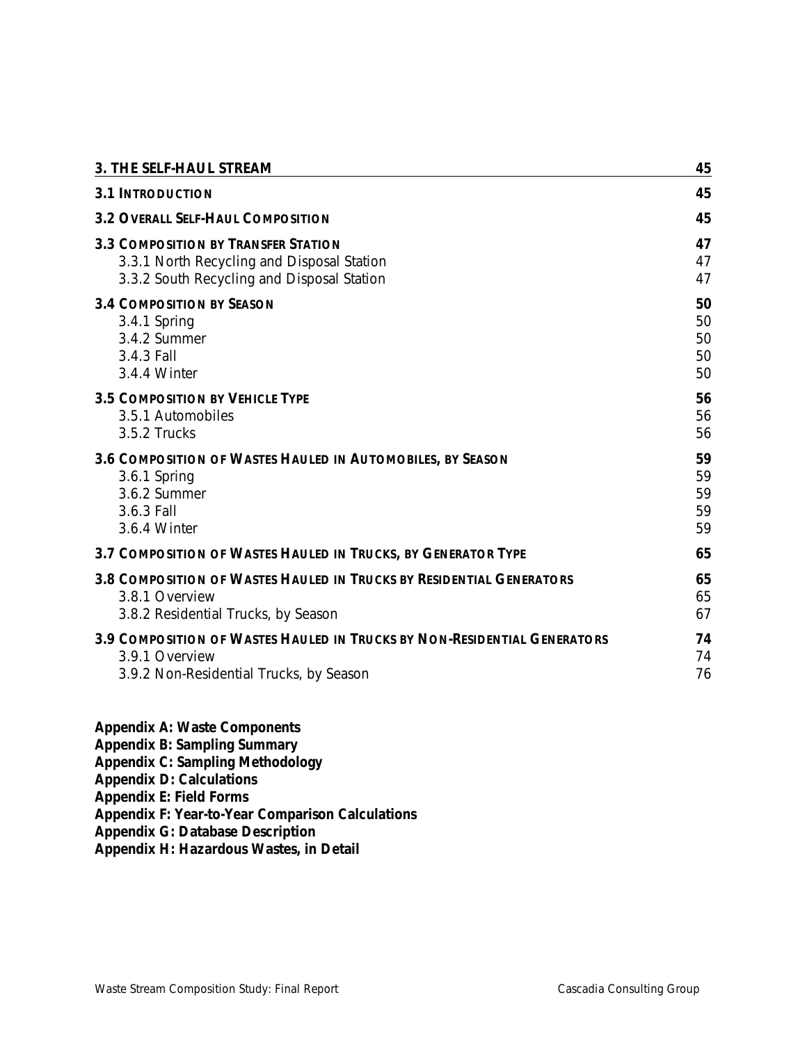| | |
|---|---|
| **3. THE SELF-HAUL STREAM** | **45** |
| **3.1 INTRODUCTION** | **45** |
| **3.2 OVERALL SELF-HAUL COMPOSITION** | **45** |
| **3.3 COMPOSITION BY TRANSFER STATION** | **47** |
| 3.3.1 North Recycling and Disposal Station | 47 |
| 3.3.2 South Recycling and Disposal Station | 47 |
| **3.4 COMPOSITION BY SEASON** | **50** |
| 3.4.1 Spring | 50 |
| 3.4.2 Summer | 50 |
| 3.4.3 Fall | 50 |
| 3.4.4 Winter | 50 |
| **3.5 COMPOSITION BY VEHICLE TYPE** | **56** |
| 3.5.1 Automobiles | 56 |
| 3.5.2 Trucks | 56 |
| **3.6 COMPOSITION OF WASTES HAULED IN AUTOMOBILES, BY SEASON** | **59** |
| 3.6.1 Spring | 59 |
| 3.6.2 Summer | 59 |
| 3.6.3 Fall | 59 |
| 3.6.4 Winter | 59 |
| **3.7 COMPOSITION OF WASTES HAULED IN TRUCKS, BY GENERATOR TYPE** | **65** |
| **3.8 COMPOSITION OF WASTES HAULED IN TRUCKS BY RESIDENTIAL GENERATORS** | **65** |
| 3.8.1 Overview | 65 |
| 3.8.2 Residential Trucks, by Season | 67 |
| **3.9 COMPOSITION OF WASTES HAULED IN TRUCKS BY NON-RESIDENTIAL GENERATORS** | **74** |
| 3.9.1 Overview | 74 |
| 3.9.2 Non-Residential Trucks, by Season | 76 |

**Appendix A: Waste Components**
**Appendix B: Sampling Summary**
**Appendix C: Sampling Methodology**
**Appendix D: Calculations**
**Appendix E: Field Forms**
**Appendix F: Year-to-Year Comparison Calculations**
**Appendix G: Database Description**
**Appendix H: Hazardous Wastes, in Detail**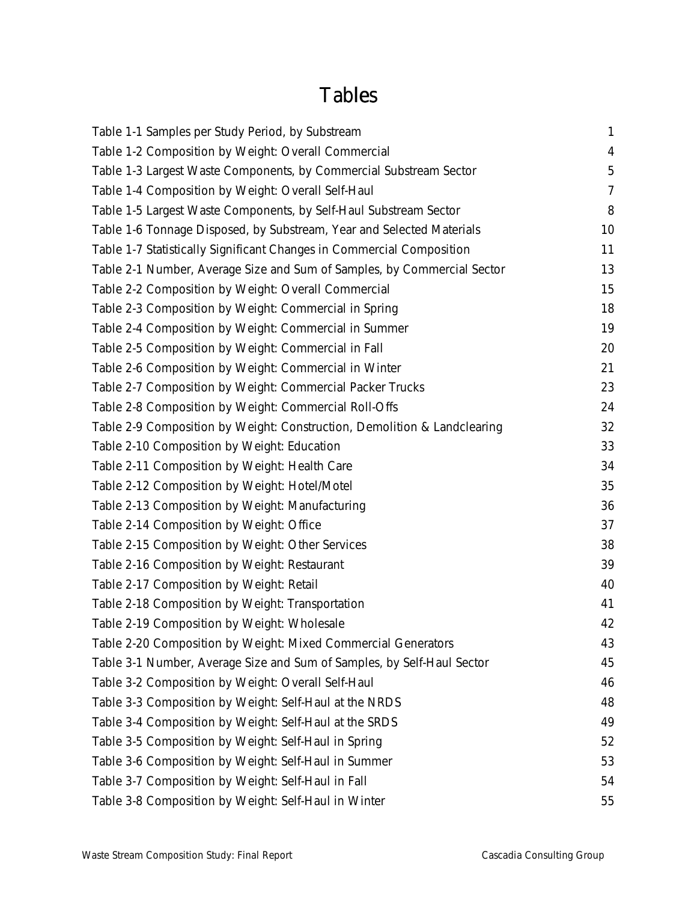# Tables

| | |
|---|---|
| Table 1-1 Samples per Study Period, by Substream | 1 |
| Table 1-2 Composition by Weight: Overall Commercial | 4 |
| Table 1-3 Largest Waste Components, by Commercial Substream Sector | 5 |
| Table 1-4 Composition by Weight: Overall Self-Haul | 7 |
| Table 1-5 Largest Waste Components, by Self-Haul Substream Sector | 8 |
| Table 1-6 Tonnage Disposed, by Substream, Year and Selected Materials | 10 |
| Table 1-7 Statistically Significant Changes in Commercial Composition | 11 |
| Table 2-1 Number, Average Size and Sum of Samples, by Commercial Sector | 13 |
| Table 2-2 Composition by Weight: Overall Commercial | 15 |
| Table 2-3 Composition by Weight: Commercial in Spring | 18 |
| Table 2-4 Composition by Weight: Commercial in Summer | 19 |
| Table 2-5 Composition by Weight: Commercial in Fall | 20 |
| Table 2-6 Composition by Weight: Commercial in Winter | 21 |
| Table 2-7 Composition by Weight: Commercial Packer Trucks | 23 |
| Table 2-8 Composition by Weight: Commercial Roll-Offs | 24 |
| Table 2-9 Composition by Weight: Construction, Demolition & Landclearing | 32 |
| Table 2-10 Composition by Weight: Education | 33 |
| Table 2-11 Composition by Weight: Health Care | 34 |
| Table 2-12 Composition by Weight: Hotel/Motel | 35 |
| Table 2-13 Composition by Weight: Manufacturing | 36 |
| Table 2-14 Composition by Weight: Office | 37 |
| Table 2-15 Composition by Weight: Other Services | 38 |
| Table 2-16 Composition by Weight: Restaurant | 39 |
| Table 2-17 Composition by Weight: Retail | 40 |
| Table 2-18 Composition by Weight: Transportation | 41 |
| Table 2-19 Composition by Weight: Wholesale | 42 |
| Table 2-20 Composition by Weight: Mixed Commercial Generators | 43 |
| Table 3-1 Number, Average Size and Sum of Samples, by Self-Haul Sector | 45 |
| Table 3-2 Composition by Weight: Overall Self-Haul | 46 |
| Table 3-3 Composition by Weight: Self-Haul at the NRDS | 48 |
| Table 3-4 Composition by Weight: Self-Haul at the SRDS | 49 |
| Table 3-5 Composition by Weight: Self-Haul in Spring | 52 |
| Table 3-6 Composition by Weight: Self-Haul in Summer | 53 |
| Table 3-7 Composition by Weight: Self-Haul in Fall | 54 |
| Table 3-8 Composition by Weight: Self-Haul in Winter | 55 |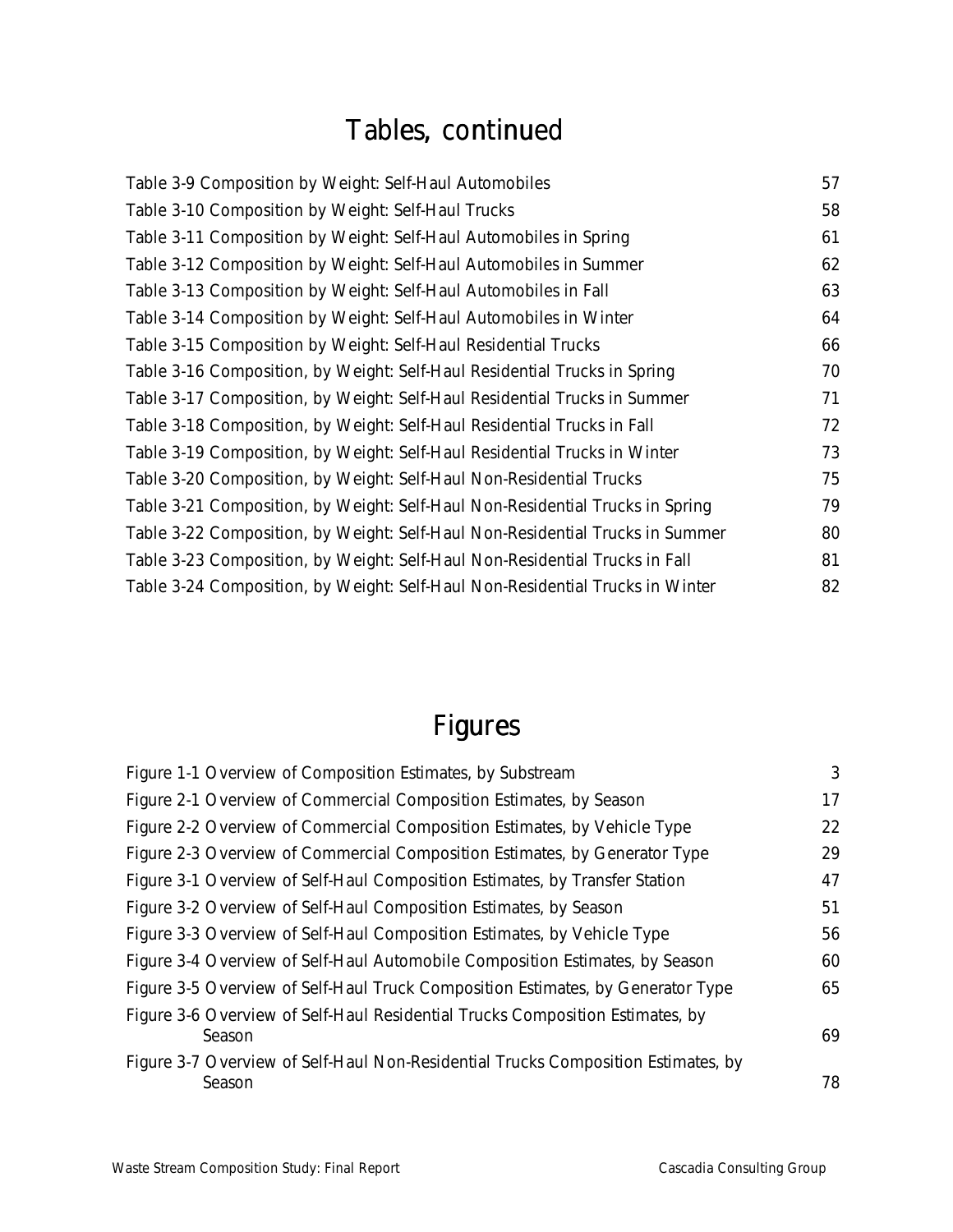# Tables, continued

| | |
|---|---|
| Table 3-9 Composition by Weight: Self-Haul Automobiles | 57 |
| Table 3-10 Composition by Weight: Self-Haul Trucks | 58 |
| Table 3-11 Composition by Weight: Self-Haul Automobiles in Spring | 61 |
| Table 3-12 Composition by Weight: Self-Haul Automobiles in Summer | 62 |
| Table 3-13 Composition by Weight: Self-Haul Automobiles in Fall | 63 |
| Table 3-14 Composition by Weight: Self-Haul Automobiles in Winter | 64 |
| Table 3-15 Composition by Weight: Self-Haul Residential Trucks | 66 |
| Table 3-16 Composition, by Weight: Self-Haul Residential Trucks in Spring | 70 |
| Table 3-17 Composition, by Weight: Self-Haul Residential Trucks in Summer | 71 |
| Table 3-18 Composition, by Weight: Self-Haul Residential Trucks in Fall | 72 |
| Table 3-19 Composition, by Weight: Self-Haul Residential Trucks in Winter | 73 |
| Table 3-20 Composition, by Weight: Self-Haul Non-Residential Trucks | 75 |
| Table 3-21 Composition, by Weight: Self-Haul Non-Residential Trucks in Spring | 79 |
| Table 3-22 Composition, by Weight: Self-Haul Non-Residential Trucks in Summer | 80 |
| Table 3-23 Composition, by Weight: Self-Haul Non-Residential Trucks in Fall | 81 |
| Table 3-24 Composition, by Weight: Self-Haul Non-Residential Trucks in Winter | 82 |

# Figures

| | |
|---|---|
| Figure 1-1 Overview of Composition Estimates, by Substream | 3 |
| Figure 2-1 Overview of Commercial Composition Estimates, by Season | 17 |
| Figure 2-2 Overview of Commercial Composition Estimates, by Vehicle Type | 22 |
| Figure 2-3 Overview of Commercial Composition Estimates, by Generator Type | 29 |
| Figure 3-1 Overview of Self-Haul Composition Estimates, by Transfer Station | 47 |
| Figure 3-2 Overview of Self-Haul Composition Estimates, by Season | 51 |
| Figure 3-3 Overview of Self-Haul Composition Estimates, by Vehicle Type | 56 |
| Figure 3-4 Overview of Self-Haul Automobile Composition Estimates, by Season | 60 |
| Figure 3-5 Overview of Self-Haul Truck Composition Estimates, by Generator Type | 65 |
| Figure 3-6 Overview of Self-Haul Residential Trucks Composition Estimates, by Season | 69 |
| Figure 3-7 Overview of Self-Haul Non-Residential Trucks Composition Estimates, by Season | 78 |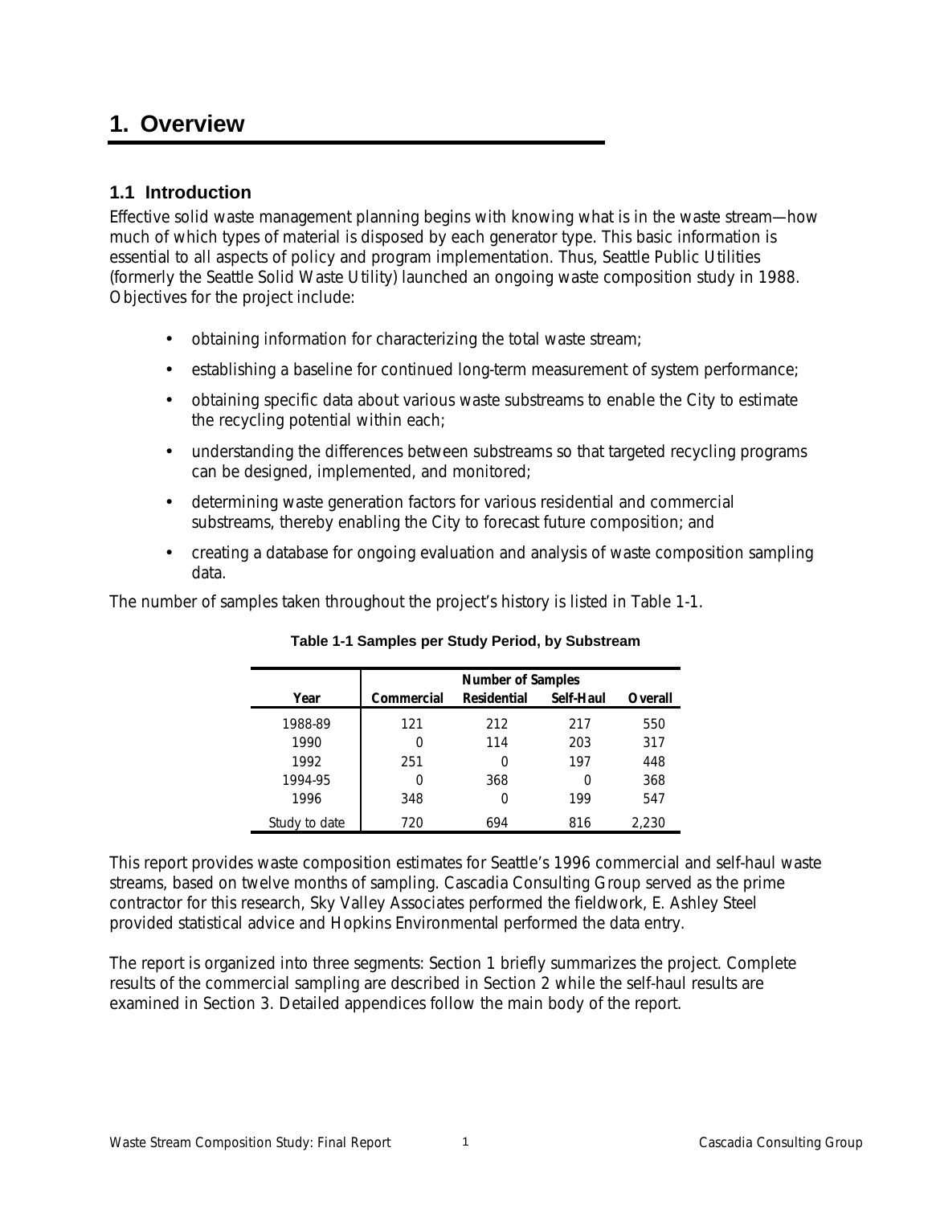# 1. Overview

## 1.1 Introduction

Effective solid waste management planning begins with knowing what is in the waste stream—how much of which types of material is disposed by each generator type. This basic information is essential to all aspects of policy and program implementation. Thus, Seattle Public Utilities (formerly the Seattle Solid Waste Utility) launched an ongoing waste composition study in 1988. Objectives for the project include:

- obtaining information for characterizing the total waste stream;
- establishing a baseline for continued long-term measurement of system performance;
- obtaining specific data about various waste substreams to enable the City to estimate the recycling potential within each;
- understanding the differences between substreams so that targeted recycling programs can be designed, implemented, and monitored;
- determining waste generation factors for various residential and commercial substreams, thereby enabling the City to forecast future composition; and
- creating a database for ongoing evaluation and analysis of waste composition sampling data.

The number of samples taken throughout the project's history is listed in Table 1-1.

**Table 1-1 Samples per Study Period, by Substream**

| | Number of Samples | | | |
|---|---|---|---|---|
| Year | Commercial | Residential | Self-Haul | Overall |
| 1988-89 | 121 | 212 | 217 | 550 |
| 1990 | 0 | 114 | 203 | 317 |
| 1992 | 251 | 0 | 197 | 448 |
| 1994-95 | 0 | 368 | 0 | 368 |
| 1996 | 348 | 0 | 199 | 547 |
| Study to date | 720 | 694 | 816 | 2,230 |

This report provides waste composition estimates for Seattle's 1996 commercial and self-haul waste streams, based on twelve months of sampling. Cascadia Consulting Group served as the prime contractor for this research, Sky Valley Associates performed the fieldwork, E. Ashley Steel provided statistical advice and Hopkins Environmental performed the data entry.

The report is organized into three segments: Section 1 briefly summarizes the project. Complete results of the commercial sampling are described in Section 2 while the self-haul results are examined in Section 3. Detailed appendices follow the main body of the report.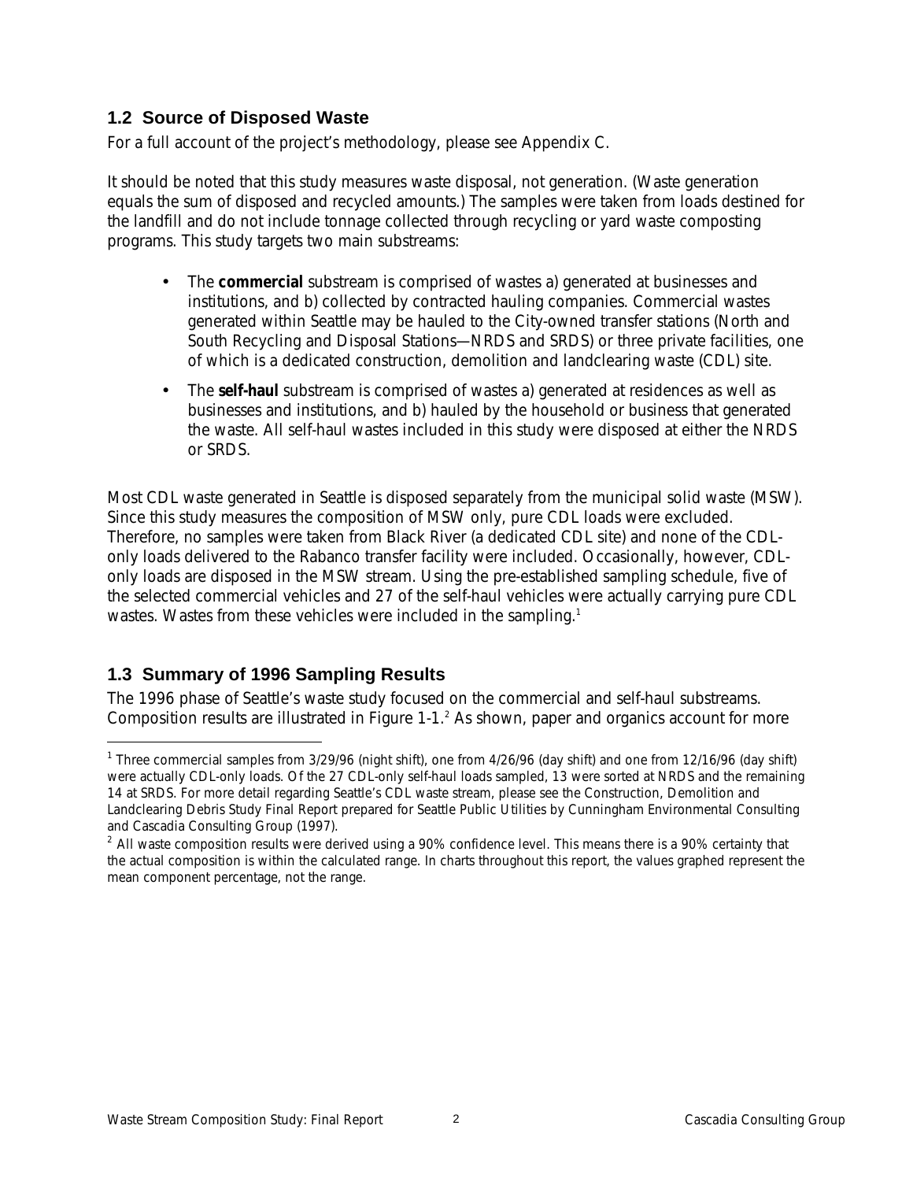## 1.2 Source of Disposed Waste

For a full account of the project's methodology, please see Appendix C.

It should be noted that this study measures waste disposal, not generation. (Waste generation equals the sum of disposed and recycled amounts.) The samples were taken from loads destined for the landfill and do not include tonnage collected through recycling or yard waste composting programs. This study targets two main substreams:

- The **commercial** substream is comprised of wastes a) generated at businesses and institutions, and b) collected by contracted hauling companies. Commercial wastes generated within Seattle may be hauled to the City-owned transfer stations (North and South Recycling and Disposal Stations—NRDS and SRDS) or three private facilities, one of which is a dedicated construction, demolition and landclearing waste (CDL) site.
- The **self-haul** substream is comprised of wastes a) generated at residences as well as businesses and institutions, and b) hauled by the household or business that generated the waste. All self-haul wastes included in this study were disposed at either the NRDS or SRDS.

Most CDL waste generated in Seattle is disposed separately from the municipal solid waste (MSW). Since this study measures the composition of MSW only, pure CDL loads were excluded. Therefore, no samples were taken from Black River (a dedicated CDL site) and none of the CDL-only loads delivered to the Rabanco transfer facility were included. Occasionally, however, CDL-only loads are disposed in the MSW stream. Using the pre-established sampling schedule, five of the selected commercial vehicles and 27 of the self-haul vehicles were actually carrying pure CDL wastes. Wastes from these vehicles were included in the sampling.[1]

## 1.3 Summary of 1996 Sampling Results

The 1996 phase of Seattle's waste study focused on the commercial and self-haul substreams. Composition results are illustrated in Figure 1-1.[2] As shown, paper and organics account for more

---

[1] Three commercial samples from 3/29/96 (night shift), one from 4/26/96 (day shift) and one from 12/16/96 (day shift) were actually CDL-only loads. Of the 27 CDL-only self-haul loads sampled, 13 were sorted at NRDS and the remaining 14 at SRDS. For more detail regarding Seattle's CDL waste stream, please see the Construction, Demolition and Landclearing Debris Study Final Report prepared for Seattle Public Utilities by Cunningham Environmental Consulting and Cascadia Consulting Group (1997).

[2] All waste composition results were derived using a 90% confidence level. This means there is a 90% certainty that the actual composition is within the calculated range. In charts throughout this report, the values graphed represent the mean component percentage, not the range.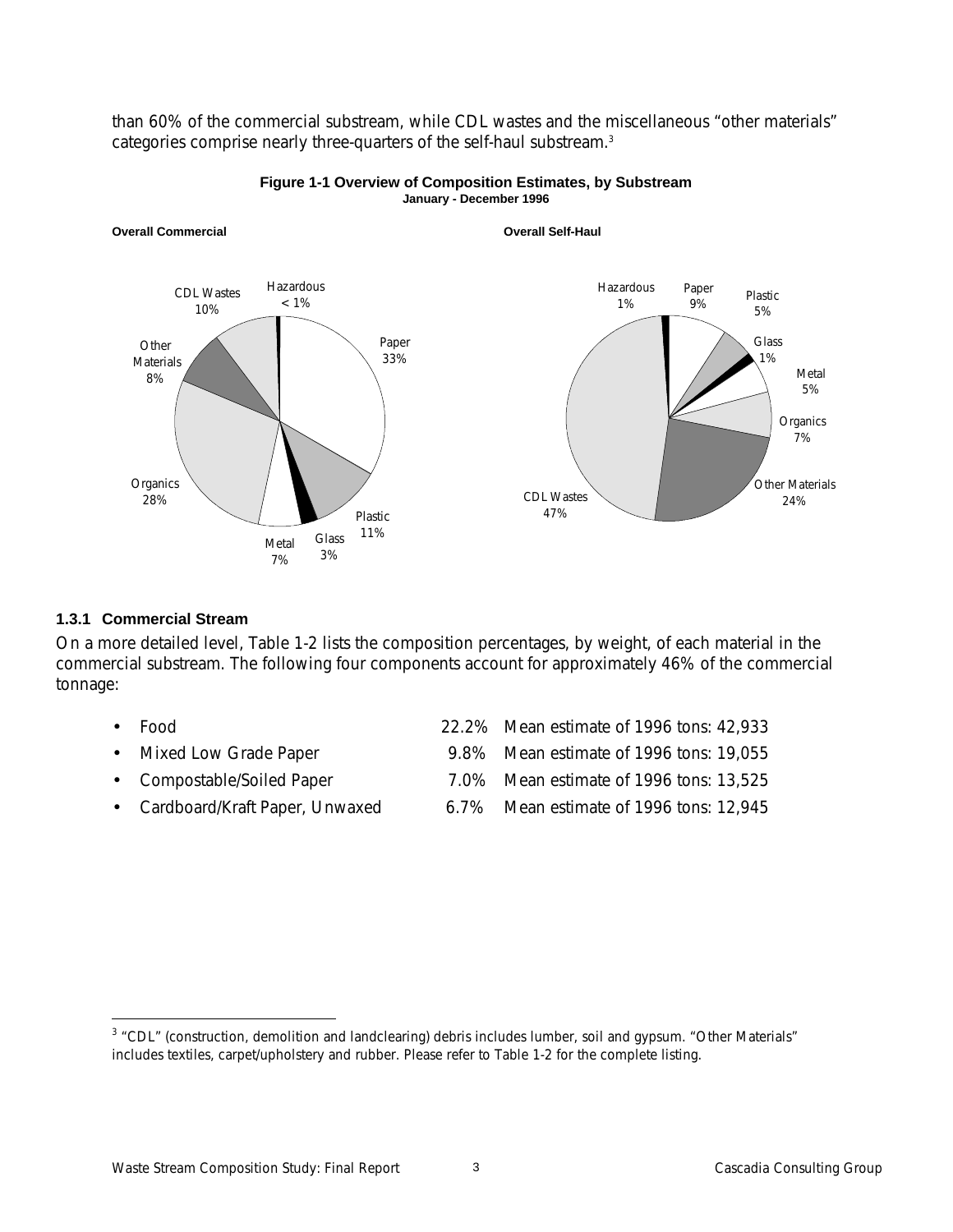than 60% of the commercial substream, while CDL wastes and the miscellaneous "other materials" categories comprise nearly three-quarters of the self-haul substream.[3]

**Figure 1-1 Overview of Composition Estimates, by Substream**
**January - December 1996**

**Overall Commercial**

**Overall Self-Haul**

### 1.3.1 Commercial Stream

On a more detailed level, Table 1-2 lists the composition percentages, by weight, of each material in the commercial substream. The following four components account for approximately 46% of the commercial tonnage:

- Food 22.2% Mean estimate of 1996 tons: 42,933
- Mixed Low Grade Paper 9.8% Mean estimate of 1996 tons: 19,055
- Compostable/Soiled Paper 7.0% Mean estimate of 1996 tons: 13,525
- Cardboard/Kraft Paper, Unwaxed 6.7% Mean estimate of 1996 tons: 12,945

[3] "CDL" (construction, demolition and landclearing) debris includes lumber, soil and gypsum. "Other Materials" includes textiles, carpet/upholstery and rubber. Please refer to Table 1-2 for the complete listing.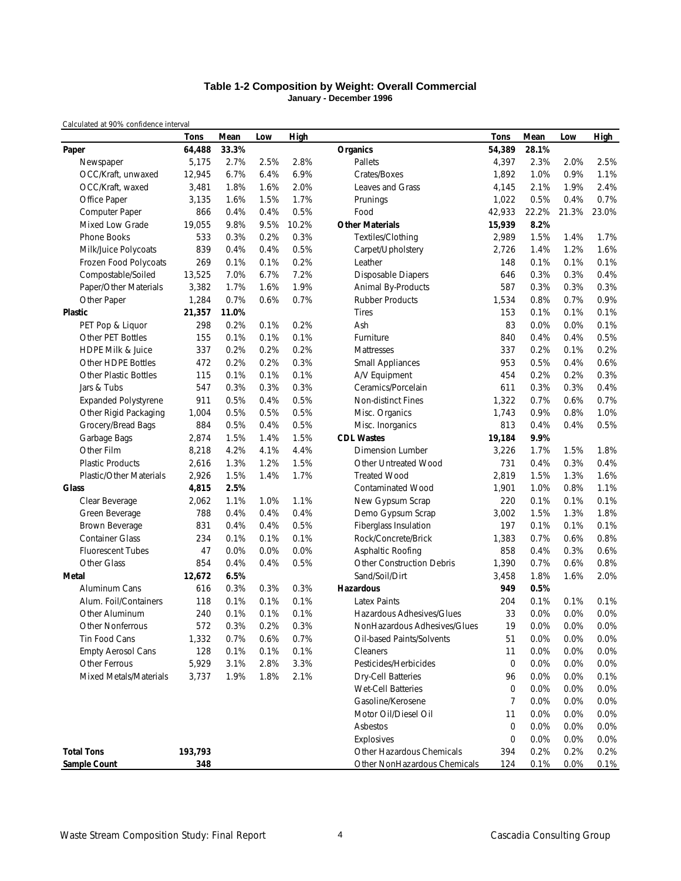### Table 1-2 Composition by Weight: Overall Commercial

**January - December 1996**

Calculated at 90% confidence interval

| | Tons | Mean | Low | High | | Tons | Mean | Low | High |
|---|---|---|---|---|---|---|---|---|---|
| **Paper** | **64,488** | **33.3%** | | | **Organics** | **54,389** | **28.1%** | | |
| Newspaper | 5,175 | 2.7% | 2.5% | 2.8% | Pallets | 4,397 | 2.3% | 2.0% | 2.5% |
| OCC/Kraft, unwaxed | 12,945 | 6.7% | 6.4% | 6.9% | Crates/Boxes | 1,892 | 1.0% | 0.9% | 1.1% |
| OCC/Kraft, waxed | 3,481 | 1.8% | 1.6% | 2.0% | Leaves and Grass | 4,145 | 2.1% | 1.9% | 2.4% |
| Office Paper | 3,135 | 1.6% | 1.5% | 1.7% | Prunings | 1,022 | 0.5% | 0.4% | 0.7% |
| Computer Paper | 866 | 0.4% | 0.4% | 0.5% | Food | 42,933 | 22.2% | 21.3% | 23.0% |
| Mixed Low Grade | 19,055 | 9.8% | 9.5% | 10.2% | **Other Materials** | **15,939** | **8.2%** | | |
| Phone Books | 533 | 0.3% | 0.2% | 0.3% | Textiles/Clothing | 2,989 | 1.5% | 1.4% | 1.7% |
| Milk/Juice Polycoats | 839 | 0.4% | 0.4% | 0.5% | Carpet/Upholstery | 2,726 | 1.4% | 1.2% | 1.6% |
| Frozen Food Polycoats | 269 | 0.1% | 0.1% | 0.2% | Leather | 148 | 0.1% | 0.1% | 0.1% |
| Compostable/Soiled | 13,525 | 7.0% | 6.7% | 7.2% | Disposable Diapers | 646 | 0.3% | 0.3% | 0.4% |
| Paper/Other Materials | 3,382 | 1.7% | 1.6% | 1.9% | Animal By-Products | 587 | 0.3% | 0.3% | 0.3% |
| Other Paper | 1,284 | 0.7% | 0.6% | 0.7% | Rubber Products | 1,534 | 0.8% | 0.7% | 0.9% |
| **Plastic** | **21,357** | **11.0%** | | | Tires | 153 | 0.1% | 0.1% | 0.1% |
| PET Pop & Liquor | 298 | 0.2% | 0.1% | 0.2% | Ash | 83 | 0.0% | 0.0% | 0.1% |
| Other PET Bottles | 155 | 0.1% | 0.1% | 0.1% | Furniture | 840 | 0.4% | 0.4% | 0.5% |
| HDPE Milk & Juice | 337 | 0.2% | 0.2% | 0.2% | Mattresses | 337 | 0.2% | 0.1% | 0.2% |
| Other HDPE Bottles | 472 | 0.2% | 0.2% | 0.3% | Small Appliances | 953 | 0.5% | 0.4% | 0.6% |
| Other Plastic Bottles | 115 | 0.1% | 0.1% | 0.1% | A/V Equipment | 454 | 0.2% | 0.2% | 0.3% |
| Jars & Tubs | 547 | 0.3% | 0.3% | 0.3% | Ceramics/Porcelain | 611 | 0.3% | 0.3% | 0.4% |
| Expanded Polystyrene | 911 | 0.5% | 0.4% | 0.5% | Non-distinct Fines | 1,322 | 0.7% | 0.6% | 0.7% |
| Other Rigid Packaging | 1,004 | 0.5% | 0.5% | 0.5% | Misc. Organics | 1,743 | 0.9% | 0.8% | 1.0% |
| Grocery/Bread Bags | 884 | 0.5% | 0.4% | 0.5% | Misc. Inorganics | 813 | 0.4% | 0.4% | 0.5% |
| Garbage Bags | 2,874 | 1.5% | 1.4% | 1.5% | **CDL Wastes** | **19,184** | **9.9%** | | |
| Other Film | 8,218 | 4.2% | 4.1% | 4.4% | Dimension Lumber | 3,226 | 1.7% | 1.5% | 1.8% |
| Plastic Products | 2,616 | 1.3% | 1.2% | 1.5% | Other Untreated Wood | 731 | 0.4% | 0.3% | 0.4% |
| Plastic/Other Materials | 2,926 | 1.5% | 1.4% | 1.7% | Treated Wood | 2,819 | 1.5% | 1.3% | 1.6% |
| **Glass** | **4,815** | **2.5%** | | | Contaminated Wood | 1,901 | 1.0% | 0.8% | 1.1% |
| Clear Beverage | 2,062 | 1.1% | 1.0% | 1.1% | New Gypsum Scrap | 220 | 0.1% | 0.1% | 0.1% |
| Green Beverage | 788 | 0.4% | 0.4% | 0.4% | Demo Gypsum Scrap | 3,002 | 1.5% | 1.3% | 1.8% |
| Brown Beverage | 831 | 0.4% | 0.4% | 0.5% | Fiberglass Insulation | 197 | 0.1% | 0.1% | 0.1% |
| Container Glass | 234 | 0.1% | 0.1% | 0.1% | Rock/Concrete/Brick | 1,383 | 0.7% | 0.6% | 0.8% |
| Fluorescent Tubes | 47 | 0.0% | 0.0% | 0.0% | Asphaltic Roofing | 858 | 0.4% | 0.3% | 0.6% |
| Other Glass | 854 | 0.4% | 0.4% | 0.5% | Other Construction Debris | 1,390 | 0.7% | 0.6% | 0.8% |
| **Metal** | **12,672** | **6.5%** | | | Sand/Soil/Dirt | 3,458 | 1.8% | 1.6% | 2.0% |
| Aluminum Cans | 616 | 0.3% | 0.3% | 0.3% | **Hazardous** | **949** | **0.5%** | | |
| Alum. Foil/Containers | 118 | 0.1% | 0.1% | 0.1% | Latex Paints | 204 | 0.1% | 0.1% | 0.1% |
| Other Aluminum | 240 | 0.1% | 0.1% | 0.1% | Hazardous Adhesives/Glues | 33 | 0.0% | 0.0% | 0.0% |
| Other Nonferrous | 572 | 0.3% | 0.2% | 0.3% | NonHazardous Adhesives/Glues | 19 | 0.0% | 0.0% | 0.0% |
| Tin Food Cans | 1,332 | 0.7% | 0.6% | 0.7% | Oil-based Paints/Solvents | 51 | 0.0% | 0.0% | 0.0% |
| Empty Aerosol Cans | 128 | 0.1% | 0.1% | 0.1% | Cleaners | 11 | 0.0% | 0.0% | 0.0% |
| Other Ferrous | 5,929 | 3.1% | 2.8% | 3.3% | Pesticides/Herbicides | 0 | 0.0% | 0.0% | 0.0% |
| Mixed Metals/Materials | 3,737 | 1.9% | 1.8% | 2.1% | Dry-Cell Batteries | 96 | 0.0% | 0.0% | 0.1% |
| | | | | | Wet-Cell Batteries | 0 | 0.0% | 0.0% | 0.0% |
| | | | | | Gasoline/Kerosene | 7 | 0.0% | 0.0% | 0.0% |
| | | | | | Motor Oil/Diesel Oil | 11 | 0.0% | 0.0% | 0.0% |
| | | | | | Asbestos | 0 | 0.0% | 0.0% | 0.0% |
| | | | | | Explosives | 0 | 0.0% | 0.0% | 0.0% |
| **Total Tons** | **193,793** | | | | Other Hazardous Chemicals | 394 | 0.2% | 0.2% | 0.2% |
| **Sample Count** | **348** | | | | Other NonHazardous Chemicals | 124 | 0.1% | 0.0% | 0.1% |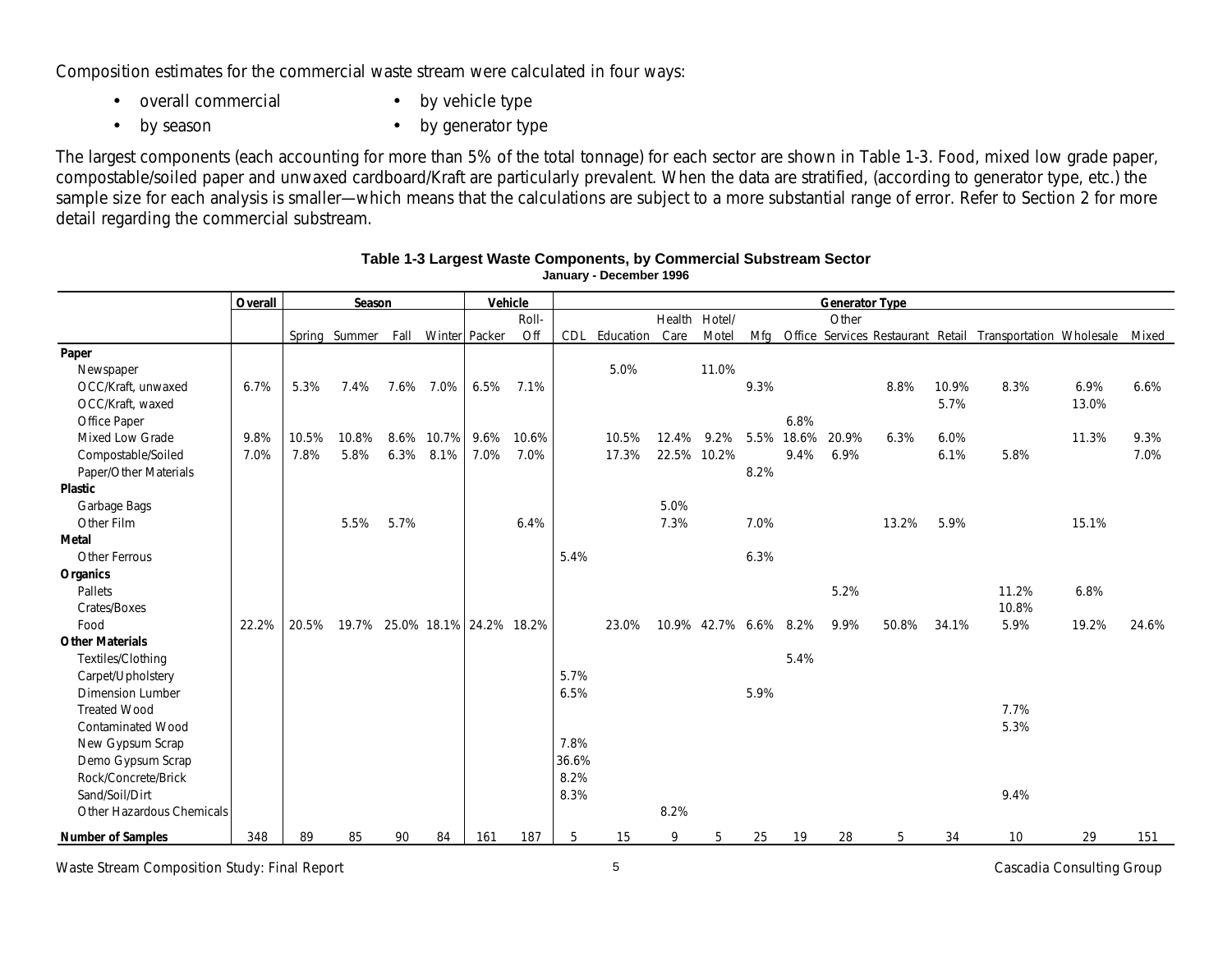Composition estimates for the commercial waste stream were calculated in four ways:

- overall commercial
- by season
- by vehicle type
- by generator type

The largest components (each accounting for more than 5% of the total tonnage) for each sector are shown in Table 1-3. Food, mixed low grade paper, compostable/soiled paper and unwaxed cardboard/Kraft are particularly prevalent. When the data are stratified, (according to generator type, etc.) the sample size for each analysis is smaller—which means that the calculations are subject to a more substantial range of error. Refer to Section 2 for more detail regarding the commercial substream.

**Table 1-3 Largest Waste Components, by Commercial Substream Sector**
**January - December 1996**

| | Overall | Season | | | | Vehicle | | Generator Type | | | | | | | | | | | |
|---|---|---|---|---|---|---|---|---|---|---|---|---|---|---|---|---|---|---|---|
| | | Spring | Summer | Fall | Winter | Packer | Roll-Off | CDL | Education | Health Care | Hotel/ Motel | Mfg | Office | Other Services | Restaurant | Retail | Transportation | Wholesale | Mixed |
| **Paper** | | | | | | | | | | | | | | | | | | | |
| Newspaper | | | | | | | | | 5.0% | | 11.0% | | | | | | | | |
| OCC/Kraft, unwaxed | 6.7% | 5.3% | 7.4% | 7.6% | 7.0% | 6.5% | 7.1% | | | | | 9.3% | | | 8.8% | 10.9% | 8.3% | 6.9% | 6.6% |
| OCC/Kraft, waxed | | | | | | | | | | | | | | | | 5.7% | | 13.0% | |
| Office Paper | | | | | | | | | | | | | 6.8% | | | | | | |
| Mixed Low Grade | 9.8% | 10.5% | 10.8% | 8.6% | 10.7% | 9.6% | 10.6% | | 10.5% | 12.4% | 9.2% | 5.5% | 18.6% | 20.9% | 6.3% | 6.0% | | 11.3% | 9.3% |
| Compostable/Soiled | 7.0% | 7.8% | 5.8% | 6.3% | 8.1% | 7.0% | 7.0% | | 17.3% | 22.5% | 10.2% | | 9.4% | 6.9% | | 6.1% | 5.8% | | 7.0% |
| Paper/Other Materials | | | | | | | | | | | | 8.2% | | | | | | | |
| **Plastic** | | | | | | | | | | | | | | | | | | | |
| Garbage Bags | | | | | | | | | | 5.0% | | | | | | | | | |
| Other Film | | | 5.5% | 5.7% | | | 6.4% | | | 7.3% | | 7.0% | | | 13.2% | 5.9% | | 15.1% | |
| **Metal** | | | | | | | | | | | | | | | | | | | |
| Other Ferrous | | | | | | | | 5.4% | | | | 6.3% | | | | | | | |
| **Organics** | | | | | | | | | | | | | | | | | | | |
| Pallets | | | | | | | | | | | | | | 5.2% | | | 11.2% | 6.8% | |
| Crates/Boxes | | | | | | | | | | | | | | | | | 10.8% | | |
| Food | 22.2% | 20.5% | 19.7% | 25.0% | 18.1% | 24.2% | 18.2% | | 23.0% | 10.9% | 42.7% | 6.6% | 8.2% | 9.9% | 50.8% | 34.1% | 5.9% | 19.2% | 24.6% |
| **Other Materials** | | | | | | | | | | | | | | | | | | | |
| Textiles/Clothing | | | | | | | | | | | | | 5.4% | | | | | | |
| Carpet/Upholstery | | | | | | | | 5.7% | | | | | | | | | | | |
| Dimension Lumber | | | | | | | | 6.5% | | | | 5.9% | | | | | | | |
| Treated Wood | | | | | | | | | | | | | | | | | 7.7% | | |
| Contaminated Wood | | | | | | | | | | | | | | | | | 5.3% | | |
| New Gypsum Scrap | | | | | | | | 7.8% | | | | | | | | | | | |
| Demo Gypsum Scrap | | | | | | | | 36.6% | | | | | | | | | | | |
| Rock/Concrete/Brick | | | | | | | | 8.2% | | | | | | | | | | | |
| Sand/Soil/Dirt | | | | | | | | 8.3% | | | | | | | | | 9.4% | | |
| Other Hazardous Chemicals | | | | | | | | | | 8.2% | | | | | | | | | |
| **Number of Samples** | 348 | 89 | 85 | 90 | 84 | 161 | 187 | 5 | 15 | 9 | 5 | 25 | 19 | 28 | 5 | 34 | 10 | 29 | 151 |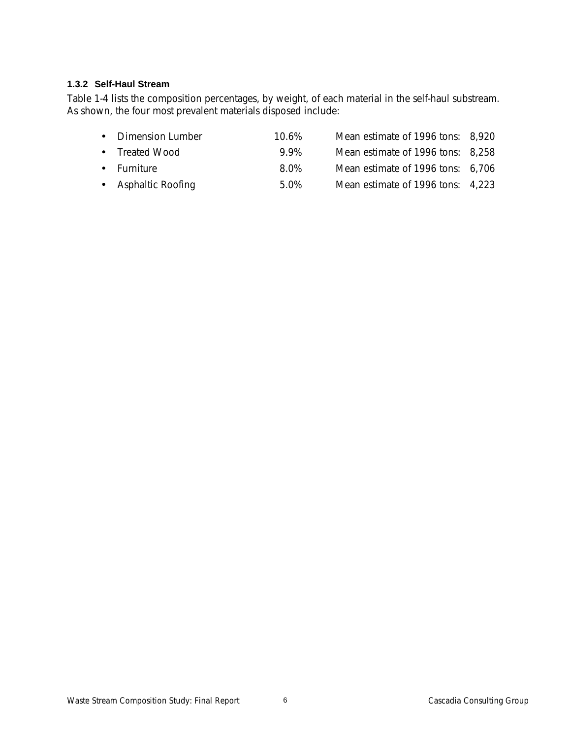### 1.3.2 Self-Haul Stream

Table 1-4 lists the composition percentages, by weight, of each material in the self-haul substream. As shown, the four most prevalent materials disposed include:

- Dimension Lumber 10.6% Mean estimate of 1996 tons: 8,920
- Treated Wood 9.9% Mean estimate of 1996 tons: 8,258
- Furniture 8.0% Mean estimate of 1996 tons: 6,706
- Asphaltic Roofing 5.0% Mean estimate of 1996 tons: 4,223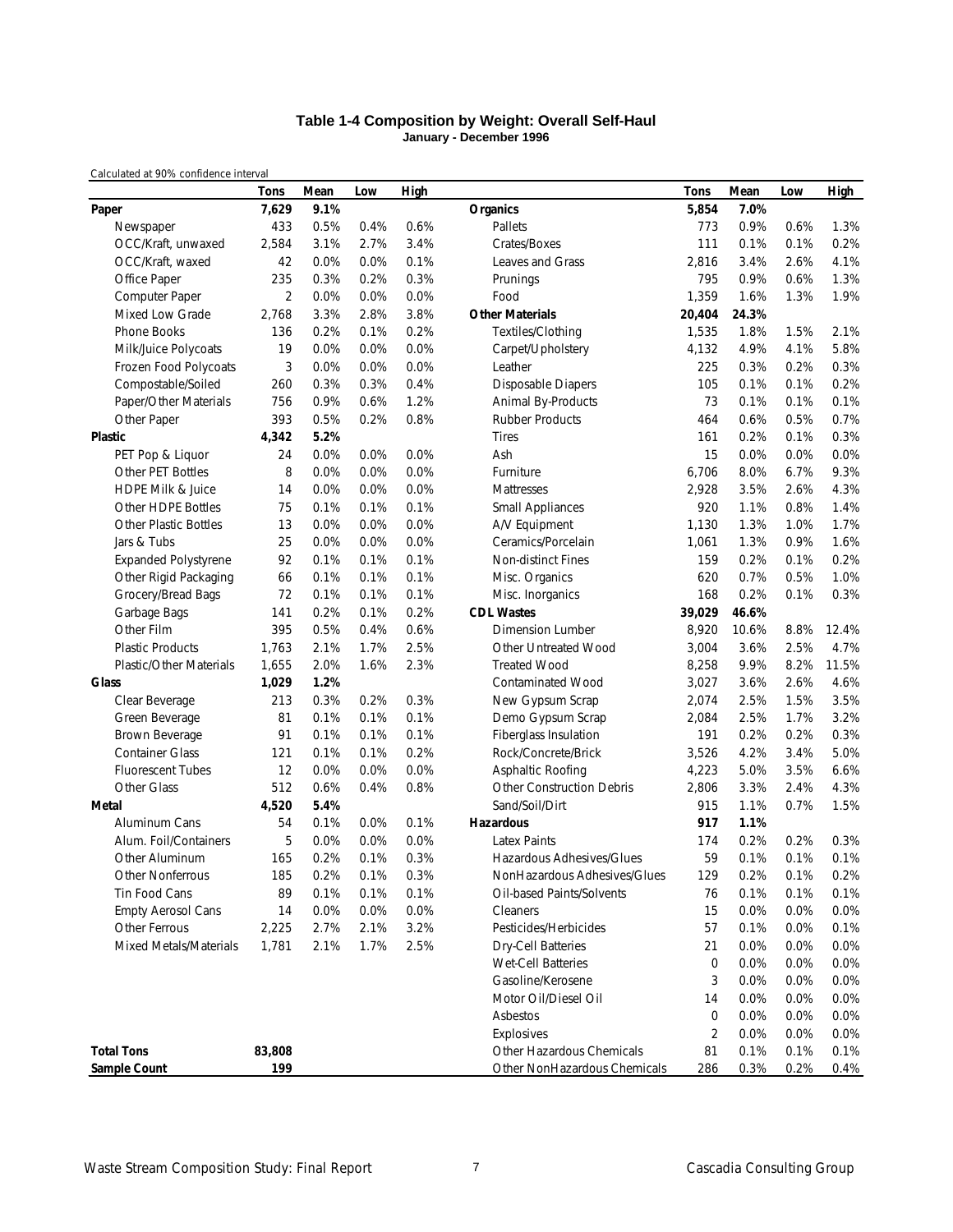# Table 1-4 Composition by Weight: Overall Self-Haul

**January - December 1996**

Calculated at 90% confidence interval

| | Tons | Mean | Low | High | | Tons | Mean | Low | High |
|---|---|---|---|---|---|---|---|---|---|
| **Paper** | **7,629** | **9.1%** | | | **Organics** | **5,854** | **7.0%** | | |
| Newspaper | 433 | 0.5% | 0.4% | 0.6% | Pallets | 773 | 0.9% | 0.6% | 1.3% |
| OCC/Kraft, unwaxed | 2,584 | 3.1% | 2.7% | 3.4% | Crates/Boxes | 111 | 0.1% | 0.1% | 0.2% |
| OCC/Kraft, waxed | 42 | 0.0% | 0.0% | 0.1% | Leaves and Grass | 2,816 | 3.4% | 2.6% | 4.1% |
| Office Paper | 235 | 0.3% | 0.2% | 0.3% | Prunings | 795 | 0.9% | 0.6% | 1.3% |
| Computer Paper | 2 | 0.0% | 0.0% | 0.0% | Food | 1,359 | 1.6% | 1.3% | 1.9% |
| Mixed Low Grade | 2,768 | 3.3% | 2.8% | 3.8% | **Other Materials** | **20,404** | **24.3%** | | |
| Phone Books | 136 | 0.2% | 0.1% | 0.2% | Textiles/Clothing | 1,535 | 1.8% | 1.5% | 2.1% |
| Milk/Juice Polycoats | 19 | 0.0% | 0.0% | 0.0% | Carpet/Upholstery | 4,132 | 4.9% | 4.1% | 5.8% |
| Frozen Food Polycoats | 3 | 0.0% | 0.0% | 0.0% | Leather | 225 | 0.3% | 0.2% | 0.3% |
| Compostable/Soiled | 260 | 0.3% | 0.3% | 0.4% | Disposable Diapers | 105 | 0.1% | 0.1% | 0.2% |
| Paper/Other Materials | 756 | 0.9% | 0.6% | 1.2% | Animal By-Products | 73 | 0.1% | 0.1% | 0.1% |
| Other Paper | 393 | 0.5% | 0.2% | 0.8% | Rubber Products | 464 | 0.6% | 0.5% | 0.7% |
| **Plastic** | **4,342** | **5.2%** | | | Tires | 161 | 0.2% | 0.1% | 0.3% |
| PET Pop & Liquor | 24 | 0.0% | 0.0% | 0.0% | Ash | 15 | 0.0% | 0.0% | 0.0% |
| Other PET Bottles | 8 | 0.0% | 0.0% | 0.0% | Furniture | 6,706 | 8.0% | 6.7% | 9.3% |
| HDPE Milk & Juice | 14 | 0.0% | 0.0% | 0.0% | Mattresses | 2,928 | 3.5% | 2.6% | 4.3% |
| Other HDPE Bottles | 75 | 0.1% | 0.1% | 0.1% | Small Appliances | 920 | 1.1% | 0.8% | 1.4% |
| Other Plastic Bottles | 13 | 0.0% | 0.0% | 0.0% | A/V Equipment | 1,130 | 1.3% | 1.0% | 1.7% |
| Jars & Tubs | 25 | 0.0% | 0.0% | 0.0% | Ceramics/Porcelain | 1,061 | 1.3% | 0.9% | 1.6% |
| Expanded Polystyrene | 92 | 0.1% | 0.1% | 0.1% | Non-distinct Fines | 159 | 0.2% | 0.1% | 0.2% |
| Other Rigid Packaging | 66 | 0.1% | 0.1% | 0.1% | Misc. Organics | 620 | 0.7% | 0.5% | 1.0% |
| Grocery/Bread Bags | 72 | 0.1% | 0.1% | 0.1% | Misc. Inorganics | 168 | 0.2% | 0.1% | 0.3% |
| Garbage Bags | 141 | 0.2% | 0.1% | 0.2% | **CDL Wastes** | **39,029** | **46.6%** | | |
| Other Film | 395 | 0.5% | 0.4% | 0.6% | Dimension Lumber | 8,920 | 10.6% | 8.8% | 12.4% |
| Plastic Products | 1,763 | 2.1% | 1.7% | 2.5% | Other Untreated Wood | 3,004 | 3.6% | 2.5% | 4.7% |
| Plastic/Other Materials | 1,655 | 2.0% | 1.6% | 2.3% | Treated Wood | 8,258 | 9.9% | 8.2% | 11.5% |
| **Glass** | **1,029** | **1.2%** | | | Contaminated Wood | 3,027 | 3.6% | 2.6% | 4.6% |
| Clear Beverage | 213 | 0.3% | 0.2% | 0.3% | New Gypsum Scrap | 2,074 | 2.5% | 1.5% | 3.5% |
| Green Beverage | 81 | 0.1% | 0.1% | 0.1% | Demo Gypsum Scrap | 2,084 | 2.5% | 1.7% | 3.2% |
| Brown Beverage | 91 | 0.1% | 0.1% | 0.1% | Fiberglass Insulation | 191 | 0.2% | 0.2% | 0.3% |
| Container Glass | 121 | 0.1% | 0.1% | 0.2% | Rock/Concrete/Brick | 3,526 | 4.2% | 3.4% | 5.0% |
| Fluorescent Tubes | 12 | 0.0% | 0.0% | 0.0% | Asphaltic Roofing | 4,223 | 5.0% | 3.5% | 6.6% |
| Other Glass | 512 | 0.6% | 0.4% | 0.8% | Other Construction Debris | 2,806 | 3.3% | 2.4% | 4.3% |
| **Metal** | **4,520** | **5.4%** | | | Sand/Soil/Dirt | 915 | 1.1% | 0.7% | 1.5% |
| Aluminum Cans | 54 | 0.1% | 0.0% | 0.1% | **Hazardous** | **917** | **1.1%** | | |
| Alum. Foil/Containers | 5 | 0.0% | 0.0% | 0.0% | Latex Paints | 174 | 0.2% | 0.2% | 0.3% |
| Other Aluminum | 165 | 0.2% | 0.1% | 0.3% | Hazardous Adhesives/Glues | 59 | 0.1% | 0.1% | 0.1% |
| Other Nonferrous | 185 | 0.2% | 0.1% | 0.3% | NonHazardous Adhesives/Glues | 129 | 0.2% | 0.1% | 0.2% |
| Tin Food Cans | 89 | 0.1% | 0.1% | 0.1% | Oil-based Paints/Solvents | 76 | 0.1% | 0.1% | 0.1% |
| Empty Aerosol Cans | 14 | 0.0% | 0.0% | 0.0% | Cleaners | 15 | 0.0% | 0.0% | 0.0% |
| Other Ferrous | 2,225 | 2.7% | 2.1% | 3.2% | Pesticides/Herbicides | 57 | 0.1% | 0.0% | 0.1% |
| Mixed Metals/Materials | 1,781 | 2.1% | 1.7% | 2.5% | Dry-Cell Batteries | 21 | 0.0% | 0.0% | 0.0% |
| | | | | | Wet-Cell Batteries | 0 | 0.0% | 0.0% | 0.0% |
| | | | | | Gasoline/Kerosene | 3 | 0.0% | 0.0% | 0.0% |
| | | | | | Motor Oil/Diesel Oil | 14 | 0.0% | 0.0% | 0.0% |
| | | | | | Asbestos | 0 | 0.0% | 0.0% | 0.0% |
| | | | | | Explosives | 2 | 0.0% | 0.0% | 0.0% |
| **Total Tons** | **83,808** | | | | Other Hazardous Chemicals | 81 | 0.1% | 0.1% | 0.1% |
| **Sample Count** | **199** | | | | Other NonHazardous Chemicals | 286 | 0.3% | 0.2% | 0.4% |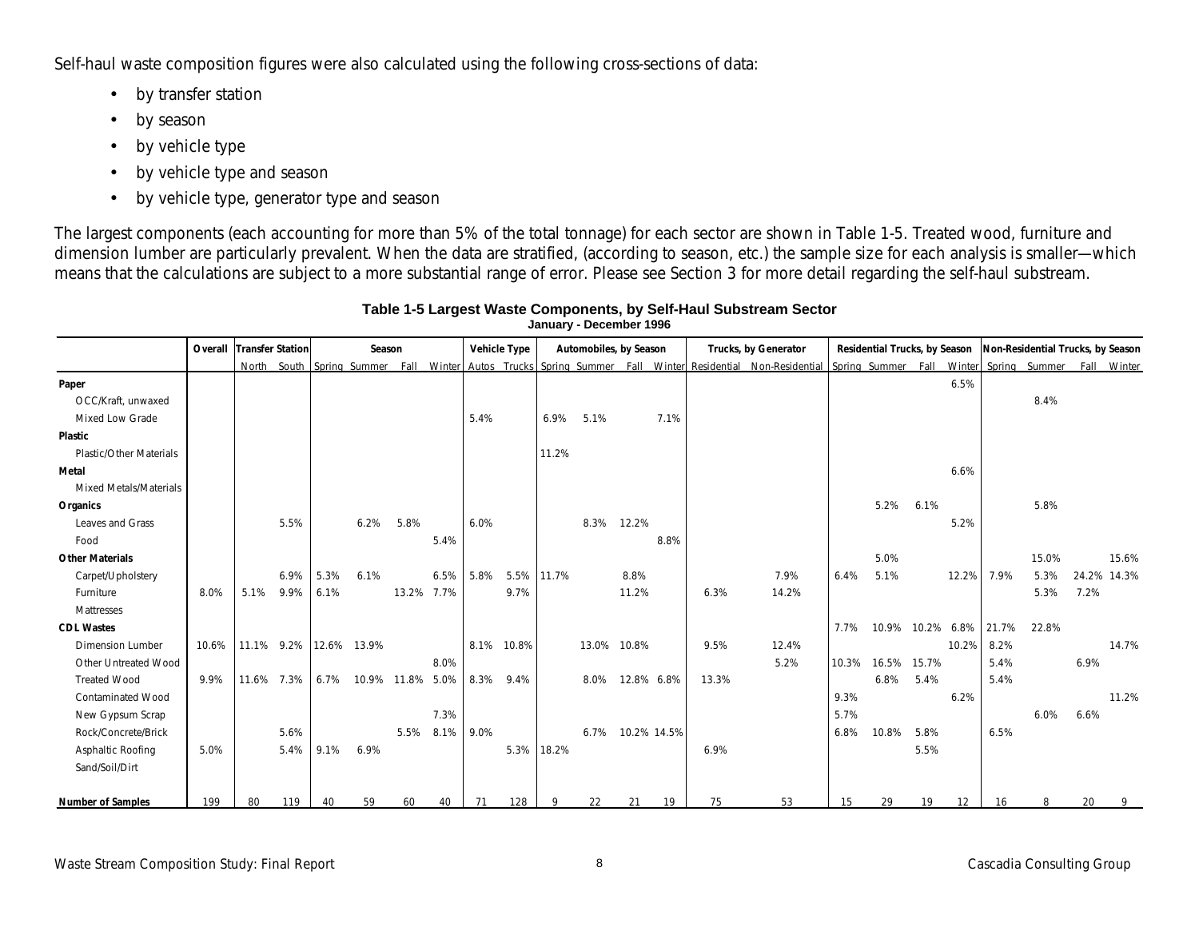Self-haul waste composition figures were also calculated using the following cross-sections of data:

- by transfer station
- by season
- by vehicle type
- by vehicle type and season
- by vehicle type, generator type and season

The largest components (each accounting for more than 5% of the total tonnage) for each sector are shown in Table 1-5. Treated wood, furniture and dimension lumber are particularly prevalent. When the data are stratified, (according to season, etc.) the sample size for each analysis is smaller—which means that the calculations are subject to a more substantial range of error. Please see Section 3 for more detail regarding the self-haul substream.

**Table 1-5 Largest Waste Components, by Self-Haul Substream Sector**
**January - December 1996**

| | Overall | Transfer Station | | Season | | | | Vehicle Type | | Automobiles, by Season | | | | Trucks, by Generator | | Residential Trucks, by Season | | | | Non-Residential Trucks, by Season | | | |
|---|---|---|---|---|---|---|---|---|---|---|---|---|---|---|---|---|---|---|---|---|---|---|---|
| | | North | South | Spring | Summer | Fall | Winter | Autos | Trucks | Spring | Summer | Fall | Winter | Residential | Non-Residential | Spring | Summer | Fall | Winter | Spring | Summer | Fall | Winter |
| **Paper** | | | | | | | | | | | | | | | | | | | 6.5% | | | | |
| OCC/Kraft, unwaxed | | | | | | | | | | | | | | | | | | | | | 8.4% | | |
| Mixed Low Grade | | | | | | | | 5.4% | | 6.9% | 5.1% | | 7.1% | | | | | | | | | | |
| **Plastic** | | | | | | | | | | | | | | | | | | | | | | | |
| Plastic/Other Materials | | | | | | | | | | 11.2% | | | | | | | | | | | | | |
| **Metal** | | | | | | | | | | | | | | | | | | | 6.6% | | | | |
| Mixed Metals/Materials | | | | | | | | | | | | | | | | | | | | | | | |
| **Organics** | | | | | | | | | | | | | | | | | 5.2% | 6.1% | | | 5.8% | | |
| Leaves and Grass | | | 5.5% | | 6.2% | 5.8% | | 6.0% | | | 8.3% | 12.2% | | | | | | | 5.2% | | | | |
| Food | | | | | | | 5.4% | | | | | | 8.8% | | | | | | | | | | |
| **Other Materials** | | | | | | | | | | | | | | | | | 5.0% | | | | 15.0% | | 15.6% |
| Carpet/Upholstery | | | 6.9% | 5.3% | 6.1% | | 6.5% | 5.8% | 5.5% | 11.7% | | 8.8% | | | 7.9% | 6.4% | 5.1% | | 12.2% | 7.9% | 5.3% | 24.2% | 14.3% |
| Furniture | 8.0% | 5.1% | 9.9% | 6.1% | | 13.2% | 7.7% | | 9.7% | | | 11.2% | | 6.3% | 14.2% | | | | | | 5.3% | 7.2% | |
| Mattresses | | | | | | | | | | | | | | | | | | | | | | | |
| **CDL Wastes** | | | | | | | | | | | | | | | | 7.7% | 10.9% | 10.2% | 6.8% | 21.7% | 22.8% | | |
| Dimension Lumber | 10.6% | 11.1% | 9.2% | 12.6% | 13.9% | | | 8.1% | 10.8% | | 13.0% | 10.8% | | 9.5% | 12.4% | | | | 10.2% | 8.2% | | | 14.7% |
| Other Untreated Wood | | | | | | | 8.0% | | | | | | | | 5.2% | 10.3% | 16.5% | 15.7% | | 5.4% | | 6.9% | |
| Treated Wood | 9.9% | 11.6% | 7.3% | 6.7% | 10.9% | 11.8% | 5.0% | 8.3% | 9.4% | | 8.0% | 12.8% | 6.8% | 13.3% | | | 6.8% | 5.4% | | 5.4% | | | |
| Contaminated Wood | | | | | | | | | | | | | | | | 9.3% | | | 6.2% | | | | 11.2% |
| New Gypsum Scrap | | | | | | | 7.3% | | | | | | | | | 5.7% | | | | | 6.0% | 6.6% | |
| Rock/Concrete/Brick | | | 5.6% | | | 5.5% | 8.1% | 9.0% | | | 6.7% | 10.2% | 14.5% | | | 6.8% | 10.8% | 5.8% | | 6.5% | | | |
| Asphaltic Roofing | 5.0% | | 5.4% | 9.1% | 6.9% | | | | 5.3% | 18.2% | | | | 6.9% | | | | 5.5% | | | | | |
| Sand/Soil/Dirt | | | | | | | | | | | | | | | | | | | | | | | |
| **Number of Samples** | 199 | 80 | 119 | 40 | 59 | 60 | 40 | 71 | 128 | 9 | 22 | 21 | 19 | 75 | 53 | 15 | 29 | 19 | 12 | 16 | 8 | 20 | 9 |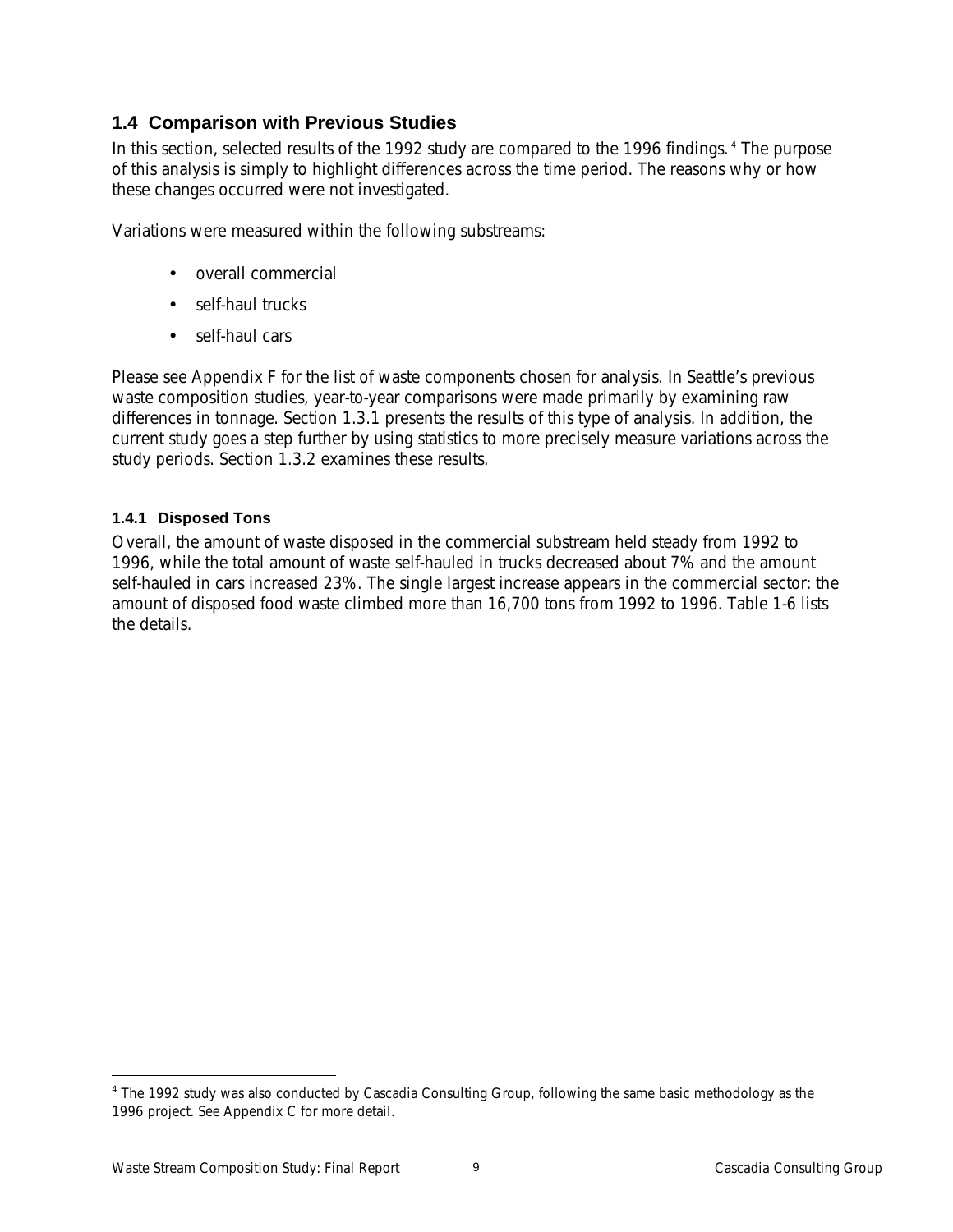## 1.4 Comparison with Previous Studies

In this section, selected results of the 1992 study are compared to the 1996 findings.[4] The purpose of this analysis is simply to highlight differences across the time period. The reasons why or how these changes occurred were not investigated.

Variations were measured within the following substreams:

- overall commercial
- self-haul trucks
- self-haul cars

Please see Appendix F for the list of waste components chosen for analysis. In Seattle's previous waste composition studies, year-to-year comparisons were made primarily by examining raw differences in tonnage. Section 1.3.1 presents the results of this type of analysis. In addition, the current study goes a step further by using statistics to more precisely measure variations across the study periods. Section 1.3.2 examines these results.

### 1.4.1 Disposed Tons

Overall, the amount of waste disposed in the commercial substream held steady from 1992 to 1996, while the total amount of waste self-hauled in trucks decreased about 7% and the amount self-hauled in cars increased 23%. The single largest increase appears in the commercial sector: the amount of disposed food waste climbed more than 16,700 tons from 1992 to 1996. Table 1-6 lists the details.

[4] The 1992 study was also conducted by Cascadia Consulting Group, following the same basic methodology as the 1996 project. See Appendix C for more detail.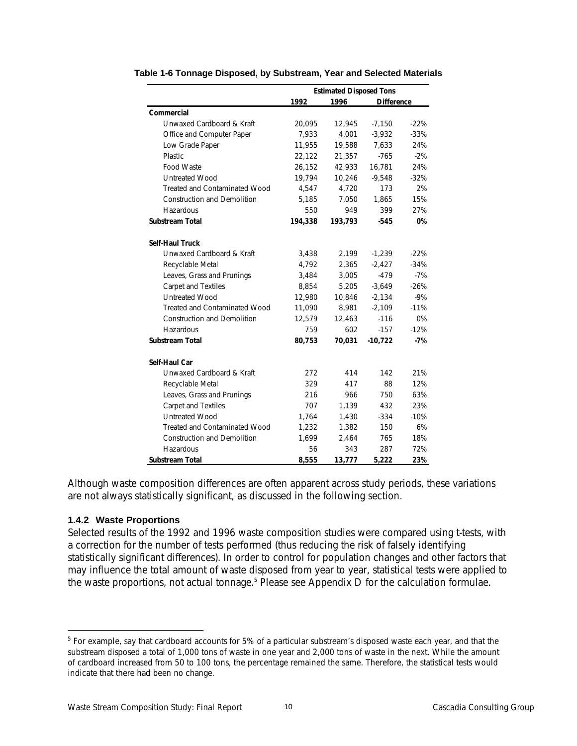**Table 1-6 Tonnage Disposed, by Substream, Year and Selected Materials**

| | Estimated Disposed Tons | | | |
|---|---|---|---|---|
| | 1992 | 1996 | Difference | |
| **Commercial** | | | | |
| Unwaxed Cardboard & Kraft | 20,095 | 12,945 | -7,150 | -22% |
| Office and Computer Paper | 7,933 | 4,001 | -3,932 | -33% |
| Low Grade Paper | 11,955 | 19,588 | 7,633 | 24% |
| Plastic | 22,122 | 21,357 | -765 | -2% |
| Food Waste | 26,152 | 42,933 | 16,781 | 24% |
| Untreated Wood | 19,794 | 10,246 | -9,548 | -32% |
| Treated and Contaminated Wood | 4,547 | 4,720 | 173 | 2% |
| Construction and Demolition | 5,185 | 7,050 | 1,865 | 15% |
| Hazardous | 550 | 949 | 399 | 27% |
| **Substream Total** | **194,338** | **193,793** | **-545** | **0%** |
| **Self-Haul Truck** | | | | |
| Unwaxed Cardboard & Kraft | 3,438 | 2,199 | -1,239 | -22% |
| Recyclable Metal | 4,792 | 2,365 | -2,427 | -34% |
| Leaves, Grass and Prunings | 3,484 | 3,005 | -479 | -7% |
| Carpet and Textiles | 8,854 | 5,205 | -3,649 | -26% |
| Untreated Wood | 12,980 | 10,846 | -2,134 | -9% |
| Treated and Contaminated Wood | 11,090 | 8,981 | -2,109 | -11% |
| Construction and Demolition | 12,579 | 12,463 | -116 | 0% |
| Hazardous | 759 | 602 | -157 | -12% |
| **Substream Total** | **80,753** | **70,031** | **-10,722** | **-7%** |
| **Self-Haul Car** | | | | |
| Unwaxed Cardboard & Kraft | 272 | 414 | 142 | 21% |
| Recyclable Metal | 329 | 417 | 88 | 12% |
| Leaves, Grass and Prunings | 216 | 966 | 750 | 63% |
| Carpet and Textiles | 707 | 1,139 | 432 | 23% |
| Untreated Wood | 1,764 | 1,430 | -334 | -10% |
| Treated and Contaminated Wood | 1,232 | 1,382 | 150 | 6% |
| Construction and Demolition | 1,699 | 2,464 | 765 | 18% |
| Hazardous | 56 | 343 | 287 | 72% |
| **Substream Total** | **8,555** | **13,777** | **5,222** | **23%** |

Although waste composition differences are often apparent across study periods, these variations are not always statistically significant, as discussed in the following section.

### 1.4.2 Waste Proportions

Selected results of the 1992 and 1996 waste composition studies were compared using t-tests, with a correction for the number of tests performed (thus reducing the risk of falsely identifying statistically significant differences). In order to control for population changes and other factors that may influence the total amount of waste disposed from year to year, statistical tests were applied to the waste proportions, not actual tonnage.[5] Please see Appendix D for the calculation formulae.

[5] For example, say that cardboard accounts for 5% of a particular substream's disposed waste each year, and that the substream disposed a total of 1,000 tons of waste in one year and 2,000 tons of waste in the next. While the amount of cardboard increased from 50 to 100 tons, the percentage remained the same. Therefore, the statistical tests would indicate that there had been no change.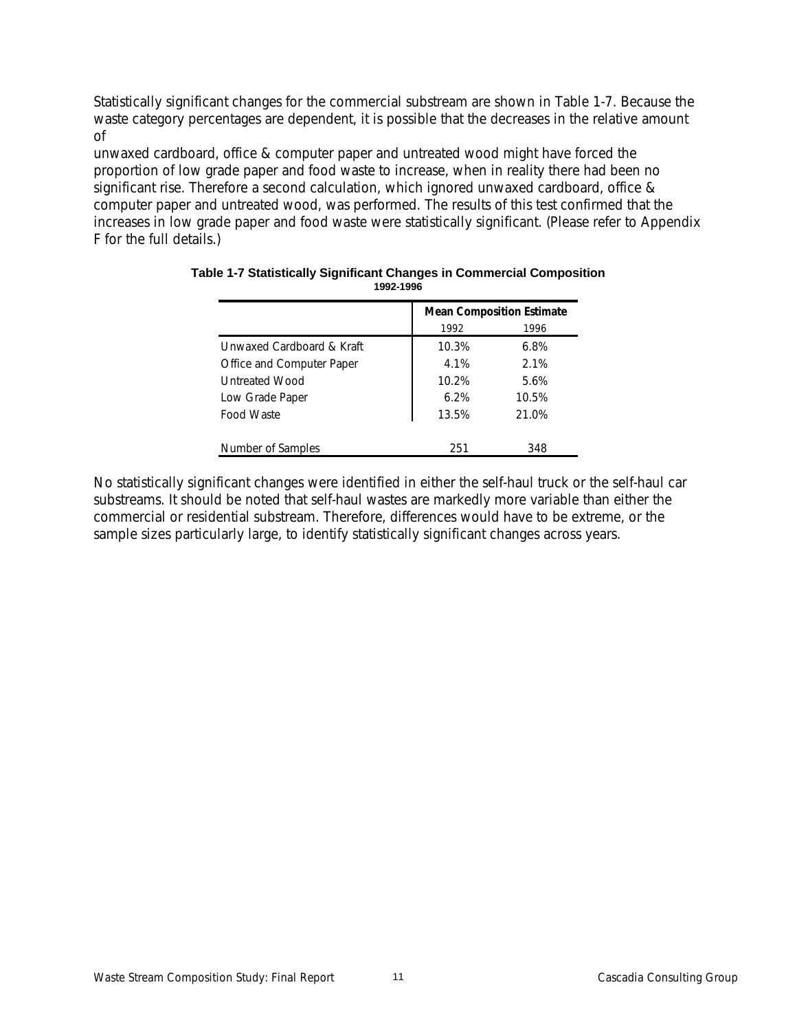Statistically significant changes for the commercial substream are shown in Table 1-7. Because the waste category percentages are dependent, it is possible that the decreases in the relative amount of unwaxed cardboard, office & computer paper and untreated wood might have forced the proportion of low grade paper and food waste to increase, when in reality there had been no significant rise. Therefore a second calculation, which ignored unwaxed cardboard, office & computer paper and untreated wood, was performed. The results of this test confirmed that the increases in low grade paper and food waste were statistically significant. (Please refer to Appendix F for the full details.)

**Table 1-7 Statistically Significant Changes in Commercial Composition**
**1992-1996**

| | Mean Composition Estimate | |
|---|---|---|
| | 1992 | 1996 |
| Unwaxed Cardboard & Kraft | 10.3% | 6.8% |
| Office and Computer Paper | 4.1% | 2.1% |
| Untreated Wood | 10.2% | 5.6% |
| Low Grade Paper | 6.2% | 10.5% |
| Food Waste | 13.5% | 21.0% |
| Number of Samples | 251 | 348 |

No statistically significant changes were identified in either the self-haul truck or the self-haul car substreams. It should be noted that self-haul wastes are markedly more variable than either the commercial or residential substream. Therefore, differences would have to be extreme, or the sample sizes particularly large, to identify statistically significant changes across years.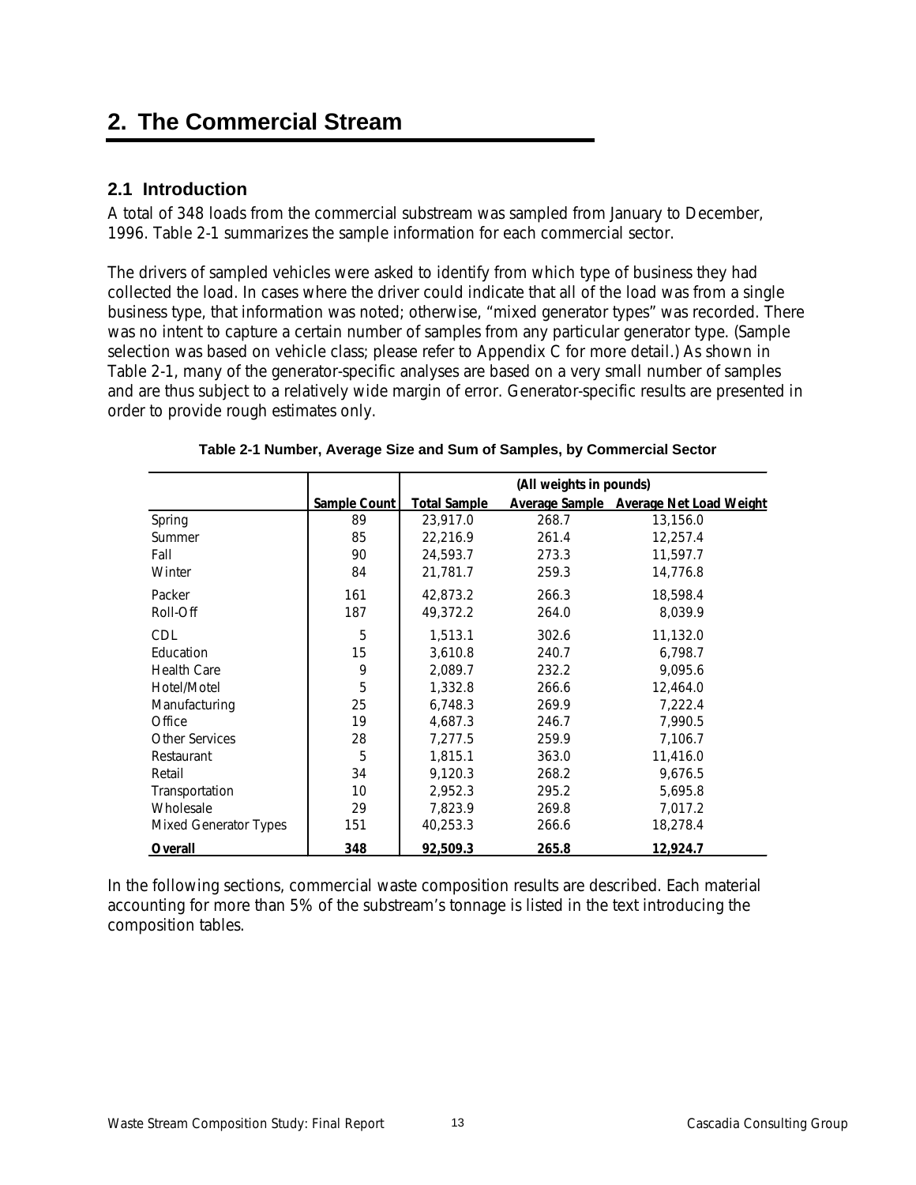# 2. The Commercial Stream

## 2.1 Introduction

A total of 348 loads from the commercial substream was sampled from January to December, 1996. Table 2-1 summarizes the sample information for each commercial sector.

The drivers of sampled vehicles were asked to identify from which type of business they had collected the load. In cases where the driver could indicate that all of the load was from a single business type, that information was noted; otherwise, "mixed generator types" was recorded. There was no intent to capture a certain number of samples from any particular generator type. (Sample selection was based on vehicle class; please refer to Appendix C for more detail.) As shown in Table 2-1, many of the generator-specific analyses are based on a very small number of samples and are thus subject to a relatively wide margin of error. Generator-specific results are presented in order to provide rough estimates only.

**Table 2-1 Number, Average Size and Sum of Samples, by Commercial Sector**

| | | (All weights in pounds) | | |
|---|---|---|---|---|
| | **Sample Count** | **Total Sample** | **Average Sample** | **Average Net Load Weight** |
| Spring | 89 | 23,917.0 | 268.7 | 13,156.0 |
| Summer | 85 | 22,216.9 | 261.4 | 12,257.4 |
| Fall | 90 | 24,593.7 | 273.3 | 11,597.7 |
| Winter | 84 | 21,781.7 | 259.3 | 14,776.8 |
| Packer | 161 | 42,873.2 | 266.3 | 18,598.4 |
| Roll-Off | 187 | 49,372.2 | 264.0 | 8,039.9 |
| CDL | 5 | 1,513.1 | 302.6 | 11,132.0 |
| Education | 15 | 3,610.8 | 240.7 | 6,798.7 |
| Health Care | 9 | 2,089.7 | 232.2 | 9,095.6 |
| Hotel/Motel | 5 | 1,332.8 | 266.6 | 12,464.0 |
| Manufacturing | 25 | 6,748.3 | 269.9 | 7,222.4 |
| Office | 19 | 4,687.3 | 246.7 | 7,990.5 |
| Other Services | 28 | 7,277.5 | 259.9 | 7,106.7 |
| Restaurant | 5 | 1,815.1 | 363.0 | 11,416.0 |
| Retail | 34 | 9,120.3 | 268.2 | 9,676.5 |
| Transportation | 10 | 2,952.3 | 295.2 | 5,695.8 |
| Wholesale | 29 | 7,823.9 | 269.8 | 7,017.2 |
| Mixed Generator Types | 151 | 40,253.3 | 266.6 | 18,278.4 |
| **Overall** | **348** | **92,509.3** | **265.8** | **12,924.7** |

In the following sections, commercial waste composition results are described. Each material accounting for more than 5% of the substream's tonnage is listed in the text introducing the composition tables.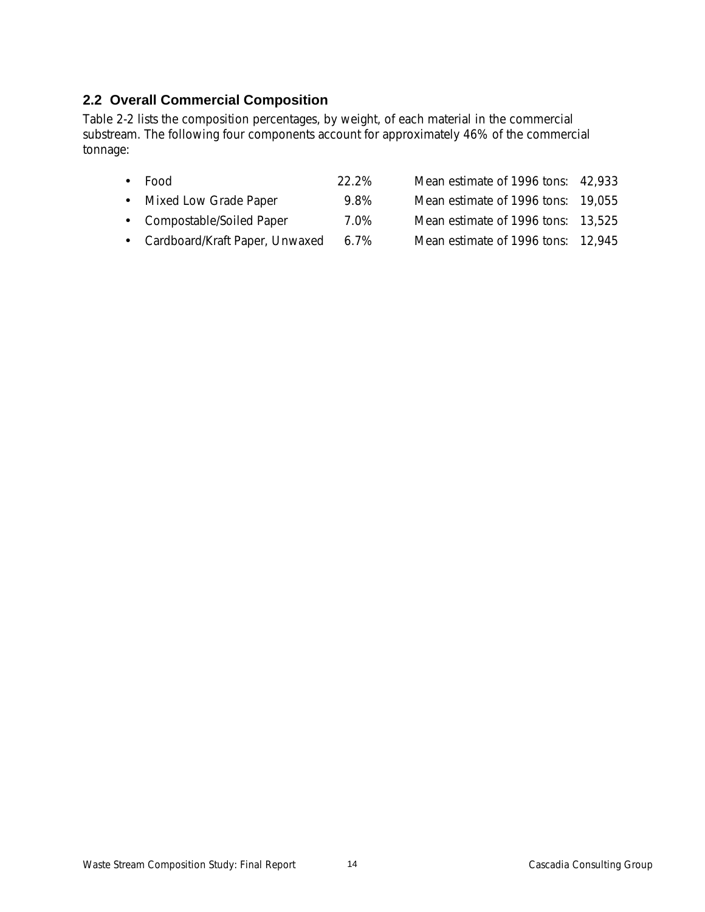## 2.2 Overall Commercial Composition

Table 2-2 lists the composition percentages, by weight, of each material in the commercial substream. The following four components account for approximately 46% of the commercial tonnage:

- Food 22.2% Mean estimate of 1996 tons: 42,933
- Mixed Low Grade Paper 9.8% Mean estimate of 1996 tons: 19,055
- Compostable/Soiled Paper 7.0% Mean estimate of 1996 tons: 13,525
- Cardboard/Kraft Paper, Unwaxed 6.7% Mean estimate of 1996 tons: 12,945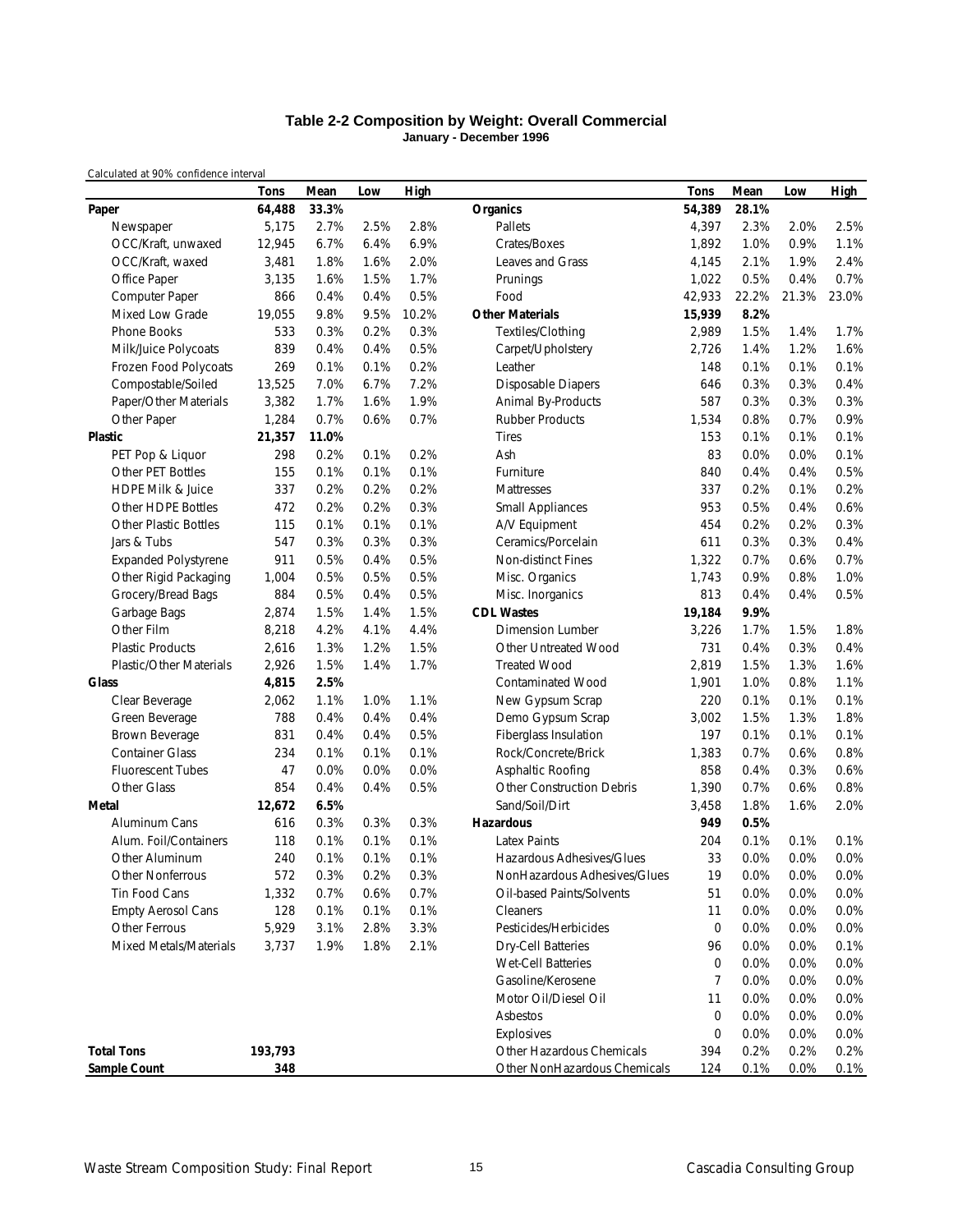### Table 2-2 Composition by Weight: Overall Commercial
**January - December 1996**

Calculated at 90% confidence interval

| | Tons | Mean | Low | High | | Tons | Mean | Low | High |
|---|---|---|---|---|---|---|---|---|---|
| **Paper** | **64,488** | **33.3%** | | | **Organics** | **54,389** | **28.1%** | | |
| Newspaper | 5,175 | 2.7% | 2.5% | 2.8% | Pallets | 4,397 | 2.3% | 2.0% | 2.5% |
| OCC/Kraft, unwaxed | 12,945 | 6.7% | 6.4% | 6.9% | Crates/Boxes | 1,892 | 1.0% | 0.9% | 1.1% |
| OCC/Kraft, waxed | 3,481 | 1.8% | 1.6% | 2.0% | Leaves and Grass | 4,145 | 2.1% | 1.9% | 2.4% |
| Office Paper | 3,135 | 1.6% | 1.5% | 1.7% | Prunings | 1,022 | 0.5% | 0.4% | 0.7% |
| Computer Paper | 866 | 0.4% | 0.4% | 0.5% | Food | 42,933 | 22.2% | 21.3% | 23.0% |
| Mixed Low Grade | 19,055 | 9.8% | 9.5% | 10.2% | **Other Materials** | **15,939** | **8.2%** | | |
| Phone Books | 533 | 0.3% | 0.2% | 0.3% | Textiles/Clothing | 2,989 | 1.5% | 1.4% | 1.7% |
| Milk/Juice Polycoats | 839 | 0.4% | 0.4% | 0.5% | Carpet/Upholstery | 2,726 | 1.4% | 1.2% | 1.6% |
| Frozen Food Polycoats | 269 | 0.1% | 0.1% | 0.2% | Leather | 148 | 0.1% | 0.1% | 0.1% |
| Compostable/Soiled | 13,525 | 7.0% | 6.7% | 7.2% | Disposable Diapers | 646 | 0.3% | 0.3% | 0.4% |
| Paper/Other Materials | 3,382 | 1.7% | 1.6% | 1.9% | Animal By-Products | 587 | 0.3% | 0.3% | 0.3% |
| Other Paper | 1,284 | 0.7% | 0.6% | 0.7% | Rubber Products | 1,534 | 0.8% | 0.7% | 0.9% |
| **Plastic** | **21,357** | **11.0%** | | | Tires | 153 | 0.1% | 0.1% | 0.1% |
| PET Pop & Liquor | 298 | 0.2% | 0.1% | 0.2% | Ash | 83 | 0.0% | 0.0% | 0.1% |
| Other PET Bottles | 155 | 0.1% | 0.1% | 0.1% | Furniture | 840 | 0.4% | 0.4% | 0.5% |
| HDPE Milk & Juice | 337 | 0.2% | 0.2% | 0.2% | Mattresses | 337 | 0.2% | 0.1% | 0.2% |
| Other HDPE Bottles | 472 | 0.2% | 0.2% | 0.3% | Small Appliances | 953 | 0.5% | 0.4% | 0.6% |
| Other Plastic Bottles | 115 | 0.1% | 0.1% | 0.1% | A/V Equipment | 454 | 0.2% | 0.2% | 0.3% |
| Jars & Tubs | 547 | 0.3% | 0.3% | 0.3% | Ceramics/Porcelain | 611 | 0.3% | 0.3% | 0.4% |
| Expanded Polystyrene | 911 | 0.5% | 0.4% | 0.5% | Non-distinct Fines | 1,322 | 0.7% | 0.6% | 0.7% |
| Other Rigid Packaging | 1,004 | 0.5% | 0.5% | 0.5% | Misc. Organics | 1,743 | 0.9% | 0.8% | 1.0% |
| Grocery/Bread Bags | 884 | 0.5% | 0.4% | 0.5% | Misc. Inorganics | 813 | 0.4% | 0.4% | 0.5% |
| Garbage Bags | 2,874 | 1.5% | 1.4% | 1.5% | **CDL Wastes** | **19,184** | **9.9%** | | |
| Other Film | 8,218 | 4.2% | 4.1% | 4.4% | Dimension Lumber | 3,226 | 1.7% | 1.5% | 1.8% |
| Plastic Products | 2,616 | 1.3% | 1.2% | 1.5% | Other Untreated Wood | 731 | 0.4% | 0.3% | 0.4% |
| Plastic/Other Materials | 2,926 | 1.5% | 1.4% | 1.7% | Treated Wood | 2,819 | 1.5% | 1.3% | 1.6% |
| **Glass** | **4,815** | **2.5%** | | | Contaminated Wood | 1,901 | 1.0% | 0.8% | 1.1% |
| Clear Beverage | 2,062 | 1.1% | 1.0% | 1.1% | New Gypsum Scrap | 220 | 0.1% | 0.1% | 0.1% |
| Green Beverage | 788 | 0.4% | 0.4% | 0.4% | Demo Gypsum Scrap | 3,002 | 1.5% | 1.3% | 1.8% |
| Brown Beverage | 831 | 0.4% | 0.4% | 0.5% | Fiberglass Insulation | 197 | 0.1% | 0.1% | 0.1% |
| Container Glass | 234 | 0.1% | 0.1% | 0.1% | Rock/Concrete/Brick | 1,383 | 0.7% | 0.6% | 0.8% |
| Fluorescent Tubes | 47 | 0.0% | 0.0% | 0.0% | Asphaltic Roofing | 858 | 0.4% | 0.3% | 0.6% |
| Other Glass | 854 | 0.4% | 0.4% | 0.5% | Other Construction Debris | 1,390 | 0.7% | 0.6% | 0.8% |
| **Metal** | **12,672** | **6.5%** | | | Sand/Soil/Dirt | 3,458 | 1.8% | 1.6% | 2.0% |
| Aluminum Cans | 616 | 0.3% | 0.3% | 0.3% | **Hazardous** | **949** | **0.5%** | | |
| Alum. Foil/Containers | 118 | 0.1% | 0.1% | 0.1% | Latex Paints | 204 | 0.1% | 0.1% | 0.1% |
| Other Aluminum | 240 | 0.1% | 0.1% | 0.1% | Hazardous Adhesives/Glues | 33 | 0.0% | 0.0% | 0.0% |
| Other Nonferrous | 572 | 0.3% | 0.2% | 0.3% | NonHazardous Adhesives/Glues | 19 | 0.0% | 0.0% | 0.0% |
| Tin Food Cans | 1,332 | 0.7% | 0.6% | 0.7% | Oil-based Paints/Solvents | 51 | 0.0% | 0.0% | 0.0% |
| Empty Aerosol Cans | 128 | 0.1% | 0.1% | 0.1% | Cleaners | 11 | 0.0% | 0.0% | 0.0% |
| Other Ferrous | 5,929 | 3.1% | 2.8% | 3.3% | Pesticides/Herbicides | 0 | 0.0% | 0.0% | 0.0% |
| Mixed Metals/Materials | 3,737 | 1.9% | 1.8% | 2.1% | Dry-Cell Batteries | 96 | 0.0% | 0.0% | 0.1% |
| | | | | | Wet-Cell Batteries | 0 | 0.0% | 0.0% | 0.0% |
| | | | | | Gasoline/Kerosene | 7 | 0.0% | 0.0% | 0.0% |
| | | | | | Motor Oil/Diesel Oil | 11 | 0.0% | 0.0% | 0.0% |
| | | | | | Asbestos | 0 | 0.0% | 0.0% | 0.0% |
| | | | | | Explosives | 0 | 0.0% | 0.0% | 0.0% |
| **Total Tons** | **193,793** | | | | Other Hazardous Chemicals | 394 | 0.2% | 0.2% | 0.2% |
| **Sample Count** | **348** | | | | Other NonHazardous Chemicals | 124 | 0.1% | 0.0% | 0.1% |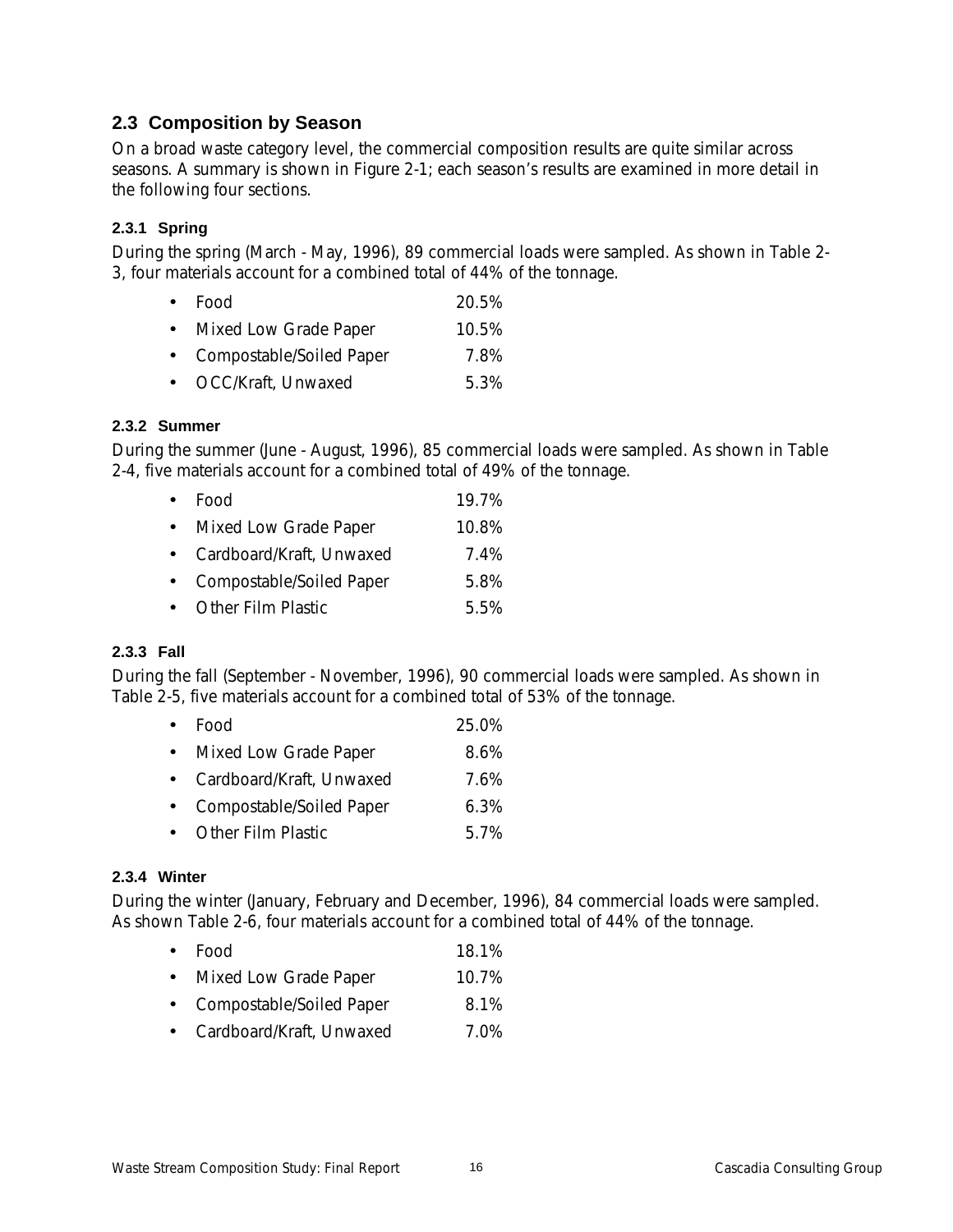## 2.3 Composition by Season

On a broad waste category level, the commercial composition results are quite similar across seasons. A summary is shown in Figure 2-1; each season's results are examined in more detail in the following four sections.

### 2.3.1 Spring

During the spring (March - May, 1996), 89 commercial loads were sampled. As shown in Table 2-3, four materials account for a combined total of 44% of the tonnage.

- Food 20.5%
- Mixed Low Grade Paper 10.5%
- Compostable/Soiled Paper 7.8%
- OCC/Kraft, Unwaxed 5.3%

### 2.3.2 Summer

During the summer (June - August, 1996), 85 commercial loads were sampled. As shown in Table 2-4, five materials account for a combined total of 49% of the tonnage.

- Food 19.7%
- Mixed Low Grade Paper 10.8%
- Cardboard/Kraft, Unwaxed 7.4%
- Compostable/Soiled Paper 5.8%
- Other Film Plastic 5.5%

### 2.3.3 Fall

During the fall (September - November, 1996), 90 commercial loads were sampled. As shown in Table 2-5, five materials account for a combined total of 53% of the tonnage.

- Food 25.0%
- Mixed Low Grade Paper 8.6%
- Cardboard/Kraft, Unwaxed 7.6%
- Compostable/Soiled Paper 6.3%
- Other Film Plastic 5.7%

### 2.3.4 Winter

During the winter (January, February and December, 1996), 84 commercial loads were sampled. As shown Table 2-6, four materials account for a combined total of 44% of the tonnage.

- Food 18.1%
- Mixed Low Grade Paper 10.7%
- Compostable/Soiled Paper 8.1%
- Cardboard/Kraft, Unwaxed 7.0%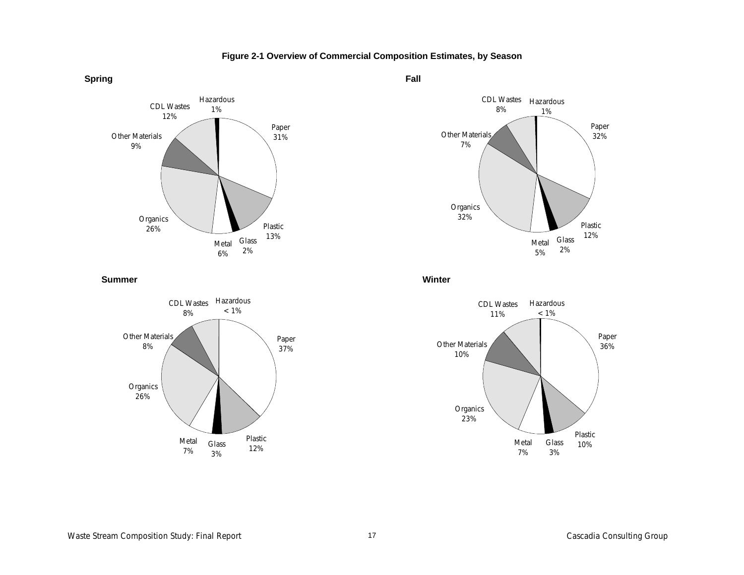**Figure 2-1 Overview of Commercial Composition Estimates, by Season**

**Spring**

Paper 31%
Plastic 13%
Glass 2%
Metal 6%
Organics 26%
Other Materials 9%
CDL Wastes 12%
Hazardous 1%

**Fall**

Paper 32%
Plastic 12%
Glass 2%
Metal 5%
Organics 32%
Other Materials 7%
CDL Wastes 8%
Hazardous 1%

**Summer**

Paper 37%
Plastic 12%
Glass 3%
Metal 7%
Organics 26%
Other Materials 8%
CDL Wastes 8%
Hazardous < 1%

**Winter**

Paper 36%
Plastic 10%
Glass 3%
Metal 7%
Organics 23%
Other Materials 10%
CDL Wastes 11%
Hazardous < 1%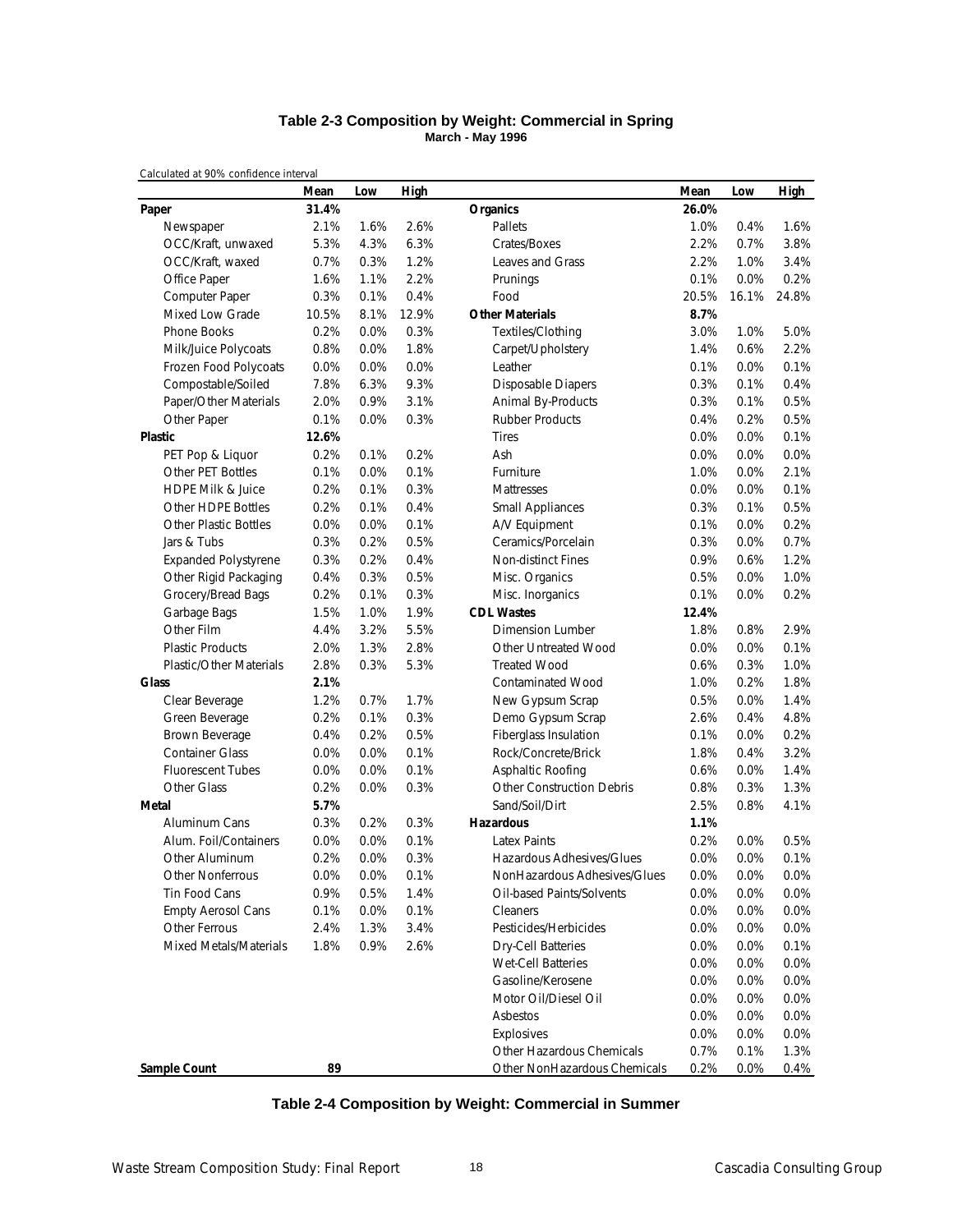## Table 2-3 Composition by Weight: Commercial in Spring

**March - May 1996**

Calculated at 90% confidence interval

| | Mean | Low | High | | Mean | Low | High |
|---|---|---|---|---|---|---|---|
| **Paper** | **31.4%** | | | **Organics** | **26.0%** | | |
| Newspaper | 2.1% | 1.6% | 2.6% | Pallets | 1.0% | 0.4% | 1.6% |
| OCC/Kraft, unwaxed | 5.3% | 4.3% | 6.3% | Crates/Boxes | 2.2% | 0.7% | 3.8% |
| OCC/Kraft, waxed | 0.7% | 0.3% | 1.2% | Leaves and Grass | 2.2% | 1.0% | 3.4% |
| Office Paper | 1.6% | 1.1% | 2.2% | Prunings | 0.1% | 0.0% | 0.2% |
| Computer Paper | 0.3% | 0.1% | 0.4% | Food | 20.5% | 16.1% | 24.8% |
| Mixed Low Grade | 10.5% | 8.1% | 12.9% | **Other Materials** | **8.7%** | | |
| Phone Books | 0.2% | 0.0% | 0.3% | Textiles/Clothing | 3.0% | 1.0% | 5.0% |
| Milk/Juice Polycoats | 0.8% | 0.0% | 1.8% | Carpet/Upholstery | 1.4% | 0.6% | 2.2% |
| Frozen Food Polycoats | 0.0% | 0.0% | 0.0% | Leather | 0.1% | 0.0% | 0.1% |
| Compostable/Soiled | 7.8% | 6.3% | 9.3% | Disposable Diapers | 0.3% | 0.1% | 0.4% |
| Paper/Other Materials | 2.0% | 0.9% | 3.1% | Animal By-Products | 0.3% | 0.1% | 0.5% |
| Other Paper | 0.1% | 0.0% | 0.3% | Rubber Products | 0.4% | 0.2% | 0.5% |
| **Plastic** | **12.6%** | | | Tires | 0.0% | 0.0% | 0.1% |
| PET Pop & Liquor | 0.2% | 0.1% | 0.2% | Ash | 0.0% | 0.0% | 0.0% |
| Other PET Bottles | 0.1% | 0.0% | 0.1% | Furniture | 1.0% | 0.0% | 2.1% |
| HDPE Milk & Juice | 0.2% | 0.1% | 0.3% | Mattresses | 0.0% | 0.0% | 0.1% |
| Other HDPE Bottles | 0.2% | 0.1% | 0.4% | Small Appliances | 0.3% | 0.1% | 0.5% |
| Other Plastic Bottles | 0.0% | 0.0% | 0.1% | A/V Equipment | 0.1% | 0.0% | 0.2% |
| Jars & Tubs | 0.3% | 0.2% | 0.5% | Ceramics/Porcelain | 0.3% | 0.0% | 0.7% |
| Expanded Polystyrene | 0.3% | 0.2% | 0.4% | Non-distinct Fines | 0.9% | 0.6% | 1.2% |
| Other Rigid Packaging | 0.4% | 0.3% | 0.5% | Misc. Organics | 0.5% | 0.0% | 1.0% |
| Grocery/Bread Bags | 0.2% | 0.1% | 0.3% | Misc. Inorganics | 0.1% | 0.0% | 0.2% |
| Garbage Bags | 1.5% | 1.0% | 1.9% | **CDL Wastes** | **12.4%** | | |
| Other Film | 4.4% | 3.2% | 5.5% | Dimension Lumber | 1.8% | 0.8% | 2.9% |
| Plastic Products | 2.0% | 1.3% | 2.8% | Other Untreated Wood | 0.0% | 0.0% | 0.1% |
| Plastic/Other Materials | 2.8% | 0.3% | 5.3% | Treated Wood | 0.6% | 0.3% | 1.0% |
| **Glass** | **2.1%** | | | Contaminated Wood | 1.0% | 0.2% | 1.8% |
| Clear Beverage | 1.2% | 0.7% | 1.7% | New Gypsum Scrap | 0.5% | 0.0% | 1.4% |
| Green Beverage | 0.2% | 0.1% | 0.3% | Demo Gypsum Scrap | 2.6% | 0.4% | 4.8% |
| Brown Beverage | 0.4% | 0.2% | 0.5% | Fiberglass Insulation | 0.1% | 0.0% | 0.2% |
| Container Glass | 0.0% | 0.0% | 0.1% | Rock/Concrete/Brick | 1.8% | 0.4% | 3.2% |
| Fluorescent Tubes | 0.0% | 0.0% | 0.1% | Asphaltic Roofing | 0.6% | 0.0% | 1.4% |
| Other Glass | 0.2% | 0.0% | 0.3% | Other Construction Debris | 0.8% | 0.3% | 1.3% |
| **Metal** | **5.7%** | | | Sand/Soil/Dirt | 2.5% | 0.8% | 4.1% |
| Aluminum Cans | 0.3% | 0.2% | 0.3% | **Hazardous** | **1.1%** | | |
| Alum. Foil/Containers | 0.0% | 0.0% | 0.1% | Latex Paints | 0.2% | 0.0% | 0.5% |
| Other Aluminum | 0.2% | 0.0% | 0.3% | Hazardous Adhesives/Glues | 0.0% | 0.0% | 0.1% |
| Other Nonferrous | 0.0% | 0.0% | 0.1% | NonHazardous Adhesives/Glues | 0.0% | 0.0% | 0.0% |
| Tin Food Cans | 0.9% | 0.5% | 1.4% | Oil-based Paints/Solvents | 0.0% | 0.0% | 0.0% |
| Empty Aerosol Cans | 0.1% | 0.0% | 0.1% | Cleaners | 0.0% | 0.0% | 0.0% |
| Other Ferrous | 2.4% | 1.3% | 3.4% | Pesticides/Herbicides | 0.0% | 0.0% | 0.0% |
| Mixed Metals/Materials | 1.8% | 0.9% | 2.6% | Dry-Cell Batteries | 0.0% | 0.0% | 0.1% |
| | | | | Wet-Cell Batteries | 0.0% | 0.0% | 0.0% |
| | | | | Gasoline/Kerosene | 0.0% | 0.0% | 0.0% |
| | | | | Motor Oil/Diesel Oil | 0.0% | 0.0% | 0.0% |
| | | | | Asbestos | 0.0% | 0.0% | 0.0% |
| | | | | Explosives | 0.0% | 0.0% | 0.0% |
| | | | | Other Hazardous Chemicals | 0.7% | 0.1% | 1.3% |
| **Sample Count** | **89** | | | Other NonHazardous Chemicals | 0.2% | 0.0% | 0.4% |

## Table 2-4 Composition by Weight: Commercial in Summer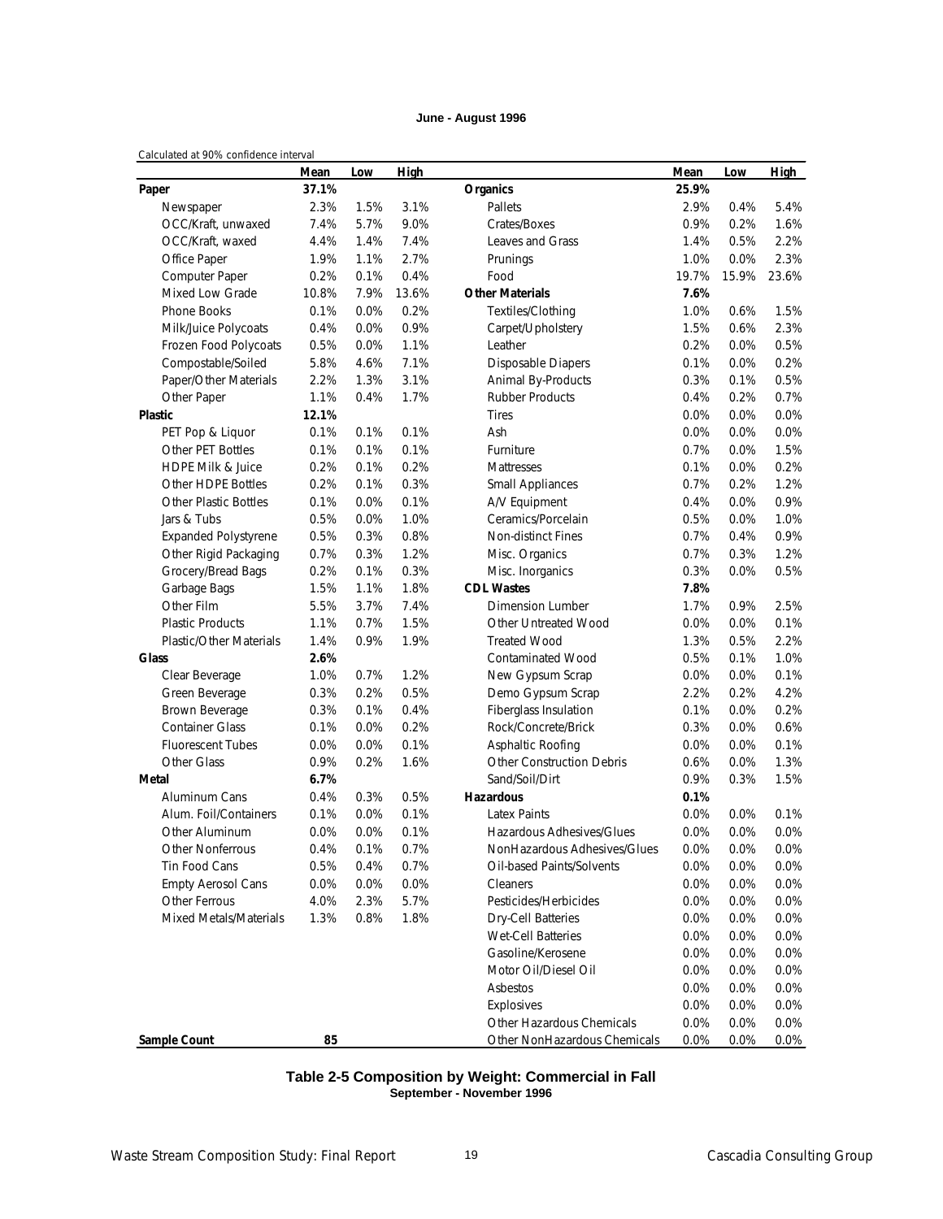**June - August 1996**

Calculated at 90% confidence interval

| | Mean | Low | High | | Mean | Low | High |
|---|---|---|---|---|---|---|---|
| **Paper** | **37.1%** | | | **Organics** | **25.9%** | | |
| Newspaper | 2.3% | 1.5% | 3.1% | Pallets | 2.9% | 0.4% | 5.4% |
| OCC/Kraft, unwaxed | 7.4% | 5.7% | 9.0% | Crates/Boxes | 0.9% | 0.2% | 1.6% |
| OCC/Kraft, waxed | 4.4% | 1.4% | 7.4% | Leaves and Grass | 1.4% | 0.5% | 2.2% |
| Office Paper | 1.9% | 1.1% | 2.7% | Prunings | 1.0% | 0.0% | 2.3% |
| Computer Paper | 0.2% | 0.1% | 0.4% | Food | 19.7% | 15.9% | 23.6% |
| Mixed Low Grade | 10.8% | 7.9% | 13.6% | **Other Materials** | **7.6%** | | |
| Phone Books | 0.1% | 0.0% | 0.2% | Textiles/Clothing | 1.0% | 0.6% | 1.5% |
| Milk/Juice Polycoats | 0.4% | 0.0% | 0.9% | Carpet/Upholstery | 1.5% | 0.6% | 2.3% |
| Frozen Food Polycoats | 0.5% | 0.0% | 1.1% | Leather | 0.2% | 0.0% | 0.5% |
| Compostable/Soiled | 5.8% | 4.6% | 7.1% | Disposable Diapers | 0.1% | 0.0% | 0.2% |
| Paper/Other Materials | 2.2% | 1.3% | 3.1% | Animal By-Products | 0.3% | 0.1% | 0.5% |
| Other Paper | 1.1% | 0.4% | 1.7% | Rubber Products | 0.4% | 0.2% | 0.7% |
| **Plastic** | **12.1%** | | | Tires | 0.0% | 0.0% | 0.0% |
| PET Pop & Liquor | 0.1% | 0.1% | 0.1% | Ash | 0.0% | 0.0% | 0.0% |
| Other PET Bottles | 0.1% | 0.1% | 0.1% | Furniture | 0.7% | 0.0% | 1.5% |
| HDPE Milk & Juice | 0.2% | 0.1% | 0.2% | Mattresses | 0.1% | 0.0% | 0.2% |
| Other HDPE Bottles | 0.2% | 0.1% | 0.3% | Small Appliances | 0.7% | 0.2% | 1.2% |
| Other Plastic Bottles | 0.1% | 0.0% | 0.1% | A/V Equipment | 0.4% | 0.0% | 0.9% |
| Jars & Tubs | 0.5% | 0.0% | 1.0% | Ceramics/Porcelain | 0.5% | 0.0% | 1.0% |
| Expanded Polystyrene | 0.5% | 0.3% | 0.8% | Non-distinct Fines | 0.7% | 0.4% | 0.9% |
| Other Rigid Packaging | 0.7% | 0.3% | 1.2% | Misc. Organics | 0.7% | 0.3% | 1.2% |
| Grocery/Bread Bags | 0.2% | 0.1% | 0.3% | Misc. Inorganics | 0.3% | 0.0% | 0.5% |
| Garbage Bags | 1.5% | 1.1% | 1.8% | **CDL Wastes** | **7.8%** | | |
| Other Film | 5.5% | 3.7% | 7.4% | Dimension Lumber | 1.7% | 0.9% | 2.5% |
| Plastic Products | 1.1% | 0.7% | 1.5% | Other Untreated Wood | 0.0% | 0.0% | 0.1% |
| Plastic/Other Materials | 1.4% | 0.9% | 1.9% | Treated Wood | 1.3% | 0.5% | 2.2% |
| **Glass** | **2.6%** | | | Contaminated Wood | 0.5% | 0.1% | 1.0% |
| Clear Beverage | 1.0% | 0.7% | 1.2% | New Gypsum Scrap | 0.0% | 0.0% | 0.1% |
| Green Beverage | 0.3% | 0.2% | 0.5% | Demo Gypsum Scrap | 2.2% | 0.2% | 4.2% |
| Brown Beverage | 0.3% | 0.1% | 0.4% | Fiberglass Insulation | 0.1% | 0.0% | 0.2% |
| Container Glass | 0.1% | 0.0% | 0.2% | Rock/Concrete/Brick | 0.3% | 0.0% | 0.6% |
| Fluorescent Tubes | 0.0% | 0.0% | 0.1% | Asphaltic Roofing | 0.0% | 0.0% | 0.1% |
| Other Glass | 0.9% | 0.2% | 1.6% | Other Construction Debris | 0.6% | 0.0% | 1.3% |
| **Metal** | **6.7%** | | | Sand/Soil/Dirt | 0.9% | 0.3% | 1.5% |
| Aluminum Cans | 0.4% | 0.3% | 0.5% | **Hazardous** | **0.1%** | | |
| Alum. Foil/Containers | 0.1% | 0.0% | 0.1% | Latex Paints | 0.0% | 0.0% | 0.1% |
| Other Aluminum | 0.0% | 0.0% | 0.1% | Hazardous Adhesives/Glues | 0.0% | 0.0% | 0.0% |
| Other Nonferrous | 0.4% | 0.1% | 0.7% | NonHazardous Adhesives/Glues | 0.0% | 0.0% | 0.0% |
| Tin Food Cans | 0.5% | 0.4% | 0.7% | Oil-based Paints/Solvents | 0.0% | 0.0% | 0.0% |
| Empty Aerosol Cans | 0.0% | 0.0% | 0.0% | Cleaners | 0.0% | 0.0% | 0.0% |
| Other Ferrous | 4.0% | 2.3% | 5.7% | Pesticides/Herbicides | 0.0% | 0.0% | 0.0% |
| Mixed Metals/Materials | 1.3% | 0.8% | 1.8% | Dry-Cell Batteries | 0.0% | 0.0% | 0.0% |
| | | | | Wet-Cell Batteries | 0.0% | 0.0% | 0.0% |
| | | | | Gasoline/Kerosene | 0.0% | 0.0% | 0.0% |
| | | | | Motor Oil/Diesel Oil | 0.0% | 0.0% | 0.0% |
| | | | | Asbestos | 0.0% | 0.0% | 0.0% |
| | | | | Explosives | 0.0% | 0.0% | 0.0% |
| | | | | Other Hazardous Chemicals | 0.0% | 0.0% | 0.0% |
| **Sample Count** | **85** | | | Other NonHazardous Chemicals | 0.0% | 0.0% | 0.0% |

**Table 2-5 Composition by Weight: Commercial in Fall**
**September - November 1996**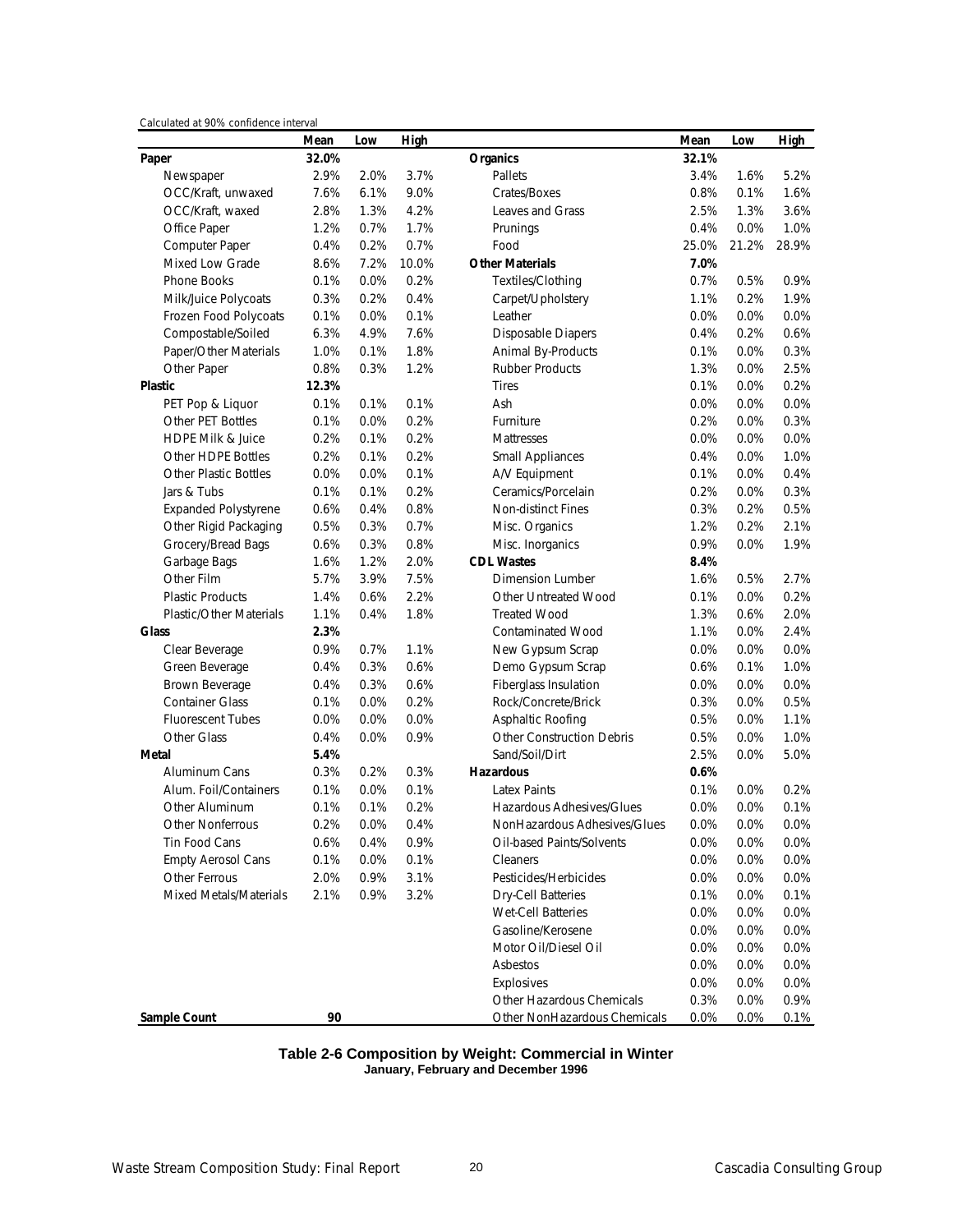Calculated at 90% confidence interval

| | Mean | Low | High | | Mean | Low | High |
|---|---|---|---|---|---|---|---|
| **Paper** | **32.0%** | | | **Organics** | **32.1%** | | |
| Newspaper | 2.9% | 2.0% | 3.7% | Pallets | 3.4% | 1.6% | 5.2% |
| OCC/Kraft, unwaxed | 7.6% | 6.1% | 9.0% | Crates/Boxes | 0.8% | 0.1% | 1.6% |
| OCC/Kraft, waxed | 2.8% | 1.3% | 4.2% | Leaves and Grass | 2.5% | 1.3% | 3.6% |
| Office Paper | 1.2% | 0.7% | 1.7% | Prunings | 0.4% | 0.0% | 1.0% |
| Computer Paper | 0.4% | 0.2% | 0.7% | Food | 25.0% | 21.2% | 28.9% |
| Mixed Low Grade | 8.6% | 7.2% | 10.0% | **Other Materials** | **7.0%** | | |
| Phone Books | 0.1% | 0.0% | 0.2% | Textiles/Clothing | 0.7% | 0.5% | 0.9% |
| Milk/Juice Polycoats | 0.3% | 0.2% | 0.4% | Carpet/Upholstery | 1.1% | 0.2% | 1.9% |
| Frozen Food Polycoats | 0.1% | 0.0% | 0.1% | Leather | 0.0% | 0.0% | 0.0% |
| Compostable/Soiled | 6.3% | 4.9% | 7.6% | Disposable Diapers | 0.4% | 0.2% | 0.6% |
| Paper/Other Materials | 1.0% | 0.1% | 1.8% | Animal By-Products | 0.1% | 0.0% | 0.3% |
| Other Paper | 0.8% | 0.3% | 1.2% | Rubber Products | 1.3% | 0.0% | 2.5% |
| **Plastic** | **12.3%** | | | Tires | 0.1% | 0.0% | 0.2% |
| PET Pop & Liquor | 0.1% | 0.1% | 0.1% | Ash | 0.0% | 0.0% | 0.0% |
| Other PET Bottles | 0.1% | 0.0% | 0.2% | Furniture | 0.2% | 0.0% | 0.3% |
| HDPE Milk & Juice | 0.2% | 0.1% | 0.2% | Mattresses | 0.0% | 0.0% | 0.0% |
| Other HDPE Bottles | 0.2% | 0.1% | 0.2% | Small Appliances | 0.4% | 0.0% | 1.0% |
| Other Plastic Bottles | 0.0% | 0.0% | 0.1% | A/V Equipment | 0.1% | 0.0% | 0.4% |
| Jars & Tubs | 0.1% | 0.1% | 0.2% | Ceramics/Porcelain | 0.2% | 0.0% | 0.3% |
| Expanded Polystyrene | 0.6% | 0.4% | 0.8% | Non-distinct Fines | 0.3% | 0.2% | 0.5% |
| Other Rigid Packaging | 0.5% | 0.3% | 0.7% | Misc. Organics | 1.2% | 0.2% | 2.1% |
| Grocery/Bread Bags | 0.6% | 0.3% | 0.8% | Misc. Inorganics | 0.9% | 0.0% | 1.9% |
| Garbage Bags | 1.6% | 1.2% | 2.0% | **CDL Wastes** | **8.4%** | | |
| Other Film | 5.7% | 3.9% | 7.5% | Dimension Lumber | 1.6% | 0.5% | 2.7% |
| Plastic Products | 1.4% | 0.6% | 2.2% | Other Untreated Wood | 0.1% | 0.0% | 0.2% |
| Plastic/Other Materials | 1.1% | 0.4% | 1.8% | Treated Wood | 1.3% | 0.6% | 2.0% |
| **Glass** | **2.3%** | | | Contaminated Wood | 1.1% | 0.0% | 2.4% |
| Clear Beverage | 0.9% | 0.7% | 1.1% | New Gypsum Scrap | 0.0% | 0.0% | 0.0% |
| Green Beverage | 0.4% | 0.3% | 0.6% | Demo Gypsum Scrap | 0.6% | 0.1% | 1.0% |
| Brown Beverage | 0.4% | 0.3% | 0.6% | Fiberglass Insulation | 0.0% | 0.0% | 0.0% |
| Container Glass | 0.1% | 0.0% | 0.2% | Rock/Concrete/Brick | 0.3% | 0.0% | 0.5% |
| Fluorescent Tubes | 0.0% | 0.0% | 0.0% | Asphaltic Roofing | 0.5% | 0.0% | 1.1% |
| Other Glass | 0.4% | 0.0% | 0.9% | Other Construction Debris | 0.5% | 0.0% | 1.0% |
| **Metal** | **5.4%** | | | Sand/Soil/Dirt | 2.5% | 0.0% | 5.0% |
| Aluminum Cans | 0.3% | 0.2% | 0.3% | **Hazardous** | **0.6%** | | |
| Alum. Foil/Containers | 0.1% | 0.0% | 0.1% | Latex Paints | 0.1% | 0.0% | 0.2% |
| Other Aluminum | 0.1% | 0.1% | 0.2% | Hazardous Adhesives/Glues | 0.0% | 0.0% | 0.1% |
| Other Nonferrous | 0.2% | 0.0% | 0.4% | NonHazardous Adhesives/Glues | 0.0% | 0.0% | 0.0% |
| Tin Food Cans | 0.6% | 0.4% | 0.9% | Oil-based Paints/Solvents | 0.0% | 0.0% | 0.0% |
| Empty Aerosol Cans | 0.1% | 0.0% | 0.1% | Cleaners | 0.0% | 0.0% | 0.0% |
| Other Ferrous | 2.0% | 0.9% | 3.1% | Pesticides/Herbicides | 0.0% | 0.0% | 0.0% |
| Mixed Metals/Materials | 2.1% | 0.9% | 3.2% | Dry-Cell Batteries | 0.1% | 0.0% | 0.1% |
| | | | | Wet-Cell Batteries | 0.0% | 0.0% | 0.0% |
| | | | | Gasoline/Kerosene | 0.0% | 0.0% | 0.0% |
| | | | | Motor Oil/Diesel Oil | 0.0% | 0.0% | 0.0% |
| | | | | Asbestos | 0.0% | 0.0% | 0.0% |
| | | | | Explosives | 0.0% | 0.0% | 0.0% |
| | | | | Other Hazardous Chemicals | 0.3% | 0.0% | 0.9% |
| **Sample Count** | **90** | | | Other NonHazardous Chemicals | 0.0% | 0.0% | 0.1% |

**Table 2-6 Composition by Weight: Commercial in Winter**
**January, February and December 1996**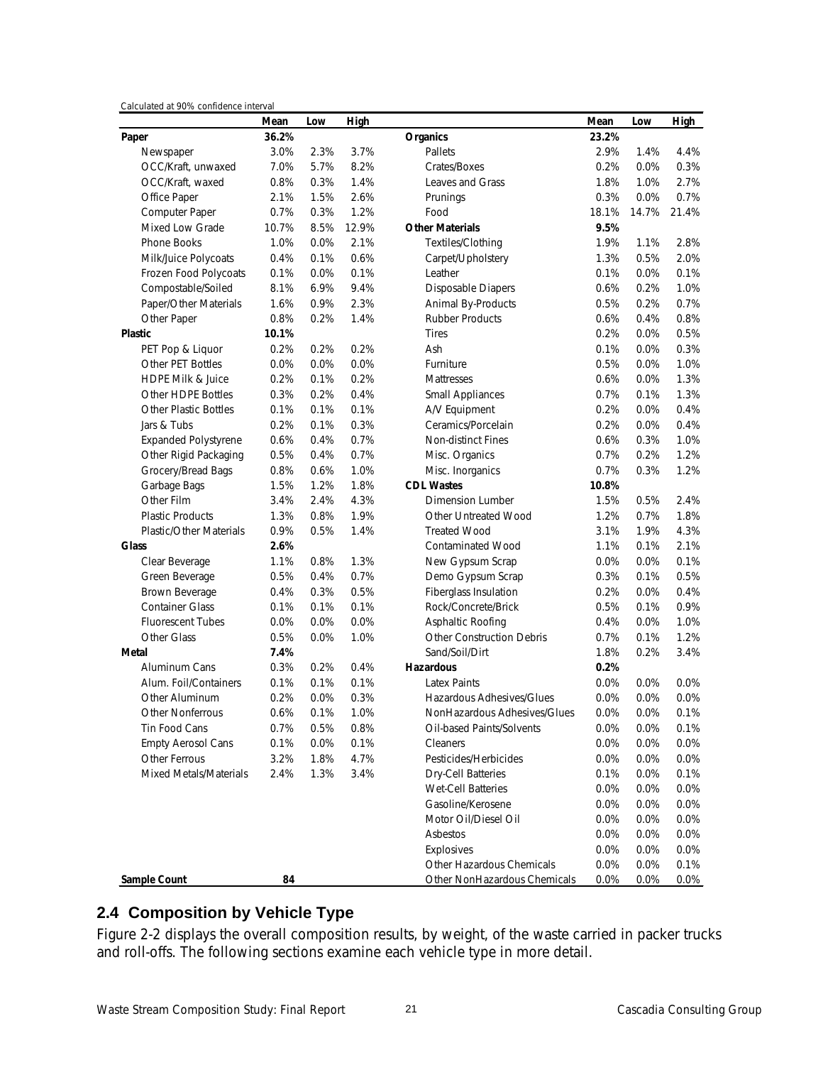Calculated at 90% confidence interval

| | Mean | Low | High | | Mean | Low | High |
|---|---|---|---|---|---|---|---|
| **Paper** | **36.2%** | | | **Organics** | **23.2%** | | |
| Newspaper | 3.0% | 2.3% | 3.7% | Pallets | 2.9% | 1.4% | 4.4% |
| OCC/Kraft, unwaxed | 7.0% | 5.7% | 8.2% | Crates/Boxes | 0.2% | 0.0% | 0.3% |
| OCC/Kraft, waxed | 0.8% | 0.3% | 1.4% | Leaves and Grass | 1.8% | 1.0% | 2.7% |
| Office Paper | 2.1% | 1.5% | 2.6% | Prunings | 0.3% | 0.0% | 0.7% |
| Computer Paper | 0.7% | 0.3% | 1.2% | Food | 18.1% | 14.7% | 21.4% |
| Mixed Low Grade | 10.7% | 8.5% | 12.9% | **Other Materials** | **9.5%** | | |
| Phone Books | 1.0% | 0.0% | 2.1% | Textiles/Clothing | 1.9% | 1.1% | 2.8% |
| Milk/Juice Polycoats | 0.4% | 0.1% | 0.6% | Carpet/Upholstery | 1.3% | 0.5% | 2.0% |
| Frozen Food Polycoats | 0.1% | 0.0% | 0.1% | Leather | 0.1% | 0.0% | 0.1% |
| Compostable/Soiled | 8.1% | 6.9% | 9.4% | Disposable Diapers | 0.6% | 0.2% | 1.0% |
| Paper/Other Materials | 1.6% | 0.9% | 2.3% | Animal By-Products | 0.5% | 0.2% | 0.7% |
| Other Paper | 0.8% | 0.2% | 1.4% | Rubber Products | 0.6% | 0.4% | 0.8% |
| **Plastic** | **10.1%** | | | Tires | 0.2% | 0.0% | 0.5% |
| PET Pop & Liquor | 0.2% | 0.2% | 0.2% | Ash | 0.1% | 0.0% | 0.3% |
| Other PET Bottles | 0.0% | 0.0% | 0.0% | Furniture | 0.5% | 0.0% | 1.0% |
| HDPE Milk & Juice | 0.2% | 0.1% | 0.2% | Mattresses | 0.6% | 0.0% | 1.3% |
| Other HDPE Bottles | 0.3% | 0.2% | 0.4% | Small Appliances | 0.7% | 0.1% | 1.3% |
| Other Plastic Bottles | 0.1% | 0.1% | 0.1% | A/V Equipment | 0.2% | 0.0% | 0.4% |
| Jars & Tubs | 0.2% | 0.1% | 0.3% | Ceramics/Porcelain | 0.2% | 0.0% | 0.4% |
| Expanded Polystyrene | 0.6% | 0.4% | 0.7% | Non-distinct Fines | 0.6% | 0.3% | 1.0% |
| Other Rigid Packaging | 0.5% | 0.4% | 0.7% | Misc. Organics | 0.7% | 0.2% | 1.2% |
| Grocery/Bread Bags | 0.8% | 0.6% | 1.0% | Misc. Inorganics | 0.7% | 0.3% | 1.2% |
| Garbage Bags | 1.5% | 1.2% | 1.8% | **CDL Wastes** | **10.8%** | | |
| Other Film | 3.4% | 2.4% | 4.3% | Dimension Lumber | 1.5% | 0.5% | 2.4% |
| Plastic Products | 1.3% | 0.8% | 1.9% | Other Untreated Wood | 1.2% | 0.7% | 1.8% |
| Plastic/Other Materials | 0.9% | 0.5% | 1.4% | Treated Wood | 3.1% | 1.9% | 4.3% |
| **Glass** | **2.6%** | | | Contaminated Wood | 1.1% | 0.1% | 2.1% |
| Clear Beverage | 1.1% | 0.8% | 1.3% | New Gypsum Scrap | 0.0% | 0.0% | 0.1% |
| Green Beverage | 0.5% | 0.4% | 0.7% | Demo Gypsum Scrap | 0.3% | 0.1% | 0.5% |
| Brown Beverage | 0.4% | 0.3% | 0.5% | Fiberglass Insulation | 0.2% | 0.0% | 0.4% |
| Container Glass | 0.1% | 0.1% | 0.1% | Rock/Concrete/Brick | 0.5% | 0.1% | 0.9% |
| Fluorescent Tubes | 0.0% | 0.0% | 0.0% | Asphaltic Roofing | 0.4% | 0.0% | 1.0% |
| Other Glass | 0.5% | 0.0% | 1.0% | Other Construction Debris | 0.7% | 0.1% | 1.2% |
| **Metal** | **7.4%** | | | Sand/Soil/Dirt | 1.8% | 0.2% | 3.4% |
| Aluminum Cans | 0.3% | 0.2% | 0.4% | **Hazardous** | **0.2%** | | |
| Alum. Foil/Containers | 0.1% | 0.1% | 0.1% | Latex Paints | 0.0% | 0.0% | 0.0% |
| Other Aluminum | 0.2% | 0.0% | 0.3% | Hazardous Adhesives/Glues | 0.0% | 0.0% | 0.0% |
| Other Nonferrous | 0.6% | 0.1% | 1.0% | NonHazardous Adhesives/Glues | 0.0% | 0.0% | 0.1% |
| Tin Food Cans | 0.7% | 0.5% | 0.8% | Oil-based Paints/Solvents | 0.0% | 0.0% | 0.1% |
| Empty Aerosol Cans | 0.1% | 0.0% | 0.1% | Cleaners | 0.0% | 0.0% | 0.0% |
| Other Ferrous | 3.2% | 1.8% | 4.7% | Pesticides/Herbicides | 0.0% | 0.0% | 0.0% |
| Mixed Metals/Materials | 2.4% | 1.3% | 3.4% | Dry-Cell Batteries | 0.1% | 0.0% | 0.1% |
| | | | | Wet-Cell Batteries | 0.0% | 0.0% | 0.0% |
| | | | | Gasoline/Kerosene | 0.0% | 0.0% | 0.0% |
| | | | | Motor Oil/Diesel Oil | 0.0% | 0.0% | 0.0% |
| | | | | Asbestos | 0.0% | 0.0% | 0.0% |
| | | | | Explosives | 0.0% | 0.0% | 0.0% |
| | | | | Other Hazardous Chemicals | 0.0% | 0.0% | 0.1% |
| **Sample Count** | **84** | | | Other NonHazardous Chemicals | 0.0% | 0.0% | 0.0% |

## 2.4 Composition by Vehicle Type

Figure 2-2 displays the overall composition results, by weight, of the waste carried in packer trucks and roll-offs. The following sections examine each vehicle type in more detail.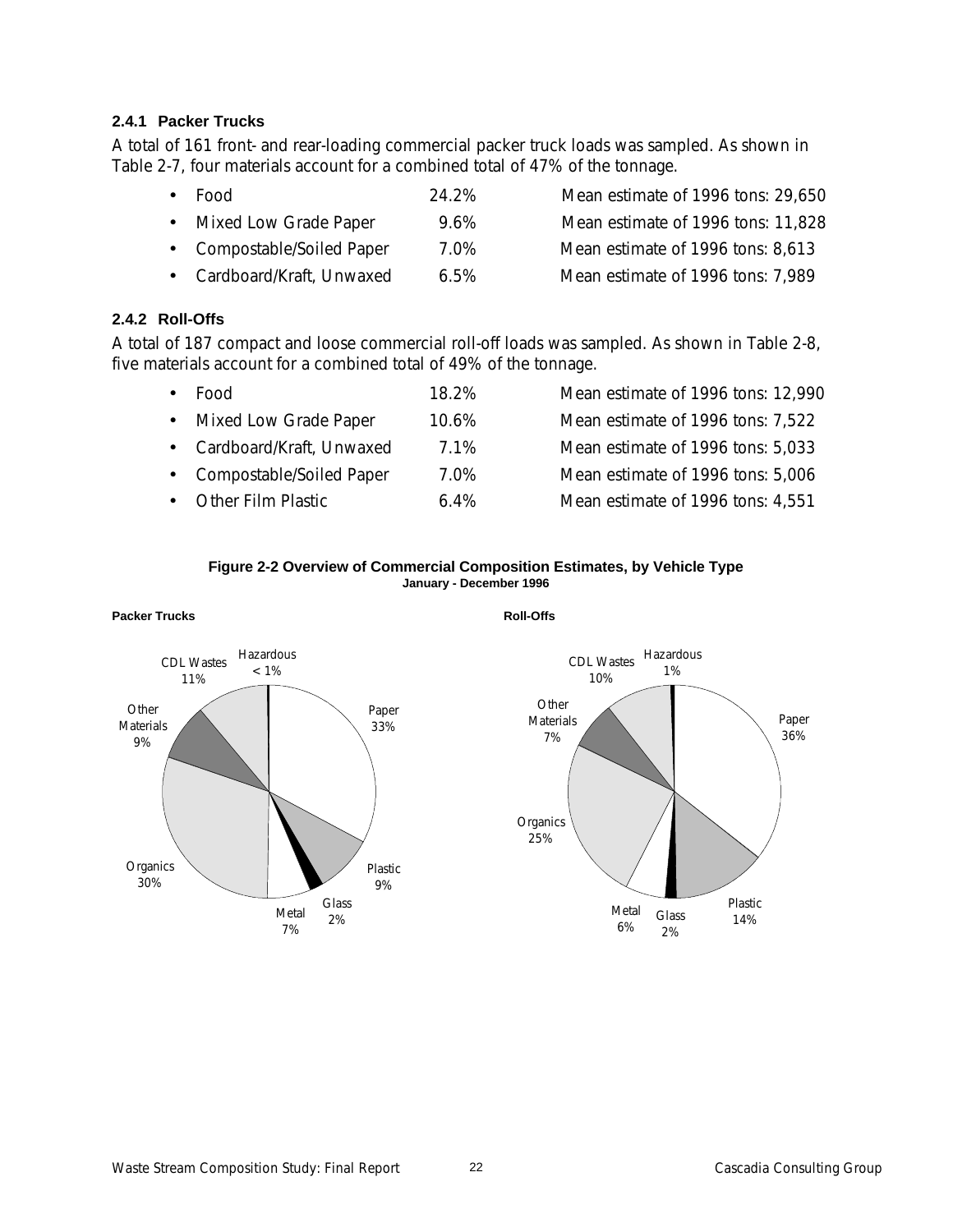### 2.4.1 Packer Trucks

A total of 161 front- and rear-loading commercial packer truck loads was sampled. As shown in Table 2-7, four materials account for a combined total of 47% of the tonnage.

- Food 24.2% Mean estimate of 1996 tons: 29,650
- Mixed Low Grade Paper 9.6% Mean estimate of 1996 tons: 11,828
- Compostable/Soiled Paper 7.0% Mean estimate of 1996 tons: 8,613
- Cardboard/Kraft, Unwaxed 6.5% Mean estimate of 1996 tons: 7,989

### 2.4.2 Roll-Offs

A total of 187 compact and loose commercial roll-off loads was sampled. As shown in Table 2-8, five materials account for a combined total of 49% of the tonnage.

- Food 18.2% Mean estimate of 1996 tons: 12,990
- Mixed Low Grade Paper 10.6% Mean estimate of 1996 tons: 7,522
- Cardboard/Kraft, Unwaxed 7.1% Mean estimate of 1996 tons: 5,033
- Compostable/Soiled Paper 7.0% Mean estimate of 1996 tons: 5,006
- Other Film Plastic 6.4% Mean estimate of 1996 tons: 4,551

**Figure 2-2 Overview of Commercial Composition Estimates, by Vehicle Type**
**January - December 1996**

**Packer Trucks**

Paper 33%, Plastic 9%, Glass 2%, Metal 7%, Organics 30%, Other Materials 9%, CDL Wastes 11%, Hazardous < 1%

**Roll-Offs**

Paper 36%, Plastic 14%, Glass 2%, Metal 6%, Organics 25%, Other Materials 7%, CDL Wastes 10%, Hazardous 1%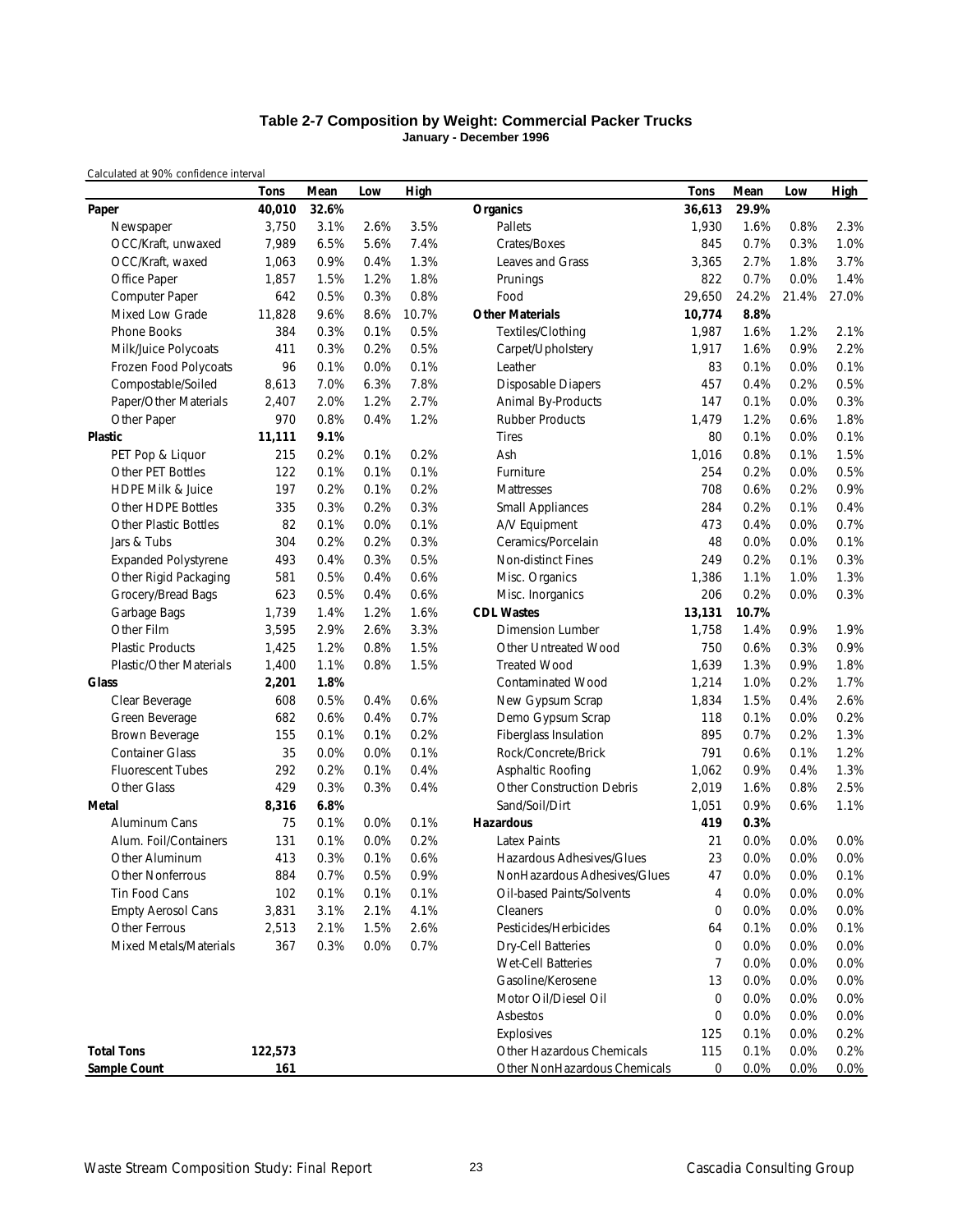### Table 2-7 Composition by Weight: Commercial Packer Trucks
**January - December 1996**

Calculated at 90% confidence interval

| | Tons | Mean | Low | High | | Tons | Mean | Low | High |
|---|---|---|---|---|---|---|---|---|---|
| **Paper** | **40,010** | **32.6%** | | | **Organics** | **36,613** | **29.9%** | | |
| Newspaper | 3,750 | 3.1% | 2.6% | 3.5% | Pallets | 1,930 | 1.6% | 0.8% | 2.3% |
| OCC/Kraft, unwaxed | 7,989 | 6.5% | 5.6% | 7.4% | Crates/Boxes | 845 | 0.7% | 0.3% | 1.0% |
| OCC/Kraft, waxed | 1,063 | 0.9% | 0.4% | 1.3% | Leaves and Grass | 3,365 | 2.7% | 1.8% | 3.7% |
| Office Paper | 1,857 | 1.5% | 1.2% | 1.8% | Prunings | 822 | 0.7% | 0.0% | 1.4% |
| Computer Paper | 642 | 0.5% | 0.3% | 0.8% | Food | 29,650 | 24.2% | 21.4% | 27.0% |
| Mixed Low Grade | 11,828 | 9.6% | 8.6% | 10.7% | **Other Materials** | **10,774** | **8.8%** | | |
| Phone Books | 384 | 0.3% | 0.1% | 0.5% | Textiles/Clothing | 1,987 | 1.6% | 1.2% | 2.1% |
| Milk/Juice Polycoats | 411 | 0.3% | 0.2% | 0.5% | Carpet/Upholstery | 1,917 | 1.6% | 0.9% | 2.2% |
| Frozen Food Polycoats | 96 | 0.1% | 0.0% | 0.1% | Leather | 83 | 0.1% | 0.0% | 0.1% |
| Compostable/Soiled | 8,613 | 7.0% | 6.3% | 7.8% | Disposable Diapers | 457 | 0.4% | 0.2% | 0.5% |
| Paper/Other Materials | 2,407 | 2.0% | 1.2% | 2.7% | Animal By-Products | 147 | 0.1% | 0.0% | 0.3% |
| Other Paper | 970 | 0.8% | 0.4% | 1.2% | Rubber Products | 1,479 | 1.2% | 0.6% | 1.8% |
| **Plastic** | **11,111** | **9.1%** | | | Tires | 80 | 0.1% | 0.0% | 0.1% |
| PET Pop & Liquor | 215 | 0.2% | 0.1% | 0.2% | Ash | 1,016 | 0.8% | 0.1% | 1.5% |
| Other PET Bottles | 122 | 0.1% | 0.1% | 0.1% | Furniture | 254 | 0.2% | 0.0% | 0.5% |
| HDPE Milk & Juice | 197 | 0.2% | 0.1% | 0.2% | Mattresses | 708 | 0.6% | 0.2% | 0.9% |
| Other HDPE Bottles | 335 | 0.3% | 0.2% | 0.3% | Small Appliances | 284 | 0.2% | 0.1% | 0.4% |
| Other Plastic Bottles | 82 | 0.1% | 0.0% | 0.1% | A/V Equipment | 473 | 0.4% | 0.0% | 0.7% |
| Jars & Tubs | 304 | 0.2% | 0.2% | 0.3% | Ceramics/Porcelain | 48 | 0.0% | 0.0% | 0.1% |
| Expanded Polystyrene | 493 | 0.4% | 0.3% | 0.5% | Non-distinct Fines | 249 | 0.2% | 0.1% | 0.3% |
| Other Rigid Packaging | 581 | 0.5% | 0.4% | 0.6% | Misc. Organics | 1,386 | 1.1% | 1.0% | 1.3% |
| Grocery/Bread Bags | 623 | 0.5% | 0.4% | 0.6% | Misc. Inorganics | 206 | 0.2% | 0.0% | 0.3% |
| Garbage Bags | 1,739 | 1.4% | 1.2% | 1.6% | **CDL Wastes** | **13,131** | **10.7%** | | |
| Other Film | 3,595 | 2.9% | 2.6% | 3.3% | Dimension Lumber | 1,758 | 1.4% | 0.9% | 1.9% |
| Plastic Products | 1,425 | 1.2% | 0.8% | 1.5% | Other Untreated Wood | 750 | 0.6% | 0.3% | 0.9% |
| Plastic/Other Materials | 1,400 | 1.1% | 0.8% | 1.5% | Treated Wood | 1,639 | 1.3% | 0.9% | 1.8% |
| **Glass** | **2,201** | **1.8%** | | | Contaminated Wood | 1,214 | 1.0% | 0.2% | 1.7% |
| Clear Beverage | 608 | 0.5% | 0.4% | 0.6% | New Gypsum Scrap | 1,834 | 1.5% | 0.4% | 2.6% |
| Green Beverage | 682 | 0.6% | 0.4% | 0.7% | Demo Gypsum Scrap | 118 | 0.1% | 0.0% | 0.2% |
| Brown Beverage | 155 | 0.1% | 0.1% | 0.2% | Fiberglass Insulation | 895 | 0.7% | 0.2% | 1.3% |
| Container Glass | 35 | 0.0% | 0.0% | 0.1% | Rock/Concrete/Brick | 791 | 0.6% | 0.1% | 1.2% |
| Fluorescent Tubes | 292 | 0.2% | 0.1% | 0.4% | Asphaltic Roofing | 1,062 | 0.9% | 0.4% | 1.3% |
| Other Glass | 429 | 0.3% | 0.3% | 0.4% | Other Construction Debris | 2,019 | 1.6% | 0.8% | 2.5% |
| **Metal** | **8,316** | **6.8%** | | | Sand/Soil/Dirt | 1,051 | 0.9% | 0.6% | 1.1% |
| Aluminum Cans | 75 | 0.1% | 0.0% | 0.1% | **Hazardous** | **419** | **0.3%** | | |
| Alum. Foil/Containers | 131 | 0.1% | 0.0% | 0.2% | Latex Paints | 21 | 0.0% | 0.0% | 0.0% |
| Other Aluminum | 413 | 0.3% | 0.1% | 0.6% | Hazardous Adhesives/Glues | 23 | 0.0% | 0.0% | 0.0% |
| Other Nonferrous | 884 | 0.7% | 0.5% | 0.9% | NonHazardous Adhesives/Glues | 47 | 0.0% | 0.0% | 0.1% |
| Tin Food Cans | 102 | 0.1% | 0.1% | 0.1% | Oil-based Paints/Solvents | 4 | 0.0% | 0.0% | 0.0% |
| Empty Aerosol Cans | 3,831 | 3.1% | 2.1% | 4.1% | Cleaners | 0 | 0.0% | 0.0% | 0.0% |
| Other Ferrous | 2,513 | 2.1% | 1.5% | 2.6% | Pesticides/Herbicides | 64 | 0.1% | 0.0% | 0.1% |
| Mixed Metals/Materials | 367 | 0.3% | 0.0% | 0.7% | Dry-Cell Batteries | 0 | 0.0% | 0.0% | 0.0% |
| | | | | | Wet-Cell Batteries | 7 | 0.0% | 0.0% | 0.0% |
| | | | | | Gasoline/Kerosene | 13 | 0.0% | 0.0% | 0.0% |
| | | | | | Motor Oil/Diesel Oil | 0 | 0.0% | 0.0% | 0.0% |
| | | | | | Asbestos | 0 | 0.0% | 0.0% | 0.0% |
| | | | | | Explosives | 125 | 0.1% | 0.0% | 0.2% |
| **Total Tons** | **122,573** | | | | Other Hazardous Chemicals | 115 | 0.1% | 0.0% | 0.2% |
| **Sample Count** | **161** | | | | Other NonHazardous Chemicals | 0 | 0.0% | 0.0% | 0.0% |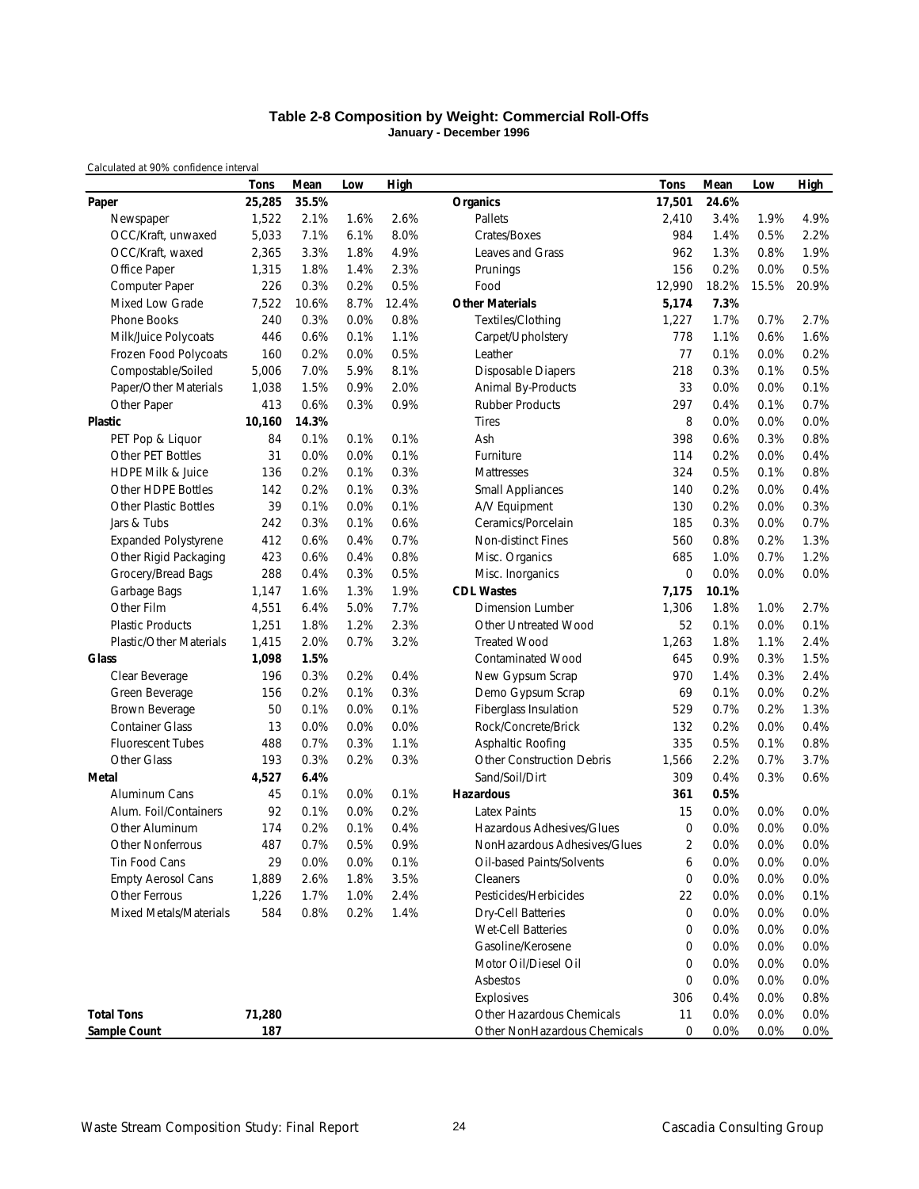## Table 2-8 Composition by Weight: Commercial Roll-Offs

**January - December 1996**

Calculated at 90% confidence interval

| | Tons | Mean | Low | High | | Tons | Mean | Low | High |
|---|---|---|---|---|---|---|---|---|---|
| **Paper** | **25,285** | **35.5%** | | | **Organics** | **17,501** | **24.6%** | | |
| Newspaper | 1,522 | 2.1% | 1.6% | 2.6% | Pallets | 2,410 | 3.4% | 1.9% | 4.9% |
| OCC/Kraft, unwaxed | 5,033 | 7.1% | 6.1% | 8.0% | Crates/Boxes | 984 | 1.4% | 0.5% | 2.2% |
| OCC/Kraft, waxed | 2,365 | 3.3% | 1.8% | 4.9% | Leaves and Grass | 962 | 1.3% | 0.8% | 1.9% |
| Office Paper | 1,315 | 1.8% | 1.4% | 2.3% | Prunings | 156 | 0.2% | 0.0% | 0.5% |
| Computer Paper | 226 | 0.3% | 0.2% | 0.5% | Food | 12,990 | 18.2% | 15.5% | 20.9% |
| Mixed Low Grade | 7,522 | 10.6% | 8.7% | 12.4% | **Other Materials** | **5,174** | **7.3%** | | |
| Phone Books | 240 | 0.3% | 0.0% | 0.8% | Textiles/Clothing | 1,227 | 1.7% | 0.7% | 2.7% |
| Milk/Juice Polycoats | 446 | 0.6% | 0.1% | 1.1% | Carpet/Upholstery | 778 | 1.1% | 0.6% | 1.6% |
| Frozen Food Polycoats | 160 | 0.2% | 0.0% | 0.5% | Leather | 77 | 0.1% | 0.0% | 0.2% |
| Compostable/Soiled | 5,006 | 7.0% | 5.9% | 8.1% | Disposable Diapers | 218 | 0.3% | 0.1% | 0.5% |
| Paper/Other Materials | 1,038 | 1.5% | 0.9% | 2.0% | Animal By-Products | 33 | 0.0% | 0.0% | 0.1% |
| Other Paper | 413 | 0.6% | 0.3% | 0.9% | Rubber Products | 297 | 0.4% | 0.1% | 0.7% |
| **Plastic** | **10,160** | **14.3%** | | | Tires | 8 | 0.0% | 0.0% | 0.0% |
| PET Pop & Liquor | 84 | 0.1% | 0.1% | 0.1% | Ash | 398 | 0.6% | 0.3% | 0.8% |
| Other PET Bottles | 31 | 0.0% | 0.0% | 0.1% | Furniture | 114 | 0.2% | 0.0% | 0.4% |
| HDPE Milk & Juice | 136 | 0.2% | 0.1% | 0.3% | Mattresses | 324 | 0.5% | 0.1% | 0.8% |
| Other HDPE Bottles | 142 | 0.2% | 0.1% | 0.3% | Small Appliances | 140 | 0.2% | 0.0% | 0.4% |
| Other Plastic Bottles | 39 | 0.1% | 0.0% | 0.1% | A/V Equipment | 130 | 0.2% | 0.0% | 0.3% |
| Jars & Tubs | 242 | 0.3% | 0.1% | 0.6% | Ceramics/Porcelain | 185 | 0.3% | 0.0% | 0.7% |
| Expanded Polystyrene | 412 | 0.6% | 0.4% | 0.7% | Non-distinct Fines | 560 | 0.8% | 0.2% | 1.3% |
| Other Rigid Packaging | 423 | 0.6% | 0.4% | 0.8% | Misc. Organics | 685 | 1.0% | 0.7% | 1.2% |
| Grocery/Bread Bags | 288 | 0.4% | 0.3% | 0.5% | Misc. Inorganics | 0 | 0.0% | 0.0% | 0.0% |
| Garbage Bags | 1,147 | 1.6% | 1.3% | 1.9% | **CDL Wastes** | **7,175** | **10.1%** | | |
| Other Film | 4,551 | 6.4% | 5.0% | 7.7% | Dimension Lumber | 1,306 | 1.8% | 1.0% | 2.7% |
| Plastic Products | 1,251 | 1.8% | 1.2% | 2.3% | Other Untreated Wood | 52 | 0.1% | 0.0% | 0.1% |
| Plastic/Other Materials | 1,415 | 2.0% | 0.7% | 3.2% | Treated Wood | 1,263 | 1.8% | 1.1% | 2.4% |
| **Glass** | **1,098** | **1.5%** | | | Contaminated Wood | 645 | 0.9% | 0.3% | 1.5% |
| Clear Beverage | 196 | 0.3% | 0.2% | 0.4% | New Gypsum Scrap | 970 | 1.4% | 0.3% | 2.4% |
| Green Beverage | 156 | 0.2% | 0.1% | 0.3% | Demo Gypsum Scrap | 69 | 0.1% | 0.0% | 0.2% |
| Brown Beverage | 50 | 0.1% | 0.0% | 0.1% | Fiberglass Insulation | 529 | 0.7% | 0.2% | 1.3% |
| Container Glass | 13 | 0.0% | 0.0% | 0.0% | Rock/Concrete/Brick | 132 | 0.2% | 0.0% | 0.4% |
| Fluorescent Tubes | 488 | 0.7% | 0.3% | 1.1% | Asphaltic Roofing | 335 | 0.5% | 0.1% | 0.8% |
| Other Glass | 193 | 0.3% | 0.2% | 0.3% | Other Construction Debris | 1,566 | 2.2% | 0.7% | 3.7% |
| **Metal** | **4,527** | **6.4%** | | | Sand/Soil/Dirt | 309 | 0.4% | 0.3% | 0.6% |
| Aluminum Cans | 45 | 0.1% | 0.0% | 0.1% | **Hazardous** | **361** | **0.5%** | | |
| Alum. Foil/Containers | 92 | 0.1% | 0.0% | 0.2% | Latex Paints | 15 | 0.0% | 0.0% | 0.0% |
| Other Aluminum | 174 | 0.2% | 0.1% | 0.4% | Hazardous Adhesives/Glues | 0 | 0.0% | 0.0% | 0.0% |
| Other Nonferrous | 487 | 0.7% | 0.5% | 0.9% | NonHazardous Adhesives/Glues | 2 | 0.0% | 0.0% | 0.0% |
| Tin Food Cans | 29 | 0.0% | 0.0% | 0.1% | Oil-based Paints/Solvents | 6 | 0.0% | 0.0% | 0.0% |
| Empty Aerosol Cans | 1,889 | 2.6% | 1.8% | 3.5% | Cleaners | 0 | 0.0% | 0.0% | 0.0% |
| Other Ferrous | 1,226 | 1.7% | 1.0% | 2.4% | Pesticides/Herbicides | 22 | 0.0% | 0.0% | 0.1% |
| Mixed Metals/Materials | 584 | 0.8% | 0.2% | 1.4% | Dry-Cell Batteries | 0 | 0.0% | 0.0% | 0.0% |
| | | | | | Wet-Cell Batteries | 0 | 0.0% | 0.0% | 0.0% |
| | | | | | Gasoline/Kerosene | 0 | 0.0% | 0.0% | 0.0% |
| | | | | | Motor Oil/Diesel Oil | 0 | 0.0% | 0.0% | 0.0% |
| | | | | | Asbestos | 0 | 0.0% | 0.0% | 0.0% |
| | | | | | Explosives | 306 | 0.4% | 0.0% | 0.8% |
| **Total Tons** | **71,280** | | | | Other Hazardous Chemicals | 11 | 0.0% | 0.0% | 0.0% |
| **Sample Count** | **187** | | | | Other NonHazardous Chemicals | 0 | 0.0% | 0.0% | 0.0% |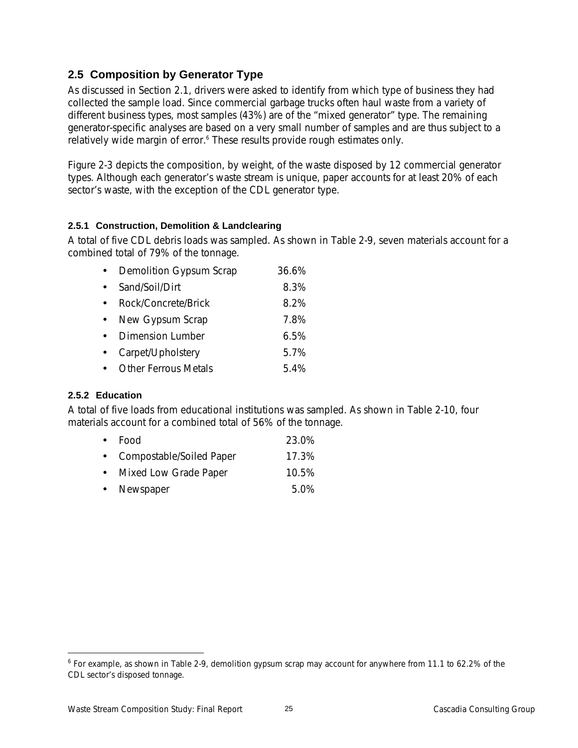## 2.5 Composition by Generator Type

As discussed in Section 2.1, drivers were asked to identify from which type of business they had collected the sample load. Since commercial garbage trucks often haul waste from a variety of different business types, most samples (43%) are of the "mixed generator" type. The remaining generator-specific analyses are based on a very small number of samples and are thus subject to a relatively wide margin of error.[6] These results provide rough estimates only.

Figure 2-3 depicts the composition, by weight, of the waste disposed by 12 commercial generator types. Although each generator's waste stream is unique, paper accounts for at least 20% of each sector's waste, with the exception of the CDL generator type.

### 2.5.1 Construction, Demolition & Landclearing

A total of five CDL debris loads was sampled. As shown in Table 2-9, seven materials account for a combined total of 79% of the tonnage.

- Demolition Gypsum Scrap 36.6%
- Sand/Soil/Dirt 8.3%
- Rock/Concrete/Brick 8.2%
- New Gypsum Scrap 7.8%
- Dimension Lumber 6.5%
- Carpet/Upholstery 5.7%
- Other Ferrous Metals 5.4%

### 2.5.2 Education

A total of five loads from educational institutions was sampled. As shown in Table 2-10, four materials account for a combined total of 56% of the tonnage.

- Food 23.0%
- Compostable/Soiled Paper 17.3%
- Mixed Low Grade Paper 10.5%
- Newspaper 5.0%

[6] For example, as shown in Table 2-9, demolition gypsum scrap may account for anywhere from 11.1 to 62.2% of the CDL sector's disposed tonnage.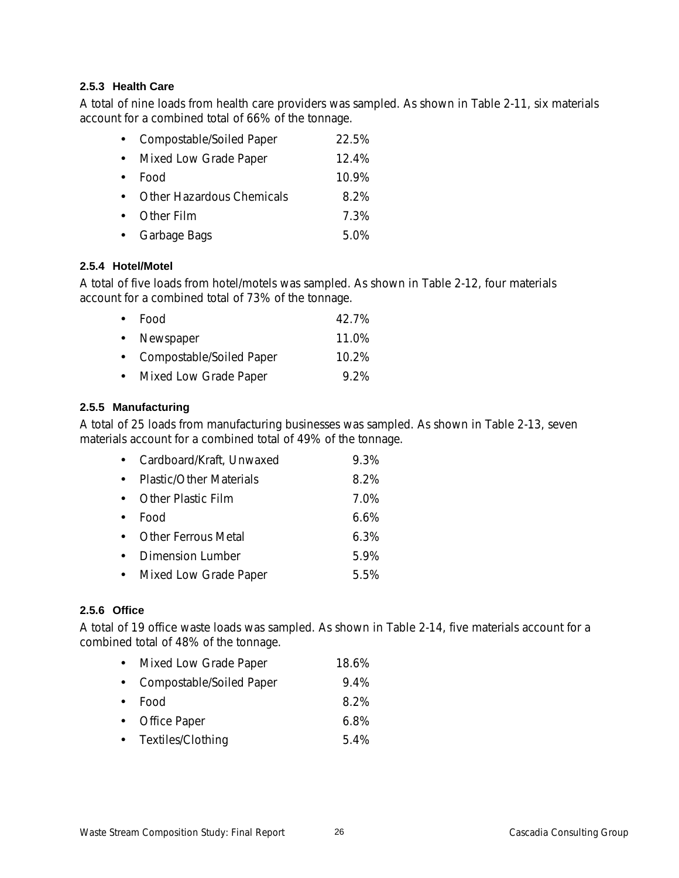### 2.5.3 Health Care

A total of nine loads from health care providers was sampled. As shown in Table 2-11, six materials account for a combined total of 66% of the tonnage.

- Compostable/Soiled Paper 22.5%
- Mixed Low Grade Paper 12.4%
- Food 10.9%
- Other Hazardous Chemicals 8.2%
- Other Film 7.3%
- Garbage Bags 5.0%

### 2.5.4 Hotel/Motel

A total of five loads from hotel/motels was sampled. As shown in Table 2-12, four materials account for a combined total of 73% of the tonnage.

- Food 42.7%
- Newspaper 11.0%
- Compostable/Soiled Paper 10.2%
- Mixed Low Grade Paper 9.2%

### 2.5.5 Manufacturing

A total of 25 loads from manufacturing businesses was sampled. As shown in Table 2-13, seven materials account for a combined total of 49% of the tonnage.

- Cardboard/Kraft, Unwaxed 9.3%
- Plastic/Other Materials 8.2%
- Other Plastic Film 7.0%
- Food 6.6%
- Other Ferrous Metal 6.3%
- Dimension Lumber 5.9%
- Mixed Low Grade Paper 5.5%

### 2.5.6 Office

A total of 19 office waste loads was sampled. As shown in Table 2-14, five materials account for a combined total of 48% of the tonnage.

- Mixed Low Grade Paper 18.6%
- Compostable/Soiled Paper 9.4%
- Food 8.2%
- Office Paper 6.8%
- Textiles/Clothing 5.4%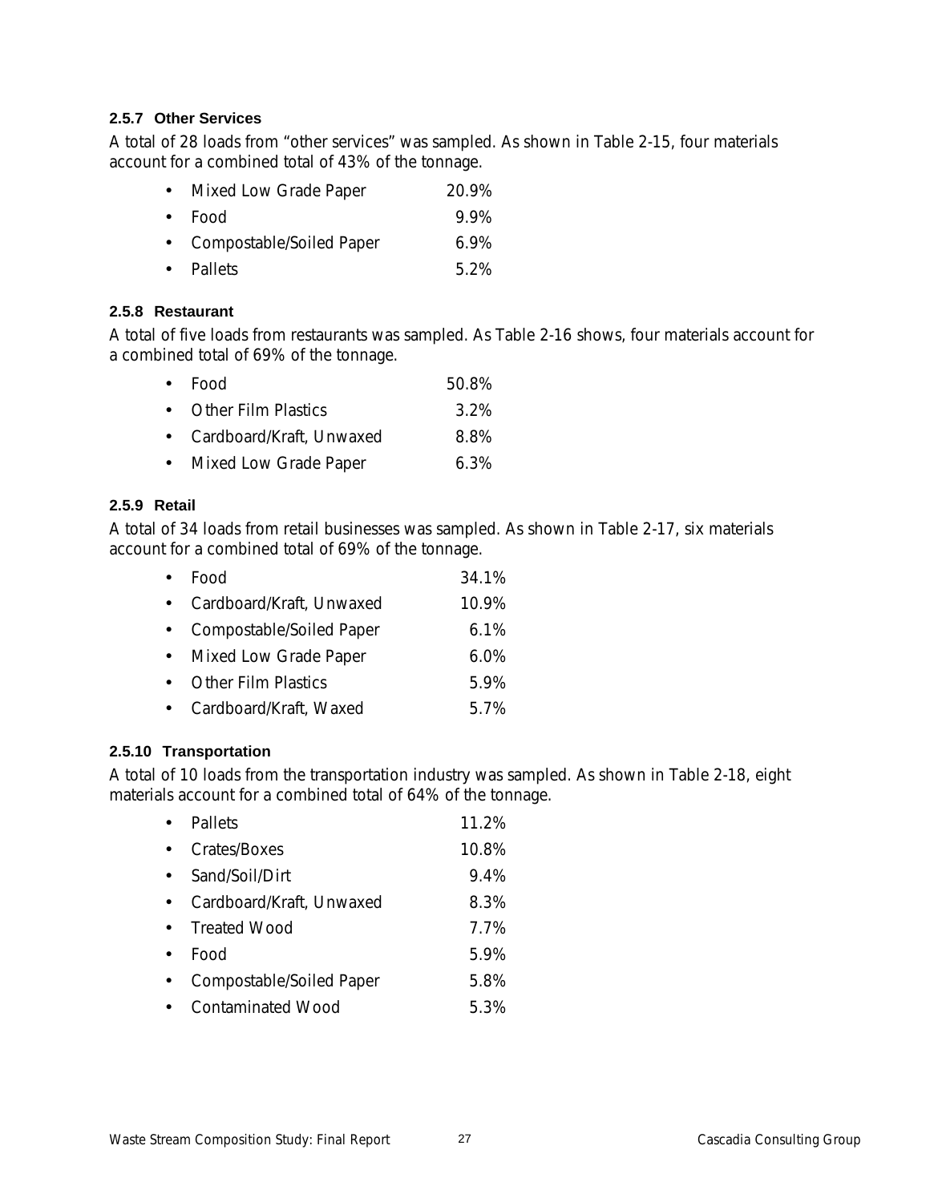### 2.5.7 Other Services

A total of 28 loads from "other services" was sampled. As shown in Table 2-15, four materials account for a combined total of 43% of the tonnage.

- Mixed Low Grade Paper 20.9%
- Food 9.9%
- Compostable/Soiled Paper 6.9%
- Pallets 5.2%

### 2.5.8 Restaurant

A total of five loads from restaurants was sampled. As Table 2-16 shows, four materials account for a combined total of 69% of the tonnage.

- Food 50.8%
- Other Film Plastics 3.2%
- Cardboard/Kraft, Unwaxed 8.8%
- Mixed Low Grade Paper 6.3%

### 2.5.9 Retail

A total of 34 loads from retail businesses was sampled. As shown in Table 2-17, six materials account for a combined total of 69% of the tonnage.

- Food 34.1%
- Cardboard/Kraft, Unwaxed 10.9%
- Compostable/Soiled Paper 6.1%
- Mixed Low Grade Paper 6.0%
- Other Film Plastics 5.9%
- Cardboard/Kraft, Waxed 5.7%

### 2.5.10 Transportation

A total of 10 loads from the transportation industry was sampled. As shown in Table 2-18, eight materials account for a combined total of 64% of the tonnage.

- Pallets 11.2%
- Crates/Boxes 10.8%
- Sand/Soil/Dirt 9.4%
- Cardboard/Kraft, Unwaxed 8.3%
- Treated Wood 7.7%
- Food 5.9%
- Compostable/Soiled Paper 5.8%
- Contaminated Wood 5.3%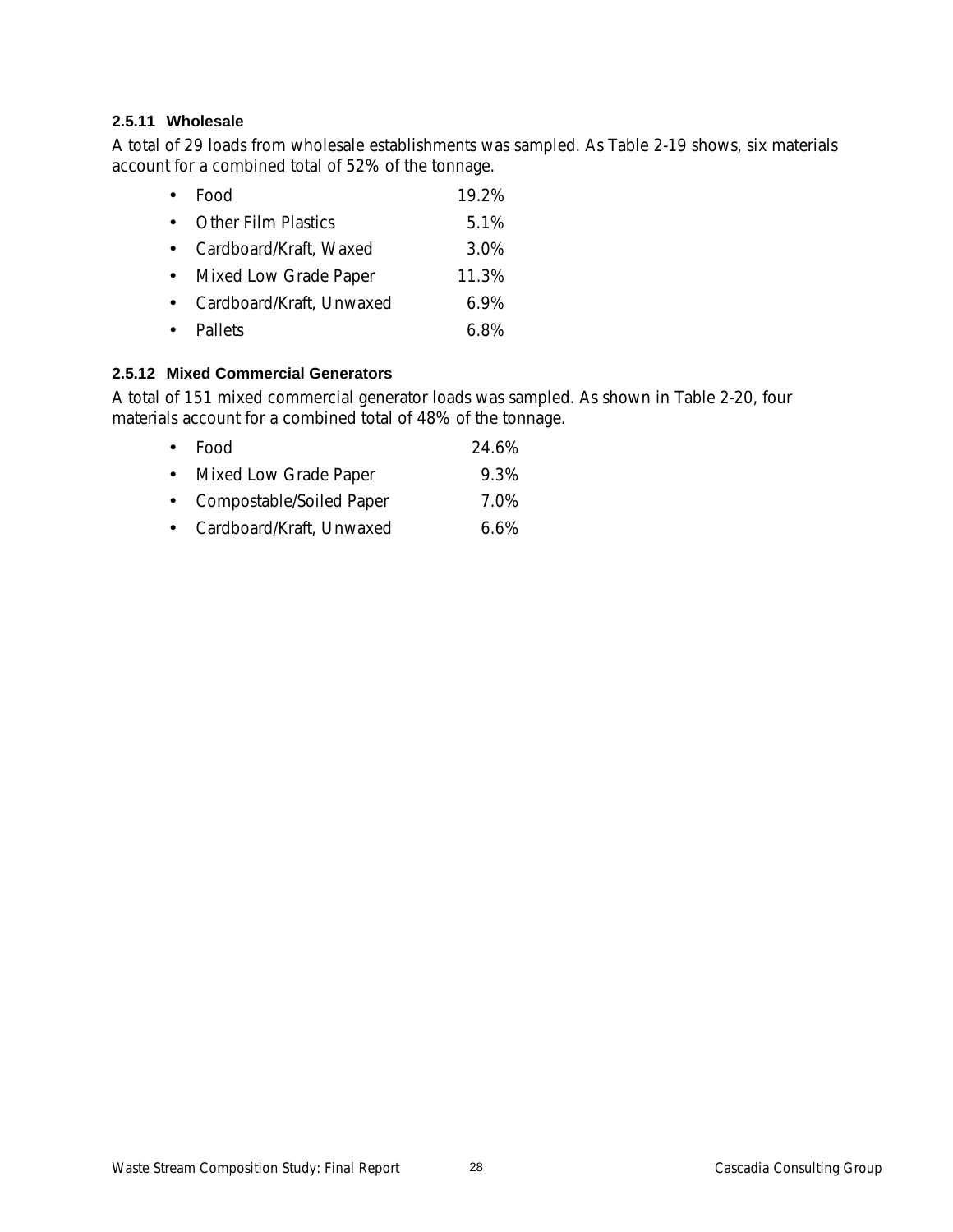### 2.5.11 Wholesale

A total of 29 loads from wholesale establishments was sampled. As Table 2-19 shows, six materials account for a combined total of 52% of the tonnage.

- Food 19.2%
- Other Film Plastics 5.1%
- Cardboard/Kraft, Waxed 3.0%
- Mixed Low Grade Paper 11.3%
- Cardboard/Kraft, Unwaxed 6.9%
- Pallets 6.8%

### 2.5.12 Mixed Commercial Generators

A total of 151 mixed commercial generator loads was sampled. As shown in Table 2-20, four materials account for a combined total of 48% of the tonnage.

- Food 24.6%
- Mixed Low Grade Paper 9.3%
- Compostable/Soiled Paper 7.0%
- Cardboard/Kraft, Unwaxed 6.6%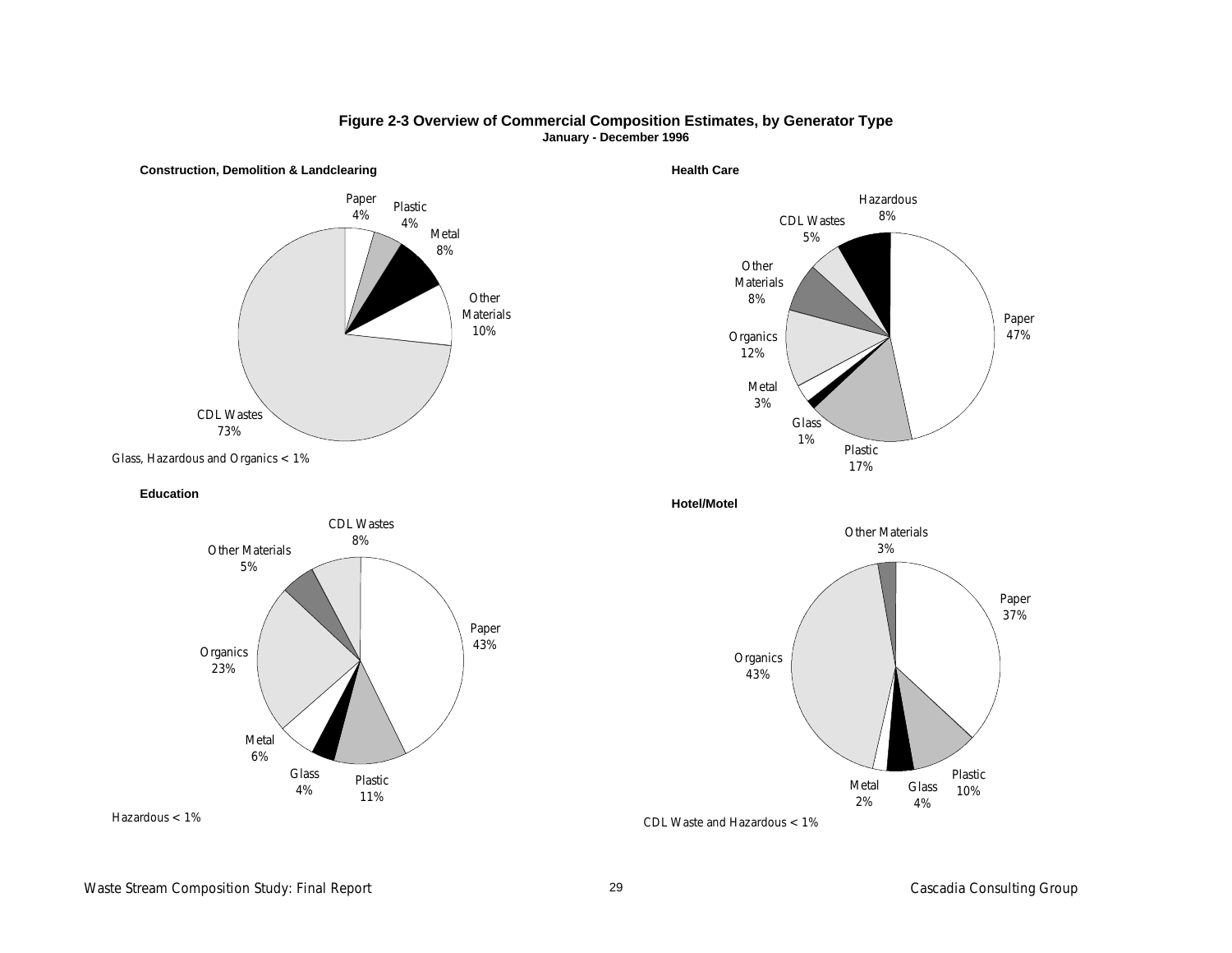**Figure 2-3 Overview of Commercial Composition Estimates, by Generator Type**
**January - December 1996**

**Construction, Demolition & Landclearing**

| Material | Percent |
|---|---|
| Paper | 4% |
| Plastic | 4% |
| Metal | 8% |
| Other Materials | 10% |
| CDL Wastes | 73% |

Glass, Hazardous and Organics < 1%

**Health Care**

| Material | Percent |
|---|---|
| Hazardous | 8% |
| Paper | 47% |
| Plastic | 17% |
| Glass | 1% |
| Metal | 3% |
| Organics | 12% |
| Other Materials | 8% |
| CDL Wastes | 5% |

**Education**

| Material | Percent |
|---|---|
| CDL Wastes | 8% |
| Paper | 43% |
| Plastic | 11% |
| Glass | 4% |
| Metal | 6% |
| Organics | 23% |
| Other Materials | 5% |

Hazardous < 1%

**Hotel/Motel**

| Material | Percent |
|---|---|
| Other Materials | 3% |
| Paper | 37% |
| Plastic | 10% |
| Glass | 4% |
| Metal | 2% |
| Organics | 43% |

CDL Waste and Hazardous < 1%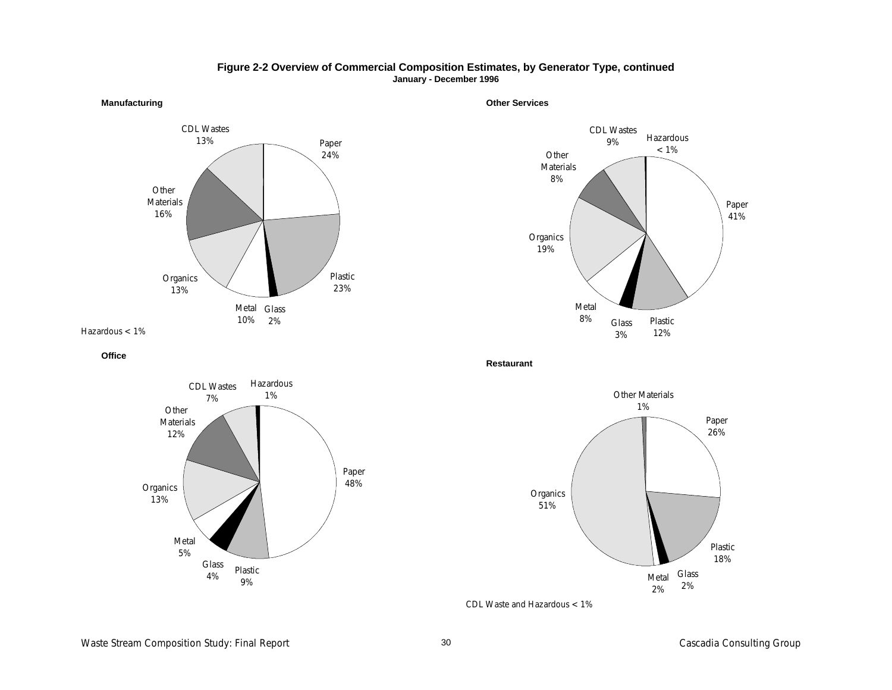**Figure 2-2 Overview of Commercial Composition Estimates, by Generator Type, continued**
**January - December 1996**

**Manufacturing**

CDL Wastes 13%
Paper 24%
Other Materials 16%
Organics 13%
Plastic 23%
Metal 10%
Glass 2%

Hazardous < 1%

**Other Services**

CDL Wastes 9%
Hazardous < 1%
Other Materials 8%
Paper 41%
Organics 19%
Metal 8%
Glass 3%
Plastic 12%

**Office**

CDL Wastes 7%
Hazardous 1%
Other Materials 12%
Paper 48%
Organics 13%
Metal 5%
Glass 4%
Plastic 9%

**Restaurant**

Other Materials 1%
Paper 26%
Organics 51%
Plastic 18%
Metal 2%
Glass 2%

CDL Waste and Hazardous < 1%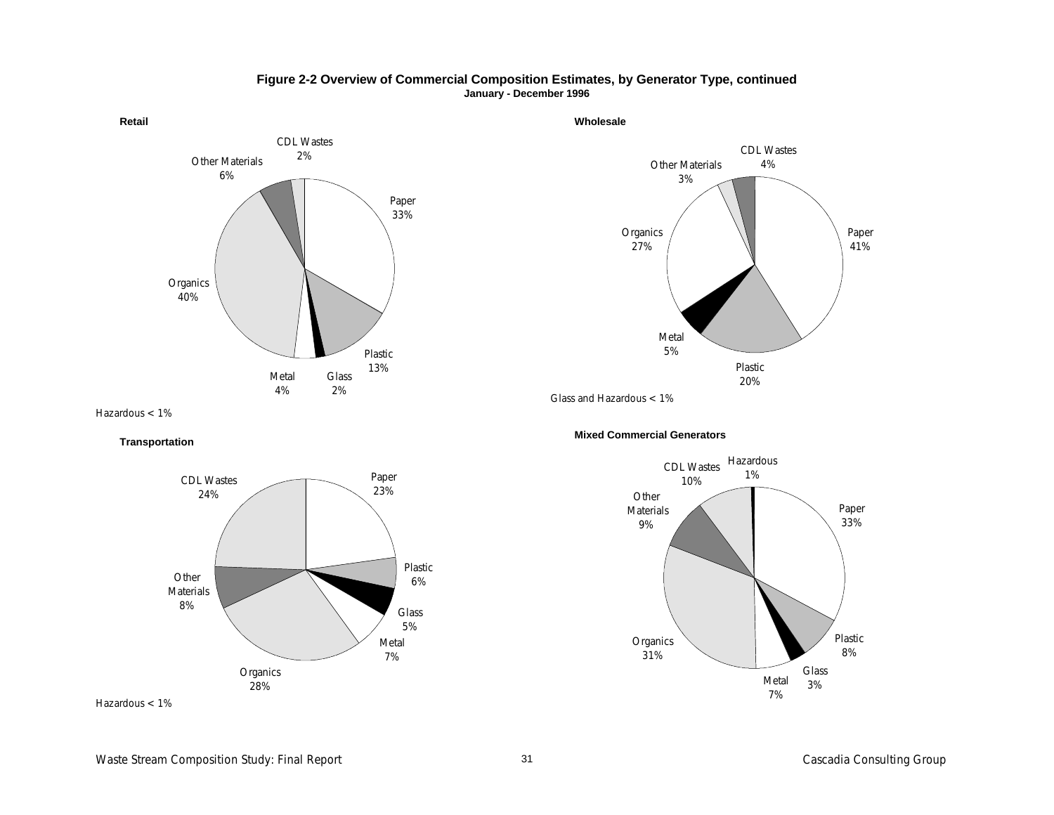**Figure 2-2 Overview of Commercial Composition Estimates, by Generator Type, continued**
**January - December 1996**

**Retail**

CDL Wastes 2%
Other Materials 6%
Paper 33%
Organics 40%
Plastic 13%
Metal 4%
Glass 2%

Hazardous < 1%

**Wholesale**

CDL Wastes 4%
Other Materials 3%
Organics 27%
Paper 41%
Metal 5%
Plastic 20%

Glass and Hazardous < 1%

**Transportation**

CDL Wastes 24%
Paper 23%
Plastic 6%
Other Materials 8%
Glass 5%
Metal 7%
Organics 28%

Hazardous < 1%

**Mixed Commercial Generators**

CDL Wastes 10%
Hazardous 1%
Other Materials 9%
Paper 33%
Organics 31%
Plastic 8%
Glass 3%
Metal 7%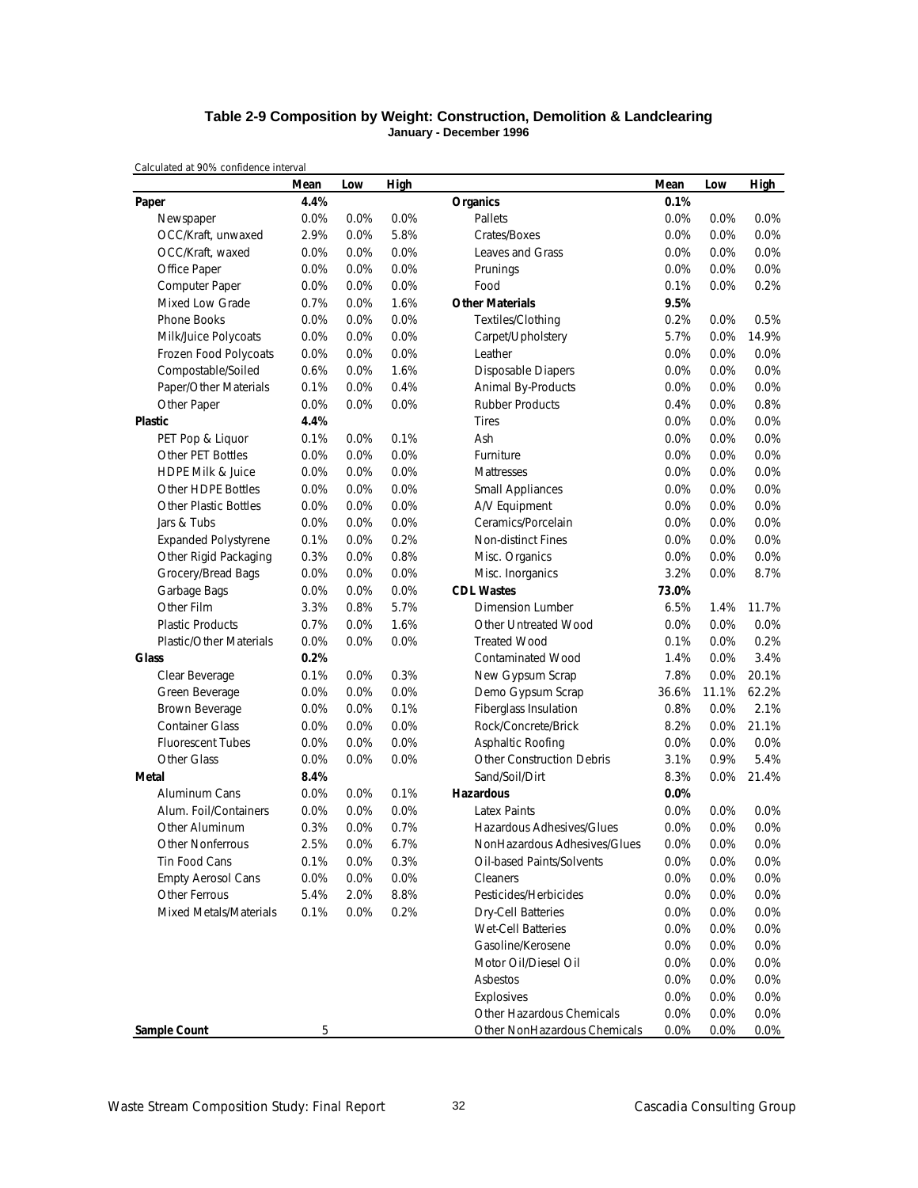**Table 2-9 Composition by Weight: Construction, Demolition & Landclearing**
**January - December 1996**

Calculated at 90% confidence interval

| | Mean | Low | High | | Mean | Low | High |
|---|---|---|---|---|---|---|---|
| **Paper** | **4.4%** | | | **Organics** | **0.1%** | | |
| Newspaper | 0.0% | 0.0% | 0.0% | Pallets | 0.0% | 0.0% | 0.0% |
| OCC/Kraft, unwaxed | 2.9% | 0.0% | 5.8% | Crates/Boxes | 0.0% | 0.0% | 0.0% |
| OCC/Kraft, waxed | 0.0% | 0.0% | 0.0% | Leaves and Grass | 0.0% | 0.0% | 0.0% |
| Office Paper | 0.0% | 0.0% | 0.0% | Prunings | 0.0% | 0.0% | 0.0% |
| Computer Paper | 0.0% | 0.0% | 0.0% | Food | 0.1% | 0.0% | 0.2% |
| Mixed Low Grade | 0.7% | 0.0% | 1.6% | **Other Materials** | **9.5%** | | |
| Phone Books | 0.0% | 0.0% | 0.0% | Textiles/Clothing | 0.2% | 0.0% | 0.5% |
| Milk/Juice Polycoats | 0.0% | 0.0% | 0.0% | Carpet/Upholstery | 5.7% | 0.0% | 14.9% |
| Frozen Food Polycoats | 0.0% | 0.0% | 0.0% | Leather | 0.0% | 0.0% | 0.0% |
| Compostable/Soiled | 0.6% | 0.0% | 1.6% | Disposable Diapers | 0.0% | 0.0% | 0.0% |
| Paper/Other Materials | 0.1% | 0.0% | 0.4% | Animal By-Products | 0.0% | 0.0% | 0.0% |
| Other Paper | 0.0% | 0.0% | 0.0% | Rubber Products | 0.4% | 0.0% | 0.8% |
| **Plastic** | **4.4%** | | | Tires | 0.0% | 0.0% | 0.0% |
| PET Pop & Liquor | 0.1% | 0.0% | 0.1% | Ash | 0.0% | 0.0% | 0.0% |
| Other PET Bottles | 0.0% | 0.0% | 0.0% | Furniture | 0.0% | 0.0% | 0.0% |
| HDPE Milk & Juice | 0.0% | 0.0% | 0.0% | Mattresses | 0.0% | 0.0% | 0.0% |
| Other HDPE Bottles | 0.0% | 0.0% | 0.0% | Small Appliances | 0.0% | 0.0% | 0.0% |
| Other Plastic Bottles | 0.0% | 0.0% | 0.0% | A/V Equipment | 0.0% | 0.0% | 0.0% |
| Jars & Tubs | 0.0% | 0.0% | 0.0% | Ceramics/Porcelain | 0.0% | 0.0% | 0.0% |
| Expanded Polystyrene | 0.1% | 0.0% | 0.2% | Non-distinct Fines | 0.0% | 0.0% | 0.0% |
| Other Rigid Packaging | 0.3% | 0.0% | 0.8% | Misc. Organics | 0.0% | 0.0% | 0.0% |
| Grocery/Bread Bags | 0.0% | 0.0% | 0.0% | Misc. Inorganics | 3.2% | 0.0% | 8.7% |
| Garbage Bags | 0.0% | 0.0% | 0.0% | **CDL Wastes** | **73.0%** | | |
| Other Film | 3.3% | 0.8% | 5.7% | Dimension Lumber | 6.5% | 1.4% | 11.7% |
| Plastic Products | 0.7% | 0.0% | 1.6% | Other Untreated Wood | 0.0% | 0.0% | 0.0% |
| Plastic/Other Materials | 0.0% | 0.0% | 0.0% | Treated Wood | 0.1% | 0.0% | 0.2% |
| **Glass** | **0.2%** | | | Contaminated Wood | 1.4% | 0.0% | 3.4% |
| Clear Beverage | 0.1% | 0.0% | 0.3% | New Gypsum Scrap | 7.8% | 0.0% | 20.1% |
| Green Beverage | 0.0% | 0.0% | 0.0% | Demo Gypsum Scrap | 36.6% | 11.1% | 62.2% |
| Brown Beverage | 0.0% | 0.0% | 0.1% | Fiberglass Insulation | 0.8% | 0.0% | 2.1% |
| Container Glass | 0.0% | 0.0% | 0.0% | Rock/Concrete/Brick | 8.2% | 0.0% | 21.1% |
| Fluorescent Tubes | 0.0% | 0.0% | 0.0% | Asphaltic Roofing | 0.0% | 0.0% | 0.0% |
| Other Glass | 0.0% | 0.0% | 0.0% | Other Construction Debris | 3.1% | 0.9% | 5.4% |
| **Metal** | **8.4%** | | | Sand/Soil/Dirt | 8.3% | 0.0% | 21.4% |
| Aluminum Cans | 0.0% | 0.0% | 0.1% | **Hazardous** | **0.0%** | | |
| Alum. Foil/Containers | 0.0% | 0.0% | 0.0% | Latex Paints | 0.0% | 0.0% | 0.0% |
| Other Aluminum | 0.3% | 0.0% | 0.7% | Hazardous Adhesives/Glues | 0.0% | 0.0% | 0.0% |
| Other Nonferrous | 2.5% | 0.0% | 6.7% | NonHazardous Adhesives/Glues | 0.0% | 0.0% | 0.0% |
| Tin Food Cans | 0.1% | 0.0% | 0.3% | Oil-based Paints/Solvents | 0.0% | 0.0% | 0.0% |
| Empty Aerosol Cans | 0.0% | 0.0% | 0.0% | Cleaners | 0.0% | 0.0% | 0.0% |
| Other Ferrous | 5.4% | 2.0% | 8.8% | Pesticides/Herbicides | 0.0% | 0.0% | 0.0% |
| Mixed Metals/Materials | 0.1% | 0.0% | 0.2% | Dry-Cell Batteries | 0.0% | 0.0% | 0.0% |
| | | | | Wet-Cell Batteries | 0.0% | 0.0% | 0.0% |
| | | | | Gasoline/Kerosene | 0.0% | 0.0% | 0.0% |
| | | | | Motor Oil/Diesel Oil | 0.0% | 0.0% | 0.0% |
| | | | | Asbestos | 0.0% | 0.0% | 0.0% |
| | | | | Explosives | 0.0% | 0.0% | 0.0% |
| | | | | Other Hazardous Chemicals | 0.0% | 0.0% | 0.0% |
| **Sample Count** | 5 | | | Other NonHazardous Chemicals | 0.0% | 0.0% | 0.0% |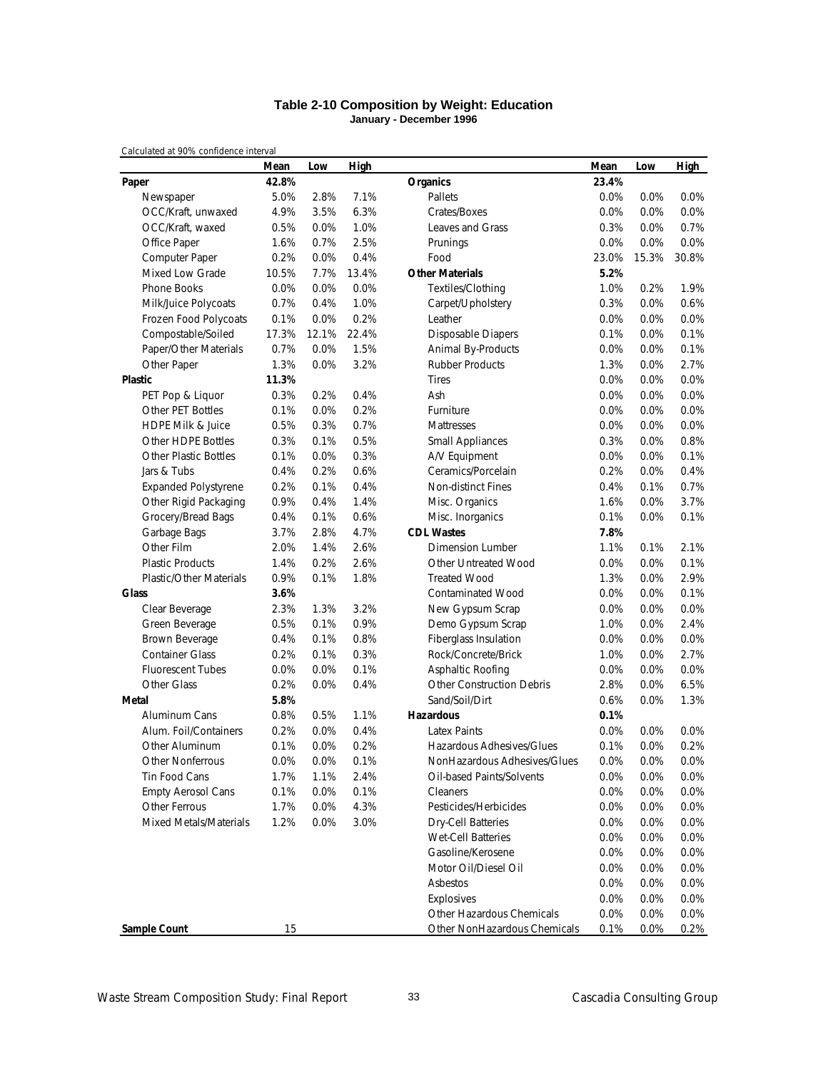**Table 2-10 Composition by Weight: Education**
**January - December 1996**

Calculated at 90% confidence interval

| | Mean | Low | High | | Mean | Low | High |
|---|---|---|---|---|---|---|---|
| **Paper** | **42.8%** | | | **Organics** | **23.4%** | | |
| Newspaper | 5.0% | 2.8% | 7.1% | Pallets | 0.0% | 0.0% | 0.0% |
| OCC/Kraft, unwaxed | 4.9% | 3.5% | 6.3% | Crates/Boxes | 0.0% | 0.0% | 0.0% |
| OCC/Kraft, waxed | 0.5% | 0.0% | 1.0% | Leaves and Grass | 0.3% | 0.0% | 0.7% |
| Office Paper | 1.6% | 0.7% | 2.5% | Prunings | 0.0% | 0.0% | 0.0% |
| Computer Paper | 0.2% | 0.0% | 0.4% | Food | 23.0% | 15.3% | 30.8% |
| Mixed Low Grade | 10.5% | 7.7% | 13.4% | **Other Materials** | **5.2%** | | |
| Phone Books | 0.0% | 0.0% | 0.0% | Textiles/Clothing | 1.0% | 0.2% | 1.9% |
| Milk/Juice Polycoats | 0.7% | 0.4% | 1.0% | Carpet/Upholstery | 0.3% | 0.0% | 0.6% |
| Frozen Food Polycoats | 0.1% | 0.0% | 0.2% | Leather | 0.0% | 0.0% | 0.0% |
| Compostable/Soiled | 17.3% | 12.1% | 22.4% | Disposable Diapers | 0.1% | 0.0% | 0.1% |
| Paper/Other Materials | 0.7% | 0.0% | 1.5% | Animal By-Products | 0.0% | 0.0% | 0.1% |
| Other Paper | 1.3% | 0.0% | 3.2% | Rubber Products | 1.3% | 0.0% | 2.7% |
| **Plastic** | **11.3%** | | | Tires | 0.0% | 0.0% | 0.0% |
| PET Pop & Liquor | 0.3% | 0.2% | 0.4% | Ash | 0.0% | 0.0% | 0.0% |
| Other PET Bottles | 0.1% | 0.0% | 0.2% | Furniture | 0.0% | 0.0% | 0.0% |
| HDPE Milk & Juice | 0.5% | 0.3% | 0.7% | Mattresses | 0.0% | 0.0% | 0.0% |
| Other HDPE Bottles | 0.3% | 0.1% | 0.5% | Small Appliances | 0.3% | 0.0% | 0.8% |
| Other Plastic Bottles | 0.1% | 0.0% | 0.3% | A/V Equipment | 0.0% | 0.0% | 0.1% |
| Jars & Tubs | 0.4% | 0.2% | 0.6% | Ceramics/Porcelain | 0.2% | 0.0% | 0.4% |
| Expanded Polystyrene | 0.2% | 0.1% | 0.4% | Non-distinct Fines | 0.4% | 0.1% | 0.7% |
| Other Rigid Packaging | 0.9% | 0.4% | 1.4% | Misc. Organics | 1.6% | 0.0% | 3.7% |
| Grocery/Bread Bags | 0.4% | 0.1% | 0.6% | Misc. Inorganics | 0.1% | 0.0% | 0.1% |
| Garbage Bags | 3.7% | 2.8% | 4.7% | **CDL Wastes** | **7.8%** | | |
| Other Film | 2.0% | 1.4% | 2.6% | Dimension Lumber | 1.1% | 0.1% | 2.1% |
| Plastic Products | 1.4% | 0.2% | 2.6% | Other Untreated Wood | 0.0% | 0.0% | 0.1% |
| Plastic/Other Materials | 0.9% | 0.1% | 1.8% | Treated Wood | 1.3% | 0.0% | 2.9% |
| **Glass** | **3.6%** | | | Contaminated Wood | 0.0% | 0.0% | 0.1% |
| Clear Beverage | 2.3% | 1.3% | 3.2% | New Gypsum Scrap | 0.0% | 0.0% | 0.0% |
| Green Beverage | 0.5% | 0.1% | 0.9% | Demo Gypsum Scrap | 1.0% | 0.0% | 2.4% |
| Brown Beverage | 0.4% | 0.1% | 0.8% | Fiberglass Insulation | 0.0% | 0.0% | 0.0% |
| Container Glass | 0.2% | 0.1% | 0.3% | Rock/Concrete/Brick | 1.0% | 0.0% | 2.7% |
| Fluorescent Tubes | 0.0% | 0.0% | 0.1% | Asphaltic Roofing | 0.0% | 0.0% | 0.0% |
| Other Glass | 0.2% | 0.0% | 0.4% | Other Construction Debris | 2.8% | 0.0% | 6.5% |
| **Metal** | **5.8%** | | | Sand/Soil/Dirt | 0.6% | 0.0% | 1.3% |
| Aluminum Cans | 0.8% | 0.5% | 1.1% | **Hazardous** | **0.1%** | | |
| Alum. Foil/Containers | 0.2% | 0.0% | 0.4% | Latex Paints | 0.0% | 0.0% | 0.0% |
| Other Aluminum | 0.1% | 0.0% | 0.2% | Hazardous Adhesives/Glues | 0.1% | 0.0% | 0.2% |
| Other Nonferrous | 0.0% | 0.0% | 0.1% | NonHazardous Adhesives/Glues | 0.0% | 0.0% | 0.0% |
| Tin Food Cans | 1.7% | 1.1% | 2.4% | Oil-based Paints/Solvents | 0.0% | 0.0% | 0.0% |
| Empty Aerosol Cans | 0.1% | 0.0% | 0.1% | Cleaners | 0.0% | 0.0% | 0.0% |
| Other Ferrous | 1.7% | 0.0% | 4.3% | Pesticides/Herbicides | 0.0% | 0.0% | 0.0% |
| Mixed Metals/Materials | 1.2% | 0.0% | 3.0% | Dry-Cell Batteries | 0.0% | 0.0% | 0.0% |
| | | | | Wet-Cell Batteries | 0.0% | 0.0% | 0.0% |
| | | | | Gasoline/Kerosene | 0.0% | 0.0% | 0.0% |
| | | | | Motor Oil/Diesel Oil | 0.0% | 0.0% | 0.0% |
| | | | | Asbestos | 0.0% | 0.0% | 0.0% |
| | | | | Explosives | 0.0% | 0.0% | 0.0% |
| | | | | Other Hazardous Chemicals | 0.0% | 0.0% | 0.0% |
| **Sample Count** | 15 | | | Other NonHazardous Chemicals | 0.1% | 0.0% | 0.2% |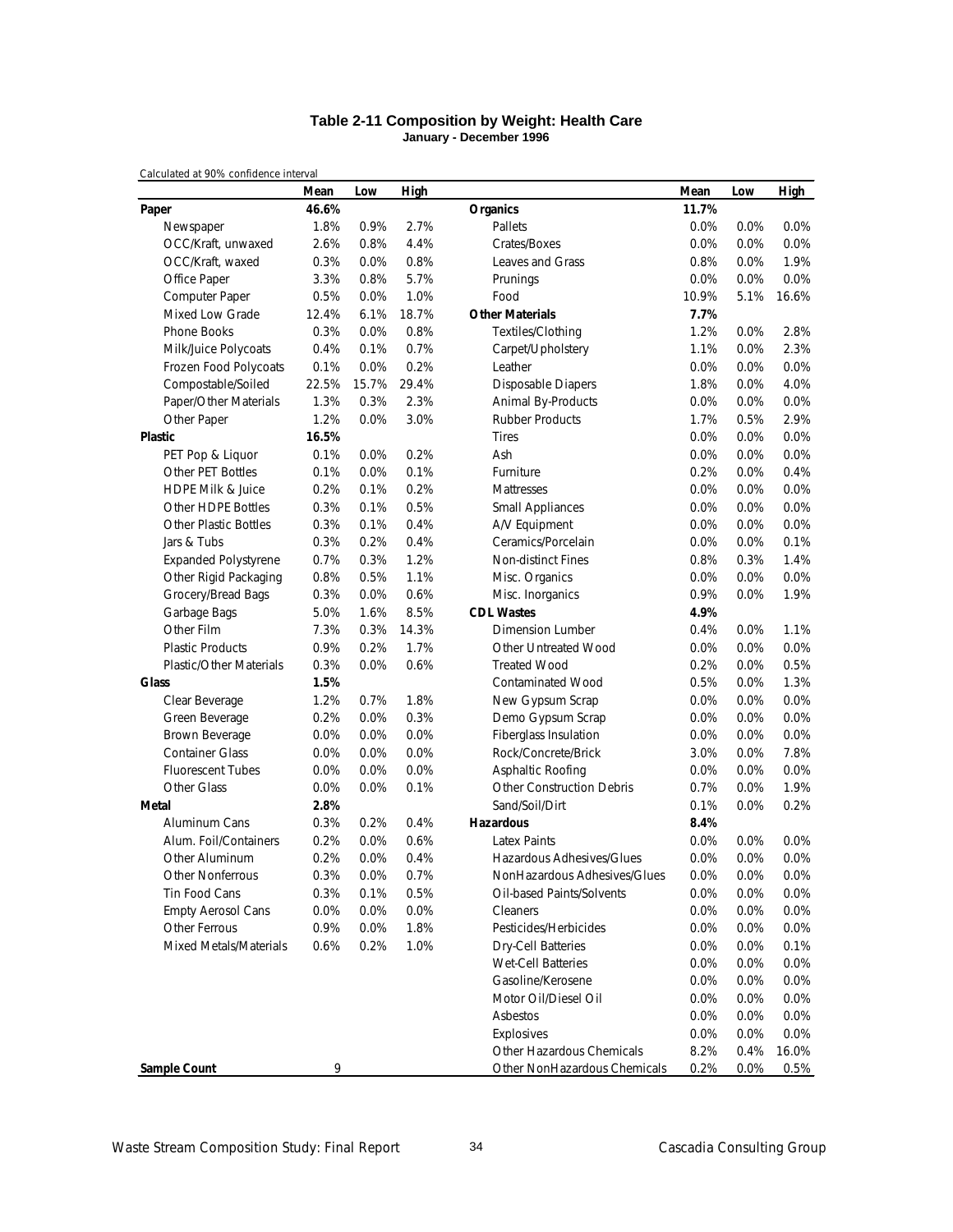**Table 2-11 Composition by Weight: Health Care**
**January - December 1996**

Calculated at 90% confidence interval

| | Mean | Low | High | | Mean | Low | High |
|---|---|---|---|---|---|---|---|
| **Paper** | **46.6%** | | | **Organics** | **11.7%** | | |
| Newspaper | 1.8% | 0.9% | 2.7% | Pallets | 0.0% | 0.0% | 0.0% |
| OCC/Kraft, unwaxed | 2.6% | 0.8% | 4.4% | Crates/Boxes | 0.0% | 0.0% | 0.0% |
| OCC/Kraft, waxed | 0.3% | 0.0% | 0.8% | Leaves and Grass | 0.8% | 0.0% | 1.9% |
| Office Paper | 3.3% | 0.8% | 5.7% | Prunings | 0.0% | 0.0% | 0.0% |
| Computer Paper | 0.5% | 0.0% | 1.0% | Food | 10.9% | 5.1% | 16.6% |
| Mixed Low Grade | 12.4% | 6.1% | 18.7% | **Other Materials** | **7.7%** | | |
| Phone Books | 0.3% | 0.0% | 0.8% | Textiles/Clothing | 1.2% | 0.0% | 2.8% |
| Milk/Juice Polycoats | 0.4% | 0.1% | 0.7% | Carpet/Upholstery | 1.1% | 0.0% | 2.3% |
| Frozen Food Polycoats | 0.1% | 0.0% | 0.2% | Leather | 0.0% | 0.0% | 0.0% |
| Compostable/Soiled | 22.5% | 15.7% | 29.4% | Disposable Diapers | 1.8% | 0.0% | 4.0% |
| Paper/Other Materials | 1.3% | 0.3% | 2.3% | Animal By-Products | 0.0% | 0.0% | 0.0% |
| Other Paper | 1.2% | 0.0% | 3.0% | Rubber Products | 1.7% | 0.5% | 2.9% |
| **Plastic** | **16.5%** | | | Tires | 0.0% | 0.0% | 0.0% |
| PET Pop & Liquor | 0.1% | 0.0% | 0.2% | Ash | 0.0% | 0.0% | 0.0% |
| Other PET Bottles | 0.1% | 0.0% | 0.1% | Furniture | 0.2% | 0.0% | 0.4% |
| HDPE Milk & Juice | 0.2% | 0.1% | 0.2% | Mattresses | 0.0% | 0.0% | 0.0% |
| Other HDPE Bottles | 0.3% | 0.1% | 0.5% | Small Appliances | 0.0% | 0.0% | 0.0% |
| Other Plastic Bottles | 0.3% | 0.1% | 0.4% | A/V Equipment | 0.0% | 0.0% | 0.0% |
| Jars & Tubs | 0.3% | 0.2% | 0.4% | Ceramics/Porcelain | 0.0% | 0.0% | 0.1% |
| Expanded Polystyrene | 0.7% | 0.3% | 1.2% | Non-distinct Fines | 0.8% | 0.3% | 1.4% |
| Other Rigid Packaging | 0.8% | 0.5% | 1.1% | Misc. Organics | 0.0% | 0.0% | 0.0% |
| Grocery/Bread Bags | 0.3% | 0.0% | 0.6% | Misc. Inorganics | 0.9% | 0.0% | 1.9% |
| Garbage Bags | 5.0% | 1.6% | 8.5% | **CDL Wastes** | **4.9%** | | |
| Other Film | 7.3% | 0.3% | 14.3% | Dimension Lumber | 0.4% | 0.0% | 1.1% |
| Plastic Products | 0.9% | 0.2% | 1.7% | Other Untreated Wood | 0.0% | 0.0% | 0.0% |
| Plastic/Other Materials | 0.3% | 0.0% | 0.6% | Treated Wood | 0.2% | 0.0% | 0.5% |
| **Glass** | **1.5%** | | | Contaminated Wood | 0.5% | 0.0% | 1.3% |
| Clear Beverage | 1.2% | 0.7% | 1.8% | New Gypsum Scrap | 0.0% | 0.0% | 0.0% |
| Green Beverage | 0.2% | 0.0% | 0.3% | Demo Gypsum Scrap | 0.0% | 0.0% | 0.0% |
| Brown Beverage | 0.0% | 0.0% | 0.0% | Fiberglass Insulation | 0.0% | 0.0% | 0.0% |
| Container Glass | 0.0% | 0.0% | 0.0% | Rock/Concrete/Brick | 3.0% | 0.0% | 7.8% |
| Fluorescent Tubes | 0.0% | 0.0% | 0.0% | Asphaltic Roofing | 0.0% | 0.0% | 0.0% |
| Other Glass | 0.0% | 0.0% | 0.1% | Other Construction Debris | 0.7% | 0.0% | 1.9% |
| **Metal** | **2.8%** | | | Sand/Soil/Dirt | 0.1% | 0.0% | 0.2% |
| Aluminum Cans | 0.3% | 0.2% | 0.4% | **Hazardous** | **8.4%** | | |
| Alum. Foil/Containers | 0.2% | 0.0% | 0.6% | Latex Paints | 0.0% | 0.0% | 0.0% |
| Other Aluminum | 0.2% | 0.0% | 0.4% | Hazardous Adhesives/Glues | 0.0% | 0.0% | 0.0% |
| Other Nonferrous | 0.3% | 0.0% | 0.7% | NonHazardous Adhesives/Glues | 0.0% | 0.0% | 0.0% |
| Tin Food Cans | 0.3% | 0.1% | 0.5% | Oil-based Paints/Solvents | 0.0% | 0.0% | 0.0% |
| Empty Aerosol Cans | 0.0% | 0.0% | 0.0% | Cleaners | 0.0% | 0.0% | 0.0% |
| Other Ferrous | 0.9% | 0.0% | 1.8% | Pesticides/Herbicides | 0.0% | 0.0% | 0.0% |
| Mixed Metals/Materials | 0.6% | 0.2% | 1.0% | Dry-Cell Batteries | 0.0% | 0.0% | 0.1% |
| | | | | Wet-Cell Batteries | 0.0% | 0.0% | 0.0% |
| | | | | Gasoline/Kerosene | 0.0% | 0.0% | 0.0% |
| | | | | Motor Oil/Diesel Oil | 0.0% | 0.0% | 0.0% |
| | | | | Asbestos | 0.0% | 0.0% | 0.0% |
| | | | | Explosives | 0.0% | 0.0% | 0.0% |
| | | | | Other Hazardous Chemicals | 8.2% | 0.4% | 16.0% |
| **Sample Count** | 9 | | | Other NonHazardous Chemicals | 0.2% | 0.0% | 0.5% |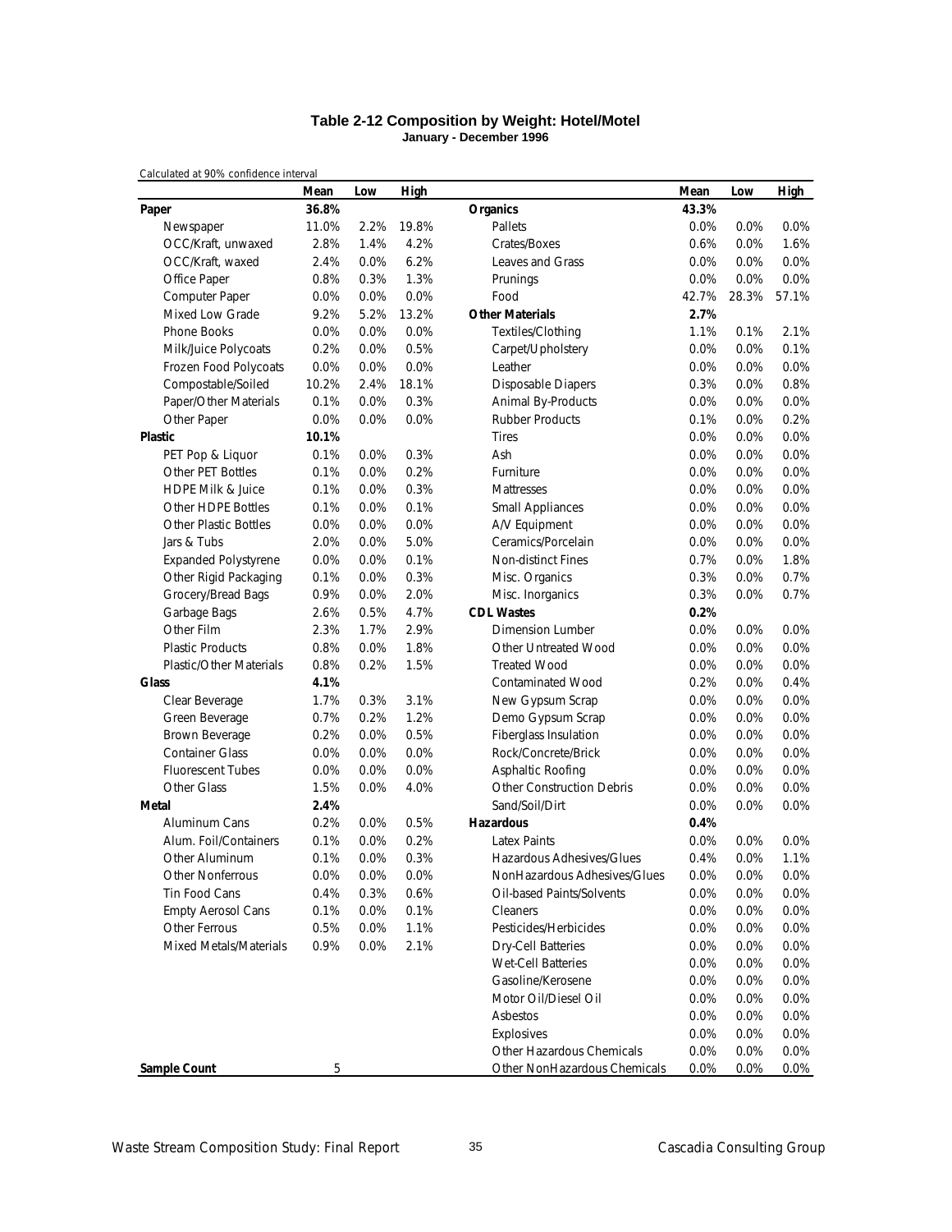## Table 2-12 Composition by Weight: Hotel/Motel

**January - December 1996**

Calculated at 90% confidence interval

| | Mean | Low | High | | Mean | Low | High |
|---|---|---|---|---|---|---|---|
| **Paper** | **36.8%** | | | **Organics** | **43.3%** | | |
| Newspaper | 11.0% | 2.2% | 19.8% | Pallets | 0.0% | 0.0% | 0.0% |
| OCC/Kraft, unwaxed | 2.8% | 1.4% | 4.2% | Crates/Boxes | 0.6% | 0.0% | 1.6% |
| OCC/Kraft, waxed | 2.4% | 0.0% | 6.2% | Leaves and Grass | 0.0% | 0.0% | 0.0% |
| Office Paper | 0.8% | 0.3% | 1.3% | Prunings | 0.0% | 0.0% | 0.0% |
| Computer Paper | 0.0% | 0.0% | 0.0% | Food | 42.7% | 28.3% | 57.1% |
| Mixed Low Grade | 9.2% | 5.2% | 13.2% | **Other Materials** | **2.7%** | | |
| Phone Books | 0.0% | 0.0% | 0.0% | Textiles/Clothing | 1.1% | 0.1% | 2.1% |
| Milk/Juice Polycoats | 0.2% | 0.0% | 0.5% | Carpet/Upholstery | 0.0% | 0.0% | 0.1% |
| Frozen Food Polycoats | 0.0% | 0.0% | 0.0% | Leather | 0.0% | 0.0% | 0.0% |
| Compostable/Soiled | 10.2% | 2.4% | 18.1% | Disposable Diapers | 0.3% | 0.0% | 0.8% |
| Paper/Other Materials | 0.1% | 0.0% | 0.3% | Animal By-Products | 0.0% | 0.0% | 0.0% |
| Other Paper | 0.0% | 0.0% | 0.0% | Rubber Products | 0.1% | 0.0% | 0.2% |
| **Plastic** | **10.1%** | | | Tires | 0.0% | 0.0% | 0.0% |
| PET Pop & Liquor | 0.1% | 0.0% | 0.3% | Ash | 0.0% | 0.0% | 0.0% |
| Other PET Bottles | 0.1% | 0.0% | 0.2% | Furniture | 0.0% | 0.0% | 0.0% |
| HDPE Milk & Juice | 0.1% | 0.0% | 0.3% | Mattresses | 0.0% | 0.0% | 0.0% |
| Other HDPE Bottles | 0.1% | 0.0% | 0.1% | Small Appliances | 0.0% | 0.0% | 0.0% |
| Other Plastic Bottles | 0.0% | 0.0% | 0.0% | A/V Equipment | 0.0% | 0.0% | 0.0% |
| Jars & Tubs | 2.0% | 0.0% | 5.0% | Ceramics/Porcelain | 0.0% | 0.0% | 0.0% |
| Expanded Polystyrene | 0.0% | 0.0% | 0.1% | Non-distinct Fines | 0.7% | 0.0% | 1.8% |
| Other Rigid Packaging | 0.1% | 0.0% | 0.3% | Misc. Organics | 0.3% | 0.0% | 0.7% |
| Grocery/Bread Bags | 0.9% | 0.0% | 2.0% | Misc. Inorganics | 0.3% | 0.0% | 0.7% |
| Garbage Bags | 2.6% | 0.5% | 4.7% | **CDL Wastes** | **0.2%** | | |
| Other Film | 2.3% | 1.7% | 2.9% | Dimension Lumber | 0.0% | 0.0% | 0.0% |
| Plastic Products | 0.8% | 0.0% | 1.8% | Other Untreated Wood | 0.0% | 0.0% | 0.0% |
| Plastic/Other Materials | 0.8% | 0.2% | 1.5% | Treated Wood | 0.0% | 0.0% | 0.0% |
| **Glass** | **4.1%** | | | Contaminated Wood | 0.2% | 0.0% | 0.4% |
| Clear Beverage | 1.7% | 0.3% | 3.1% | New Gypsum Scrap | 0.0% | 0.0% | 0.0% |
| Green Beverage | 0.7% | 0.2% | 1.2% | Demo Gypsum Scrap | 0.0% | 0.0% | 0.0% |
| Brown Beverage | 0.2% | 0.0% | 0.5% | Fiberglass Insulation | 0.0% | 0.0% | 0.0% |
| Container Glass | 0.0% | 0.0% | 0.0% | Rock/Concrete/Brick | 0.0% | 0.0% | 0.0% |
| Fluorescent Tubes | 0.0% | 0.0% | 0.0% | Asphaltic Roofing | 0.0% | 0.0% | 0.0% |
| Other Glass | 1.5% | 0.0% | 4.0% | Other Construction Debris | 0.0% | 0.0% | 0.0% |
| **Metal** | **2.4%** | | | Sand/Soil/Dirt | 0.0% | 0.0% | 0.0% |
| Aluminum Cans | 0.2% | 0.0% | 0.5% | **Hazardous** | **0.4%** | | |
| Alum. Foil/Containers | 0.1% | 0.0% | 0.2% | Latex Paints | 0.0% | 0.0% | 0.0% |
| Other Aluminum | 0.1% | 0.0% | 0.3% | Hazardous Adhesives/Glues | 0.4% | 0.0% | 1.1% |
| Other Nonferrous | 0.0% | 0.0% | 0.0% | NonHazardous Adhesives/Glues | 0.0% | 0.0% | 0.0% |
| Tin Food Cans | 0.4% | 0.3% | 0.6% | Oil-based Paints/Solvents | 0.0% | 0.0% | 0.0% |
| Empty Aerosol Cans | 0.1% | 0.0% | 0.1% | Cleaners | 0.0% | 0.0% | 0.0% |
| Other Ferrous | 0.5% | 0.0% | 1.1% | Pesticides/Herbicides | 0.0% | 0.0% | 0.0% |
| Mixed Metals/Materials | 0.9% | 0.0% | 2.1% | Dry-Cell Batteries | 0.0% | 0.0% | 0.0% |
| | | | | Wet-Cell Batteries | 0.0% | 0.0% | 0.0% |
| | | | | Gasoline/Kerosene | 0.0% | 0.0% | 0.0% |
| | | | | Motor Oil/Diesel Oil | 0.0% | 0.0% | 0.0% |
| | | | | Asbestos | 0.0% | 0.0% | 0.0% |
| | | | | Explosives | 0.0% | 0.0% | 0.0% |
| | | | | Other Hazardous Chemicals | 0.0% | 0.0% | 0.0% |
| **Sample Count** | 5 | | | Other NonHazardous Chemicals | 0.0% | 0.0% | 0.0% |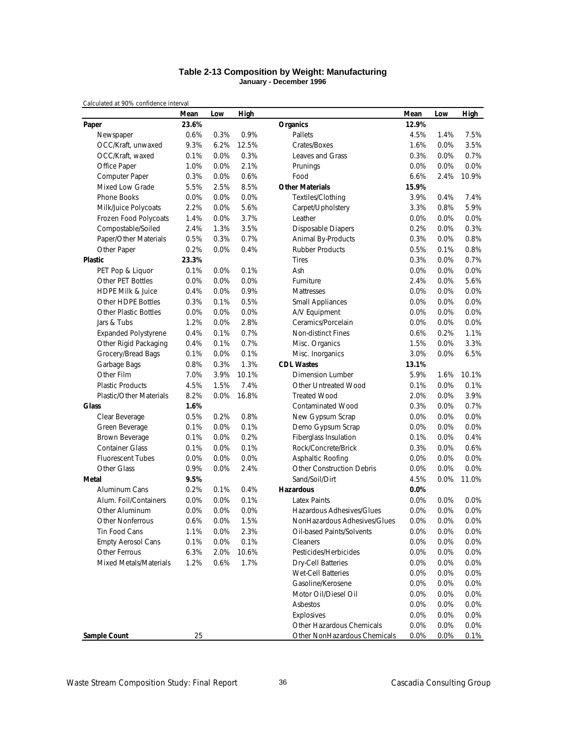# Table 2-13 Composition by Weight: Manufacturing

**January - December 1996**

Calculated at 90% confidence interval

| | Mean | Low | High | | Mean | Low | High |
|---|---|---|---|---|---|---|---|
| **Paper** | **23.6%** | | | **Organics** | **12.9%** | | |
| Newspaper | 0.6% | 0.3% | 0.9% | Pallets | 4.5% | 1.4% | 7.5% |
| OCC/Kraft, unwaxed | 9.3% | 6.2% | 12.5% | Crates/Boxes | 1.6% | 0.0% | 3.5% |
| OCC/Kraft, waxed | 0.1% | 0.0% | 0.3% | Leaves and Grass | 0.3% | 0.0% | 0.7% |
| Office Paper | 1.0% | 0.0% | 2.1% | Prunings | 0.0% | 0.0% | 0.0% |
| Computer Paper | 0.3% | 0.0% | 0.6% | Food | 6.6% | 2.4% | 10.9% |
| Mixed Low Grade | 5.5% | 2.5% | 8.5% | **Other Materials** | **15.9%** | | |
| Phone Books | 0.0% | 0.0% | 0.0% | Textiles/Clothing | 3.9% | 0.4% | 7.4% |
| Milk/Juice Polycoats | 2.2% | 0.0% | 5.6% | Carpet/Upholstery | 3.3% | 0.8% | 5.9% |
| Frozen Food Polycoats | 1.4% | 0.0% | 3.7% | Leather | 0.0% | 0.0% | 0.0% |
| Compostable/Soiled | 2.4% | 1.3% | 3.5% | Disposable Diapers | 0.2% | 0.0% | 0.3% |
| Paper/Other Materials | 0.5% | 0.3% | 0.7% | Animal By-Products | 0.3% | 0.0% | 0.8% |
| Other Paper | 0.2% | 0.0% | 0.4% | Rubber Products | 0.5% | 0.1% | 0.8% |
| **Plastic** | **23.3%** | | | Tires | 0.3% | 0.0% | 0.7% |
| PET Pop & Liquor | 0.1% | 0.0% | 0.1% | Ash | 0.0% | 0.0% | 0.0% |
| Other PET Bottles | 0.0% | 0.0% | 0.0% | Furniture | 2.4% | 0.0% | 5.6% |
| HDPE Milk & Juice | 0.4% | 0.0% | 0.9% | Mattresses | 0.0% | 0.0% | 0.0% |
| Other HDPE Bottles | 0.3% | 0.1% | 0.5% | Small Appliances | 0.0% | 0.0% | 0.0% |
| Other Plastic Bottles | 0.0% | 0.0% | 0.0% | A/V Equipment | 0.0% | 0.0% | 0.0% |
| Jars & Tubs | 1.2% | 0.0% | 2.8% | Ceramics/Porcelain | 0.0% | 0.0% | 0.0% |
| Expanded Polystyrene | 0.4% | 0.1% | 0.7% | Non-distinct Fines | 0.6% | 0.2% | 1.1% |
| Other Rigid Packaging | 0.4% | 0.1% | 0.7% | Misc. Organics | 1.5% | 0.0% | 3.3% |
| Grocery/Bread Bags | 0.1% | 0.0% | 0.1% | Misc. Inorganics | 3.0% | 0.0% | 6.5% |
| Garbage Bags | 0.8% | 0.3% | 1.3% | **CDL Wastes** | **13.1%** | | |
| Other Film | 7.0% | 3.9% | 10.1% | Dimension Lumber | 5.9% | 1.6% | 10.1% |
| Plastic Products | 4.5% | 1.5% | 7.4% | Other Untreated Wood | 0.1% | 0.0% | 0.1% |
| Plastic/Other Materials | 8.2% | 0.0% | 16.8% | Treated Wood | 2.0% | 0.0% | 3.9% |
| **Glass** | **1.6%** | | | Contaminated Wood | 0.3% | 0.0% | 0.7% |
| Clear Beverage | 0.5% | 0.2% | 0.8% | New Gypsum Scrap | 0.0% | 0.0% | 0.0% |
| Green Beverage | 0.1% | 0.0% | 0.1% | Demo Gypsum Scrap | 0.0% | 0.0% | 0.0% |
| Brown Beverage | 0.1% | 0.0% | 0.2% | Fiberglass Insulation | 0.1% | 0.0% | 0.4% |
| Container Glass | 0.1% | 0.0% | 0.1% | Rock/Concrete/Brick | 0.3% | 0.0% | 0.6% |
| Fluorescent Tubes | 0.0% | 0.0% | 0.0% | Asphaltic Roofing | 0.0% | 0.0% | 0.0% |
| Other Glass | 0.9% | 0.0% | 2.4% | Other Construction Debris | 0.0% | 0.0% | 0.0% |
| **Metal** | **9.5%** | | | Sand/Soil/Dirt | 4.5% | 0.0% | 11.0% |
| Aluminum Cans | 0.2% | 0.1% | 0.4% | **Hazardous** | **0.0%** | | |
| Alum. Foil/Containers | 0.0% | 0.0% | 0.1% | Latex Paints | 0.0% | 0.0% | 0.0% |
| Other Aluminum | 0.0% | 0.0% | 0.0% | Hazardous Adhesives/Glues | 0.0% | 0.0% | 0.0% |
| Other Nonferrous | 0.6% | 0.0% | 1.5% | NonHazardous Adhesives/Glues | 0.0% | 0.0% | 0.0% |
| Tin Food Cans | 1.1% | 0.0% | 2.3% | Oil-based Paints/Solvents | 0.0% | 0.0% | 0.0% |
| Empty Aerosol Cans | 0.1% | 0.0% | 0.1% | Cleaners | 0.0% | 0.0% | 0.0% |
| Other Ferrous | 6.3% | 2.0% | 10.6% | Pesticides/Herbicides | 0.0% | 0.0% | 0.0% |
| Mixed Metals/Materials | 1.2% | 0.6% | 1.7% | Dry-Cell Batteries | 0.0% | 0.0% | 0.0% |
| | | | | Wet-Cell Batteries | 0.0% | 0.0% | 0.0% |
| | | | | Gasoline/Kerosene | 0.0% | 0.0% | 0.0% |
| | | | | Motor Oil/Diesel Oil | 0.0% | 0.0% | 0.0% |
| | | | | Asbestos | 0.0% | 0.0% | 0.0% |
| | | | | Explosives | 0.0% | 0.0% | 0.0% |
| | | | | Other Hazardous Chemicals | 0.0% | 0.0% | 0.0% |
| **Sample Count** | 25 | | | Other NonHazardous Chemicals | 0.0% | 0.0% | 0.1% |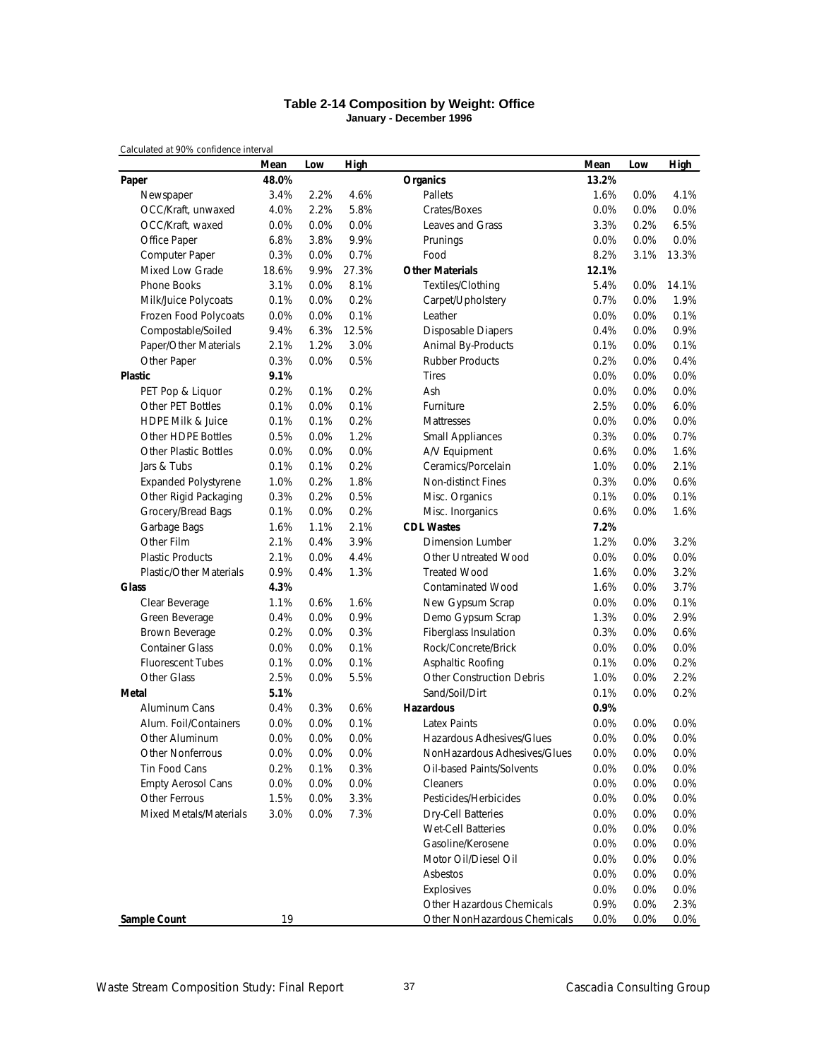### Table 2-14 Composition by Weight: Office
**January - December 1996**

Calculated at 90% confidence interval

| | Mean | Low | High | | Mean | Low | High |
|---|---|---|---|---|---|---|---|
| **Paper** | **48.0%** | | | **Organics** | **13.2%** | | |
| Newspaper | 3.4% | 2.2% | 4.6% | Pallets | 1.6% | 0.0% | 4.1% |
| OCC/Kraft, unwaxed | 4.0% | 2.2% | 5.8% | Crates/Boxes | 0.0% | 0.0% | 0.0% |
| OCC/Kraft, waxed | 0.0% | 0.0% | 0.0% | Leaves and Grass | 3.3% | 0.2% | 6.5% |
| Office Paper | 6.8% | 3.8% | 9.9% | Prunings | 0.0% | 0.0% | 0.0% |
| Computer Paper | 0.3% | 0.0% | 0.7% | Food | 8.2% | 3.1% | 13.3% |
| Mixed Low Grade | 18.6% | 9.9% | 27.3% | **Other Materials** | **12.1%** | | |
| Phone Books | 3.1% | 0.0% | 8.1% | Textiles/Clothing | 5.4% | 0.0% | 14.1% |
| Milk/Juice Polycoats | 0.1% | 0.0% | 0.2% | Carpet/Upholstery | 0.7% | 0.0% | 1.9% |
| Frozen Food Polycoats | 0.0% | 0.0% | 0.1% | Leather | 0.0% | 0.0% | 0.1% |
| Compostable/Soiled | 9.4% | 6.3% | 12.5% | Disposable Diapers | 0.4% | 0.0% | 0.9% |
| Paper/Other Materials | 2.1% | 1.2% | 3.0% | Animal By-Products | 0.1% | 0.0% | 0.1% |
| Other Paper | 0.3% | 0.0% | 0.5% | Rubber Products | 0.2% | 0.0% | 0.4% |
| **Plastic** | **9.1%** | | | Tires | 0.0% | 0.0% | 0.0% |
| PET Pop & Liquor | 0.2% | 0.1% | 0.2% | Ash | 0.0% | 0.0% | 0.0% |
| Other PET Bottles | 0.1% | 0.0% | 0.1% | Furniture | 2.5% | 0.0% | 6.0% |
| HDPE Milk & Juice | 0.1% | 0.1% | 0.2% | Mattresses | 0.0% | 0.0% | 0.0% |
| Other HDPE Bottles | 0.5% | 0.0% | 1.2% | Small Appliances | 0.3% | 0.0% | 0.7% |
| Other Plastic Bottles | 0.0% | 0.0% | 0.0% | A/V Equipment | 0.6% | 0.0% | 1.6% |
| Jars & Tubs | 0.1% | 0.1% | 0.2% | Ceramics/Porcelain | 1.0% | 0.0% | 2.1% |
| Expanded Polystyrene | 1.0% | 0.2% | 1.8% | Non-distinct Fines | 0.3% | 0.0% | 0.6% |
| Other Rigid Packaging | 0.3% | 0.2% | 0.5% | Misc. Organics | 0.1% | 0.0% | 0.1% |
| Grocery/Bread Bags | 0.1% | 0.0% | 0.2% | Misc. Inorganics | 0.6% | 0.0% | 1.6% |
| Garbage Bags | 1.6% | 1.1% | 2.1% | **CDL Wastes** | **7.2%** | | |
| Other Film | 2.1% | 0.4% | 3.9% | Dimension Lumber | 1.2% | 0.0% | 3.2% |
| Plastic Products | 2.1% | 0.0% | 4.4% | Other Untreated Wood | 0.0% | 0.0% | 0.0% |
| Plastic/Other Materials | 0.9% | 0.4% | 1.3% | Treated Wood | 1.6% | 0.0% | 3.2% |
| **Glass** | **4.3%** | | | Contaminated Wood | 1.6% | 0.0% | 3.7% |
| Clear Beverage | 1.1% | 0.6% | 1.6% | New Gypsum Scrap | 0.0% | 0.0% | 0.1% |
| Green Beverage | 0.4% | 0.0% | 0.9% | Demo Gypsum Scrap | 1.3% | 0.0% | 2.9% |
| Brown Beverage | 0.2% | 0.0% | 0.3% | Fiberglass Insulation | 0.3% | 0.0% | 0.6% |
| Container Glass | 0.0% | 0.0% | 0.1% | Rock/Concrete/Brick | 0.0% | 0.0% | 0.0% |
| Fluorescent Tubes | 0.1% | 0.0% | 0.1% | Asphaltic Roofing | 0.1% | 0.0% | 0.2% |
| Other Glass | 2.5% | 0.0% | 5.5% | Other Construction Debris | 1.0% | 0.0% | 2.2% |
| **Metal** | **5.1%** | | | Sand/Soil/Dirt | 0.1% | 0.0% | 0.2% |
| Aluminum Cans | 0.4% | 0.3% | 0.6% | **Hazardous** | **0.9%** | | |
| Alum. Foil/Containers | 0.0% | 0.0% | 0.1% | Latex Paints | 0.0% | 0.0% | 0.0% |
| Other Aluminum | 0.0% | 0.0% | 0.0% | Hazardous Adhesives/Glues | 0.0% | 0.0% | 0.0% |
| Other Nonferrous | 0.0% | 0.0% | 0.0% | NonHazardous Adhesives/Glues | 0.0% | 0.0% | 0.0% |
| Tin Food Cans | 0.2% | 0.1% | 0.3% | Oil-based Paints/Solvents | 0.0% | 0.0% | 0.0% |
| Empty Aerosol Cans | 0.0% | 0.0% | 0.0% | Cleaners | 0.0% | 0.0% | 0.0% |
| Other Ferrous | 1.5% | 0.0% | 3.3% | Pesticides/Herbicides | 0.0% | 0.0% | 0.0% |
| Mixed Metals/Materials | 3.0% | 0.0% | 7.3% | Dry-Cell Batteries | 0.0% | 0.0% | 0.0% |
| | | | | Wet-Cell Batteries | 0.0% | 0.0% | 0.0% |
| | | | | Gasoline/Kerosene | 0.0% | 0.0% | 0.0% |
| | | | | Motor Oil/Diesel Oil | 0.0% | 0.0% | 0.0% |
| | | | | Asbestos | 0.0% | 0.0% | 0.0% |
| | | | | Explosives | 0.0% | 0.0% | 0.0% |
| | | | | Other Hazardous Chemicals | 0.9% | 0.0% | 2.3% |
| **Sample Count** | 19 | | | Other NonHazardous Chemicals | 0.0% | 0.0% | 0.0% |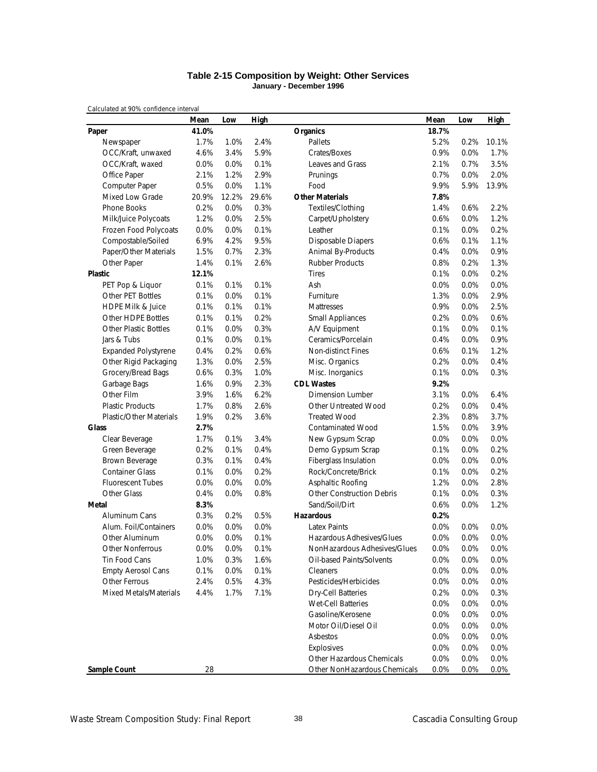# Table 2-15 Composition by Weight: Other Services

**January - December 1996**

Calculated at 90% confidence interval

| | Mean | Low | High | | Mean | Low | High |
|---|---|---|---|---|---|---|---|
| **Paper** | **41.0%** | | | **Organics** | **18.7%** | | |
| Newspaper | 1.7% | 1.0% | 2.4% | Pallets | 5.2% | 0.2% | 10.1% |
| OCC/Kraft, unwaxed | 4.6% | 3.4% | 5.9% | Crates/Boxes | 0.9% | 0.0% | 1.7% |
| OCC/Kraft, waxed | 0.0% | 0.0% | 0.1% | Leaves and Grass | 2.1% | 0.7% | 3.5% |
| Office Paper | 2.1% | 1.2% | 2.9% | Prunings | 0.7% | 0.0% | 2.0% |
| Computer Paper | 0.5% | 0.0% | 1.1% | Food | 9.9% | 5.9% | 13.9% |
| Mixed Low Grade | 20.9% | 12.2% | 29.6% | **Other Materials** | **7.8%** | | |
| Phone Books | 0.2% | 0.0% | 0.3% | Textiles/Clothing | 1.4% | 0.6% | 2.2% |
| Milk/Juice Polycoats | 1.2% | 0.0% | 2.5% | Carpet/Upholstery | 0.6% | 0.0% | 1.2% |
| Frozen Food Polycoats | 0.0% | 0.0% | 0.1% | Leather | 0.1% | 0.0% | 0.2% |
| Compostable/Soiled | 6.9% | 4.2% | 9.5% | Disposable Diapers | 0.6% | 0.1% | 1.1% |
| Paper/Other Materials | 1.5% | 0.7% | 2.3% | Animal By-Products | 0.4% | 0.0% | 0.9% |
| Other Paper | 1.4% | 0.1% | 2.6% | Rubber Products | 0.8% | 0.2% | 1.3% |
| **Plastic** | **12.1%** | | | Tires | 0.1% | 0.0% | 0.2% |
| PET Pop & Liquor | 0.1% | 0.1% | 0.1% | Ash | 0.0% | 0.0% | 0.0% |
| Other PET Bottles | 0.1% | 0.0% | 0.1% | Furniture | 1.3% | 0.0% | 2.9% |
| HDPE Milk & Juice | 0.1% | 0.1% | 0.1% | Mattresses | 0.9% | 0.0% | 2.5% |
| Other HDPE Bottles | 0.1% | 0.1% | 0.2% | Small Appliances | 0.2% | 0.0% | 0.6% |
| Other Plastic Bottles | 0.1% | 0.0% | 0.3% | A/V Equipment | 0.1% | 0.0% | 0.1% |
| Jars & Tubs | 0.1% | 0.0% | 0.1% | Ceramics/Porcelain | 0.4% | 0.0% | 0.9% |
| Expanded Polystyrene | 0.4% | 0.2% | 0.6% | Non-distinct Fines | 0.6% | 0.1% | 1.2% |
| Other Rigid Packaging | 1.3% | 0.0% | 2.5% | Misc. Organics | 0.2% | 0.0% | 0.4% |
| Grocery/Bread Bags | 0.6% | 0.3% | 1.0% | Misc. Inorganics | 0.1% | 0.0% | 0.3% |
| Garbage Bags | 1.6% | 0.9% | 2.3% | **CDL Wastes** | **9.2%** | | |
| Other Film | 3.9% | 1.6% | 6.2% | Dimension Lumber | 3.1% | 0.0% | 6.4% |
| Plastic Products | 1.7% | 0.8% | 2.6% | Other Untreated Wood | 0.2% | 0.0% | 0.4% |
| Plastic/Other Materials | 1.9% | 0.2% | 3.6% | Treated Wood | 2.3% | 0.8% | 3.7% |
| **Glass** | **2.7%** | | | Contaminated Wood | 1.5% | 0.0% | 3.9% |
| Clear Beverage | 1.7% | 0.1% | 3.4% | New Gypsum Scrap | 0.0% | 0.0% | 0.0% |
| Green Beverage | 0.2% | 0.1% | 0.4% | Demo Gypsum Scrap | 0.1% | 0.0% | 0.2% |
| Brown Beverage | 0.3% | 0.1% | 0.4% | Fiberglass Insulation | 0.0% | 0.0% | 0.0% |
| Container Glass | 0.1% | 0.0% | 0.2% | Rock/Concrete/Brick | 0.1% | 0.0% | 0.2% |
| Fluorescent Tubes | 0.0% | 0.0% | 0.0% | Asphaltic Roofing | 1.2% | 0.0% | 2.8% |
| Other Glass | 0.4% | 0.0% | 0.8% | Other Construction Debris | 0.1% | 0.0% | 0.3% |
| **Metal** | **8.3%** | | | Sand/Soil/Dirt | 0.6% | 0.0% | 1.2% |
| Aluminum Cans | 0.3% | 0.2% | 0.5% | **Hazardous** | **0.2%** | | |
| Alum. Foil/Containers | 0.0% | 0.0% | 0.0% | Latex Paints | 0.0% | 0.0% | 0.0% |
| Other Aluminum | 0.0% | 0.0% | 0.1% | Hazardous Adhesives/Glues | 0.0% | 0.0% | 0.0% |
| Other Nonferrous | 0.0% | 0.0% | 0.1% | NonHazardous Adhesives/Glues | 0.0% | 0.0% | 0.0% |
| Tin Food Cans | 1.0% | 0.3% | 1.6% | Oil-based Paints/Solvents | 0.0% | 0.0% | 0.0% |
| Empty Aerosol Cans | 0.1% | 0.0% | 0.1% | Cleaners | 0.0% | 0.0% | 0.0% |
| Other Ferrous | 2.4% | 0.5% | 4.3% | Pesticides/Herbicides | 0.0% | 0.0% | 0.0% |
| Mixed Metals/Materials | 4.4% | 1.7% | 7.1% | Dry-Cell Batteries | 0.2% | 0.0% | 0.3% |
| | | | | Wet-Cell Batteries | 0.0% | 0.0% | 0.0% |
| | | | | Gasoline/Kerosene | 0.0% | 0.0% | 0.0% |
| | | | | Motor Oil/Diesel Oil | 0.0% | 0.0% | 0.0% |
| | | | | Asbestos | 0.0% | 0.0% | 0.0% |
| | | | | Explosives | 0.0% | 0.0% | 0.0% |
| | | | | Other Hazardous Chemicals | 0.0% | 0.0% | 0.0% |
| **Sample Count** | 28 | | | Other NonHazardous Chemicals | 0.0% | 0.0% | 0.0% |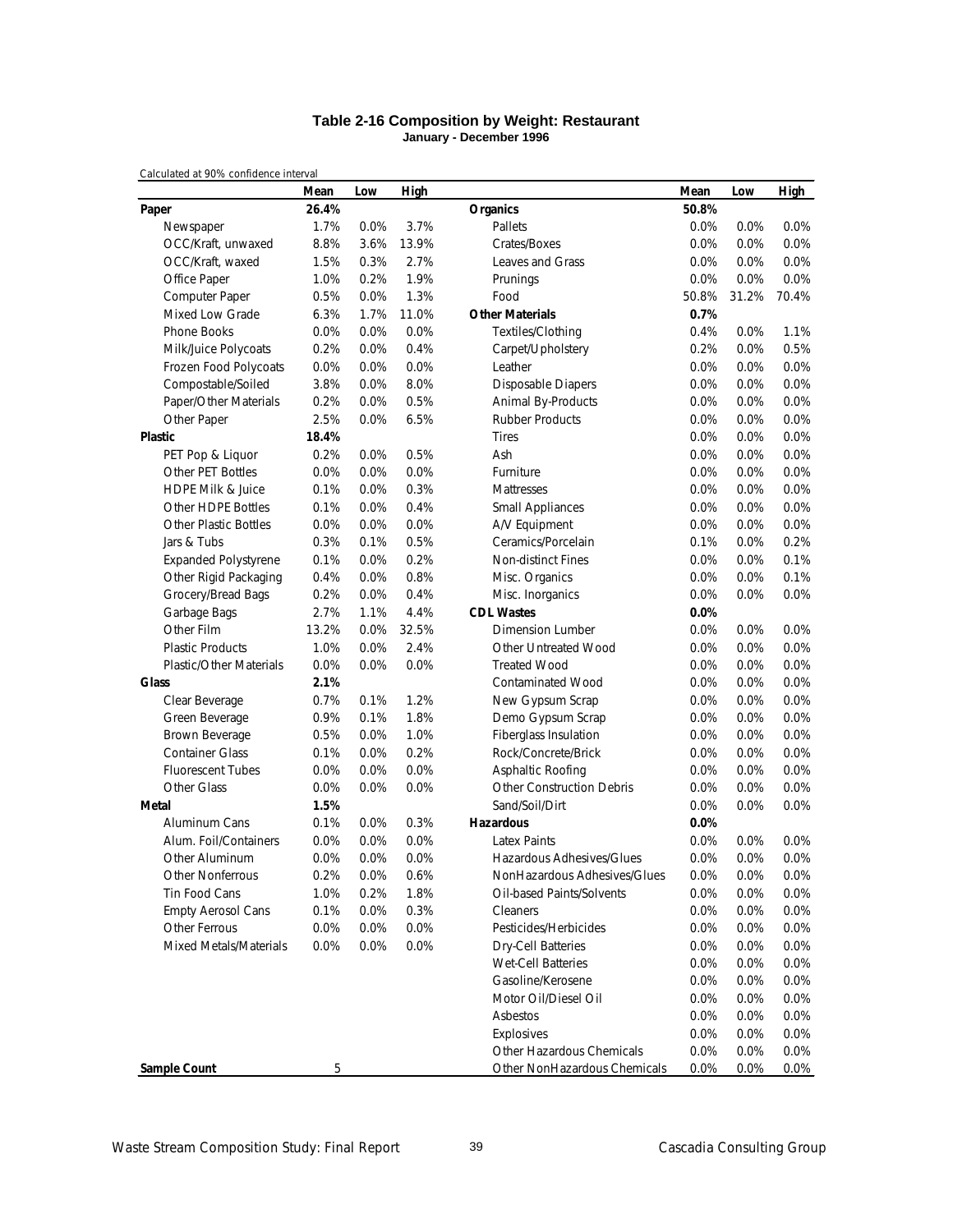**Table 2-16 Composition by Weight: Restaurant**
**January - December 1996**

Calculated at 90% confidence interval

| | Mean | Low | High | | Mean | Low | High |
|---|---|---|---|---|---|---|---|
| **Paper** | **26.4%** | | | **Organics** | **50.8%** | | |
| Newspaper | 1.7% | 0.0% | 3.7% | Pallets | 0.0% | 0.0% | 0.0% |
| OCC/Kraft, unwaxed | 8.8% | 3.6% | 13.9% | Crates/Boxes | 0.0% | 0.0% | 0.0% |
| OCC/Kraft, waxed | 1.5% | 0.3% | 2.7% | Leaves and Grass | 0.0% | 0.0% | 0.0% |
| Office Paper | 1.0% | 0.2% | 1.9% | Prunings | 0.0% | 0.0% | 0.0% |
| Computer Paper | 0.5% | 0.0% | 1.3% | Food | 50.8% | 31.2% | 70.4% |
| Mixed Low Grade | 6.3% | 1.7% | 11.0% | **Other Materials** | **0.7%** | | |
| Phone Books | 0.0% | 0.0% | 0.0% | Textiles/Clothing | 0.4% | 0.0% | 1.1% |
| Milk/Juice Polycoats | 0.2% | 0.0% | 0.4% | Carpet/Upholstery | 0.2% | 0.0% | 0.5% |
| Frozen Food Polycoats | 0.0% | 0.0% | 0.0% | Leather | 0.0% | 0.0% | 0.0% |
| Compostable/Soiled | 3.8% | 0.0% | 8.0% | Disposable Diapers | 0.0% | 0.0% | 0.0% |
| Paper/Other Materials | 0.2% | 0.0% | 0.5% | Animal By-Products | 0.0% | 0.0% | 0.0% |
| Other Paper | 2.5% | 0.0% | 6.5% | Rubber Products | 0.0% | 0.0% | 0.0% |
| **Plastic** | **18.4%** | | | Tires | 0.0% | 0.0% | 0.0% |
| PET Pop & Liquor | 0.2% | 0.0% | 0.5% | Ash | 0.0% | 0.0% | 0.0% |
| Other PET Bottles | 0.0% | 0.0% | 0.0% | Furniture | 0.0% | 0.0% | 0.0% |
| HDPE Milk & Juice | 0.1% | 0.0% | 0.3% | Mattresses | 0.0% | 0.0% | 0.0% |
| Other HDPE Bottles | 0.1% | 0.0% | 0.4% | Small Appliances | 0.0% | 0.0% | 0.0% |
| Other Plastic Bottles | 0.0% | 0.0% | 0.0% | A/V Equipment | 0.0% | 0.0% | 0.0% |
| Jars & Tubs | 0.3% | 0.1% | 0.5% | Ceramics/Porcelain | 0.1% | 0.0% | 0.2% |
| Expanded Polystyrene | 0.1% | 0.0% | 0.2% | Non-distinct Fines | 0.0% | 0.0% | 0.1% |
| Other Rigid Packaging | 0.4% | 0.0% | 0.8% | Misc. Organics | 0.0% | 0.0% | 0.1% |
| Grocery/Bread Bags | 0.2% | 0.0% | 0.4% | Misc. Inorganics | 0.0% | 0.0% | 0.0% |
| Garbage Bags | 2.7% | 1.1% | 4.4% | **CDL Wastes** | **0.0%** | | |
| Other Film | 13.2% | 0.0% | 32.5% | Dimension Lumber | 0.0% | 0.0% | 0.0% |
| Plastic Products | 1.0% | 0.0% | 2.4% | Other Untreated Wood | 0.0% | 0.0% | 0.0% |
| Plastic/Other Materials | 0.0% | 0.0% | 0.0% | Treated Wood | 0.0% | 0.0% | 0.0% |
| **Glass** | **2.1%** | | | Contaminated Wood | 0.0% | 0.0% | 0.0% |
| Clear Beverage | 0.7% | 0.1% | 1.2% | New Gypsum Scrap | 0.0% | 0.0% | 0.0% |
| Green Beverage | 0.9% | 0.1% | 1.8% | Demo Gypsum Scrap | 0.0% | 0.0% | 0.0% |
| Brown Beverage | 0.5% | 0.0% | 1.0% | Fiberglass Insulation | 0.0% | 0.0% | 0.0% |
| Container Glass | 0.1% | 0.0% | 0.2% | Rock/Concrete/Brick | 0.0% | 0.0% | 0.0% |
| Fluorescent Tubes | 0.0% | 0.0% | 0.0% | Asphaltic Roofing | 0.0% | 0.0% | 0.0% |
| Other Glass | 0.0% | 0.0% | 0.0% | Other Construction Debris | 0.0% | 0.0% | 0.0% |
| **Metal** | **1.5%** | | | Sand/Soil/Dirt | 0.0% | 0.0% | 0.0% |
| Aluminum Cans | 0.1% | 0.0% | 0.3% | **Hazardous** | **0.0%** | | |
| Alum. Foil/Containers | 0.0% | 0.0% | 0.0% | Latex Paints | 0.0% | 0.0% | 0.0% |
| Other Aluminum | 0.0% | 0.0% | 0.0% | Hazardous Adhesives/Glues | 0.0% | 0.0% | 0.0% |
| Other Nonferrous | 0.2% | 0.0% | 0.6% | NonHazardous Adhesives/Glues | 0.0% | 0.0% | 0.0% |
| Tin Food Cans | 1.0% | 0.2% | 1.8% | Oil-based Paints/Solvents | 0.0% | 0.0% | 0.0% |
| Empty Aerosol Cans | 0.1% | 0.0% | 0.3% | Cleaners | 0.0% | 0.0% | 0.0% |
| Other Ferrous | 0.0% | 0.0% | 0.0% | Pesticides/Herbicides | 0.0% | 0.0% | 0.0% |
| Mixed Metals/Materials | 0.0% | 0.0% | 0.0% | Dry-Cell Batteries | 0.0% | 0.0% | 0.0% |
| | | | | Wet-Cell Batteries | 0.0% | 0.0% | 0.0% |
| | | | | Gasoline/Kerosene | 0.0% | 0.0% | 0.0% |
| | | | | Motor Oil/Diesel Oil | 0.0% | 0.0% | 0.0% |
| | | | | Asbestos | 0.0% | 0.0% | 0.0% |
| | | | | Explosives | 0.0% | 0.0% | 0.0% |
| | | | | Other Hazardous Chemicals | 0.0% | 0.0% | 0.0% |
| **Sample Count** | 5 | | | Other NonHazardous Chemicals | 0.0% | 0.0% | 0.0% |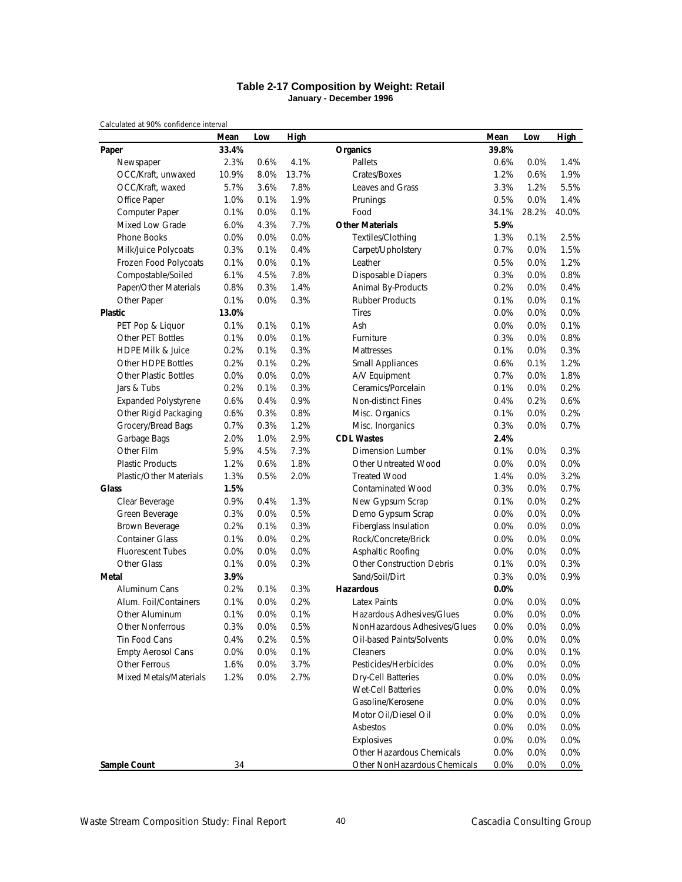# Table 2-17 Composition by Weight: Retail

**January - December 1996**

Calculated at 90% confidence interval

| | Mean | Low | High | | Mean | Low | High |
|---|---|---|---|---|---|---|---|
| **Paper** | **33.4%** | | | **Organics** | **39.8%** | | |
| Newspaper | 2.3% | 0.6% | 4.1% | Pallets | 0.6% | 0.0% | 1.4% |
| OCC/Kraft, unwaxed | 10.9% | 8.0% | 13.7% | Crates/Boxes | 1.2% | 0.6% | 1.9% |
| OCC/Kraft, waxed | 5.7% | 3.6% | 7.8% | Leaves and Grass | 3.3% | 1.2% | 5.5% |
| Office Paper | 1.0% | 0.1% | 1.9% | Prunings | 0.5% | 0.0% | 1.4% |
| Computer Paper | 0.1% | 0.0% | 0.1% | Food | 34.1% | 28.2% | 40.0% |
| Mixed Low Grade | 6.0% | 4.3% | 7.7% | **Other Materials** | **5.9%** | | |
| Phone Books | 0.0% | 0.0% | 0.0% | Textiles/Clothing | 1.3% | 0.1% | 2.5% |
| Milk/Juice Polycoats | 0.3% | 0.1% | 0.4% | Carpet/Upholstery | 0.7% | 0.0% | 1.5% |
| Frozen Food Polycoats | 0.1% | 0.0% | 0.1% | Leather | 0.5% | 0.0% | 1.2% |
| Compostable/Soiled | 6.1% | 4.5% | 7.8% | Disposable Diapers | 0.3% | 0.0% | 0.8% |
| Paper/Other Materials | 0.8% | 0.3% | 1.4% | Animal By-Products | 0.2% | 0.0% | 0.4% |
| Other Paper | 0.1% | 0.0% | 0.3% | Rubber Products | 0.1% | 0.0% | 0.1% |
| **Plastic** | **13.0%** | | | Tires | 0.0% | 0.0% | 0.0% |
| PET Pop & Liquor | 0.1% | 0.1% | 0.1% | Ash | 0.0% | 0.0% | 0.1% |
| Other PET Bottles | 0.1% | 0.0% | 0.1% | Furniture | 0.3% | 0.0% | 0.8% |
| HDPE Milk & Juice | 0.2% | 0.1% | 0.3% | Mattresses | 0.1% | 0.0% | 0.3% |
| Other HDPE Bottles | 0.2% | 0.1% | 0.2% | Small Appliances | 0.6% | 0.1% | 1.2% |
| Other Plastic Bottles | 0.0% | 0.0% | 0.0% | A/V Equipment | 0.7% | 0.0% | 1.8% |
| Jars & Tubs | 0.2% | 0.1% | 0.3% | Ceramics/Porcelain | 0.1% | 0.0% | 0.2% |
| Expanded Polystyrene | 0.6% | 0.4% | 0.9% | Non-distinct Fines | 0.4% | 0.2% | 0.6% |
| Other Rigid Packaging | 0.6% | 0.3% | 0.8% | Misc. Organics | 0.1% | 0.0% | 0.2% |
| Grocery/Bread Bags | 0.7% | 0.3% | 1.2% | Misc. Inorganics | 0.3% | 0.0% | 0.7% |
| Garbage Bags | 2.0% | 1.0% | 2.9% | **CDL Wastes** | **2.4%** | | |
| Other Film | 5.9% | 4.5% | 7.3% | Dimension Lumber | 0.1% | 0.0% | 0.3% |
| Plastic Products | 1.2% | 0.6% | 1.8% | Other Untreated Wood | 0.0% | 0.0% | 0.0% |
| Plastic/Other Materials | 1.3% | 0.5% | 2.0% | Treated Wood | 1.4% | 0.0% | 3.2% |
| **Glass** | **1.5%** | | | Contaminated Wood | 0.3% | 0.0% | 0.7% |
| Clear Beverage | 0.9% | 0.4% | 1.3% | New Gypsum Scrap | 0.1% | 0.0% | 0.2% |
| Green Beverage | 0.3% | 0.0% | 0.5% | Demo Gypsum Scrap | 0.0% | 0.0% | 0.0% |
| Brown Beverage | 0.2% | 0.1% | 0.3% | Fiberglass Insulation | 0.0% | 0.0% | 0.0% |
| Container Glass | 0.1% | 0.0% | 0.2% | Rock/Concrete/Brick | 0.0% | 0.0% | 0.0% |
| Fluorescent Tubes | 0.0% | 0.0% | 0.0% | Asphaltic Roofing | 0.0% | 0.0% | 0.0% |
| Other Glass | 0.1% | 0.0% | 0.3% | Other Construction Debris | 0.1% | 0.0% | 0.3% |
| **Metal** | **3.9%** | | | Sand/Soil/Dirt | 0.3% | 0.0% | 0.9% |
| Aluminum Cans | 0.2% | 0.1% | 0.3% | **Hazardous** | **0.0%** | | |
| Alum. Foil/Containers | 0.1% | 0.0% | 0.2% | Latex Paints | 0.0% | 0.0% | 0.0% |
| Other Aluminum | 0.1% | 0.0% | 0.1% | Hazardous Adhesives/Glues | 0.0% | 0.0% | 0.0% |
| Other Nonferrous | 0.3% | 0.0% | 0.5% | NonHazardous Adhesives/Glues | 0.0% | 0.0% | 0.0% |
| Tin Food Cans | 0.4% | 0.2% | 0.5% | Oil-based Paints/Solvents | 0.0% | 0.0% | 0.0% |
| Empty Aerosol Cans | 0.0% | 0.0% | 0.1% | Cleaners | 0.0% | 0.0% | 0.1% |
| Other Ferrous | 1.6% | 0.0% | 3.7% | Pesticides/Herbicides | 0.0% | 0.0% | 0.0% |
| Mixed Metals/Materials | 1.2% | 0.0% | 2.7% | Dry-Cell Batteries | 0.0% | 0.0% | 0.0% |
| | | | | Wet-Cell Batteries | 0.0% | 0.0% | 0.0% |
| | | | | Gasoline/Kerosene | 0.0% | 0.0% | 0.0% |
| | | | | Motor Oil/Diesel Oil | 0.0% | 0.0% | 0.0% |
| | | | | Asbestos | 0.0% | 0.0% | 0.0% |
| | | | | Explosives | 0.0% | 0.0% | 0.0% |
| | | | | Other Hazardous Chemicals | 0.0% | 0.0% | 0.0% |
| **Sample Count** | 34 | | | Other NonHazardous Chemicals | 0.0% | 0.0% | 0.0% |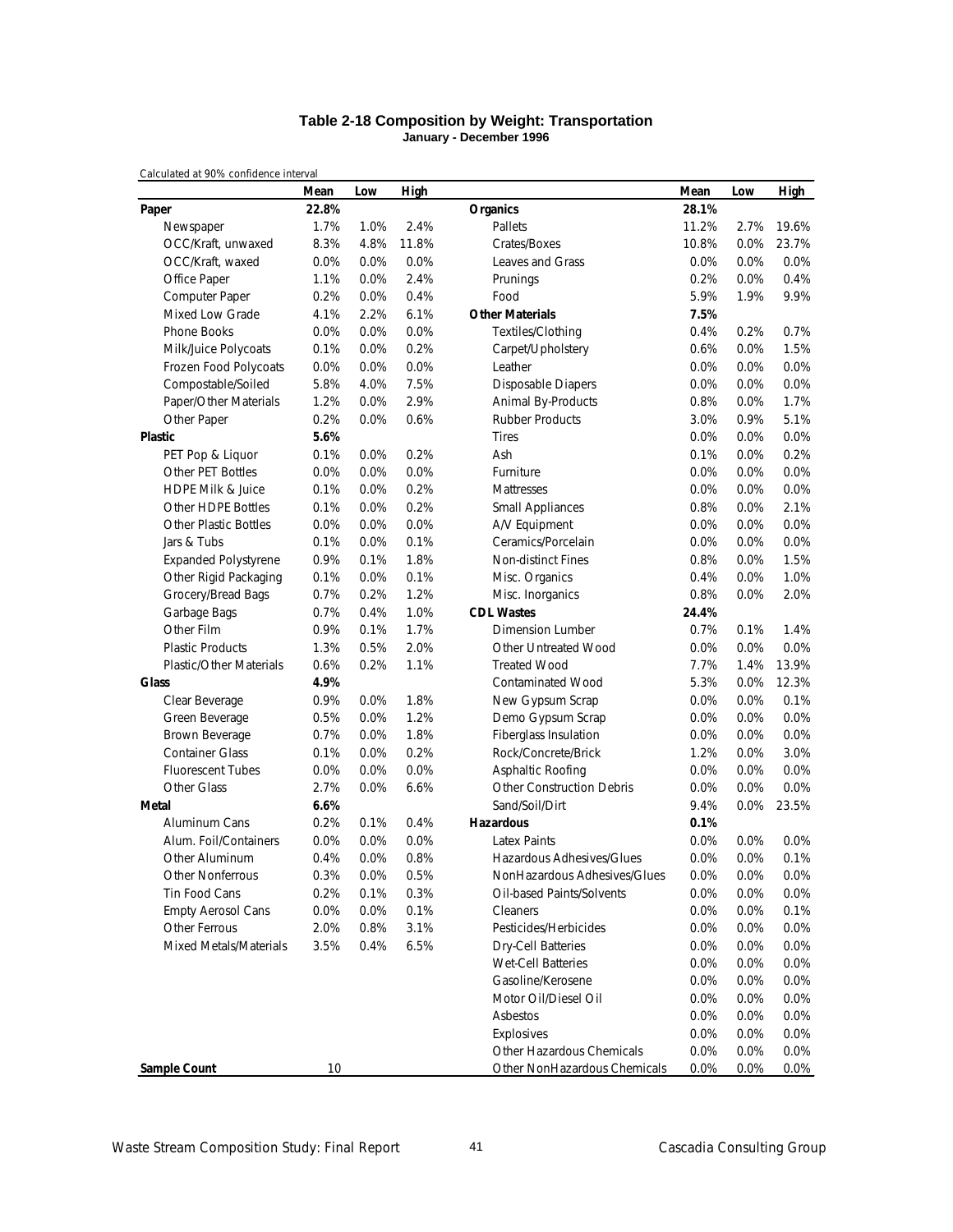## Table 2-18 Composition by Weight: Transportation

**January - December 1996**

Calculated at 90% confidence interval

| | Mean | Low | High | | Mean | Low | High |
|---|---|---|---|---|---|---|---|
| **Paper** | **22.8%** | | | **Organics** | **28.1%** | | |
| Newspaper | 1.7% | 1.0% | 2.4% | Pallets | 11.2% | 2.7% | 19.6% |
| OCC/Kraft, unwaxed | 8.3% | 4.8% | 11.8% | Crates/Boxes | 10.8% | 0.0% | 23.7% |
| OCC/Kraft, waxed | 0.0% | 0.0% | 0.0% | Leaves and Grass | 0.0% | 0.0% | 0.0% |
| Office Paper | 1.1% | 0.0% | 2.4% | Prunings | 0.2% | 0.0% | 0.4% |
| Computer Paper | 0.2% | 0.0% | 0.4% | Food | 5.9% | 1.9% | 9.9% |
| Mixed Low Grade | 4.1% | 2.2% | 6.1% | **Other Materials** | **7.5%** | | |
| Phone Books | 0.0% | 0.0% | 0.0% | Textiles/Clothing | 0.4% | 0.2% | 0.7% |
| Milk/Juice Polycoats | 0.1% | 0.0% | 0.2% | Carpet/Upholstery | 0.6% | 0.0% | 1.5% |
| Frozen Food Polycoats | 0.0% | 0.0% | 0.0% | Leather | 0.0% | 0.0% | 0.0% |
| Compostable/Soiled | 5.8% | 4.0% | 7.5% | Disposable Diapers | 0.0% | 0.0% | 0.0% |
| Paper/Other Materials | 1.2% | 0.0% | 2.9% | Animal By-Products | 0.8% | 0.0% | 1.7% |
| Other Paper | 0.2% | 0.0% | 0.6% | Rubber Products | 3.0% | 0.9% | 5.1% |
| **Plastic** | **5.6%** | | | Tires | 0.0% | 0.0% | 0.0% |
| PET Pop & Liquor | 0.1% | 0.0% | 0.2% | Ash | 0.1% | 0.0% | 0.2% |
| Other PET Bottles | 0.0% | 0.0% | 0.0% | Furniture | 0.0% | 0.0% | 0.0% |
| HDPE Milk & Juice | 0.1% | 0.0% | 0.2% | Mattresses | 0.0% | 0.0% | 0.0% |
| Other HDPE Bottles | 0.1% | 0.0% | 0.2% | Small Appliances | 0.8% | 0.0% | 2.1% |
| Other Plastic Bottles | 0.0% | 0.0% | 0.0% | A/V Equipment | 0.0% | 0.0% | 0.0% |
| Jars & Tubs | 0.1% | 0.0% | 0.1% | Ceramics/Porcelain | 0.0% | 0.0% | 0.0% |
| Expanded Polystyrene | 0.9% | 0.1% | 1.8% | Non-distinct Fines | 0.8% | 0.0% | 1.5% |
| Other Rigid Packaging | 0.1% | 0.0% | 0.1% | Misc. Organics | 0.4% | 0.0% | 1.0% |
| Grocery/Bread Bags | 0.7% | 0.2% | 1.2% | Misc. Inorganics | 0.8% | 0.0% | 2.0% |
| Garbage Bags | 0.7% | 0.4% | 1.0% | **CDL Wastes** | **24.4%** | | |
| Other Film | 0.9% | 0.1% | 1.7% | Dimension Lumber | 0.7% | 0.1% | 1.4% |
| Plastic Products | 1.3% | 0.5% | 2.0% | Other Untreated Wood | 0.0% | 0.0% | 0.0% |
| Plastic/Other Materials | 0.6% | 0.2% | 1.1% | Treated Wood | 7.7% | 1.4% | 13.9% |
| **Glass** | **4.9%** | | | Contaminated Wood | 5.3% | 0.0% | 12.3% |
| Clear Beverage | 0.9% | 0.0% | 1.8% | New Gypsum Scrap | 0.0% | 0.0% | 0.1% |
| Green Beverage | 0.5% | 0.0% | 1.2% | Demo Gypsum Scrap | 0.0% | 0.0% | 0.0% |
| Brown Beverage | 0.7% | 0.0% | 1.8% | Fiberglass Insulation | 0.0% | 0.0% | 0.0% |
| Container Glass | 0.1% | 0.0% | 0.2% | Rock/Concrete/Brick | 1.2% | 0.0% | 3.0% |
| Fluorescent Tubes | 0.0% | 0.0% | 0.0% | Asphaltic Roofing | 0.0% | 0.0% | 0.0% |
| Other Glass | 2.7% | 0.0% | 6.6% | Other Construction Debris | 0.0% | 0.0% | 0.0% |
| **Metal** | **6.6%** | | | Sand/Soil/Dirt | 9.4% | 0.0% | 23.5% |
| Aluminum Cans | 0.2% | 0.1% | 0.4% | **Hazardous** | **0.1%** | | |
| Alum. Foil/Containers | 0.0% | 0.0% | 0.0% | Latex Paints | 0.0% | 0.0% | 0.0% |
| Other Aluminum | 0.4% | 0.0% | 0.8% | Hazardous Adhesives/Glues | 0.0% | 0.0% | 0.1% |
| Other Nonferrous | 0.3% | 0.0% | 0.5% | NonHazardous Adhesives/Glues | 0.0% | 0.0% | 0.0% |
| Tin Food Cans | 0.2% | 0.1% | 0.3% | Oil-based Paints/Solvents | 0.0% | 0.0% | 0.0% |
| Empty Aerosol Cans | 0.0% | 0.0% | 0.1% | Cleaners | 0.0% | 0.0% | 0.1% |
| Other Ferrous | 2.0% | 0.8% | 3.1% | Pesticides/Herbicides | 0.0% | 0.0% | 0.0% |
| Mixed Metals/Materials | 3.5% | 0.4% | 6.5% | Dry-Cell Batteries | 0.0% | 0.0% | 0.0% |
| | | | | Wet-Cell Batteries | 0.0% | 0.0% | 0.0% |
| | | | | Gasoline/Kerosene | 0.0% | 0.0% | 0.0% |
| | | | | Motor Oil/Diesel Oil | 0.0% | 0.0% | 0.0% |
| | | | | Asbestos | 0.0% | 0.0% | 0.0% |
| | | | | Explosives | 0.0% | 0.0% | 0.0% |
| | | | | Other Hazardous Chemicals | 0.0% | 0.0% | 0.0% |
| **Sample Count** | 10 | | | Other NonHazardous Chemicals | 0.0% | 0.0% | 0.0% |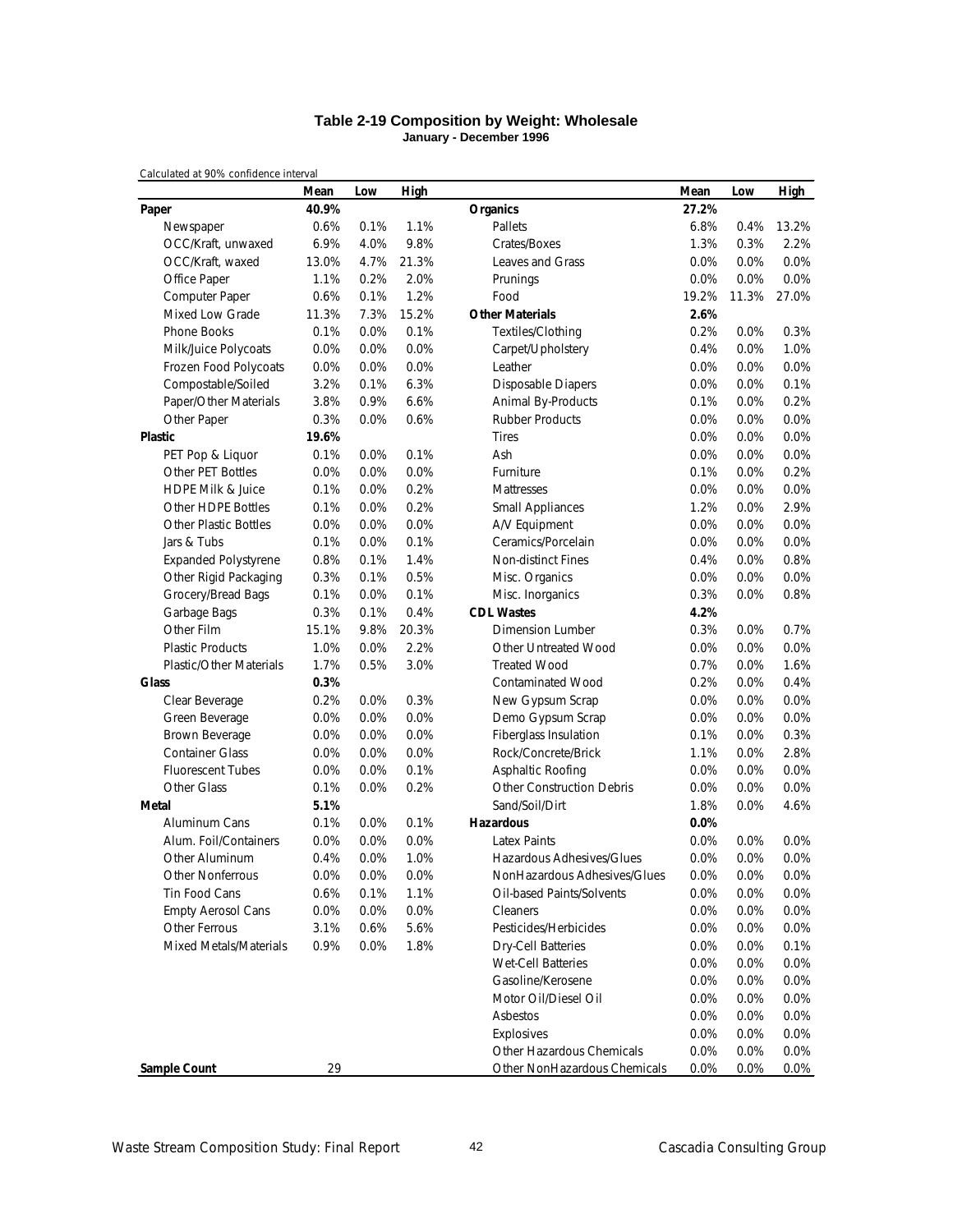# Table 2-19 Composition by Weight: Wholesale

**January - December 1996**

Calculated at 90% confidence interval

| | Mean | Low | High | | Mean | Low | High |
|---|---|---|---|---|---|---|---|
| **Paper** | **40.9%** | | | **Organics** | **27.2%** | | |
| Newspaper | 0.6% | 0.1% | 1.1% | Pallets | 6.8% | 0.4% | 13.2% |
| OCC/Kraft, unwaxed | 6.9% | 4.0% | 9.8% | Crates/Boxes | 1.3% | 0.3% | 2.2% |
| OCC/Kraft, waxed | 13.0% | 4.7% | 21.3% | Leaves and Grass | 0.0% | 0.0% | 0.0% |
| Office Paper | 1.1% | 0.2% | 2.0% | Prunings | 0.0% | 0.0% | 0.0% |
| Computer Paper | 0.6% | 0.1% | 1.2% | Food | 19.2% | 11.3% | 27.0% |
| Mixed Low Grade | 11.3% | 7.3% | 15.2% | **Other Materials** | **2.6%** | | |
| Phone Books | 0.1% | 0.0% | 0.1% | Textiles/Clothing | 0.2% | 0.0% | 0.3% |
| Milk/Juice Polycoats | 0.0% | 0.0% | 0.0% | Carpet/Upholstery | 0.4% | 0.0% | 1.0% |
| Frozen Food Polycoats | 0.0% | 0.0% | 0.0% | Leather | 0.0% | 0.0% | 0.0% |
| Compostable/Soiled | 3.2% | 0.1% | 6.3% | Disposable Diapers | 0.0% | 0.0% | 0.1% |
| Paper/Other Materials | 3.8% | 0.9% | 6.6% | Animal By-Products | 0.1% | 0.0% | 0.2% |
| Other Paper | 0.3% | 0.0% | 0.6% | Rubber Products | 0.0% | 0.0% | 0.0% |
| **Plastic** | **19.6%** | | | Tires | 0.0% | 0.0% | 0.0% |
| PET Pop & Liquor | 0.1% | 0.0% | 0.1% | Ash | 0.0% | 0.0% | 0.0% |
| Other PET Bottles | 0.0% | 0.0% | 0.0% | Furniture | 0.1% | 0.0% | 0.2% |
| HDPE Milk & Juice | 0.1% | 0.0% | 0.2% | Mattresses | 0.0% | 0.0% | 0.0% |
| Other HDPE Bottles | 0.1% | 0.0% | 0.2% | Small Appliances | 1.2% | 0.0% | 2.9% |
| Other Plastic Bottles | 0.0% | 0.0% | 0.0% | A/V Equipment | 0.0% | 0.0% | 0.0% |
| Jars & Tubs | 0.1% | 0.0% | 0.1% | Ceramics/Porcelain | 0.0% | 0.0% | 0.0% |
| Expanded Polystyrene | 0.8% | 0.1% | 1.4% | Non-distinct Fines | 0.4% | 0.0% | 0.8% |
| Other Rigid Packaging | 0.3% | 0.1% | 0.5% | Misc. Organics | 0.0% | 0.0% | 0.0% |
| Grocery/Bread Bags | 0.1% | 0.0% | 0.1% | Misc. Inorganics | 0.3% | 0.0% | 0.8% |
| Garbage Bags | 0.3% | 0.1% | 0.4% | **CDL Wastes** | **4.2%** | | |
| Other Film | 15.1% | 9.8% | 20.3% | Dimension Lumber | 0.3% | 0.0% | 0.7% |
| Plastic Products | 1.0% | 0.0% | 2.2% | Other Untreated Wood | 0.0% | 0.0% | 0.0% |
| Plastic/Other Materials | 1.7% | 0.5% | 3.0% | Treated Wood | 0.7% | 0.0% | 1.6% |
| **Glass** | **0.3%** | | | Contaminated Wood | 0.2% | 0.0% | 0.4% |
| Clear Beverage | 0.2% | 0.0% | 0.3% | New Gypsum Scrap | 0.0% | 0.0% | 0.0% |
| Green Beverage | 0.0% | 0.0% | 0.0% | Demo Gypsum Scrap | 0.0% | 0.0% | 0.0% |
| Brown Beverage | 0.0% | 0.0% | 0.0% | Fiberglass Insulation | 0.1% | 0.0% | 0.3% |
| Container Glass | 0.0% | 0.0% | 0.0% | Rock/Concrete/Brick | 1.1% | 0.0% | 2.8% |
| Fluorescent Tubes | 0.0% | 0.0% | 0.1% | Asphaltic Roofing | 0.0% | 0.0% | 0.0% |
| Other Glass | 0.1% | 0.0% | 0.2% | Other Construction Debris | 0.0% | 0.0% | 0.0% |
| **Metal** | **5.1%** | | | Sand/Soil/Dirt | 1.8% | 0.0% | 4.6% |
| Aluminum Cans | 0.1% | 0.0% | 0.1% | **Hazardous** | **0.0%** | | |
| Alum. Foil/Containers | 0.0% | 0.0% | 0.0% | Latex Paints | 0.0% | 0.0% | 0.0% |
| Other Aluminum | 0.4% | 0.0% | 1.0% | Hazardous Adhesives/Glues | 0.0% | 0.0% | 0.0% |
| Other Nonferrous | 0.0% | 0.0% | 0.0% | NonHazardous Adhesives/Glues | 0.0% | 0.0% | 0.0% |
| Tin Food Cans | 0.6% | 0.1% | 1.1% | Oil-based Paints/Solvents | 0.0% | 0.0% | 0.0% |
| Empty Aerosol Cans | 0.0% | 0.0% | 0.0% | Cleaners | 0.0% | 0.0% | 0.0% |
| Other Ferrous | 3.1% | 0.6% | 5.6% | Pesticides/Herbicides | 0.0% | 0.0% | 0.0% |
| Mixed Metals/Materials | 0.9% | 0.0% | 1.8% | Dry-Cell Batteries | 0.0% | 0.0% | 0.1% |
| | | | | Wet-Cell Batteries | 0.0% | 0.0% | 0.0% |
| | | | | Gasoline/Kerosene | 0.0% | 0.0% | 0.0% |
| | | | | Motor Oil/Diesel Oil | 0.0% | 0.0% | 0.0% |
| | | | | Asbestos | 0.0% | 0.0% | 0.0% |
| | | | | Explosives | 0.0% | 0.0% | 0.0% |
| | | | | Other Hazardous Chemicals | 0.0% | 0.0% | 0.0% |
| **Sample Count** | 29 | | | Other NonHazardous Chemicals | 0.0% | 0.0% | 0.0% |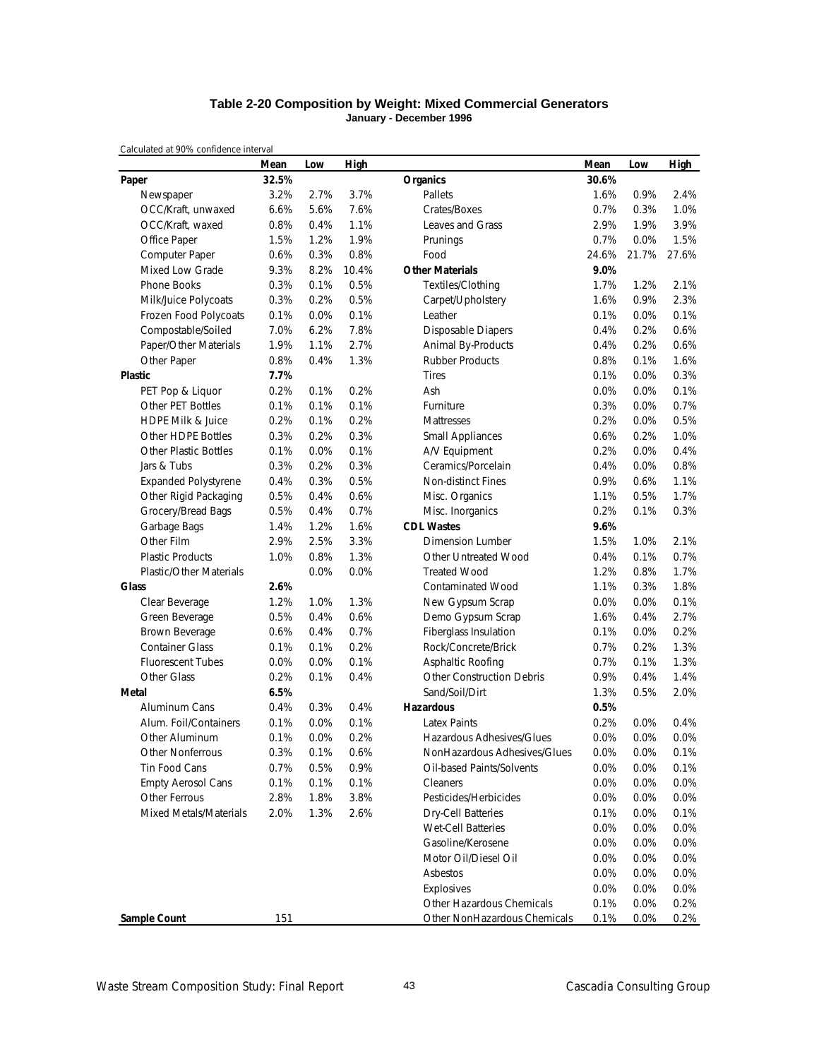### Table 2-20 Composition by Weight: Mixed Commercial Generators

**January - December 1996**

Calculated at 90% confidence interval

| | Mean | Low | High | | Mean | Low | High |
|---|---|---|---|---|---|---|---|
| **Paper** | **32.5%** | | | **Organics** | **30.6%** | | |
| Newspaper | 3.2% | 2.7% | 3.7% | Pallets | 1.6% | 0.9% | 2.4% |
| OCC/Kraft, unwaxed | 6.6% | 5.6% | 7.6% | Crates/Boxes | 0.7% | 0.3% | 1.0% |
| OCC/Kraft, waxed | 0.8% | 0.4% | 1.1% | Leaves and Grass | 2.9% | 1.9% | 3.9% |
| Office Paper | 1.5% | 1.2% | 1.9% | Prunings | 0.7% | 0.0% | 1.5% |
| Computer Paper | 0.6% | 0.3% | 0.8% | Food | 24.6% | 21.7% | 27.6% |
| Mixed Low Grade | 9.3% | 8.2% | 10.4% | **Other Materials** | **9.0%** | | |
| Phone Books | 0.3% | 0.1% | 0.5% | Textiles/Clothing | 1.7% | 1.2% | 2.1% |
| Milk/Juice Polycoats | 0.3% | 0.2% | 0.5% | Carpet/Upholstery | 1.6% | 0.9% | 2.3% |
| Frozen Food Polycoats | 0.1% | 0.0% | 0.1% | Leather | 0.1% | 0.0% | 0.1% |
| Compostable/Soiled | 7.0% | 6.2% | 7.8% | Disposable Diapers | 0.4% | 0.2% | 0.6% |
| Paper/Other Materials | 1.9% | 1.1% | 2.7% | Animal By-Products | 0.4% | 0.2% | 0.6% |
| Other Paper | 0.8% | 0.4% | 1.3% | Rubber Products | 0.8% | 0.1% | 1.6% |
| **Plastic** | **7.7%** | | | Tires | 0.1% | 0.0% | 0.3% |
| PET Pop & Liquor | 0.2% | 0.1% | 0.2% | Ash | 0.0% | 0.0% | 0.1% |
| Other PET Bottles | 0.1% | 0.1% | 0.1% | Furniture | 0.3% | 0.0% | 0.7% |
| HDPE Milk & Juice | 0.2% | 0.1% | 0.2% | Mattresses | 0.2% | 0.0% | 0.5% |
| Other HDPE Bottles | 0.3% | 0.2% | 0.3% | Small Appliances | 0.6% | 0.2% | 1.0% |
| Other Plastic Bottles | 0.1% | 0.0% | 0.1% | A/V Equipment | 0.2% | 0.0% | 0.4% |
| Jars & Tubs | 0.3% | 0.2% | 0.3% | Ceramics/Porcelain | 0.4% | 0.0% | 0.8% |
| Expanded Polystyrene | 0.4% | 0.3% | 0.5% | Non-distinct Fines | 0.9% | 0.6% | 1.1% |
| Other Rigid Packaging | 0.5% | 0.4% | 0.6% | Misc. Organics | 1.1% | 0.5% | 1.7% |
| Grocery/Bread Bags | 0.5% | 0.4% | 0.7% | Misc. Inorganics | 0.2% | 0.1% | 0.3% |
| Garbage Bags | 1.4% | 1.2% | 1.6% | **CDL Wastes** | **9.6%** | | |
| Other Film | 2.9% | 2.5% | 3.3% | Dimension Lumber | 1.5% | 1.0% | 2.1% |
| Plastic Products | 1.0% | 0.8% | 1.3% | Other Untreated Wood | 0.4% | 0.1% | 0.7% |
| Plastic/Other Materials | | 0.0% | 0.0% | Treated Wood | 1.2% | 0.8% | 1.7% |
| **Glass** | **2.6%** | | | Contaminated Wood | 1.1% | 0.3% | 1.8% |
| Clear Beverage | 1.2% | 1.0% | 1.3% | New Gypsum Scrap | 0.0% | 0.0% | 0.1% |
| Green Beverage | 0.5% | 0.4% | 0.6% | Demo Gypsum Scrap | 1.6% | 0.4% | 2.7% |
| Brown Beverage | 0.6% | 0.4% | 0.7% | Fiberglass Insulation | 0.1% | 0.0% | 0.2% |
| Container Glass | 0.1% | 0.1% | 0.2% | Rock/Concrete/Brick | 0.7% | 0.2% | 1.3% |
| Fluorescent Tubes | 0.0% | 0.0% | 0.1% | Asphaltic Roofing | 0.7% | 0.1% | 1.3% |
| Other Glass | 0.2% | 0.1% | 0.4% | Other Construction Debris | 0.9% | 0.4% | 1.4% |
| **Metal** | **6.5%** | | | Sand/Soil/Dirt | 1.3% | 0.5% | 2.0% |
| Aluminum Cans | 0.4% | 0.3% | 0.4% | **Hazardous** | **0.5%** | | |
| Alum. Foil/Containers | 0.1% | 0.0% | 0.1% | Latex Paints | 0.2% | 0.0% | 0.4% |
| Other Aluminum | 0.1% | 0.0% | 0.2% | Hazardous Adhesives/Glues | 0.0% | 0.0% | 0.0% |
| Other Nonferrous | 0.3% | 0.1% | 0.6% | NonHazardous Adhesives/Glues | 0.0% | 0.0% | 0.1% |
| Tin Food Cans | 0.7% | 0.5% | 0.9% | Oil-based Paints/Solvents | 0.0% | 0.0% | 0.1% |
| Empty Aerosol Cans | 0.1% | 0.1% | 0.1% | Cleaners | 0.0% | 0.0% | 0.0% |
| Other Ferrous | 2.8% | 1.8% | 3.8% | Pesticides/Herbicides | 0.0% | 0.0% | 0.0% |
| Mixed Metals/Materials | 2.0% | 1.3% | 2.6% | Dry-Cell Batteries | 0.1% | 0.0% | 0.1% |
| | | | | Wet-Cell Batteries | 0.0% | 0.0% | 0.0% |
| | | | | Gasoline/Kerosene | 0.0% | 0.0% | 0.0% |
| | | | | Motor Oil/Diesel Oil | 0.0% | 0.0% | 0.0% |
| | | | | Asbestos | 0.0% | 0.0% | 0.0% |
| | | | | Explosives | 0.0% | 0.0% | 0.0% |
| | | | | Other Hazardous Chemicals | 0.1% | 0.0% | 0.2% |
| **Sample Count** | 151 | | | Other NonHazardous Chemicals | 0.1% | 0.0% | 0.2% |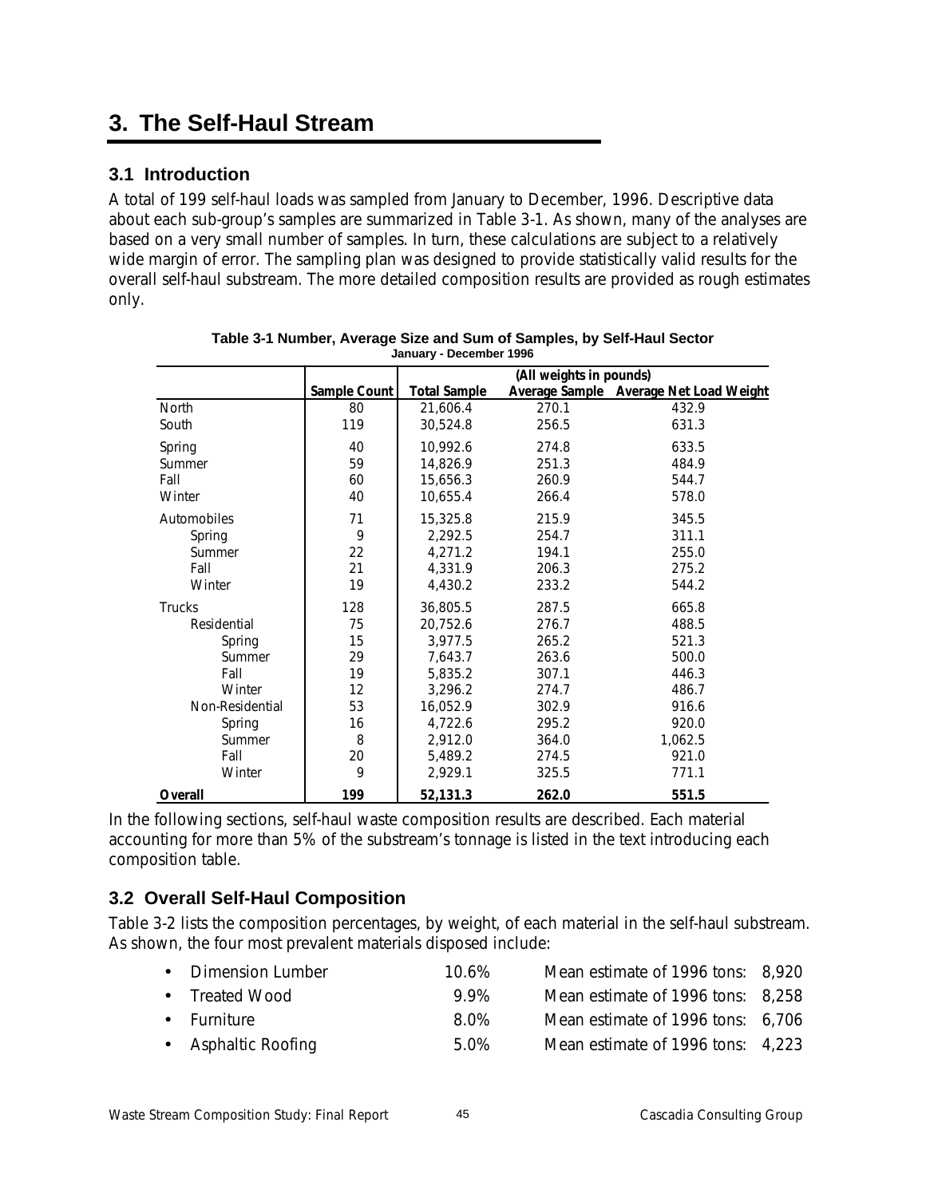# 3. The Self-Haul Stream

## 3.1 Introduction

A total of 199 self-haul loads was sampled from January to December, 1996. Descriptive data about each sub-group's samples are summarized in Table 3-1. As shown, many of the analyses are based on a very small number of samples. In turn, these calculations are subject to a relatively wide margin of error. The sampling plan was designed to provide statistically valid results for the overall self-haul substream. The more detailed composition results are provided as rough estimates only.

**Table 3-1 Number, Average Size and Sum of Samples, by Self-Haul Sector**
**January - December 1996**

| | | (All weights in pounds) | | |
|---|---|---|---|---|
| | **Sample Count** | **Total Sample** | **Average Sample** | **Average Net Load Weight** |
| North | 80 | 21,606.4 | 270.1 | 432.9 |
| South | 119 | 30,524.8 | 256.5 | 631.3 |
| Spring | 40 | 10,992.6 | 274.8 | 633.5 |
| Summer | 59 | 14,826.9 | 251.3 | 484.9 |
| Fall | 60 | 15,656.3 | 260.9 | 544.7 |
| Winter | 40 | 10,655.4 | 266.4 | 578.0 |
| Automobiles | 71 | 15,325.8 | 215.9 | 345.5 |
| Spring | 9 | 2,292.5 | 254.7 | 311.1 |
| Summer | 22 | 4,271.2 | 194.1 | 255.0 |
| Fall | 21 | 4,331.9 | 206.3 | 275.2 |
| Winter | 19 | 4,430.2 | 233.2 | 544.2 |
| Trucks | 128 | 36,805.5 | 287.5 | 665.8 |
| Residential | 75 | 20,752.6 | 276.7 | 488.5 |
| Spring | 15 | 3,977.5 | 265.2 | 521.3 |
| Summer | 29 | 7,643.7 | 263.6 | 500.0 |
| Fall | 19 | 5,835.2 | 307.1 | 446.3 |
| Winter | 12 | 3,296.2 | 274.7 | 486.7 |
| Non-Residential | 53 | 16,052.9 | 302.9 | 916.6 |
| Spring | 16 | 4,722.6 | 295.2 | 920.0 |
| Summer | 8 | 2,912.0 | 364.0 | 1,062.5 |
| Fall | 20 | 5,489.2 | 274.5 | 921.0 |
| Winter | 9 | 2,929.1 | 325.5 | 771.1 |
| **Overall** | **199** | **52,131.3** | **262.0** | **551.5** |

In the following sections, self-haul waste composition results are described. Each material accounting for more than 5% of the substream's tonnage is listed in the text introducing each composition table.

## 3.2 Overall Self-Haul Composition

Table 3-2 lists the composition percentages, by weight, of each material in the self-haul substream. As shown, the four most prevalent materials disposed include:

- Dimension Lumber — 10.6% — Mean estimate of 1996 tons: 8,920
- Treated Wood — 9.9% — Mean estimate of 1996 tons: 8,258
- Furniture — 8.0% — Mean estimate of 1996 tons: 6,706
- Asphaltic Roofing — 5.0% — Mean estimate of 1996 tons: 4,223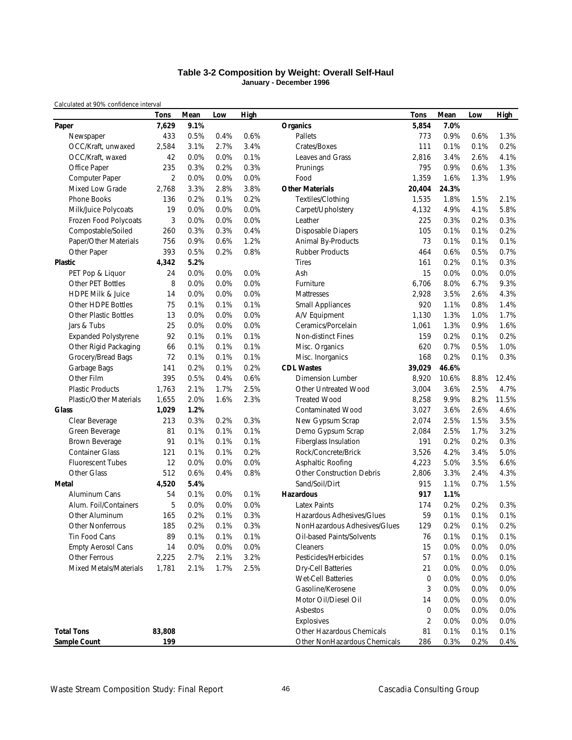### Table 3-2 Composition by Weight: Overall Self-Haul
**January - December 1996**

Calculated at 90% confidence interval

| | Tons | Mean | Low | High | | Tons | Mean | Low | High |
|---|---|---|---|---|---|---|---|---|---|
| **Paper** | **7,629** | **9.1%** | | | **Organics** | **5,854** | **7.0%** | | |
| Newspaper | 433 | 0.5% | 0.4% | 0.6% | Pallets | 773 | 0.9% | 0.6% | 1.3% |
| OCC/Kraft, unwaxed | 2,584 | 3.1% | 2.7% | 3.4% | Crates/Boxes | 111 | 0.1% | 0.1% | 0.2% |
| OCC/Kraft, waxed | 42 | 0.0% | 0.0% | 0.1% | Leaves and Grass | 2,816 | 3.4% | 2.6% | 4.1% |
| Office Paper | 235 | 0.3% | 0.2% | 0.3% | Prunings | 795 | 0.9% | 0.6% | 1.3% |
| Computer Paper | 2 | 0.0% | 0.0% | 0.0% | Food | 1,359 | 1.6% | 1.3% | 1.9% |
| Mixed Low Grade | 2,768 | 3.3% | 2.8% | 3.8% | **Other Materials** | **20,404** | **24.3%** | | |
| Phone Books | 136 | 0.2% | 0.1% | 0.2% | Textiles/Clothing | 1,535 | 1.8% | 1.5% | 2.1% |
| Milk/Juice Polycoats | 19 | 0.0% | 0.0% | 0.0% | Carpet/Upholstery | 4,132 | 4.9% | 4.1% | 5.8% |
| Frozen Food Polycoats | 3 | 0.0% | 0.0% | 0.0% | Leather | 225 | 0.3% | 0.2% | 0.3% |
| Compostable/Soiled | 260 | 0.3% | 0.3% | 0.4% | Disposable Diapers | 105 | 0.1% | 0.1% | 0.2% |
| Paper/Other Materials | 756 | 0.9% | 0.6% | 1.2% | Animal By-Products | 73 | 0.1% | 0.1% | 0.1% |
| Other Paper | 393 | 0.5% | 0.2% | 0.8% | Rubber Products | 464 | 0.6% | 0.5% | 0.7% |
| **Plastic** | **4,342** | **5.2%** | | | Tires | 161 | 0.2% | 0.1% | 0.3% |
| PET Pop & Liquor | 24 | 0.0% | 0.0% | 0.0% | Ash | 15 | 0.0% | 0.0% | 0.0% |
| Other PET Bottles | 8 | 0.0% | 0.0% | 0.0% | Furniture | 6,706 | 8.0% | 6.7% | 9.3% |
| HDPE Milk & Juice | 14 | 0.0% | 0.0% | 0.0% | Mattresses | 2,928 | 3.5% | 2.6% | 4.3% |
| Other HDPE Bottles | 75 | 0.1% | 0.1% | 0.1% | Small Appliances | 920 | 1.1% | 0.8% | 1.4% |
| Other Plastic Bottles | 13 | 0.0% | 0.0% | 0.0% | A/V Equipment | 1,130 | 1.3% | 1.0% | 1.7% |
| Jars & Tubs | 25 | 0.0% | 0.0% | 0.0% | Ceramics/Porcelain | 1,061 | 1.3% | 0.9% | 1.6% |
| Expanded Polystyrene | 92 | 0.1% | 0.1% | 0.1% | Non-distinct Fines | 159 | 0.2% | 0.1% | 0.2% |
| Other Rigid Packaging | 66 | 0.1% | 0.1% | 0.1% | Misc. Organics | 620 | 0.7% | 0.5% | 1.0% |
| Grocery/Bread Bags | 72 | 0.1% | 0.1% | 0.1% | Misc. Inorganics | 168 | 0.2% | 0.1% | 0.3% |
| Garbage Bags | 141 | 0.2% | 0.1% | 0.2% | **CDL Wastes** | **39,029** | **46.6%** | | |
| Other Film | 395 | 0.5% | 0.4% | 0.6% | Dimension Lumber | 8,920 | 10.6% | 8.8% | 12.4% |
| Plastic Products | 1,763 | 2.1% | 1.7% | 2.5% | Other Untreated Wood | 3,004 | 3.6% | 2.5% | 4.7% |
| Plastic/Other Materials | 1,655 | 2.0% | 1.6% | 2.3% | Treated Wood | 8,258 | 9.9% | 8.2% | 11.5% |
| **Glass** | **1,029** | **1.2%** | | | Contaminated Wood | 3,027 | 3.6% | 2.6% | 4.6% |
| Clear Beverage | 213 | 0.3% | 0.2% | 0.3% | New Gypsum Scrap | 2,074 | 2.5% | 1.5% | 3.5% |
| Green Beverage | 81 | 0.1% | 0.1% | 0.1% | Demo Gypsum Scrap | 2,084 | 2.5% | 1.7% | 3.2% |
| Brown Beverage | 91 | 0.1% | 0.1% | 0.1% | Fiberglass Insulation | 191 | 0.2% | 0.2% | 0.3% |
| Container Glass | 121 | 0.1% | 0.1% | 0.2% | Rock/Concrete/Brick | 3,526 | 4.2% | 3.4% | 5.0% |
| Fluorescent Tubes | 12 | 0.0% | 0.0% | 0.0% | Asphaltic Roofing | 4,223 | 5.0% | 3.5% | 6.6% |
| Other Glass | 512 | 0.6% | 0.4% | 0.8% | Other Construction Debris | 2,806 | 3.3% | 2.4% | 4.3% |
| **Metal** | **4,520** | **5.4%** | | | Sand/Soil/Dirt | 915 | 1.1% | 0.7% | 1.5% |
| Aluminum Cans | 54 | 0.1% | 0.0% | 0.1% | **Hazardous** | **917** | **1.1%** | | |
| Alum. Foil/Containers | 5 | 0.0% | 0.0% | 0.0% | Latex Paints | 174 | 0.2% | 0.2% | 0.3% |
| Other Aluminum | 165 | 0.2% | 0.1% | 0.3% | Hazardous Adhesives/Glues | 59 | 0.1% | 0.1% | 0.1% |
| Other Nonferrous | 185 | 0.2% | 0.1% | 0.3% | NonHazardous Adhesives/Glues | 129 | 0.2% | 0.1% | 0.2% |
| Tin Food Cans | 89 | 0.1% | 0.1% | 0.1% | Oil-based Paints/Solvents | 76 | 0.1% | 0.1% | 0.1% |
| Empty Aerosol Cans | 14 | 0.0% | 0.0% | 0.0% | Cleaners | 15 | 0.0% | 0.0% | 0.0% |
| Other Ferrous | 2,225 | 2.7% | 2.1% | 3.2% | Pesticides/Herbicides | 57 | 0.1% | 0.0% | 0.1% |
| Mixed Metals/Materials | 1,781 | 2.1% | 1.7% | 2.5% | Dry-Cell Batteries | 21 | 0.0% | 0.0% | 0.0% |
| | | | | | Wet-Cell Batteries | 0 | 0.0% | 0.0% | 0.0% |
| | | | | | Gasoline/Kerosene | 3 | 0.0% | 0.0% | 0.0% |
| | | | | | Motor Oil/Diesel Oil | 14 | 0.0% | 0.0% | 0.0% |
| | | | | | Asbestos | 0 | 0.0% | 0.0% | 0.0% |
| | | | | | Explosives | 2 | 0.0% | 0.0% | 0.0% |
| **Total Tons** | **83,808** | | | | Other Hazardous Chemicals | 81 | 0.1% | 0.1% | 0.1% |
| **Sample Count** | **199** | | | | Other NonHazardous Chemicals | 286 | 0.3% | 0.2% | 0.4% |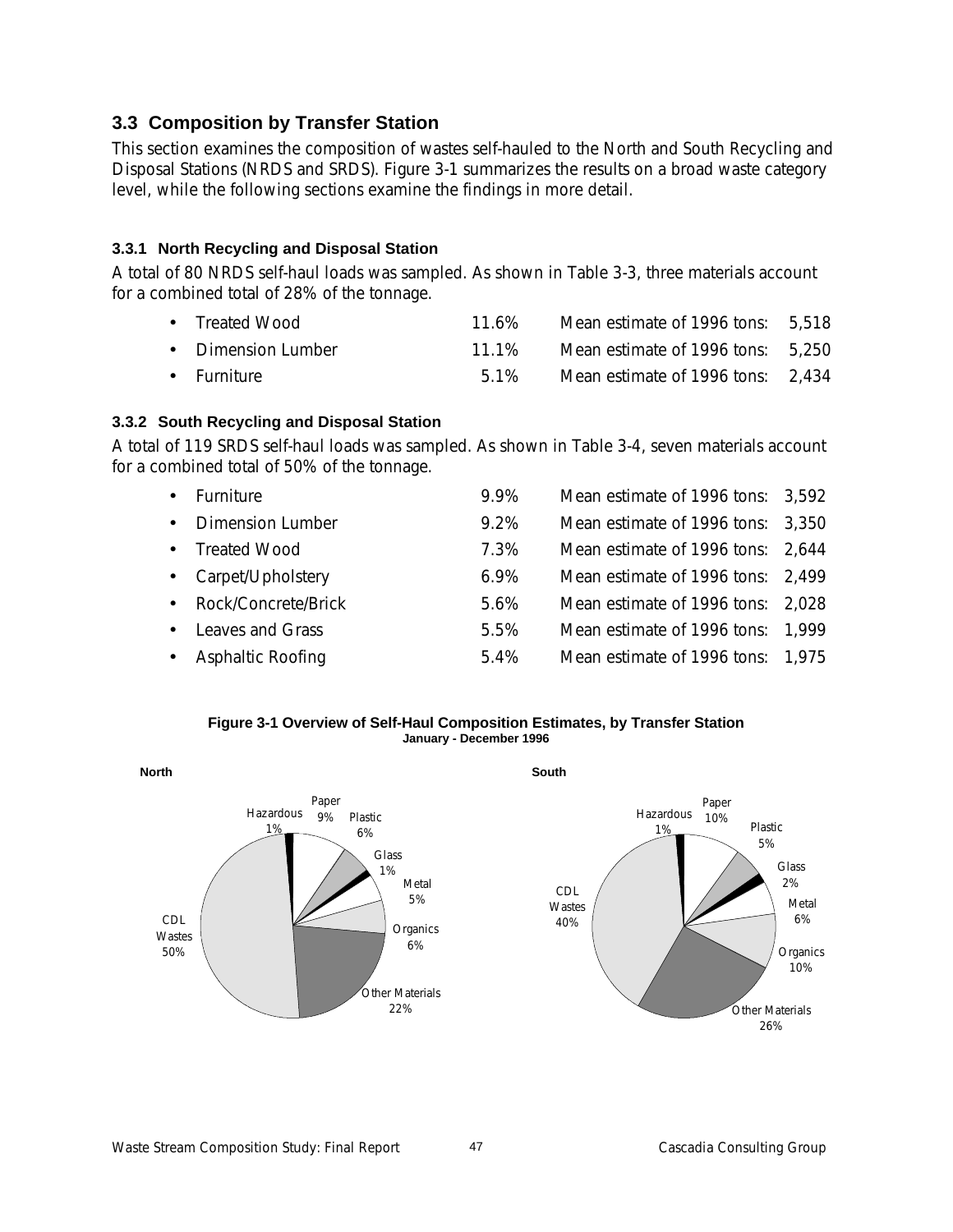## 3.3 Composition by Transfer Station

This section examines the composition of wastes self-hauled to the North and South Recycling and Disposal Stations (NRDS and SRDS). Figure 3-1 summarizes the results on a broad waste category level, while the following sections examine the findings in more detail.

### 3.3.1 North Recycling and Disposal Station

A total of 80 NRDS self-haul loads was sampled. As shown in Table 3-3, three materials account for a combined total of 28% of the tonnage.

- Treated Wood 11.6% Mean estimate of 1996 tons: 5,518
- Dimension Lumber 11.1% Mean estimate of 1996 tons: 5,250
- Furniture 5.1% Mean estimate of 1996 tons: 2,434

### 3.3.2 South Recycling and Disposal Station

A total of 119 SRDS self-haul loads was sampled. As shown in Table 3-4, seven materials account for a combined total of 50% of the tonnage.

- Furniture 9.9% Mean estimate of 1996 tons: 3,592
- Dimension Lumber 9.2% Mean estimate of 1996 tons: 3,350
- Treated Wood 7.3% Mean estimate of 1996 tons: 2,644
- Carpet/Upholstery 6.9% Mean estimate of 1996 tons: 2,499
- Rock/Concrete/Brick 5.6% Mean estimate of 1996 tons: 2,028
- Leaves and Grass 5.5% Mean estimate of 1996 tons: 1,999
- Asphaltic Roofing 5.4% Mean estimate of 1996 tons: 1,975

**Figure 3-1 Overview of Self-Haul Composition Estimates, by Transfer Station**
**January - December 1996**

**North**

| Category | Percent |
|---|---|
| Paper | 9% |
| Plastic | 6% |
| Glass | 1% |
| Metal | 5% |
| Organics | 6% |
| Other Materials | 22% |
| CDL Wastes | 50% |
| Hazardous | 1% |

**South**

| Category | Percent |
|---|---|
| Paper | 10% |
| Plastic | 5% |
| Glass | 2% |
| Metal | 6% |
| Organics | 10% |
| Other Materials | 26% |
| CDL Wastes | 40% |
| Hazardous | 1% |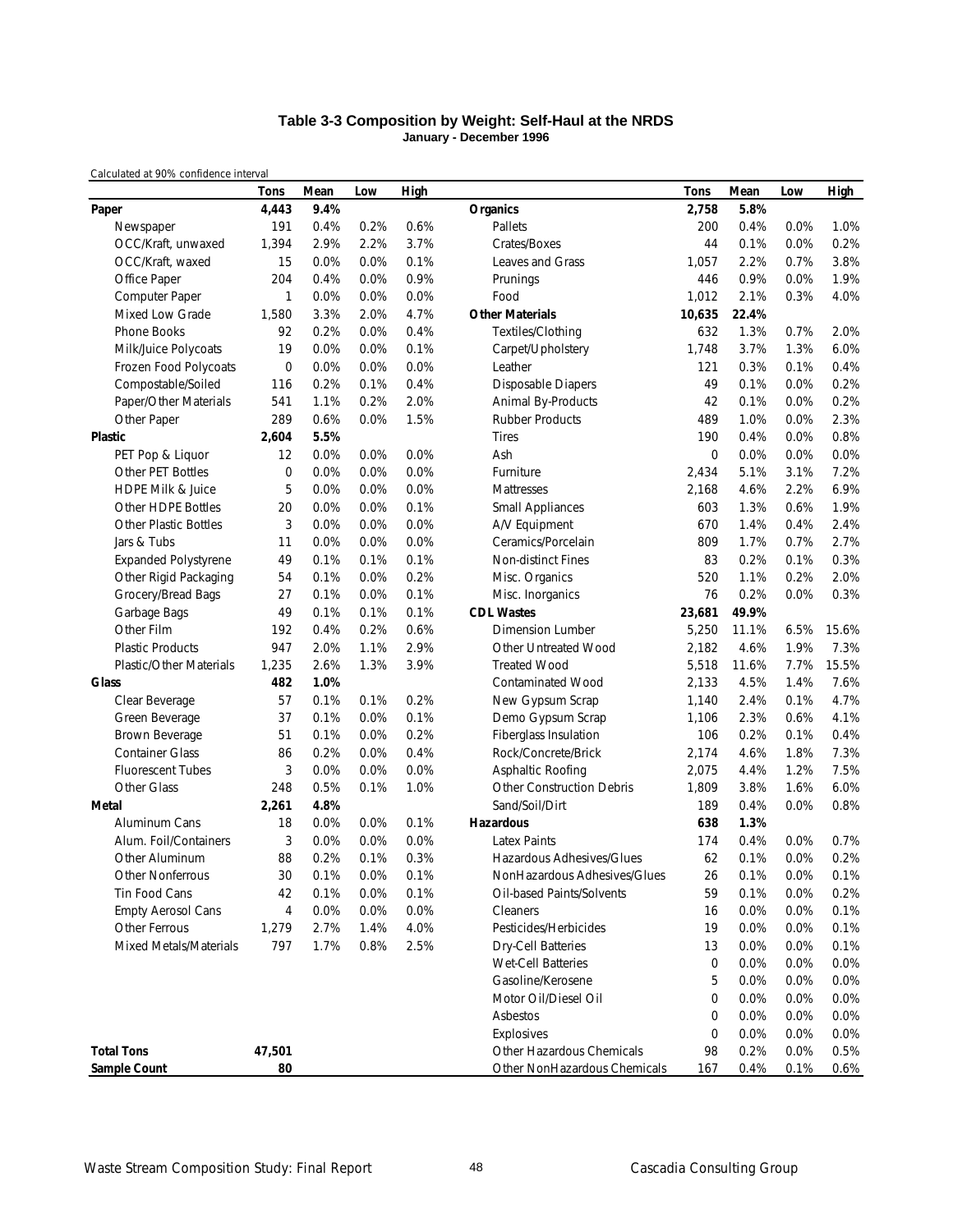**Table 3-3 Composition by Weight: Self-Haul at the NRDS**
**January - December 1996**

Calculated at 90% confidence interval

| | Tons | Mean | Low | High | | Tons | Mean | Low | High |
|---|---|---|---|---|---|---|---|---|---|
| **Paper** | **4,443** | **9.4%** | | | **Organics** | **2,758** | **5.8%** | | |
| Newspaper | 191 | 0.4% | 0.2% | 0.6% | Pallets | 200 | 0.4% | 0.0% | 1.0% |
| OCC/Kraft, unwaxed | 1,394 | 2.9% | 2.2% | 3.7% | Crates/Boxes | 44 | 0.1% | 0.0% | 0.2% |
| OCC/Kraft, waxed | 15 | 0.0% | 0.0% | 0.1% | Leaves and Grass | 1,057 | 2.2% | 0.7% | 3.8% |
| Office Paper | 204 | 0.4% | 0.0% | 0.9% | Prunings | 446 | 0.9% | 0.0% | 1.9% |
| Computer Paper | 1 | 0.0% | 0.0% | 0.0% | Food | 1,012 | 2.1% | 0.3% | 4.0% |
| Mixed Low Grade | 1,580 | 3.3% | 2.0% | 4.7% | **Other Materials** | **10,635** | **22.4%** | | |
| Phone Books | 92 | 0.2% | 0.0% | 0.4% | Textiles/Clothing | 632 | 1.3% | 0.7% | 2.0% |
| Milk/Juice Polycoats | 19 | 0.0% | 0.0% | 0.1% | Carpet/Upholstery | 1,748 | 3.7% | 1.3% | 6.0% |
| Frozen Food Polycoats | 0 | 0.0% | 0.0% | 0.0% | Leather | 121 | 0.3% | 0.1% | 0.4% |
| Compostable/Soiled | 116 | 0.2% | 0.1% | 0.4% | Disposable Diapers | 49 | 0.1% | 0.0% | 0.2% |
| Paper/Other Materials | 541 | 1.1% | 0.2% | 2.0% | Animal By-Products | 42 | 0.1% | 0.0% | 0.2% |
| Other Paper | 289 | 0.6% | 0.0% | 1.5% | Rubber Products | 489 | 1.0% | 0.0% | 2.3% |
| **Plastic** | **2,604** | **5.5%** | | | Tires | 190 | 0.4% | 0.0% | 0.8% |
| PET Pop & Liquor | 12 | 0.0% | 0.0% | 0.0% | Ash | 0 | 0.0% | 0.0% | 0.0% |
| Other PET Bottles | 0 | 0.0% | 0.0% | 0.0% | Furniture | 2,434 | 5.1% | 3.1% | 7.2% |
| HDPE Milk & Juice | 5 | 0.0% | 0.0% | 0.0% | Mattresses | 2,168 | 4.6% | 2.2% | 6.9% |
| Other HDPE Bottles | 20 | 0.0% | 0.0% | 0.1% | Small Appliances | 603 | 1.3% | 0.6% | 1.9% |
| Other Plastic Bottles | 3 | 0.0% | 0.0% | 0.0% | A/V Equipment | 670 | 1.4% | 0.4% | 2.4% |
| Jars & Tubs | 11 | 0.0% | 0.0% | 0.0% | Ceramics/Porcelain | 809 | 1.7% | 0.7% | 2.7% |
| Expanded Polystyrene | 49 | 0.1% | 0.1% | 0.1% | Non-distinct Fines | 83 | 0.2% | 0.1% | 0.3% |
| Other Rigid Packaging | 54 | 0.1% | 0.0% | 0.2% | Misc. Organics | 520 | 1.1% | 0.2% | 2.0% |
| Grocery/Bread Bags | 27 | 0.1% | 0.0% | 0.1% | Misc. Inorganics | 76 | 0.2% | 0.0% | 0.3% |
| Garbage Bags | 49 | 0.1% | 0.1% | 0.1% | **CDL Wastes** | **23,681** | **49.9%** | | |
| Other Film | 192 | 0.4% | 0.2% | 0.6% | Dimension Lumber | 5,250 | 11.1% | 6.5% | 15.6% |
| Plastic Products | 947 | 2.0% | 1.1% | 2.9% | Other Untreated Wood | 2,182 | 4.6% | 1.9% | 7.3% |
| Plastic/Other Materials | 1,235 | 2.6% | 1.3% | 3.9% | Treated Wood | 5,518 | 11.6% | 7.7% | 15.5% |
| **Glass** | **482** | **1.0%** | | | Contaminated Wood | 2,133 | 4.5% | 1.4% | 7.6% |
| Clear Beverage | 57 | 0.1% | 0.1% | 0.2% | New Gypsum Scrap | 1,140 | 2.4% | 0.1% | 4.7% |
| Green Beverage | 37 | 0.1% | 0.0% | 0.1% | Demo Gypsum Scrap | 1,106 | 2.3% | 0.6% | 4.1% |
| Brown Beverage | 51 | 0.1% | 0.0% | 0.2% | Fiberglass Insulation | 106 | 0.2% | 0.1% | 0.4% |
| Container Glass | 86 | 0.2% | 0.0% | 0.4% | Rock/Concrete/Brick | 2,174 | 4.6% | 1.8% | 7.3% |
| Fluorescent Tubes | 3 | 0.0% | 0.0% | 0.0% | Asphaltic Roofing | 2,075 | 4.4% | 1.2% | 7.5% |
| Other Glass | 248 | 0.5% | 0.1% | 1.0% | Other Construction Debris | 1,809 | 3.8% | 1.6% | 6.0% |
| **Metal** | **2,261** | **4.8%** | | | Sand/Soil/Dirt | 189 | 0.4% | 0.0% | 0.8% |
| Aluminum Cans | 18 | 0.0% | 0.0% | 0.1% | **Hazardous** | **638** | **1.3%** | | |
| Alum. Foil/Containers | 3 | 0.0% | 0.0% | 0.0% | Latex Paints | 174 | 0.4% | 0.0% | 0.7% |
| Other Aluminum | 88 | 0.2% | 0.1% | 0.3% | Hazardous Adhesives/Glues | 62 | 0.1% | 0.0% | 0.2% |
| Other Nonferrous | 30 | 0.1% | 0.0% | 0.1% | NonHazardous Adhesives/Glues | 26 | 0.1% | 0.0% | 0.1% |
| Tin Food Cans | 42 | 0.1% | 0.0% | 0.1% | Oil-based Paints/Solvents | 59 | 0.1% | 0.0% | 0.2% |
| Empty Aerosol Cans | 4 | 0.0% | 0.0% | 0.0% | Cleaners | 16 | 0.0% | 0.0% | 0.1% |
| Other Ferrous | 1,279 | 2.7% | 1.4% | 4.0% | Pesticides/Herbicides | 19 | 0.0% | 0.0% | 0.1% |
| Mixed Metals/Materials | 797 | 1.7% | 0.8% | 2.5% | Dry-Cell Batteries | 13 | 0.0% | 0.0% | 0.1% |
| | | | | | Wet-Cell Batteries | 0 | 0.0% | 0.0% | 0.0% |
| | | | | | Gasoline/Kerosene | 5 | 0.0% | 0.0% | 0.0% |
| | | | | | Motor Oil/Diesel Oil | 0 | 0.0% | 0.0% | 0.0% |
| | | | | | Asbestos | 0 | 0.0% | 0.0% | 0.0% |
| | | | | | Explosives | 0 | 0.0% | 0.0% | 0.0% |
| **Total Tons** | **47,501** | | | | Other Hazardous Chemicals | 98 | 0.2% | 0.0% | 0.5% |
| **Sample Count** | **80** | | | | Other NonHazardous Chemicals | 167 | 0.4% | 0.1% | 0.6% |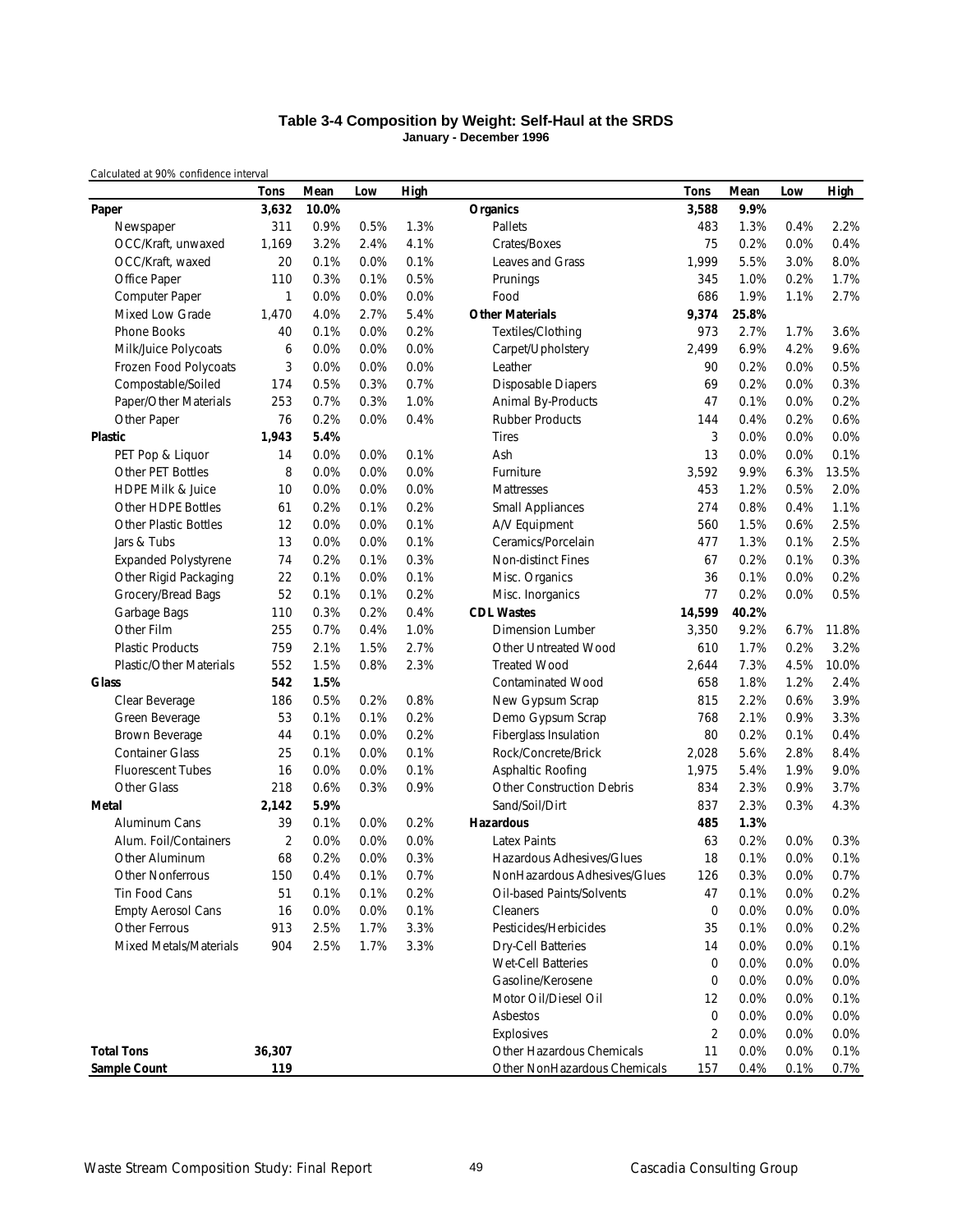**Table 3-4 Composition by Weight: Self-Haul at the SRDS**
**January - December 1996**

Calculated at 90% confidence interval

| | Tons | Mean | Low | High | | Tons | Mean | Low | High |
|---|---|---|---|---|---|---|---|---|---|
| **Paper** | **3,632** | **10.0%** | | | **Organics** | **3,588** | **9.9%** | | |
| Newspaper | 311 | 0.9% | 0.5% | 1.3% | Pallets | 483 | 1.3% | 0.4% | 2.2% |
| OCC/Kraft, unwaxed | 1,169 | 3.2% | 2.4% | 4.1% | Crates/Boxes | 75 | 0.2% | 0.0% | 0.4% |
| OCC/Kraft, waxed | 20 | 0.1% | 0.0% | 0.1% | Leaves and Grass | 1,999 | 5.5% | 3.0% | 8.0% |
| Office Paper | 110 | 0.3% | 0.1% | 0.5% | Prunings | 345 | 1.0% | 0.2% | 1.7% |
| Computer Paper | 1 | 0.0% | 0.0% | 0.0% | Food | 686 | 1.9% | 1.1% | 2.7% |
| Mixed Low Grade | 1,470 | 4.0% | 2.7% | 5.4% | **Other Materials** | **9,374** | **25.8%** | | |
| Phone Books | 40 | 0.1% | 0.0% | 0.2% | Textiles/Clothing | 973 | 2.7% | 1.7% | 3.6% |
| Milk/Juice Polycoats | 6 | 0.0% | 0.0% | 0.0% | Carpet/Upholstery | 2,499 | 6.9% | 4.2% | 9.6% |
| Frozen Food Polycoats | 3 | 0.0% | 0.0% | 0.0% | Leather | 90 | 0.2% | 0.0% | 0.5% |
| Compostable/Soiled | 174 | 0.5% | 0.3% | 0.7% | Disposable Diapers | 69 | 0.2% | 0.0% | 0.3% |
| Paper/Other Materials | 253 | 0.7% | 0.3% | 1.0% | Animal By-Products | 47 | 0.1% | 0.0% | 0.2% |
| Other Paper | 76 | 0.2% | 0.0% | 0.4% | Rubber Products | 144 | 0.4% | 0.2% | 0.6% |
| **Plastic** | **1,943** | **5.4%** | | | Tires | 3 | 0.0% | 0.0% | 0.0% |
| PET Pop & Liquor | 14 | 0.0% | 0.0% | 0.1% | Ash | 13 | 0.0% | 0.0% | 0.1% |
| Other PET Bottles | 8 | 0.0% | 0.0% | 0.0% | Furniture | 3,592 | 9.9% | 6.3% | 13.5% |
| HDPE Milk & Juice | 10 | 0.0% | 0.0% | 0.0% | Mattresses | 453 | 1.2% | 0.5% | 2.0% |
| Other HDPE Bottles | 61 | 0.2% | 0.1% | 0.2% | Small Appliances | 274 | 0.8% | 0.4% | 1.1% |
| Other Plastic Bottles | 12 | 0.0% | 0.0% | 0.1% | A/V Equipment | 560 | 1.5% | 0.6% | 2.5% |
| Jars & Tubs | 13 | 0.0% | 0.0% | 0.1% | Ceramics/Porcelain | 477 | 1.3% | 0.1% | 2.5% |
| Expanded Polystyrene | 74 | 0.2% | 0.1% | 0.3% | Non-distinct Fines | 67 | 0.2% | 0.1% | 0.3% |
| Other Rigid Packaging | 22 | 0.1% | 0.0% | 0.1% | Misc. Organics | 36 | 0.1% | 0.0% | 0.2% |
| Grocery/Bread Bags | 52 | 0.1% | 0.1% | 0.2% | Misc. Inorganics | 77 | 0.2% | 0.0% | 0.5% |
| Garbage Bags | 110 | 0.3% | 0.2% | 0.4% | **CDL Wastes** | **14,599** | **40.2%** | | |
| Other Film | 255 | 0.7% | 0.4% | 1.0% | Dimension Lumber | 3,350 | 9.2% | 6.7% | 11.8% |
| Plastic Products | 759 | 2.1% | 1.5% | 2.7% | Other Untreated Wood | 610 | 1.7% | 0.2% | 3.2% |
| Plastic/Other Materials | 552 | 1.5% | 0.8% | 2.3% | Treated Wood | 2,644 | 7.3% | 4.5% | 10.0% |
| **Glass** | **542** | **1.5%** | | | Contaminated Wood | 658 | 1.8% | 1.2% | 2.4% |
| Clear Beverage | 186 | 0.5% | 0.2% | 0.8% | New Gypsum Scrap | 815 | 2.2% | 0.6% | 3.9% |
| Green Beverage | 53 | 0.1% | 0.1% | 0.2% | Demo Gypsum Scrap | 768 | 2.1% | 0.9% | 3.3% |
| Brown Beverage | 44 | 0.1% | 0.0% | 0.2% | Fiberglass Insulation | 80 | 0.2% | 0.1% | 0.4% |
| Container Glass | 25 | 0.1% | 0.0% | 0.1% | Rock/Concrete/Brick | 2,028 | 5.6% | 2.8% | 8.4% |
| Fluorescent Tubes | 16 | 0.0% | 0.0% | 0.1% | Asphaltic Roofing | 1,975 | 5.4% | 1.9% | 9.0% |
| Other Glass | 218 | 0.6% | 0.3% | 0.9% | Other Construction Debris | 834 | 2.3% | 0.9% | 3.7% |
| **Metal** | **2,142** | **5.9%** | | | Sand/Soil/Dirt | 837 | 2.3% | 0.3% | 4.3% |
| Aluminum Cans | 39 | 0.1% | 0.0% | 0.2% | **Hazardous** | **485** | **1.3%** | | |
| Alum. Foil/Containers | 2 | 0.0% | 0.0% | 0.0% | Latex Paints | 63 | 0.2% | 0.0% | 0.3% |
| Other Aluminum | 68 | 0.2% | 0.0% | 0.3% | Hazardous Adhesives/Glues | 18 | 0.1% | 0.0% | 0.1% |
| Other Nonferrous | 150 | 0.4% | 0.1% | 0.7% | NonHazardous Adhesives/Glues | 126 | 0.3% | 0.0% | 0.7% |
| Tin Food Cans | 51 | 0.1% | 0.1% | 0.2% | Oil-based Paints/Solvents | 47 | 0.1% | 0.0% | 0.2% |
| Empty Aerosol Cans | 16 | 0.0% | 0.0% | 0.1% | Cleaners | 0 | 0.0% | 0.0% | 0.0% |
| Other Ferrous | 913 | 2.5% | 1.7% | 3.3% | Pesticides/Herbicides | 35 | 0.1% | 0.0% | 0.2% |
| Mixed Metals/Materials | 904 | 2.5% | 1.7% | 3.3% | Dry-Cell Batteries | 14 | 0.0% | 0.0% | 0.1% |
| | | | | | Wet-Cell Batteries | 0 | 0.0% | 0.0% | 0.0% |
| | | | | | Gasoline/Kerosene | 0 | 0.0% | 0.0% | 0.0% |
| | | | | | Motor Oil/Diesel Oil | 12 | 0.0% | 0.0% | 0.1% |
| | | | | | Asbestos | 0 | 0.0% | 0.0% | 0.0% |
| | | | | | Explosives | 2 | 0.0% | 0.0% | 0.0% |
| **Total Tons** | **36,307** | | | | Other Hazardous Chemicals | 11 | 0.0% | 0.0% | 0.1% |
| **Sample Count** | **119** | | | | Other NonHazardous Chemicals | 157 | 0.4% | 0.1% | 0.7% |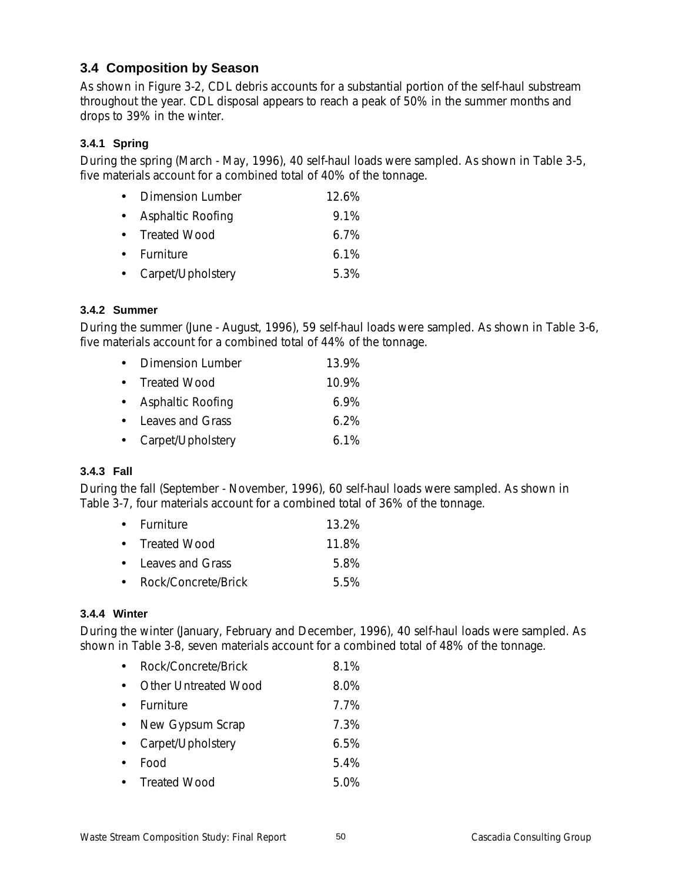## 3.4 Composition by Season

As shown in Figure 3-2, CDL debris accounts for a substantial portion of the self-haul substream throughout the year. CDL disposal appears to reach a peak of 50% in the summer months and drops to 39% in the winter.

### 3.4.1 Spring

During the spring (March - May, 1996), 40 self-haul loads were sampled. As shown in Table 3-5, five materials account for a combined total of 40% of the tonnage.

- Dimension Lumber 12.6%
- Asphaltic Roofing 9.1%
- Treated Wood 6.7%
- Furniture 6.1%
- Carpet/Upholstery 5.3%

### 3.4.2 Summer

During the summer (June - August, 1996), 59 self-haul loads were sampled. As shown in Table 3-6, five materials account for a combined total of 44% of the tonnage.

- Dimension Lumber 13.9%
- Treated Wood 10.9%
- Asphaltic Roofing 6.9%
- Leaves and Grass 6.2%
- Carpet/Upholstery 6.1%

### 3.4.3 Fall

During the fall (September - November, 1996), 60 self-haul loads were sampled. As shown in Table 3-7, four materials account for a combined total of 36% of the tonnage.

- Furniture 13.2%
- Treated Wood 11.8%
- Leaves and Grass 5.8%
- Rock/Concrete/Brick 5.5%

### 3.4.4 Winter

During the winter (January, February and December, 1996), 40 self-haul loads were sampled. As shown in Table 3-8, seven materials account for a combined total of 48% of the tonnage.

- Rock/Concrete/Brick 8.1%
- Other Untreated Wood 8.0%
- Furniture 7.7%
- New Gypsum Scrap 7.3%
- Carpet/Upholstery 6.5%
- Food 5.4%
- Treated Wood 5.0%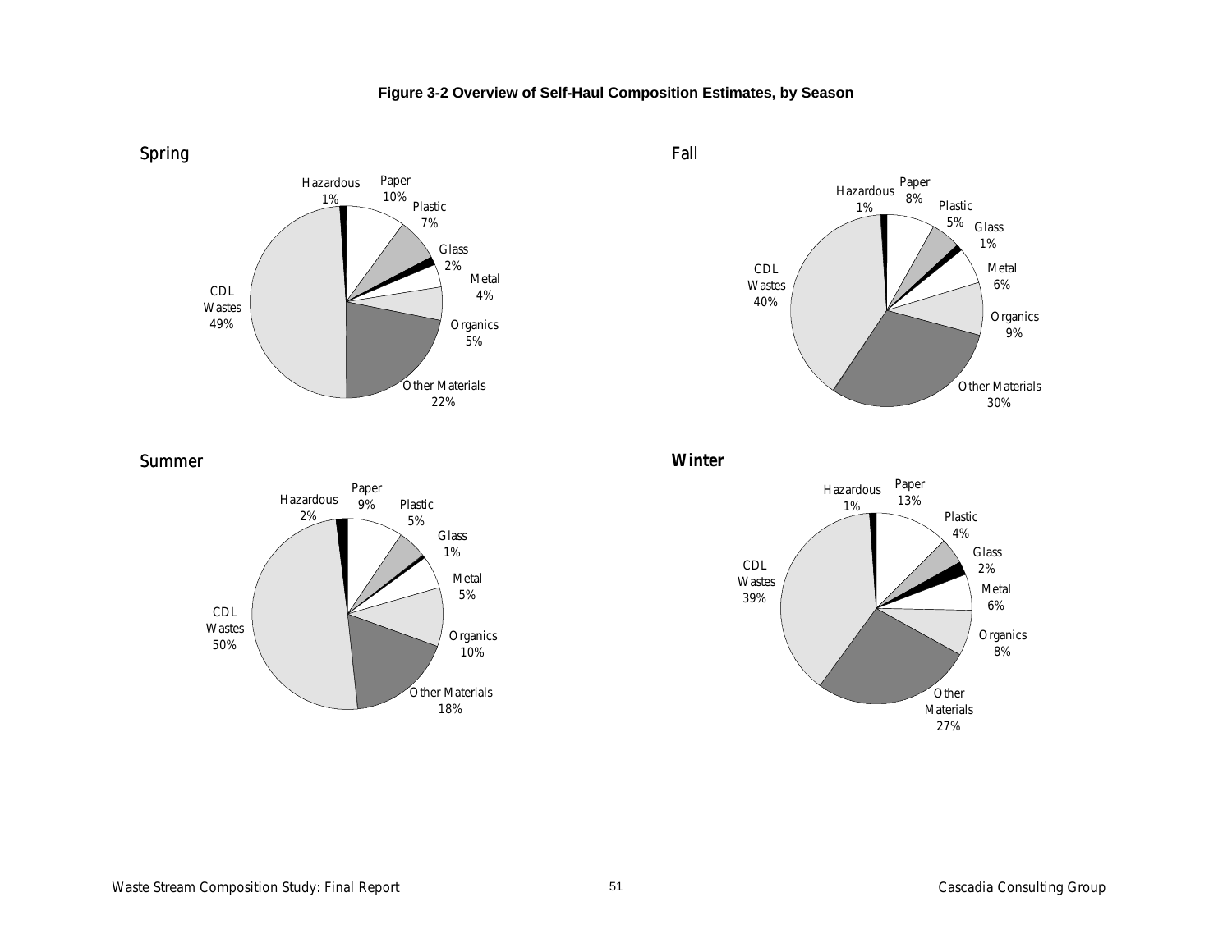**Figure 3-2 Overview of Self-Haul Composition Estimates, by Season**

Spring

Hazardous 1%, Paper 10%, Plastic 7%, Glass 2%, Metal 4%, Organics 5%, Other Materials 22%, CDL Wastes 49%

Fall

Hazardous 1%, Paper 8%, Plastic 5%, Glass 1%, Metal 6%, Organics 9%, Other Materials 30%, CDL Wastes 40%

Summer

Hazardous 2%, Paper 9%, Plastic 5%, Glass 1%, Metal 5%, Organics 10%, Other Materials 18%, CDL Wastes 50%

Winter

Hazardous 1%, Paper 13%, Plastic 4%, Glass 2%, Metal 6%, Organics 8%, Other Materials 27%, CDL Wastes 39%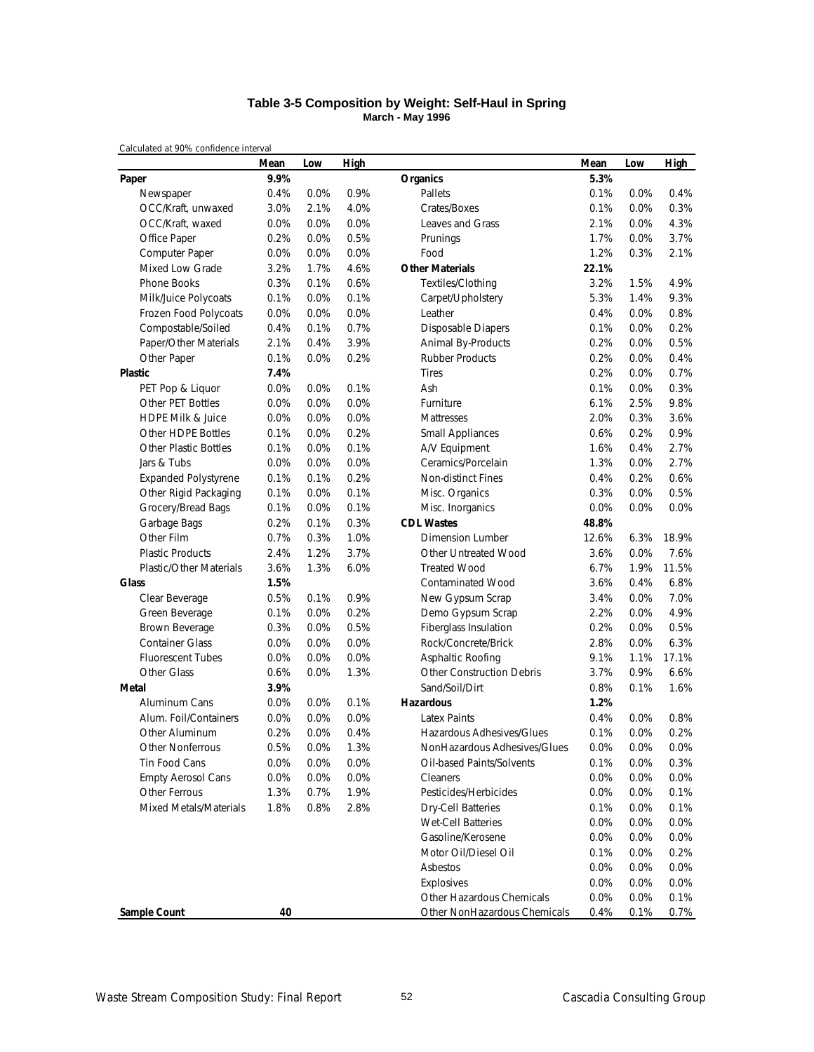## Table 3-5 Composition by Weight: Self-Haul in Spring

**March - May 1996**

Calculated at 90% confidence interval

| | Mean | Low | High | | Mean | Low | High |
|---|---|---|---|---|---|---|---|
| **Paper** | **9.9%** | | | **Organics** | **5.3%** | | |
| Newspaper | 0.4% | 0.0% | 0.9% | Pallets | 0.1% | 0.0% | 0.4% |
| OCC/Kraft, unwaxed | 3.0% | 2.1% | 4.0% | Crates/Boxes | 0.1% | 0.0% | 0.3% |
| OCC/Kraft, waxed | 0.0% | 0.0% | 0.0% | Leaves and Grass | 2.1% | 0.0% | 4.3% |
| Office Paper | 0.2% | 0.0% | 0.5% | Prunings | 1.7% | 0.0% | 3.7% |
| Computer Paper | 0.0% | 0.0% | 0.0% | Food | 1.2% | 0.3% | 2.1% |
| Mixed Low Grade | 3.2% | 1.7% | 4.6% | **Other Materials** | **22.1%** | | |
| Phone Books | 0.3% | 0.1% | 0.6% | Textiles/Clothing | 3.2% | 1.5% | 4.9% |
| Milk/Juice Polycoats | 0.1% | 0.0% | 0.1% | Carpet/Upholstery | 5.3% | 1.4% | 9.3% |
| Frozen Food Polycoats | 0.0% | 0.0% | 0.0% | Leather | 0.4% | 0.0% | 0.8% |
| Compostable/Soiled | 0.4% | 0.1% | 0.7% | Disposable Diapers | 0.1% | 0.0% | 0.2% |
| Paper/Other Materials | 2.1% | 0.4% | 3.9% | Animal By-Products | 0.2% | 0.0% | 0.5% |
| Other Paper | 0.1% | 0.0% | 0.2% | Rubber Products | 0.2% | 0.0% | 0.4% |
| **Plastic** | **7.4%** | | | Tires | 0.2% | 0.0% | 0.7% |
| PET Pop & Liquor | 0.0% | 0.0% | 0.1% | Ash | 0.1% | 0.0% | 0.3% |
| Other PET Bottles | 0.0% | 0.0% | 0.0% | Furniture | 6.1% | 2.5% | 9.8% |
| HDPE Milk & Juice | 0.0% | 0.0% | 0.0% | Mattresses | 2.0% | 0.3% | 3.6% |
| Other HDPE Bottles | 0.1% | 0.0% | 0.2% | Small Appliances | 0.6% | 0.2% | 0.9% |
| Other Plastic Bottles | 0.1% | 0.0% | 0.1% | A/V Equipment | 1.6% | 0.4% | 2.7% |
| Jars & Tubs | 0.0% | 0.0% | 0.0% | Ceramics/Porcelain | 1.3% | 0.0% | 2.7% |
| Expanded Polystyrene | 0.1% | 0.1% | 0.2% | Non-distinct Fines | 0.4% | 0.2% | 0.6% |
| Other Rigid Packaging | 0.1% | 0.0% | 0.1% | Misc. Organics | 0.3% | 0.0% | 0.5% |
| Grocery/Bread Bags | 0.1% | 0.0% | 0.1% | Misc. Inorganics | 0.0% | 0.0% | 0.0% |
| Garbage Bags | 0.2% | 0.1% | 0.3% | **CDL Wastes** | **48.8%** | | |
| Other Film | 0.7% | 0.3% | 1.0% | Dimension Lumber | 12.6% | 6.3% | 18.9% |
| Plastic Products | 2.4% | 1.2% | 3.7% | Other Untreated Wood | 3.6% | 0.0% | 7.6% |
| Plastic/Other Materials | 3.6% | 1.3% | 6.0% | Treated Wood | 6.7% | 1.9% | 11.5% |
| **Glass** | **1.5%** | | | Contaminated Wood | 3.6% | 0.4% | 6.8% |
| Clear Beverage | 0.5% | 0.1% | 0.9% | New Gypsum Scrap | 3.4% | 0.0% | 7.0% |
| Green Beverage | 0.1% | 0.0% | 0.2% | Demo Gypsum Scrap | 2.2% | 0.0% | 4.9% |
| Brown Beverage | 0.3% | 0.0% | 0.5% | Fiberglass Insulation | 0.2% | 0.0% | 0.5% |
| Container Glass | 0.0% | 0.0% | 0.0% | Rock/Concrete/Brick | 2.8% | 0.0% | 6.3% |
| Fluorescent Tubes | 0.0% | 0.0% | 0.0% | Asphaltic Roofing | 9.1% | 1.1% | 17.1% |
| Other Glass | 0.6% | 0.0% | 1.3% | Other Construction Debris | 3.7% | 0.9% | 6.6% |
| **Metal** | **3.9%** | | | Sand/Soil/Dirt | 0.8% | 0.1% | 1.6% |
| Aluminum Cans | 0.0% | 0.0% | 0.1% | **Hazardous** | **1.2%** | | |
| Alum. Foil/Containers | 0.0% | 0.0% | 0.0% | Latex Paints | 0.4% | 0.0% | 0.8% |
| Other Aluminum | 0.2% | 0.0% | 0.4% | Hazardous Adhesives/Glues | 0.1% | 0.0% | 0.2% |
| Other Nonferrous | 0.5% | 0.0% | 1.3% | NonHazardous Adhesives/Glues | 0.0% | 0.0% | 0.0% |
| Tin Food Cans | 0.0% | 0.0% | 0.0% | Oil-based Paints/Solvents | 0.1% | 0.0% | 0.3% |
| Empty Aerosol Cans | 0.0% | 0.0% | 0.0% | Cleaners | 0.0% | 0.0% | 0.0% |
| Other Ferrous | 1.3% | 0.7% | 1.9% | Pesticides/Herbicides | 0.0% | 0.0% | 0.1% |
| Mixed Metals/Materials | 1.8% | 0.8% | 2.8% | Dry-Cell Batteries | 0.1% | 0.0% | 0.1% |
| | | | | Wet-Cell Batteries | 0.0% | 0.0% | 0.0% |
| | | | | Gasoline/Kerosene | 0.0% | 0.0% | 0.0% |
| | | | | Motor Oil/Diesel Oil | 0.1% | 0.0% | 0.2% |
| | | | | Asbestos | 0.0% | 0.0% | 0.0% |
| | | | | Explosives | 0.0% | 0.0% | 0.0% |
| | | | | Other Hazardous Chemicals | 0.0% | 0.0% | 0.1% |
| **Sample Count** | **40** | | | Other NonHazardous Chemicals | 0.4% | 0.1% | 0.7% |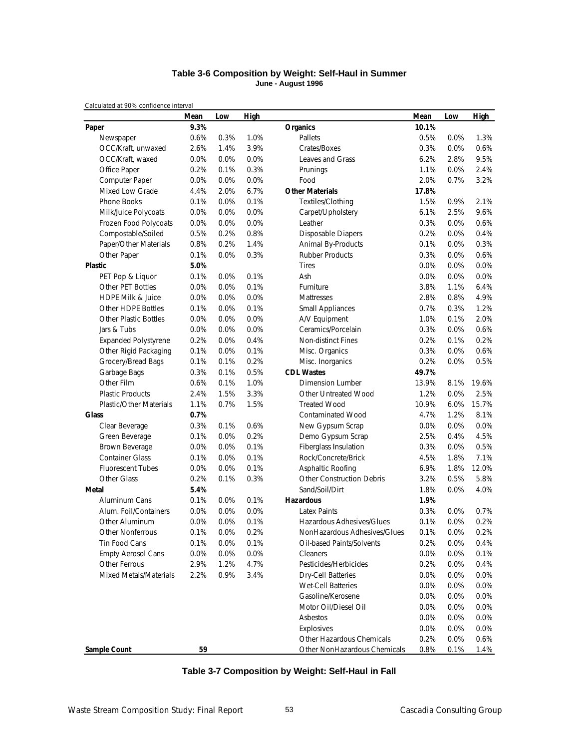### Table 3-6 Composition by Weight: Self-Haul in Summer

**June - August 1996**

Calculated at 90% confidence interval

| | Mean | Low | High | | Mean | Low | High |
|---|---|---|---|---|---|---|---|
| **Paper** | **9.3%** | | | **Organics** | **10.1%** | | |
| Newspaper | 0.6% | 0.3% | 1.0% | Pallets | 0.5% | 0.0% | 1.3% |
| OCC/Kraft, unwaxed | 2.6% | 1.4% | 3.9% | Crates/Boxes | 0.3% | 0.0% | 0.6% |
| OCC/Kraft, waxed | 0.0% | 0.0% | 0.0% | Leaves and Grass | 6.2% | 2.8% | 9.5% |
| Office Paper | 0.2% | 0.1% | 0.3% | Prunings | 1.1% | 0.0% | 2.4% |
| Computer Paper | 0.0% | 0.0% | 0.0% | Food | 2.0% | 0.7% | 3.2% |
| Mixed Low Grade | 4.4% | 2.0% | 6.7% | **Other Materials** | **17.8%** | | |
| Phone Books | 0.1% | 0.0% | 0.1% | Textiles/Clothing | 1.5% | 0.9% | 2.1% |
| Milk/Juice Polycoats | 0.0% | 0.0% | 0.0% | Carpet/Upholstery | 6.1% | 2.5% | 9.6% |
| Frozen Food Polycoats | 0.0% | 0.0% | 0.0% | Leather | 0.3% | 0.0% | 0.6% |
| Compostable/Soiled | 0.5% | 0.2% | 0.8% | Disposable Diapers | 0.2% | 0.0% | 0.4% |
| Paper/Other Materials | 0.8% | 0.2% | 1.4% | Animal By-Products | 0.1% | 0.0% | 0.3% |
| Other Paper | 0.1% | 0.0% | 0.3% | Rubber Products | 0.3% | 0.0% | 0.6% |
| **Plastic** | **5.0%** | | | Tires | 0.0% | 0.0% | 0.0% |
| PET Pop & Liquor | 0.1% | 0.0% | 0.1% | Ash | 0.0% | 0.0% | 0.0% |
| Other PET Bottles | 0.0% | 0.0% | 0.1% | Furniture | 3.8% | 1.1% | 6.4% |
| HDPE Milk & Juice | 0.0% | 0.0% | 0.0% | Mattresses | 2.8% | 0.8% | 4.9% |
| Other HDPE Bottles | 0.1% | 0.0% | 0.1% | Small Appliances | 0.7% | 0.3% | 1.2% |
| Other Plastic Bottles | 0.0% | 0.0% | 0.0% | A/V Equipment | 1.0% | 0.1% | 2.0% |
| Jars & Tubs | 0.0% | 0.0% | 0.0% | Ceramics/Porcelain | 0.3% | 0.0% | 0.6% |
| Expanded Polystyrene | 0.2% | 0.0% | 0.4% | Non-distinct Fines | 0.2% | 0.1% | 0.2% |
| Other Rigid Packaging | 0.1% | 0.0% | 0.1% | Misc. Organics | 0.3% | 0.0% | 0.6% |
| Grocery/Bread Bags | 0.1% | 0.1% | 0.2% | Misc. Inorganics | 0.2% | 0.0% | 0.5% |
| Garbage Bags | 0.3% | 0.1% | 0.5% | **CDL Wastes** | **49.7%** | | |
| Other Film | 0.6% | 0.1% | 1.0% | Dimension Lumber | 13.9% | 8.1% | 19.6% |
| Plastic Products | 2.4% | 1.5% | 3.3% | Other Untreated Wood | 1.2% | 0.0% | 2.5% |
| Plastic/Other Materials | 1.1% | 0.7% | 1.5% | Treated Wood | 10.9% | 6.0% | 15.7% |
| **Glass** | **0.7%** | | | Contaminated Wood | 4.7% | 1.2% | 8.1% |
| Clear Beverage | 0.3% | 0.1% | 0.6% | New Gypsum Scrap | 0.0% | 0.0% | 0.0% |
| Green Beverage | 0.1% | 0.0% | 0.2% | Demo Gypsum Scrap | 2.5% | 0.4% | 4.5% |
| Brown Beverage | 0.0% | 0.0% | 0.1% | Fiberglass Insulation | 0.3% | 0.0% | 0.5% |
| Container Glass | 0.1% | 0.0% | 0.1% | Rock/Concrete/Brick | 4.5% | 1.8% | 7.1% |
| Fluorescent Tubes | 0.0% | 0.0% | 0.1% | Asphaltic Roofing | 6.9% | 1.8% | 12.0% |
| Other Glass | 0.2% | 0.1% | 0.3% | Other Construction Debris | 3.2% | 0.5% | 5.8% |
| **Metal** | **5.4%** | | | Sand/Soil/Dirt | 1.8% | 0.0% | 4.0% |
| Aluminum Cans | 0.1% | 0.0% | 0.1% | **Hazardous** | **1.9%** | | |
| Alum. Foil/Containers | 0.0% | 0.0% | 0.0% | Latex Paints | 0.3% | 0.0% | 0.7% |
| Other Aluminum | 0.0% | 0.0% | 0.1% | Hazardous Adhesives/Glues | 0.1% | 0.0% | 0.2% |
| Other Nonferrous | 0.1% | 0.0% | 0.2% | NonHazardous Adhesives/Glues | 0.1% | 0.0% | 0.2% |
| Tin Food Cans | 0.1% | 0.0% | 0.1% | Oil-based Paints/Solvents | 0.2% | 0.0% | 0.4% |
| Empty Aerosol Cans | 0.0% | 0.0% | 0.0% | Cleaners | 0.0% | 0.0% | 0.1% |
| Other Ferrous | 2.9% | 1.2% | 4.7% | Pesticides/Herbicides | 0.2% | 0.0% | 0.4% |
| Mixed Metals/Materials | 2.2% | 0.9% | 3.4% | Dry-Cell Batteries | 0.0% | 0.0% | 0.0% |
| | | | | Wet-Cell Batteries | 0.0% | 0.0% | 0.0% |
| | | | | Gasoline/Kerosene | 0.0% | 0.0% | 0.0% |
| | | | | Motor Oil/Diesel Oil | 0.0% | 0.0% | 0.0% |
| | | | | Asbestos | 0.0% | 0.0% | 0.0% |
| | | | | Explosives | 0.0% | 0.0% | 0.0% |
| | | | | Other Hazardous Chemicals | 0.2% | 0.0% | 0.6% |
| **Sample Count** | **59** | | | Other NonHazardous Chemicals | 0.8% | 0.1% | 1.4% |

### Table 3-7 Composition by Weight: Self-Haul in Fall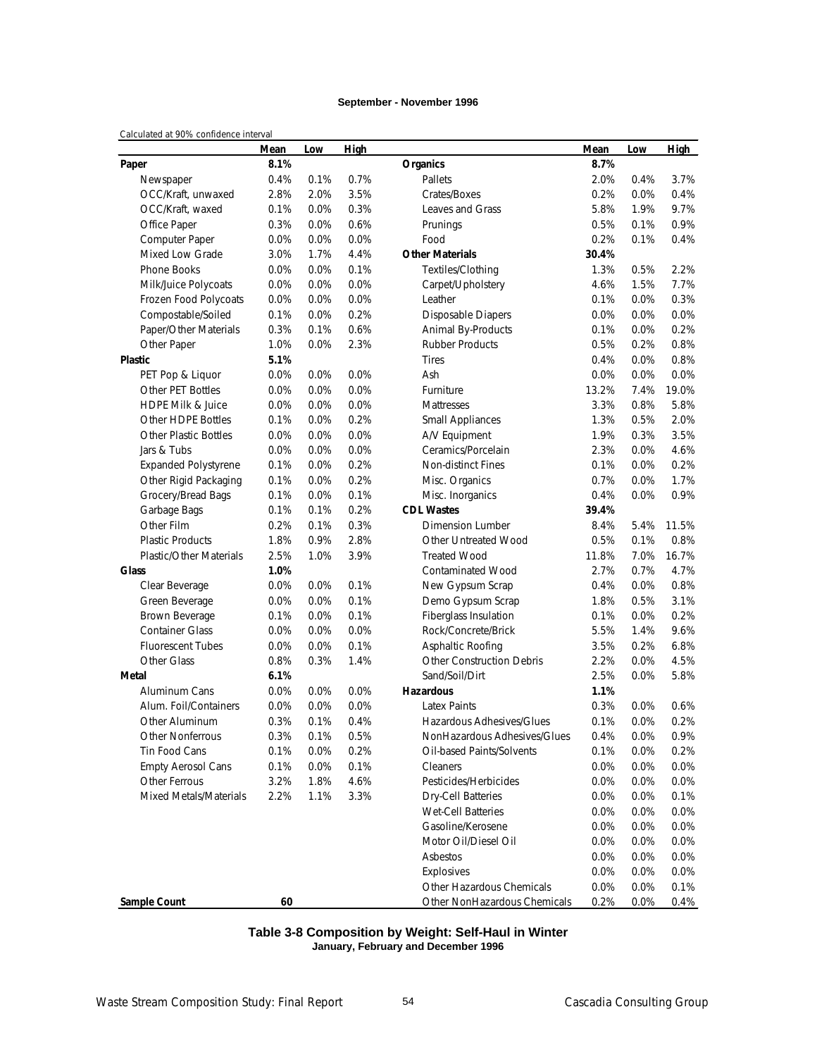**September - November 1996**

Calculated at 90% confidence interval

| | Mean | Low | High | | Mean | Low | High |
|---|---|---|---|---|---|---|---|
| **Paper** | **8.1%** | | | **Organics** | **8.7%** | | |
| Newspaper | 0.4% | 0.1% | 0.7% | Pallets | 2.0% | 0.4% | 3.7% |
| OCC/Kraft, unwaxed | 2.8% | 2.0% | 3.5% | Crates/Boxes | 0.2% | 0.0% | 0.4% |
| OCC/Kraft, waxed | 0.1% | 0.0% | 0.3% | Leaves and Grass | 5.8% | 1.9% | 9.7% |
| Office Paper | 0.3% | 0.0% | 0.6% | Prunings | 0.5% | 0.1% | 0.9% |
| Computer Paper | 0.0% | 0.0% | 0.0% | Food | 0.2% | 0.1% | 0.4% |
| Mixed Low Grade | 3.0% | 1.7% | 4.4% | **Other Materials** | **30.4%** | | |
| Phone Books | 0.0% | 0.0% | 0.1% | Textiles/Clothing | 1.3% | 0.5% | 2.2% |
| Milk/Juice Polycoats | 0.0% | 0.0% | 0.0% | Carpet/Upholstery | 4.6% | 1.5% | 7.7% |
| Frozen Food Polycoats | 0.0% | 0.0% | 0.0% | Leather | 0.1% | 0.0% | 0.3% |
| Compostable/Soiled | 0.1% | 0.0% | 0.2% | Disposable Diapers | 0.0% | 0.0% | 0.0% |
| Paper/Other Materials | 0.3% | 0.1% | 0.6% | Animal By-Products | 0.1% | 0.0% | 0.2% |
| Other Paper | 1.0% | 0.0% | 2.3% | Rubber Products | 0.5% | 0.2% | 0.8% |
| **Plastic** | **5.1%** | | | Tires | 0.4% | 0.0% | 0.8% |
| PET Pop & Liquor | 0.0% | 0.0% | 0.0% | Ash | 0.0% | 0.0% | 0.0% |
| Other PET Bottles | 0.0% | 0.0% | 0.0% | Furniture | 13.2% | 7.4% | 19.0% |
| HDPE Milk & Juice | 0.0% | 0.0% | 0.0% | Mattresses | 3.3% | 0.8% | 5.8% |
| Other HDPE Bottles | 0.1% | 0.0% | 0.2% | Small Appliances | 1.3% | 0.5% | 2.0% |
| Other Plastic Bottles | 0.0% | 0.0% | 0.0% | A/V Equipment | 1.9% | 0.3% | 3.5% |
| Jars & Tubs | 0.0% | 0.0% | 0.0% | Ceramics/Porcelain | 2.3% | 0.0% | 4.6% |
| Expanded Polystyrene | 0.1% | 0.0% | 0.2% | Non-distinct Fines | 0.1% | 0.0% | 0.2% |
| Other Rigid Packaging | 0.1% | 0.0% | 0.2% | Misc. Organics | 0.7% | 0.0% | 1.7% |
| Grocery/Bread Bags | 0.1% | 0.0% | 0.1% | Misc. Inorganics | 0.4% | 0.0% | 0.9% |
| Garbage Bags | 0.1% | 0.1% | 0.2% | **CDL Wastes** | **39.4%** | | |
| Other Film | 0.2% | 0.1% | 0.3% | Dimension Lumber | 8.4% | 5.4% | 11.5% |
| Plastic Products | 1.8% | 0.9% | 2.8% | Other Untreated Wood | 0.5% | 0.1% | 0.8% |
| Plastic/Other Materials | 2.5% | 1.0% | 3.9% | Treated Wood | 11.8% | 7.0% | 16.7% |
| **Glass** | **1.0%** | | | Contaminated Wood | 2.7% | 0.7% | 4.7% |
| Clear Beverage | 0.0% | 0.0% | 0.1% | New Gypsum Scrap | 0.4% | 0.0% | 0.8% |
| Green Beverage | 0.0% | 0.0% | 0.1% | Demo Gypsum Scrap | 1.8% | 0.5% | 3.1% |
| Brown Beverage | 0.1% | 0.0% | 0.1% | Fiberglass Insulation | 0.1% | 0.0% | 0.2% |
| Container Glass | 0.0% | 0.0% | 0.0% | Rock/Concrete/Brick | 5.5% | 1.4% | 9.6% |
| Fluorescent Tubes | 0.0% | 0.0% | 0.1% | Asphaltic Roofing | 3.5% | 0.2% | 6.8% |
| Other Glass | 0.8% | 0.3% | 1.4% | Other Construction Debris | 2.2% | 0.0% | 4.5% |
| **Metal** | **6.1%** | | | Sand/Soil/Dirt | 2.5% | 0.0% | 5.8% |
| Aluminum Cans | 0.0% | 0.0% | 0.0% | **Hazardous** | **1.1%** | | |
| Alum. Foil/Containers | 0.0% | 0.0% | 0.0% | Latex Paints | 0.3% | 0.0% | 0.6% |
| Other Aluminum | 0.3% | 0.1% | 0.4% | Hazardous Adhesives/Glues | 0.1% | 0.0% | 0.2% |
| Other Nonferrous | 0.3% | 0.1% | 0.5% | NonHazardous Adhesives/Glues | 0.4% | 0.0% | 0.9% |
| Tin Food Cans | 0.1% | 0.0% | 0.2% | Oil-based Paints/Solvents | 0.1% | 0.0% | 0.2% |
| Empty Aerosol Cans | 0.1% | 0.0% | 0.1% | Cleaners | 0.0% | 0.0% | 0.0% |
| Other Ferrous | 3.2% | 1.8% | 4.6% | Pesticides/Herbicides | 0.0% | 0.0% | 0.0% |
| Mixed Metals/Materials | 2.2% | 1.1% | 3.3% | Dry-Cell Batteries | 0.0% | 0.0% | 0.1% |
| | | | | Wet-Cell Batteries | 0.0% | 0.0% | 0.0% |
| | | | | Gasoline/Kerosene | 0.0% | 0.0% | 0.0% |
| | | | | Motor Oil/Diesel Oil | 0.0% | 0.0% | 0.0% |
| | | | | Asbestos | 0.0% | 0.0% | 0.0% |
| | | | | Explosives | 0.0% | 0.0% | 0.0% |
| | | | | Other Hazardous Chemicals | 0.0% | 0.0% | 0.1% |
| **Sample Count** | **60** | | | Other NonHazardous Chemicals | 0.2% | 0.0% | 0.4% |

**Table 3-8 Composition by Weight: Self-Haul in Winter**
**January, February and December 1996**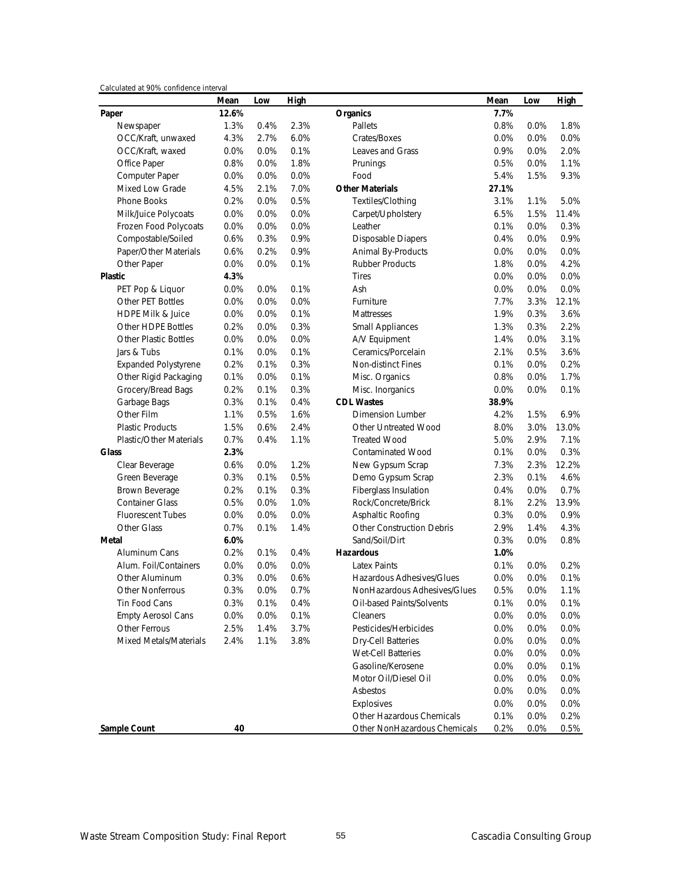Calculated at 90% confidence interval

| | Mean | Low | High | | Mean | Low | High |
|---|---|---|---|---|---|---|---|
| **Paper** | **12.6%** | | | **Organics** | **7.7%** | | |
| Newspaper | 1.3% | 0.4% | 2.3% | Pallets | 0.8% | 0.0% | 1.8% |
| OCC/Kraft, unwaxed | 4.3% | 2.7% | 6.0% | Crates/Boxes | 0.0% | 0.0% | 0.0% |
| OCC/Kraft, waxed | 0.0% | 0.0% | 0.1% | Leaves and Grass | 0.9% | 0.0% | 2.0% |
| Office Paper | 0.8% | 0.0% | 1.8% | Prunings | 0.5% | 0.0% | 1.1% |
| Computer Paper | 0.0% | 0.0% | 0.0% | Food | 5.4% | 1.5% | 9.3% |
| Mixed Low Grade | 4.5% | 2.1% | 7.0% | **Other Materials** | **27.1%** | | |
| Phone Books | 0.2% | 0.0% | 0.5% | Textiles/Clothing | 3.1% | 1.1% | 5.0% |
| Milk/Juice Polycoats | 0.0% | 0.0% | 0.0% | Carpet/Upholstery | 6.5% | 1.5% | 11.4% |
| Frozen Food Polycoats | 0.0% | 0.0% | 0.0% | Leather | 0.1% | 0.0% | 0.3% |
| Compostable/Soiled | 0.6% | 0.3% | 0.9% | Disposable Diapers | 0.4% | 0.0% | 0.9% |
| Paper/Other Materials | 0.6% | 0.2% | 0.9% | Animal By-Products | 0.0% | 0.0% | 0.0% |
| Other Paper | 0.0% | 0.0% | 0.1% | Rubber Products | 1.8% | 0.0% | 4.2% |
| **Plastic** | **4.3%** | | | Tires | 0.0% | 0.0% | 0.0% |
| PET Pop & Liquor | 0.0% | 0.0% | 0.1% | Ash | 0.0% | 0.0% | 0.0% |
| Other PET Bottles | 0.0% | 0.0% | 0.0% | Furniture | 7.7% | 3.3% | 12.1% |
| HDPE Milk & Juice | 0.0% | 0.0% | 0.1% | Mattresses | 1.9% | 0.3% | 3.6% |
| Other HDPE Bottles | 0.2% | 0.0% | 0.3% | Small Appliances | 1.3% | 0.3% | 2.2% |
| Other Plastic Bottles | 0.0% | 0.0% | 0.0% | A/V Equipment | 1.4% | 0.0% | 3.1% |
| Jars & Tubs | 0.1% | 0.0% | 0.1% | Ceramics/Porcelain | 2.1% | 0.5% | 3.6% |
| Expanded Polystyrene | 0.2% | 0.1% | 0.3% | Non-distinct Fines | 0.1% | 0.0% | 0.2% |
| Other Rigid Packaging | 0.1% | 0.0% | 0.1% | Misc. Organics | 0.8% | 0.0% | 1.7% |
| Grocery/Bread Bags | 0.2% | 0.1% | 0.3% | Misc. Inorganics | 0.0% | 0.0% | 0.1% |
| Garbage Bags | 0.3% | 0.1% | 0.4% | **CDL Wastes** | **38.9%** | | |
| Other Film | 1.1% | 0.5% | 1.6% | Dimension Lumber | 4.2% | 1.5% | 6.9% |
| Plastic Products | 1.5% | 0.6% | 2.4% | Other Untreated Wood | 8.0% | 3.0% | 13.0% |
| Plastic/Other Materials | 0.7% | 0.4% | 1.1% | Treated Wood | 5.0% | 2.9% | 7.1% |
| **Glass** | **2.3%** | | | Contaminated Wood | 0.1% | 0.0% | 0.3% |
| Clear Beverage | 0.6% | 0.0% | 1.2% | New Gypsum Scrap | 7.3% | 2.3% | 12.2% |
| Green Beverage | 0.3% | 0.1% | 0.5% | Demo Gypsum Scrap | 2.3% | 0.1% | 4.6% |
| Brown Beverage | 0.2% | 0.1% | 0.3% | Fiberglass Insulation | 0.4% | 0.0% | 0.7% |
| Container Glass | 0.5% | 0.0% | 1.0% | Rock/Concrete/Brick | 8.1% | 2.2% | 13.9% |
| Fluorescent Tubes | 0.0% | 0.0% | 0.0% | Asphaltic Roofing | 0.3% | 0.0% | 0.9% |
| Other Glass | 0.7% | 0.1% | 1.4% | Other Construction Debris | 2.9% | 1.4% | 4.3% |
| **Metal** | **6.0%** | | | Sand/Soil/Dirt | 0.3% | 0.0% | 0.8% |
| Aluminum Cans | 0.2% | 0.1% | 0.4% | **Hazardous** | **1.0%** | | |
| Alum. Foil/Containers | 0.0% | 0.0% | 0.0% | Latex Paints | 0.1% | 0.0% | 0.2% |
| Other Aluminum | 0.3% | 0.0% | 0.6% | Hazardous Adhesives/Glues | 0.0% | 0.0% | 0.1% |
| Other Nonferrous | 0.3% | 0.0% | 0.7% | NonHazardous Adhesives/Glues | 0.5% | 0.0% | 1.1% |
| Tin Food Cans | 0.3% | 0.1% | 0.4% | Oil-based Paints/Solvents | 0.1% | 0.0% | 0.1% |
| Empty Aerosol Cans | 0.0% | 0.0% | 0.1% | Cleaners | 0.0% | 0.0% | 0.0% |
| Other Ferrous | 2.5% | 1.4% | 3.7% | Pesticides/Herbicides | 0.0% | 0.0% | 0.0% |
| Mixed Metals/Materials | 2.4% | 1.1% | 3.8% | Dry-Cell Batteries | 0.0% | 0.0% | 0.0% |
| | | | | Wet-Cell Batteries | 0.0% | 0.0% | 0.0% |
| | | | | Gasoline/Kerosene | 0.0% | 0.0% | 0.1% |
| | | | | Motor Oil/Diesel Oil | 0.0% | 0.0% | 0.0% |
| | | | | Asbestos | 0.0% | 0.0% | 0.0% |
| | | | | Explosives | 0.0% | 0.0% | 0.0% |
| | | | | Other Hazardous Chemicals | 0.1% | 0.0% | 0.2% |
| **Sample Count** | **40** | | | Other NonHazardous Chemicals | 0.2% | 0.0% | 0.5% |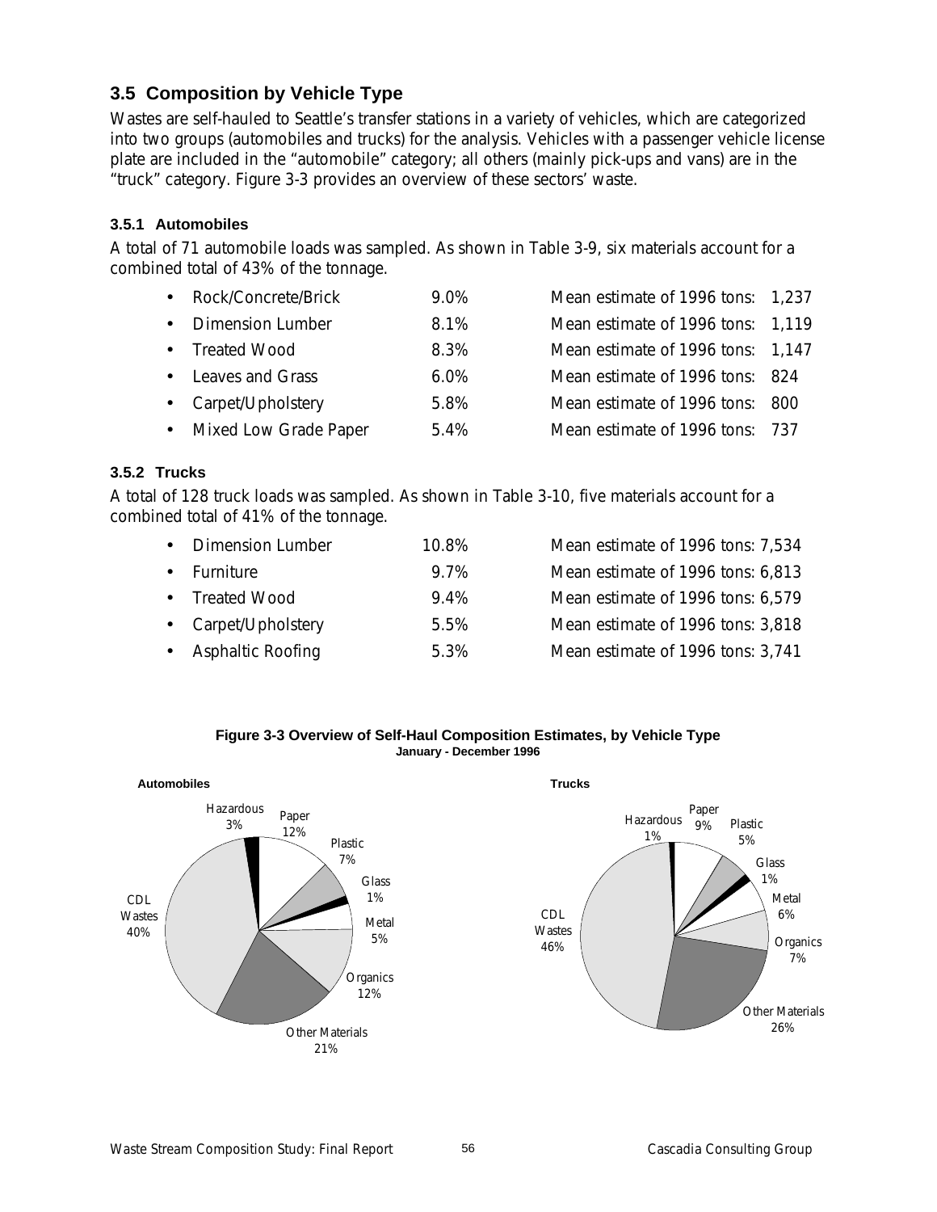## 3.5 Composition by Vehicle Type

Wastes are self-hauled to Seattle's transfer stations in a variety of vehicles, which are categorized into two groups (automobiles and trucks) for the analysis. Vehicles with a passenger vehicle license plate are included in the "automobile" category; all others (mainly pick-ups and vans) are in the "truck" category. Figure 3-3 provides an overview of these sectors' waste.

### 3.5.1 Automobiles

A total of 71 automobile loads was sampled. As shown in Table 3-9, six materials account for a combined total of 43% of the tonnage.

- Rock/Concrete/Brick 9.0% Mean estimate of 1996 tons: 1,237
- Dimension Lumber 8.1% Mean estimate of 1996 tons: 1,119
- Treated Wood 8.3% Mean estimate of 1996 tons: 1,147
- Leaves and Grass 6.0% Mean estimate of 1996 tons: 824
- Carpet/Upholstery 5.8% Mean estimate of 1996 tons: 800
- Mixed Low Grade Paper 5.4% Mean estimate of 1996 tons: 737

### 3.5.2 Trucks

A total of 128 truck loads was sampled. As shown in Table 3-10, five materials account for a combined total of 41% of the tonnage.

- Dimension Lumber 10.8% Mean estimate of 1996 tons: 7,534
- Furniture 9.7% Mean estimate of 1996 tons: 6,813
- Treated Wood 9.4% Mean estimate of 1996 tons: 6,579
- Carpet/Upholstery 5.5% Mean estimate of 1996 tons: 3,818
- Asphaltic Roofing 5.3% Mean estimate of 1996 tons: 3,741

**Figure 3-3 Overview of Self-Haul Composition Estimates, by Vehicle Type**
**January - December 1996**

**Automobiles**

| Category | Percent |
|---|---|
| Paper | 12% |
| Plastic | 7% |
| Glass | 1% |
| Metal | 5% |
| Organics | 12% |
| Other Materials | 21% |
| CDL Wastes | 40% |
| Hazardous | 3% |

**Trucks**

| Category | Percent |
|---|---|
| Paper | 9% |
| Plastic | 5% |
| Glass | 1% |
| Metal | 6% |
| Organics | 7% |
| Other Materials | 26% |
| CDL Wastes | 46% |
| Hazardous | 1% |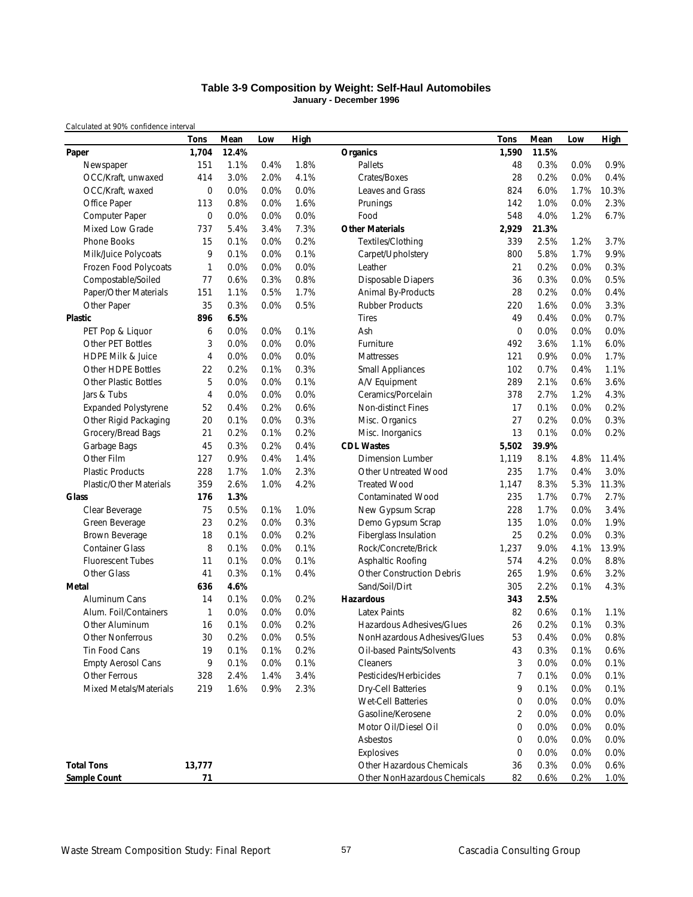# Table 3-9 Composition by Weight: Self-Haul Automobiles

**January - December 1996**

Calculated at 90% confidence interval

| | Tons | Mean | Low | High | | Tons | Mean | Low | High |
|---|---|---|---|---|---|---|---|---|---|
| **Paper** | **1,704** | **12.4%** | | | **Organics** | **1,590** | **11.5%** | | |
| Newspaper | 151 | 1.1% | 0.4% | 1.8% | Pallets | 48 | 0.3% | 0.0% | 0.9% |
| OCC/Kraft, unwaxed | 414 | 3.0% | 2.0% | 4.1% | Crates/Boxes | 28 | 0.2% | 0.0% | 0.4% |
| OCC/Kraft, waxed | 0 | 0.0% | 0.0% | 0.0% | Leaves and Grass | 824 | 6.0% | 1.7% | 10.3% |
| Office Paper | 113 | 0.8% | 0.0% | 1.6% | Prunings | 142 | 1.0% | 0.0% | 2.3% |
| Computer Paper | 0 | 0.0% | 0.0% | 0.0% | Food | 548 | 4.0% | 1.2% | 6.7% |
| Mixed Low Grade | 737 | 5.4% | 3.4% | 7.3% | **Other Materials** | **2,929** | **21.3%** | | |
| Phone Books | 15 | 0.1% | 0.0% | 0.2% | Textiles/Clothing | 339 | 2.5% | 1.2% | 3.7% |
| Milk/Juice Polycoats | 9 | 0.1% | 0.0% | 0.1% | Carpet/Upholstery | 800 | 5.8% | 1.7% | 9.9% |
| Frozen Food Polycoats | 1 | 0.0% | 0.0% | 0.0% | Leather | 21 | 0.2% | 0.0% | 0.3% |
| Compostable/Soiled | 77 | 0.6% | 0.3% | 0.8% | Disposable Diapers | 36 | 0.3% | 0.0% | 0.5% |
| Paper/Other Materials | 151 | 1.1% | 0.5% | 1.7% | Animal By-Products | 28 | 0.2% | 0.0% | 0.4% |
| Other Paper | 35 | 0.3% | 0.0% | 0.5% | Rubber Products | 220 | 1.6% | 0.0% | 3.3% |
| **Plastic** | **896** | **6.5%** | | | Tires | 49 | 0.4% | 0.0% | 0.7% |
| PET Pop & Liquor | 6 | 0.0% | 0.0% | 0.1% | Ash | 0 | 0.0% | 0.0% | 0.0% |
| Other PET Bottles | 3 | 0.0% | 0.0% | 0.0% | Furniture | 492 | 3.6% | 1.1% | 6.0% |
| HDPE Milk & Juice | 4 | 0.0% | 0.0% | 0.0% | Mattresses | 121 | 0.9% | 0.0% | 1.7% |
| Other HDPE Bottles | 22 | 0.2% | 0.1% | 0.3% | Small Appliances | 102 | 0.7% | 0.4% | 1.1% |
| Other Plastic Bottles | 5 | 0.0% | 0.0% | 0.1% | A/V Equipment | 289 | 2.1% | 0.6% | 3.6% |
| Jars & Tubs | 4 | 0.0% | 0.0% | 0.0% | Ceramics/Porcelain | 378 | 2.7% | 1.2% | 4.3% |
| Expanded Polystyrene | 52 | 0.4% | 0.2% | 0.6% | Non-distinct Fines | 17 | 0.1% | 0.0% | 0.2% |
| Other Rigid Packaging | 20 | 0.1% | 0.0% | 0.3% | Misc. Organics | 27 | 0.2% | 0.0% | 0.3% |
| Grocery/Bread Bags | 21 | 0.2% | 0.1% | 0.2% | Misc. Inorganics | 13 | 0.1% | 0.0% | 0.2% |
| Garbage Bags | 45 | 0.3% | 0.2% | 0.4% | **CDL Wastes** | **5,502** | **39.9%** | | |
| Other Film | 127 | 0.9% | 0.4% | 1.4% | Dimension Lumber | 1,119 | 8.1% | 4.8% | 11.4% |
| Plastic Products | 228 | 1.7% | 1.0% | 2.3% | Other Untreated Wood | 235 | 1.7% | 0.4% | 3.0% |
| Plastic/Other Materials | 359 | 2.6% | 1.0% | 4.2% | Treated Wood | 1,147 | 8.3% | 5.3% | 11.3% |
| **Glass** | **176** | **1.3%** | | | Contaminated Wood | 235 | 1.7% | 0.7% | 2.7% |
| Clear Beverage | 75 | 0.5% | 0.1% | 1.0% | New Gypsum Scrap | 228 | 1.7% | 0.0% | 3.4% |
| Green Beverage | 23 | 0.2% | 0.0% | 0.3% | Demo Gypsum Scrap | 135 | 1.0% | 0.0% | 1.9% |
| Brown Beverage | 18 | 0.1% | 0.0% | 0.2% | Fiberglass Insulation | 25 | 0.2% | 0.0% | 0.3% |
| Container Glass | 8 | 0.1% | 0.0% | 0.1% | Rock/Concrete/Brick | 1,237 | 9.0% | 4.1% | 13.9% |
| Fluorescent Tubes | 11 | 0.1% | 0.0% | 0.1% | Asphaltic Roofing | 574 | 4.2% | 0.0% | 8.8% |
| Other Glass | 41 | 0.3% | 0.1% | 0.4% | Other Construction Debris | 265 | 1.9% | 0.6% | 3.2% |
| **Metal** | **636** | **4.6%** | | | Sand/Soil/Dirt | 305 | 2.2% | 0.1% | 4.3% |
| Aluminum Cans | 14 | 0.1% | 0.0% | 0.2% | **Hazardous** | **343** | **2.5%** | | |
| Alum. Foil/Containers | 1 | 0.0% | 0.0% | 0.0% | Latex Paints | 82 | 0.6% | 0.1% | 1.1% |
| Other Aluminum | 16 | 0.1% | 0.0% | 0.2% | Hazardous Adhesives/Glues | 26 | 0.2% | 0.1% | 0.3% |
| Other Nonferrous | 30 | 0.2% | 0.0% | 0.5% | NonHazardous Adhesives/Glues | 53 | 0.4% | 0.0% | 0.8% |
| Tin Food Cans | 19 | 0.1% | 0.1% | 0.2% | Oil-based Paints/Solvents | 43 | 0.3% | 0.1% | 0.6% |
| Empty Aerosol Cans | 9 | 0.1% | 0.0% | 0.1% | Cleaners | 3 | 0.0% | 0.0% | 0.1% |
| Other Ferrous | 328 | 2.4% | 1.4% | 3.4% | Pesticides/Herbicides | 7 | 0.1% | 0.0% | 0.1% |
| Mixed Metals/Materials | 219 | 1.6% | 0.9% | 2.3% | Dry-Cell Batteries | 9 | 0.1% | 0.0% | 0.1% |
| | | | | | Wet-Cell Batteries | 0 | 0.0% | 0.0% | 0.0% |
| | | | | | Gasoline/Kerosene | 2 | 0.0% | 0.0% | 0.0% |
| | | | | | Motor Oil/Diesel Oil | 0 | 0.0% | 0.0% | 0.0% |
| | | | | | Asbestos | 0 | 0.0% | 0.0% | 0.0% |
| | | | | | Explosives | 0 | 0.0% | 0.0% | 0.0% |
| **Total Tons** | **13,777** | | | | Other Hazardous Chemicals | 36 | 0.3% | 0.0% | 0.6% |
| **Sample Count** | **71** | | | | Other NonHazardous Chemicals | 82 | 0.6% | 0.2% | 1.0% |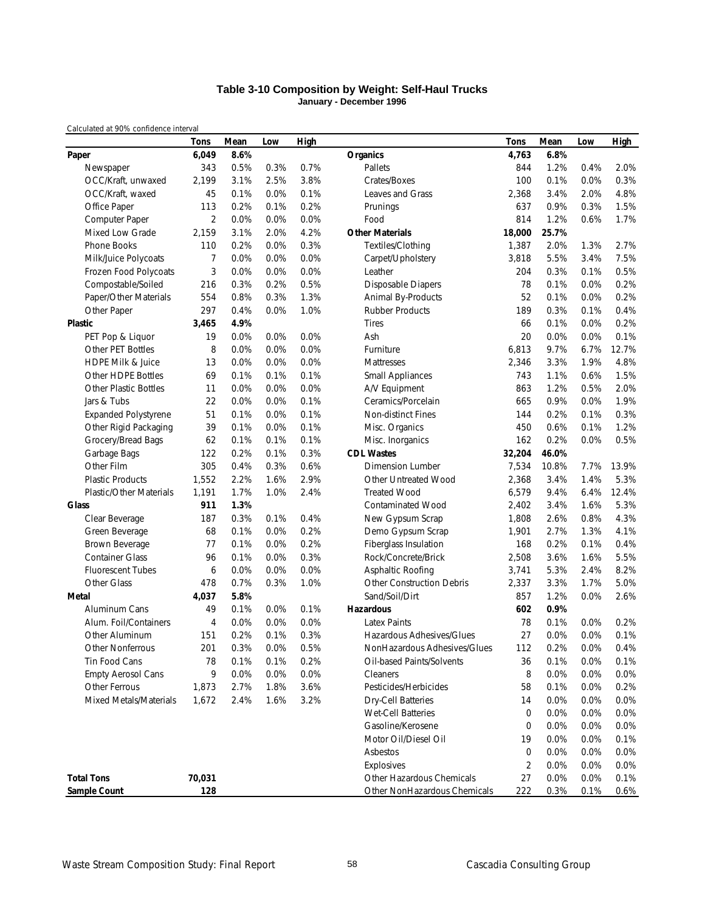# Table 3-10 Composition by Weight: Self-Haul Trucks

**January - December 1996**

Calculated at 90% confidence interval

| | Tons | Mean | Low | High | | Tons | Mean | Low | High |
|---|---|---|---|---|---|---|---|---|---|
| **Paper** | **6,049** | **8.6%** | | | **Organics** | **4,763** | **6.8%** | | |
| Newspaper | 343 | 0.5% | 0.3% | 0.7% | Pallets | 844 | 1.2% | 0.4% | 2.0% |
| OCC/Kraft, unwaxed | 2,199 | 3.1% | 2.5% | 3.8% | Crates/Boxes | 100 | 0.1% | 0.0% | 0.3% |
| OCC/Kraft, waxed | 45 | 0.1% | 0.0% | 0.1% | Leaves and Grass | 2,368 | 3.4% | 2.0% | 4.8% |
| Office Paper | 113 | 0.2% | 0.1% | 0.2% | Prunings | 637 | 0.9% | 0.3% | 1.5% |
| Computer Paper | 2 | 0.0% | 0.0% | 0.0% | Food | 814 | 1.2% | 0.6% | 1.7% |
| Mixed Low Grade | 2,159 | 3.1% | 2.0% | 4.2% | **Other Materials** | **18,000** | **25.7%** | | |
| Phone Books | 110 | 0.2% | 0.0% | 0.3% | Textiles/Clothing | 1,387 | 2.0% | 1.3% | 2.7% |
| Milk/Juice Polycoats | 7 | 0.0% | 0.0% | 0.0% | Carpet/Upholstery | 3,818 | 5.5% | 3.4% | 7.5% |
| Frozen Food Polycoats | 3 | 0.0% | 0.0% | 0.0% | Leather | 204 | 0.3% | 0.1% | 0.5% |
| Compostable/Soiled | 216 | 0.3% | 0.2% | 0.5% | Disposable Diapers | 78 | 0.1% | 0.0% | 0.2% |
| Paper/Other Materials | 554 | 0.8% | 0.3% | 1.3% | Animal By-Products | 52 | 0.1% | 0.0% | 0.2% |
| Other Paper | 297 | 0.4% | 0.0% | 1.0% | Rubber Products | 189 | 0.3% | 0.1% | 0.4% |
| **Plastic** | **3,465** | **4.9%** | | | Tires | 66 | 0.1% | 0.0% | 0.2% |
| PET Pop & Liquor | 19 | 0.0% | 0.0% | 0.0% | Ash | 20 | 0.0% | 0.0% | 0.1% |
| Other PET Bottles | 8 | 0.0% | 0.0% | 0.0% | Furniture | 6,813 | 9.7% | 6.7% | 12.7% |
| HDPE Milk & Juice | 13 | 0.0% | 0.0% | 0.0% | Mattresses | 2,346 | 3.3% | 1.9% | 4.8% |
| Other HDPE Bottles | 69 | 0.1% | 0.1% | 0.1% | Small Appliances | 743 | 1.1% | 0.6% | 1.5% |
| Other Plastic Bottles | 11 | 0.0% | 0.0% | 0.0% | A/V Equipment | 863 | 1.2% | 0.5% | 2.0% |
| Jars & Tubs | 22 | 0.0% | 0.0% | 0.1% | Ceramics/Porcelain | 665 | 0.9% | 0.0% | 1.9% |
| Expanded Polystyrene | 51 | 0.1% | 0.0% | 0.1% | Non-distinct Fines | 144 | 0.2% | 0.1% | 0.3% |
| Other Rigid Packaging | 39 | 0.1% | 0.0% | 0.1% | Misc. Organics | 450 | 0.6% | 0.1% | 1.2% |
| Grocery/Bread Bags | 62 | 0.1% | 0.1% | 0.1% | Misc. Inorganics | 162 | 0.2% | 0.0% | 0.5% |
| Garbage Bags | 122 | 0.2% | 0.1% | 0.3% | **CDL Wastes** | **32,204** | **46.0%** | | |
| Other Film | 305 | 0.4% | 0.3% | 0.6% | Dimension Lumber | 7,534 | 10.8% | 7.7% | 13.9% |
| Plastic Products | 1,552 | 2.2% | 1.6% | 2.9% | Other Untreated Wood | 2,368 | 3.4% | 1.4% | 5.3% |
| Plastic/Other Materials | 1,191 | 1.7% | 1.0% | 2.4% | Treated Wood | 6,579 | 9.4% | 6.4% | 12.4% |
| **Glass** | **911** | **1.3%** | | | Contaminated Wood | 2,402 | 3.4% | 1.6% | 5.3% |
| Clear Beverage | 187 | 0.3% | 0.1% | 0.4% | New Gypsum Scrap | 1,808 | 2.6% | 0.8% | 4.3% |
| Green Beverage | 68 | 0.1% | 0.0% | 0.2% | Demo Gypsum Scrap | 1,901 | 2.7% | 1.3% | 4.1% |
| Brown Beverage | 77 | 0.1% | 0.0% | 0.2% | Fiberglass Insulation | 168 | 0.2% | 0.1% | 0.4% |
| Container Glass | 96 | 0.1% | 0.0% | 0.3% | Rock/Concrete/Brick | 2,508 | 3.6% | 1.6% | 5.5% |
| Fluorescent Tubes | 6 | 0.0% | 0.0% | 0.0% | Asphaltic Roofing | 3,741 | 5.3% | 2.4% | 8.2% |
| Other Glass | 478 | 0.7% | 0.3% | 1.0% | Other Construction Debris | 2,337 | 3.3% | 1.7% | 5.0% |
| **Metal** | **4,037** | **5.8%** | | | Sand/Soil/Dirt | 857 | 1.2% | 0.0% | 2.6% |
| Aluminum Cans | 49 | 0.1% | 0.0% | 0.1% | **Hazardous** | **602** | **0.9%** | | |
| Alum. Foil/Containers | 4 | 0.0% | 0.0% | 0.0% | Latex Paints | 78 | 0.1% | 0.0% | 0.2% |
| Other Aluminum | 151 | 0.2% | 0.1% | 0.3% | Hazardous Adhesives/Glues | 27 | 0.0% | 0.0% | 0.1% |
| Other Nonferrous | 201 | 0.3% | 0.0% | 0.5% | NonHazardous Adhesives/Glues | 112 | 0.2% | 0.0% | 0.4% |
| Tin Food Cans | 78 | 0.1% | 0.1% | 0.2% | Oil-based Paints/Solvents | 36 | 0.1% | 0.0% | 0.1% |
| Empty Aerosol Cans | 9 | 0.0% | 0.0% | 0.0% | Cleaners | 8 | 0.0% | 0.0% | 0.0% |
| Other Ferrous | 1,873 | 2.7% | 1.8% | 3.6% | Pesticides/Herbicides | 58 | 0.1% | 0.0% | 0.2% |
| Mixed Metals/Materials | 1,672 | 2.4% | 1.6% | 3.2% | Dry-Cell Batteries | 14 | 0.0% | 0.0% | 0.0% |
| | | | | | Wet-Cell Batteries | 0 | 0.0% | 0.0% | 0.0% |
| | | | | | Gasoline/Kerosene | 0 | 0.0% | 0.0% | 0.0% |
| | | | | | Motor Oil/Diesel Oil | 19 | 0.0% | 0.0% | 0.1% |
| | | | | | Asbestos | 0 | 0.0% | 0.0% | 0.0% |
| | | | | | Explosives | 2 | 0.0% | 0.0% | 0.0% |
| **Total Tons** | **70,031** | | | | Other Hazardous Chemicals | 27 | 0.0% | 0.0% | 0.1% |
| **Sample Count** | **128** | | | | Other NonHazardous Chemicals | 222 | 0.3% | 0.1% | 0.6% |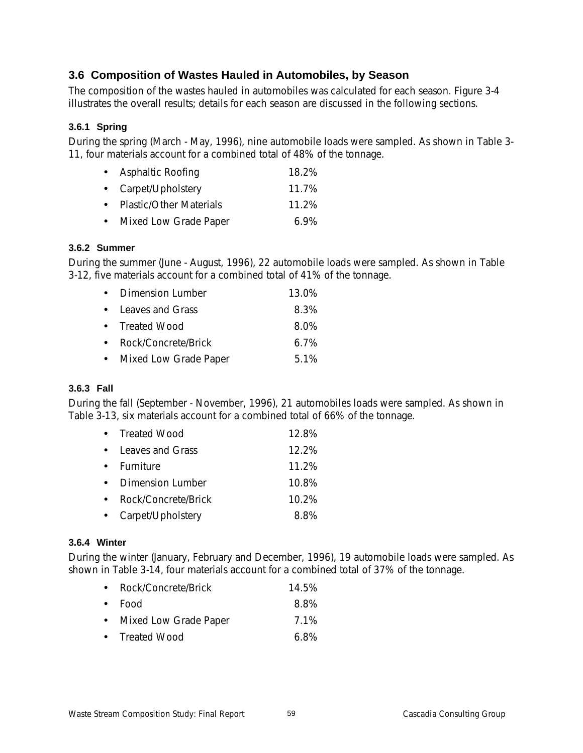## 3.6 Composition of Wastes Hauled in Automobiles, by Season

The composition of the wastes hauled in automobiles was calculated for each season. Figure 3-4 illustrates the overall results; details for each season are discussed in the following sections.

### 3.6.1 Spring

During the spring (March - May, 1996), nine automobile loads were sampled. As shown in Table 3-11, four materials account for a combined total of 48% of the tonnage.

- Asphaltic Roofing 18.2%
- Carpet/Upholstery 11.7%
- Plastic/Other Materials 11.2%
- Mixed Low Grade Paper 6.9%

### 3.6.2 Summer

During the summer (June - August, 1996), 22 automobile loads were sampled. As shown in Table 3-12, five materials account for a combined total of 41% of the tonnage.

- Dimension Lumber 13.0%
- Leaves and Grass 8.3%
- Treated Wood 8.0%
- Rock/Concrete/Brick 6.7%
- Mixed Low Grade Paper 5.1%

### 3.6.3 Fall

During the fall (September - November, 1996), 21 automobiles loads were sampled. As shown in Table 3-13, six materials account for a combined total of 66% of the tonnage.

- Treated Wood 12.8%
- Leaves and Grass 12.2%
- Furniture 11.2%
- Dimension Lumber 10.8%
- Rock/Concrete/Brick 10.2%
- Carpet/Upholstery 8.8%

### 3.6.4 Winter

During the winter (January, February and December, 1996), 19 automobile loads were sampled. As shown in Table 3-14, four materials account for a combined total of 37% of the tonnage.

- Rock/Concrete/Brick 14.5%
- Food 8.8%
- Mixed Low Grade Paper 7.1%
- Treated Wood 6.8%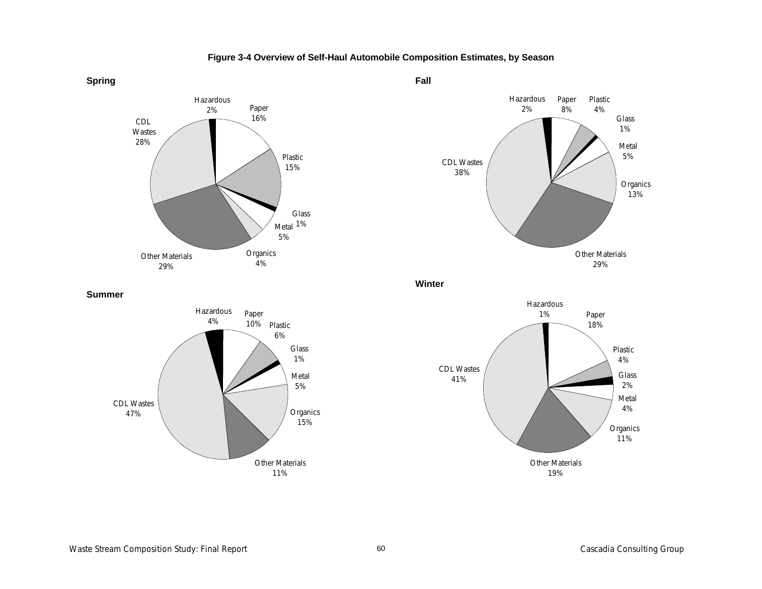**Figure 3-4 Overview of Self-Haul Automobile Composition Estimates, by Season**

**Spring**

Hazardous 2%, Paper 16%, Plastic 15%, Glass 1%, Metal 5%, Organics 4%, Other Materials 29%, CDL Wastes 28%

**Fall**

Hazardous 2%, Paper 8%, Plastic 4%, Glass 1%, Metal 5%, Organics 13%, Other Materials 29%, CDL Wastes 38%

**Summer**

Hazardous 4%, Paper 10%, Plastic 6%, Glass 1%, Metal 5%, Organics 15%, Other Materials 11%, CDL Wastes 47%

**Winter**

Hazardous 1%, Paper 18%, Plastic 4%, Glass 2%, Metal 4%, Organics 11%, Other Materials 19%, CDL Wastes 41%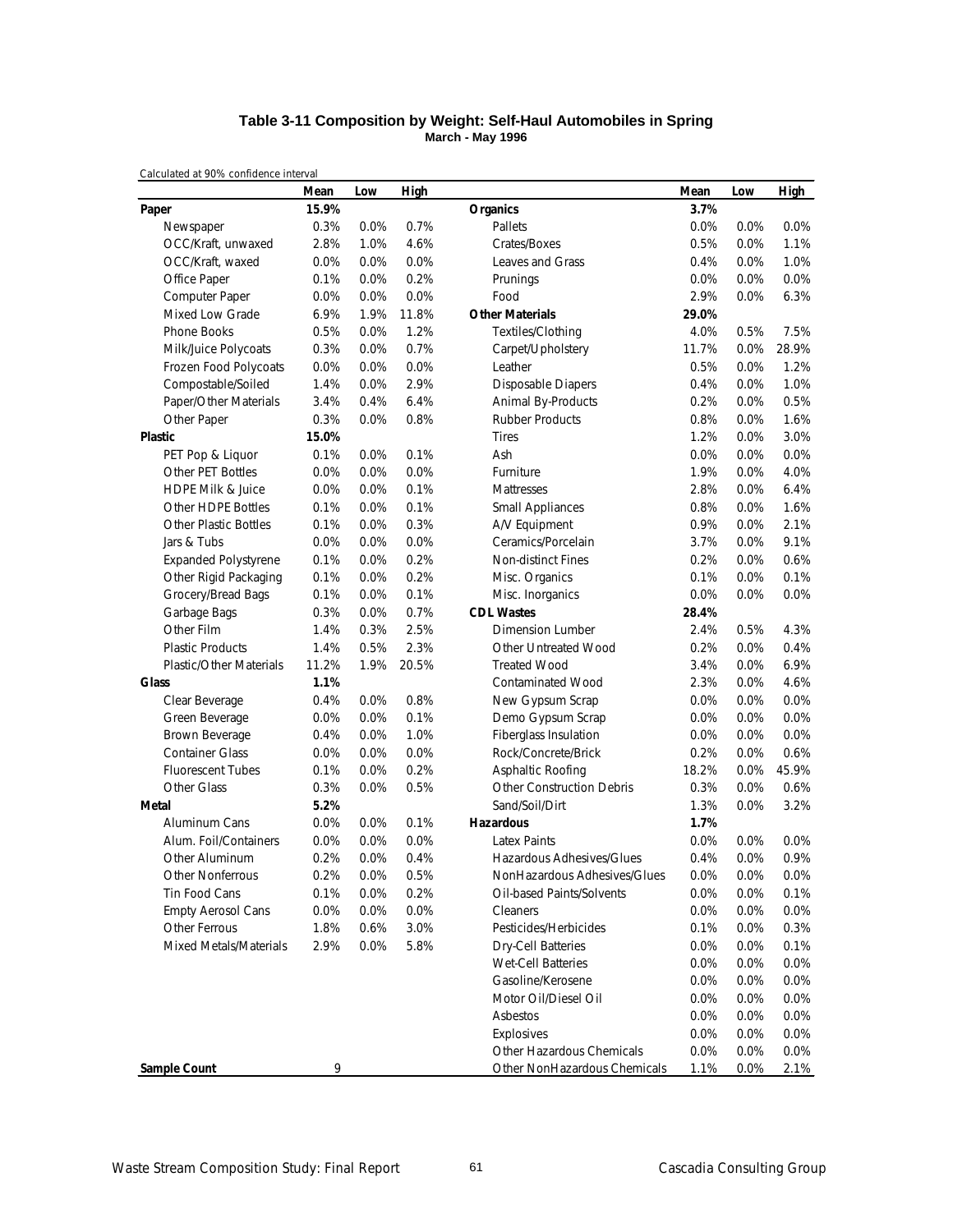**Table 3-11 Composition by Weight: Self-Haul Automobiles in Spring**
**March - May 1996**

Calculated at 90% confidence interval

| | Mean | Low | High | | Mean | Low | High |
|---|---|---|---|---|---|---|---|
| **Paper** | **15.9%** | | | **Organics** | **3.7%** | | |
| Newspaper | 0.3% | 0.0% | 0.7% | Pallets | 0.0% | 0.0% | 0.0% |
| OCC/Kraft, unwaxed | 2.8% | 1.0% | 4.6% | Crates/Boxes | 0.5% | 0.0% | 1.1% |
| OCC/Kraft, waxed | 0.0% | 0.0% | 0.0% | Leaves and Grass | 0.4% | 0.0% | 1.0% |
| Office Paper | 0.1% | 0.0% | 0.2% | Prunings | 0.0% | 0.0% | 0.0% |
| Computer Paper | 0.0% | 0.0% | 0.0% | Food | 2.9% | 0.0% | 6.3% |
| Mixed Low Grade | 6.9% | 1.9% | 11.8% | **Other Materials** | **29.0%** | | |
| Phone Books | 0.5% | 0.0% | 1.2% | Textiles/Clothing | 4.0% | 0.5% | 7.5% |
| Milk/Juice Polycoats | 0.3% | 0.0% | 0.7% | Carpet/Upholstery | 11.7% | 0.0% | 28.9% |
| Frozen Food Polycoats | 0.0% | 0.0% | 0.0% | Leather | 0.5% | 0.0% | 1.2% |
| Compostable/Soiled | 1.4% | 0.0% | 2.9% | Disposable Diapers | 0.4% | 0.0% | 1.0% |
| Paper/Other Materials | 3.4% | 0.4% | 6.4% | Animal By-Products | 0.2% | 0.0% | 0.5% |
| Other Paper | 0.3% | 0.0% | 0.8% | Rubber Products | 0.8% | 0.0% | 1.6% |
| **Plastic** | **15.0%** | | | Tires | 1.2% | 0.0% | 3.0% |
| PET Pop & Liquor | 0.1% | 0.0% | 0.1% | Ash | 0.0% | 0.0% | 0.0% |
| Other PET Bottles | 0.0% | 0.0% | 0.0% | Furniture | 1.9% | 0.0% | 4.0% |
| HDPE Milk & Juice | 0.0% | 0.0% | 0.1% | Mattresses | 2.8% | 0.0% | 6.4% |
| Other HDPE Bottles | 0.1% | 0.0% | 0.1% | Small Appliances | 0.8% | 0.0% | 1.6% |
| Other Plastic Bottles | 0.1% | 0.0% | 0.3% | A/V Equipment | 0.9% | 0.0% | 2.1% |
| Jars & Tubs | 0.0% | 0.0% | 0.0% | Ceramics/Porcelain | 3.7% | 0.0% | 9.1% |
| Expanded Polystyrene | 0.1% | 0.0% | 0.2% | Non-distinct Fines | 0.2% | 0.0% | 0.6% |
| Other Rigid Packaging | 0.1% | 0.0% | 0.2% | Misc. Organics | 0.1% | 0.0% | 0.1% |
| Grocery/Bread Bags | 0.1% | 0.0% | 0.1% | Misc. Inorganics | 0.0% | 0.0% | 0.0% |
| Garbage Bags | 0.3% | 0.0% | 0.7% | **CDL Wastes** | **28.4%** | | |
| Other Film | 1.4% | 0.3% | 2.5% | Dimension Lumber | 2.4% | 0.5% | 4.3% |
| Plastic Products | 1.4% | 0.5% | 2.3% | Other Untreated Wood | 0.2% | 0.0% | 0.4% |
| Plastic/Other Materials | 11.2% | 1.9% | 20.5% | Treated Wood | 3.4% | 0.0% | 6.9% |
| **Glass** | **1.1%** | | | Contaminated Wood | 2.3% | 0.0% | 4.6% |
| Clear Beverage | 0.4% | 0.0% | 0.8% | New Gypsum Scrap | 0.0% | 0.0% | 0.0% |
| Green Beverage | 0.0% | 0.0% | 0.1% | Demo Gypsum Scrap | 0.0% | 0.0% | 0.0% |
| Brown Beverage | 0.4% | 0.0% | 1.0% | Fiberglass Insulation | 0.0% | 0.0% | 0.0% |
| Container Glass | 0.0% | 0.0% | 0.0% | Rock/Concrete/Brick | 0.2% | 0.0% | 0.6% |
| Fluorescent Tubes | 0.1% | 0.0% | 0.2% | Asphaltic Roofing | 18.2% | 0.0% | 45.9% |
| Other Glass | 0.3% | 0.0% | 0.5% | Other Construction Debris | 0.3% | 0.0% | 0.6% |
| **Metal** | **5.2%** | | | Sand/Soil/Dirt | 1.3% | 0.0% | 3.2% |
| Aluminum Cans | 0.0% | 0.0% | 0.1% | **Hazardous** | **1.7%** | | |
| Alum. Foil/Containers | 0.0% | 0.0% | 0.0% | Latex Paints | 0.0% | 0.0% | 0.0% |
| Other Aluminum | 0.2% | 0.0% | 0.4% | Hazardous Adhesives/Glues | 0.4% | 0.0% | 0.9% |
| Other Nonferrous | 0.2% | 0.0% | 0.5% | NonHazardous Adhesives/Glues | 0.0% | 0.0% | 0.0% |
| Tin Food Cans | 0.1% | 0.0% | 0.2% | Oil-based Paints/Solvents | 0.0% | 0.0% | 0.1% |
| Empty Aerosol Cans | 0.0% | 0.0% | 0.0% | Cleaners | 0.0% | 0.0% | 0.0% |
| Other Ferrous | 1.8% | 0.6% | 3.0% | Pesticides/Herbicides | 0.1% | 0.0% | 0.3% |
| Mixed Metals/Materials | 2.9% | 0.0% | 5.8% | Dry-Cell Batteries | 0.0% | 0.0% | 0.1% |
| | | | | Wet-Cell Batteries | 0.0% | 0.0% | 0.0% |
| | | | | Gasoline/Kerosene | 0.0% | 0.0% | 0.0% |
| | | | | Motor Oil/Diesel Oil | 0.0% | 0.0% | 0.0% |
| | | | | Asbestos | 0.0% | 0.0% | 0.0% |
| | | | | Explosives | 0.0% | 0.0% | 0.0% |
| | | | | Other Hazardous Chemicals | 0.0% | 0.0% | 0.0% |
| **Sample Count** | 9 | | | Other NonHazardous Chemicals | 1.1% | 0.0% | 2.1% |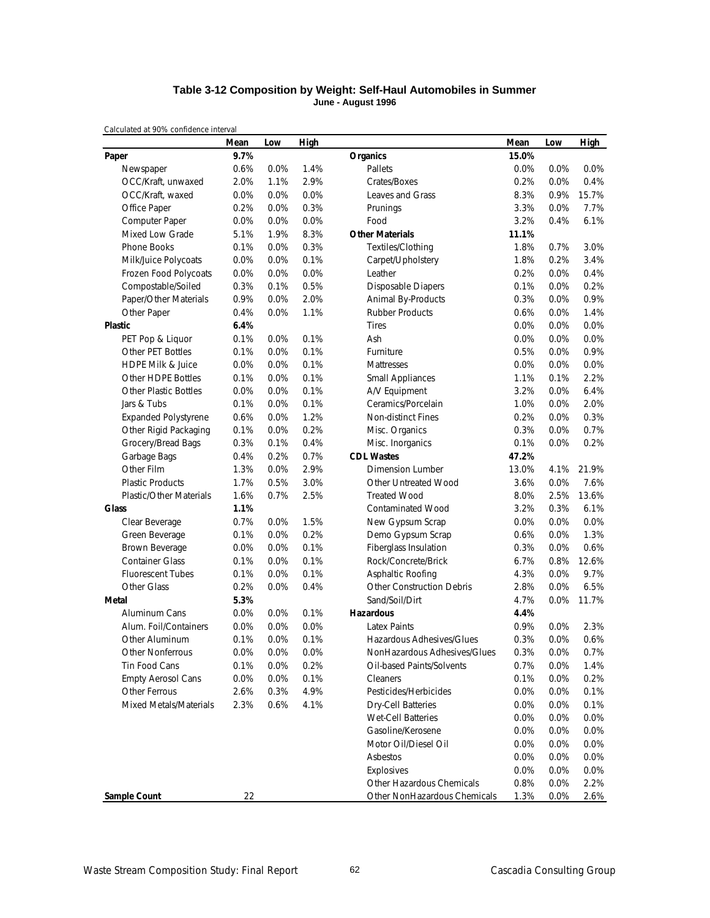### Table 3-12 Composition by Weight: Self-Haul Automobiles in Summer
**June - August 1996**

Calculated at 90% confidence interval

| | Mean | Low | High | | Mean | Low | High |
|---|---|---|---|---|---|---|---|
| **Paper** | **9.7%** | | | **Organics** | **15.0%** | | |
| Newspaper | 0.6% | 0.0% | 1.4% | Pallets | 0.0% | 0.0% | 0.0% |
| OCC/Kraft, unwaxed | 2.0% | 1.1% | 2.9% | Crates/Boxes | 0.2% | 0.0% | 0.4% |
| OCC/Kraft, waxed | 0.0% | 0.0% | 0.0% | Leaves and Grass | 8.3% | 0.9% | 15.7% |
| Office Paper | 0.2% | 0.0% | 0.3% | Prunings | 3.3% | 0.0% | 7.7% |
| Computer Paper | 0.0% | 0.0% | 0.0% | Food | 3.2% | 0.4% | 6.1% |
| Mixed Low Grade | 5.1% | 1.9% | 8.3% | **Other Materials** | **11.1%** | | |
| Phone Books | 0.1% | 0.0% | 0.3% | Textiles/Clothing | 1.8% | 0.7% | 3.0% |
| Milk/Juice Polycoats | 0.0% | 0.0% | 0.1% | Carpet/Upholstery | 1.8% | 0.2% | 3.4% |
| Frozen Food Polycoats | 0.0% | 0.0% | 0.0% | Leather | 0.2% | 0.0% | 0.4% |
| Compostable/Soiled | 0.3% | 0.1% | 0.5% | Disposable Diapers | 0.1% | 0.0% | 0.2% |
| Paper/Other Materials | 0.9% | 0.0% | 2.0% | Animal By-Products | 0.3% | 0.0% | 0.9% |
| Other Paper | 0.4% | 0.0% | 1.1% | Rubber Products | 0.6% | 0.0% | 1.4% |
| **Plastic** | **6.4%** | | | Tires | 0.0% | 0.0% | 0.0% |
| PET Pop & Liquor | 0.1% | 0.0% | 0.1% | Ash | 0.0% | 0.0% | 0.0% |
| Other PET Bottles | 0.1% | 0.0% | 0.1% | Furniture | 0.5% | 0.0% | 0.9% |
| HDPE Milk & Juice | 0.0% | 0.0% | 0.1% | Mattresses | 0.0% | 0.0% | 0.0% |
| Other HDPE Bottles | 0.1% | 0.0% | 0.1% | Small Appliances | 1.1% | 0.1% | 2.2% |
| Other Plastic Bottles | 0.0% | 0.0% | 0.1% | A/V Equipment | 3.2% | 0.0% | 6.4% |
| Jars & Tubs | 0.1% | 0.0% | 0.1% | Ceramics/Porcelain | 1.0% | 0.0% | 2.0% |
| Expanded Polystyrene | 0.6% | 0.0% | 1.2% | Non-distinct Fines | 0.2% | 0.0% | 0.3% |
| Other Rigid Packaging | 0.1% | 0.0% | 0.2% | Misc. Organics | 0.3% | 0.0% | 0.7% |
| Grocery/Bread Bags | 0.3% | 0.1% | 0.4% | Misc. Inorganics | 0.1% | 0.0% | 0.2% |
| Garbage Bags | 0.4% | 0.2% | 0.7% | **CDL Wastes** | **47.2%** | | |
| Other Film | 1.3% | 0.0% | 2.9% | Dimension Lumber | 13.0% | 4.1% | 21.9% |
| Plastic Products | 1.7% | 0.5% | 3.0% | Other Untreated Wood | 3.6% | 0.0% | 7.6% |
| Plastic/Other Materials | 1.6% | 0.7% | 2.5% | Treated Wood | 8.0% | 2.5% | 13.6% |
| **Glass** | **1.1%** | | | Contaminated Wood | 3.2% | 0.3% | 6.1% |
| Clear Beverage | 0.7% | 0.0% | 1.5% | New Gypsum Scrap | 0.0% | 0.0% | 0.0% |
| Green Beverage | 0.1% | 0.0% | 0.2% | Demo Gypsum Scrap | 0.6% | 0.0% | 1.3% |
| Brown Beverage | 0.0% | 0.0% | 0.1% | Fiberglass Insulation | 0.3% | 0.0% | 0.6% |
| Container Glass | 0.1% | 0.0% | 0.1% | Rock/Concrete/Brick | 6.7% | 0.8% | 12.6% |
| Fluorescent Tubes | 0.1% | 0.0% | 0.1% | Asphaltic Roofing | 4.3% | 0.0% | 9.7% |
| Other Glass | 0.2% | 0.0% | 0.4% | Other Construction Debris | 2.8% | 0.0% | 6.5% |
| **Metal** | **5.3%** | | | Sand/Soil/Dirt | 4.7% | 0.0% | 11.7% |
| Aluminum Cans | 0.0% | 0.0% | 0.1% | **Hazardous** | **4.4%** | | |
| Alum. Foil/Containers | 0.0% | 0.0% | 0.0% | Latex Paints | 0.9% | 0.0% | 2.3% |
| Other Aluminum | 0.1% | 0.0% | 0.1% | Hazardous Adhesives/Glues | 0.3% | 0.0% | 0.6% |
| Other Nonferrous | 0.0% | 0.0% | 0.0% | NonHazardous Adhesives/Glues | 0.3% | 0.0% | 0.7% |
| Tin Food Cans | 0.1% | 0.0% | 0.2% | Oil-based Paints/Solvents | 0.7% | 0.0% | 1.4% |
| Empty Aerosol Cans | 0.0% | 0.0% | 0.1% | Cleaners | 0.1% | 0.0% | 0.2% |
| Other Ferrous | 2.6% | 0.3% | 4.9% | Pesticides/Herbicides | 0.0% | 0.0% | 0.1% |
| Mixed Metals/Materials | 2.3% | 0.6% | 4.1% | Dry-Cell Batteries | 0.0% | 0.0% | 0.1% |
| | | | | Wet-Cell Batteries | 0.0% | 0.0% | 0.0% |
| | | | | Gasoline/Kerosene | 0.0% | 0.0% | 0.0% |
| | | | | Motor Oil/Diesel Oil | 0.0% | 0.0% | 0.0% |
| | | | | Asbestos | 0.0% | 0.0% | 0.0% |
| | | | | Explosives | 0.0% | 0.0% | 0.0% |
| | | | | Other Hazardous Chemicals | 0.8% | 0.0% | 2.2% |
| **Sample Count** | 22 | | | Other NonHazardous Chemicals | 1.3% | 0.0% | 2.6% |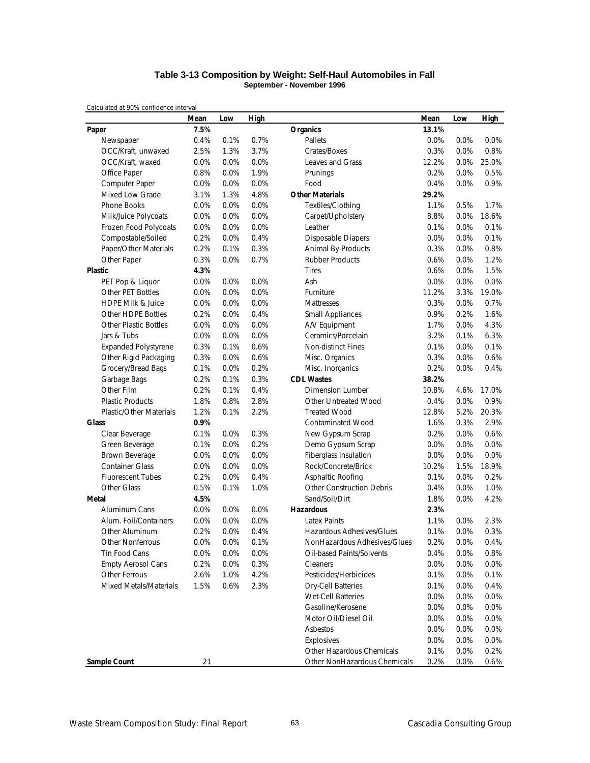**Table 3-13 Composition by Weight: Self-Haul Automobiles in Fall**
**September - November 1996**

Calculated at 90% confidence interval

| | Mean | Low | High | | Mean | Low | High |
|---|---|---|---|---|---|---|---|
| **Paper** | **7.5%** | | | **Organics** | **13.1%** | | |
| Newspaper | 0.4% | 0.1% | 0.7% | Pallets | 0.0% | 0.0% | 0.0% |
| OCC/Kraft, unwaxed | 2.5% | 1.3% | 3.7% | Crates/Boxes | 0.3% | 0.0% | 0.8% |
| OCC/Kraft, waxed | 0.0% | 0.0% | 0.0% | Leaves and Grass | 12.2% | 0.0% | 25.0% |
| Office Paper | 0.8% | 0.0% | 1.9% | Prunings | 0.2% | 0.0% | 0.5% |
| Computer Paper | 0.0% | 0.0% | 0.0% | Food | 0.4% | 0.0% | 0.9% |
| Mixed Low Grade | 3.1% | 1.3% | 4.8% | **Other Materials** | **29.2%** | | |
| Phone Books | 0.0% | 0.0% | 0.0% | Textiles/Clothing | 1.1% | 0.5% | 1.7% |
| Milk/Juice Polycoats | 0.0% | 0.0% | 0.0% | Carpet/Upholstery | 8.8% | 0.0% | 18.6% |
| Frozen Food Polycoats | 0.0% | 0.0% | 0.0% | Leather | 0.1% | 0.0% | 0.1% |
| Compostable/Soiled | 0.2% | 0.0% | 0.4% | Disposable Diapers | 0.0% | 0.0% | 0.1% |
| Paper/Other Materials | 0.2% | 0.1% | 0.3% | Animal By-Products | 0.3% | 0.0% | 0.8% |
| Other Paper | 0.3% | 0.0% | 0.7% | Rubber Products | 0.6% | 0.0% | 1.2% |
| **Plastic** | **4.3%** | | | Tires | 0.6% | 0.0% | 1.5% |
| PET Pop & Liquor | 0.0% | 0.0% | 0.0% | Ash | 0.0% | 0.0% | 0.0% |
| Other PET Bottles | 0.0% | 0.0% | 0.0% | Furniture | 11.2% | 3.3% | 19.0% |
| HDPE Milk & Juice | 0.0% | 0.0% | 0.0% | Mattresses | 0.3% | 0.0% | 0.7% |
| Other HDPE Bottles | 0.2% | 0.0% | 0.4% | Small Appliances | 0.9% | 0.2% | 1.6% |
| Other Plastic Bottles | 0.0% | 0.0% | 0.0% | A/V Equipment | 1.7% | 0.0% | 4.3% |
| Jars & Tubs | 0.0% | 0.0% | 0.0% | Ceramics/Porcelain | 3.2% | 0.1% | 6.3% |
| Expanded Polystyrene | 0.3% | 0.1% | 0.6% | Non-distinct Fines | 0.1% | 0.0% | 0.1% |
| Other Rigid Packaging | 0.3% | 0.0% | 0.6% | Misc. Organics | 0.3% | 0.0% | 0.6% |
| Grocery/Bread Bags | 0.1% | 0.0% | 0.2% | Misc. Inorganics | 0.2% | 0.0% | 0.4% |
| Garbage Bags | 0.2% | 0.1% | 0.3% | **CDL Wastes** | **38.2%** | | |
| Other Film | 0.2% | 0.1% | 0.4% | Dimension Lumber | 10.8% | 4.6% | 17.0% |
| Plastic Products | 1.8% | 0.8% | 2.8% | Other Untreated Wood | 0.4% | 0.0% | 0.9% |
| Plastic/Other Materials | 1.2% | 0.1% | 2.2% | Treated Wood | 12.8% | 5.2% | 20.3% |
| **Glass** | **0.9%** | | | Contaminated Wood | 1.6% | 0.3% | 2.9% |
| Clear Beverage | 0.1% | 0.0% | 0.3% | New Gypsum Scrap | 0.2% | 0.0% | 0.6% |
| Green Beverage | 0.1% | 0.0% | 0.2% | Demo Gypsum Scrap | 0.0% | 0.0% | 0.0% |
| Brown Beverage | 0.0% | 0.0% | 0.0% | Fiberglass Insulation | 0.0% | 0.0% | 0.0% |
| Container Glass | 0.0% | 0.0% | 0.0% | Rock/Concrete/Brick | 10.2% | 1.5% | 18.9% |
| Fluorescent Tubes | 0.2% | 0.0% | 0.4% | Asphaltic Roofing | 0.1% | 0.0% | 0.2% |
| Other Glass | 0.5% | 0.1% | 1.0% | Other Construction Debris | 0.4% | 0.0% | 1.0% |
| **Metal** | **4.5%** | | | Sand/Soil/Dirt | 1.8% | 0.0% | 4.2% |
| Aluminum Cans | 0.0% | 0.0% | 0.0% | **Hazardous** | **2.3%** | | |
| Alum. Foil/Containers | 0.0% | 0.0% | 0.0% | Latex Paints | 1.1% | 0.0% | 2.3% |
| Other Aluminum | 0.2% | 0.0% | 0.4% | Hazardous Adhesives/Glues | 0.1% | 0.0% | 0.3% |
| Other Nonferrous | 0.0% | 0.0% | 0.1% | NonHazardous Adhesives/Glues | 0.2% | 0.0% | 0.4% |
| Tin Food Cans | 0.0% | 0.0% | 0.0% | Oil-based Paints/Solvents | 0.4% | 0.0% | 0.8% |
| Empty Aerosol Cans | 0.2% | 0.0% | 0.3% | Cleaners | 0.0% | 0.0% | 0.0% |
| Other Ferrous | 2.6% | 1.0% | 4.2% | Pesticides/Herbicides | 0.1% | 0.0% | 0.1% |
| Mixed Metals/Materials | 1.5% | 0.6% | 2.3% | Dry-Cell Batteries | 0.1% | 0.0% | 0.4% |
| | | | | Wet-Cell Batteries | 0.0% | 0.0% | 0.0% |
| | | | | Gasoline/Kerosene | 0.0% | 0.0% | 0.0% |
| | | | | Motor Oil/Diesel Oil | 0.0% | 0.0% | 0.0% |
| | | | | Asbestos | 0.0% | 0.0% | 0.0% |
| | | | | Explosives | 0.0% | 0.0% | 0.0% |
| | | | | Other Hazardous Chemicals | 0.1% | 0.0% | 0.2% |
| **Sample Count** | 21 | | | Other NonHazardous Chemicals | 0.2% | 0.0% | 0.6% |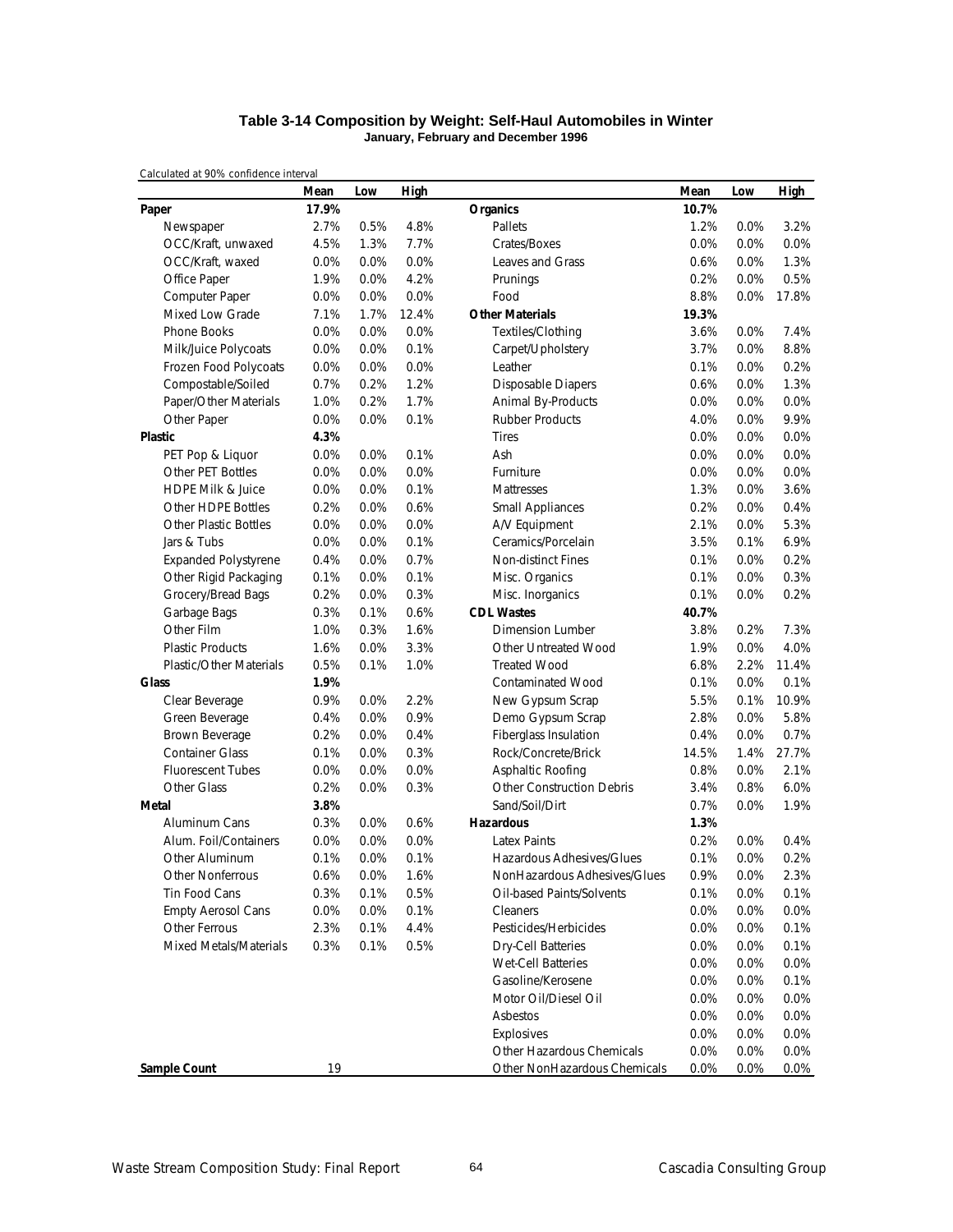**Table 3-14 Composition by Weight: Self-Haul Automobiles in Winter**
**January, February and December 1996**

Calculated at 90% confidence interval

| | Mean | Low | High | | Mean | Low | High |
|---|---|---|---|---|---|---|---|
| **Paper** | **17.9%** | | | **Organics** | **10.7%** | | |
| Newspaper | 2.7% | 0.5% | 4.8% | Pallets | 1.2% | 0.0% | 3.2% |
| OCC/Kraft, unwaxed | 4.5% | 1.3% | 7.7% | Crates/Boxes | 0.0% | 0.0% | 0.0% |
| OCC/Kraft, waxed | 0.0% | 0.0% | 0.0% | Leaves and Grass | 0.6% | 0.0% | 1.3% |
| Office Paper | 1.9% | 0.0% | 4.2% | Prunings | 0.2% | 0.0% | 0.5% |
| Computer Paper | 0.0% | 0.0% | 0.0% | Food | 8.8% | 0.0% | 17.8% |
| Mixed Low Grade | 7.1% | 1.7% | 12.4% | **Other Materials** | **19.3%** | | |
| Phone Books | 0.0% | 0.0% | 0.0% | Textiles/Clothing | 3.6% | 0.0% | 7.4% |
| Milk/Juice Polycoats | 0.0% | 0.0% | 0.1% | Carpet/Upholstery | 3.7% | 0.0% | 8.8% |
| Frozen Food Polycoats | 0.0% | 0.0% | 0.0% | Leather | 0.1% | 0.0% | 0.2% |
| Compostable/Soiled | 0.7% | 0.2% | 1.2% | Disposable Diapers | 0.6% | 0.0% | 1.3% |
| Paper/Other Materials | 1.0% | 0.2% | 1.7% | Animal By-Products | 0.0% | 0.0% | 0.0% |
| Other Paper | 0.0% | 0.0% | 0.1% | Rubber Products | 4.0% | 0.0% | 9.9% |
| **Plastic** | **4.3%** | | | Tires | 0.0% | 0.0% | 0.0% |
| PET Pop & Liquor | 0.0% | 0.0% | 0.1% | Ash | 0.0% | 0.0% | 0.0% |
| Other PET Bottles | 0.0% | 0.0% | 0.0% | Furniture | 0.0% | 0.0% | 0.0% |
| HDPE Milk & Juice | 0.0% | 0.0% | 0.1% | Mattresses | 1.3% | 0.0% | 3.6% |
| Other HDPE Bottles | 0.2% | 0.0% | 0.6% | Small Appliances | 0.2% | 0.0% | 0.4% |
| Other Plastic Bottles | 0.0% | 0.0% | 0.0% | A/V Equipment | 2.1% | 0.0% | 5.3% |
| Jars & Tubs | 0.0% | 0.0% | 0.1% | Ceramics/Porcelain | 3.5% | 0.1% | 6.9% |
| Expanded Polystyrene | 0.4% | 0.0% | 0.7% | Non-distinct Fines | 0.1% | 0.0% | 0.2% |
| Other Rigid Packaging | 0.1% | 0.0% | 0.1% | Misc. Organics | 0.1% | 0.0% | 0.3% |
| Grocery/Bread Bags | 0.2% | 0.0% | 0.3% | Misc. Inorganics | 0.1% | 0.0% | 0.2% |
| Garbage Bags | 0.3% | 0.1% | 0.6% | **CDL Wastes** | **40.7%** | | |
| Other Film | 1.0% | 0.3% | 1.6% | Dimension Lumber | 3.8% | 0.2% | 7.3% |
| Plastic Products | 1.6% | 0.0% | 3.3% | Other Untreated Wood | 1.9% | 0.0% | 4.0% |
| Plastic/Other Materials | 0.5% | 0.1% | 1.0% | Treated Wood | 6.8% | 2.2% | 11.4% |
| **Glass** | **1.9%** | | | Contaminated Wood | 0.1% | 0.0% | 0.1% |
| Clear Beverage | 0.9% | 0.0% | 2.2% | New Gypsum Scrap | 5.5% | 0.1% | 10.9% |
| Green Beverage | 0.4% | 0.0% | 0.9% | Demo Gypsum Scrap | 2.8% | 0.0% | 5.8% |
| Brown Beverage | 0.2% | 0.0% | 0.4% | Fiberglass Insulation | 0.4% | 0.0% | 0.7% |
| Container Glass | 0.1% | 0.0% | 0.3% | Rock/Concrete/Brick | 14.5% | 1.4% | 27.7% |
| Fluorescent Tubes | 0.0% | 0.0% | 0.0% | Asphaltic Roofing | 0.8% | 0.0% | 2.1% |
| Other Glass | 0.2% | 0.0% | 0.3% | Other Construction Debris | 3.4% | 0.8% | 6.0% |
| **Metal** | **3.8%** | | | Sand/Soil/Dirt | 0.7% | 0.0% | 1.9% |
| Aluminum Cans | 0.3% | 0.0% | 0.6% | **Hazardous** | **1.3%** | | |
| Alum. Foil/Containers | 0.0% | 0.0% | 0.0% | Latex Paints | 0.2% | 0.0% | 0.4% |
| Other Aluminum | 0.1% | 0.0% | 0.1% | Hazardous Adhesives/Glues | 0.1% | 0.0% | 0.2% |
| Other Nonferrous | 0.6% | 0.0% | 1.6% | NonHazardous Adhesives/Glues | 0.9% | 0.0% | 2.3% |
| Tin Food Cans | 0.3% | 0.1% | 0.5% | Oil-based Paints/Solvents | 0.1% | 0.0% | 0.1% |
| Empty Aerosol Cans | 0.0% | 0.0% | 0.1% | Cleaners | 0.0% | 0.0% | 0.0% |
| Other Ferrous | 2.3% | 0.1% | 4.4% | Pesticides/Herbicides | 0.0% | 0.0% | 0.1% |
| Mixed Metals/Materials | 0.3% | 0.1% | 0.5% | Dry-Cell Batteries | 0.0% | 0.0% | 0.1% |
| | | | | Wet-Cell Batteries | 0.0% | 0.0% | 0.0% |
| | | | | Gasoline/Kerosene | 0.0% | 0.0% | 0.1% |
| | | | | Motor Oil/Diesel Oil | 0.0% | 0.0% | 0.0% |
| | | | | Asbestos | 0.0% | 0.0% | 0.0% |
| | | | | Explosives | 0.0% | 0.0% | 0.0% |
| | | | | Other Hazardous Chemicals | 0.0% | 0.0% | 0.0% |
| **Sample Count** | 19 | | | Other NonHazardous Chemicals | 0.0% | 0.0% | 0.0% |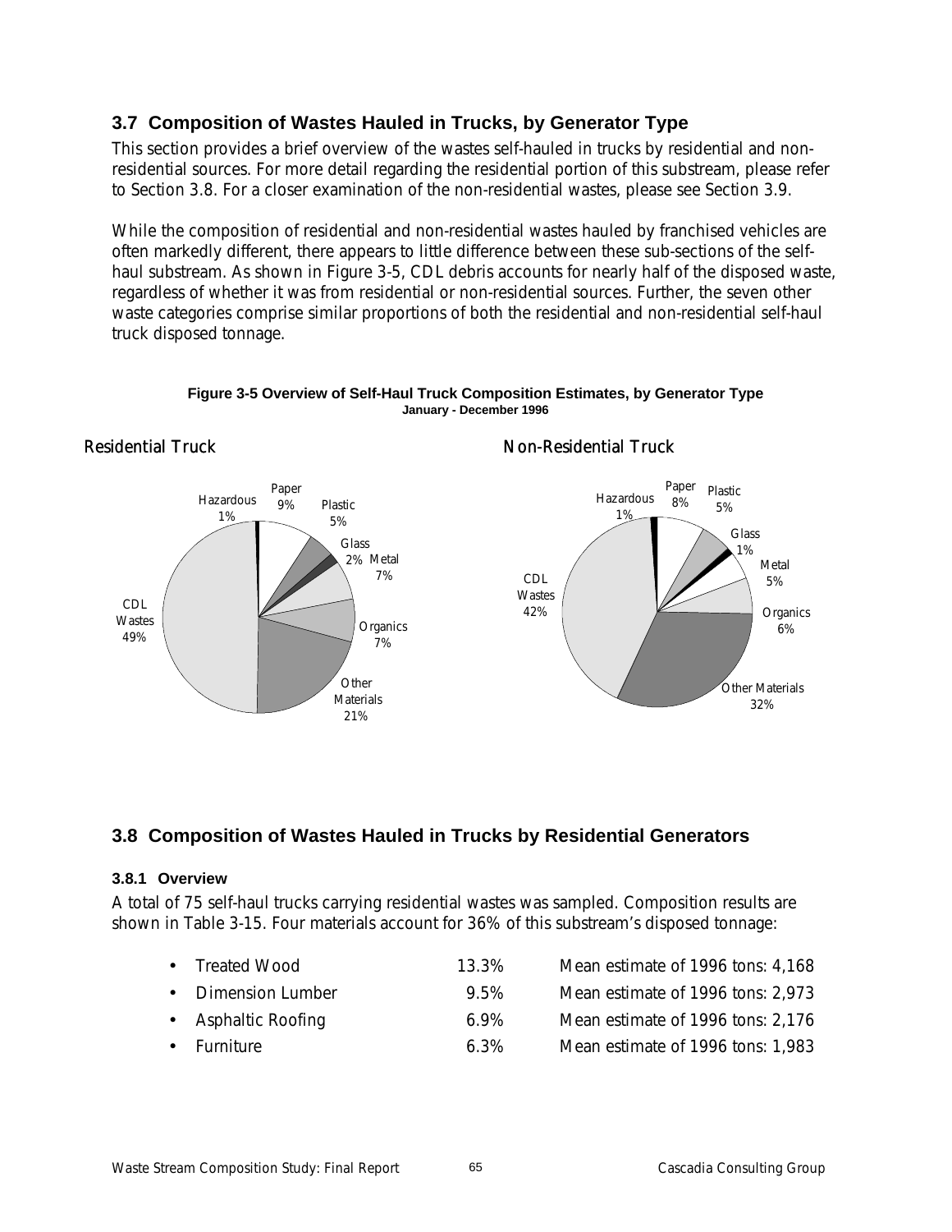## 3.7 Composition of Wastes Hauled in Trucks, by Generator Type

This section provides a brief overview of the wastes self-hauled in trucks by residential and non-residential sources. For more detail regarding the residential portion of this substream, please refer to Section 3.8. For a closer examination of the non-residential wastes, please see Section 3.9.

While the composition of residential and non-residential wastes hauled by franchised vehicles are often markedly different, there appears to little difference between these sub-sections of the self-haul substream. As shown in Figure 3-5, CDL debris accounts for nearly half of the disposed waste, regardless of whether it was from residential or non-residential sources. Further, the seven other waste categories comprise similar proportions of both the residential and non-residential self-haul truck disposed tonnage.

**Figure 3-5 Overview of Self-Haul Truck Composition Estimates, by Generator Type**
**January - December 1996**

Residential Truck

Hazardous 1%, Paper 9%, Plastic 5%, Glass 2%, Metal 7%, Organics 7%, Other Materials 21%, CDL Wastes 49%

Non-Residential Truck

Hazardous 1%, Paper 8%, Plastic 5%, Glass 1%, Metal 5%, Organics 6%, Other Materials 32%, CDL Wastes 42%

## 3.8 Composition of Wastes Hauled in Trucks by Residential Generators

### 3.8.1 Overview

A total of 75 self-haul trucks carrying residential wastes was sampled. Composition results are shown in Table 3-15. Four materials account for 36% of this substream's disposed tonnage:

| | | |
|---|---|---|
| • Treated Wood | 13.3% | Mean estimate of 1996 tons: 4,168 |
| • Dimension Lumber | 9.5% | Mean estimate of 1996 tons: 2,973 |
| • Asphaltic Roofing | 6.9% | Mean estimate of 1996 tons: 2,176 |
| • Furniture | 6.3% | Mean estimate of 1996 tons: 1,983 |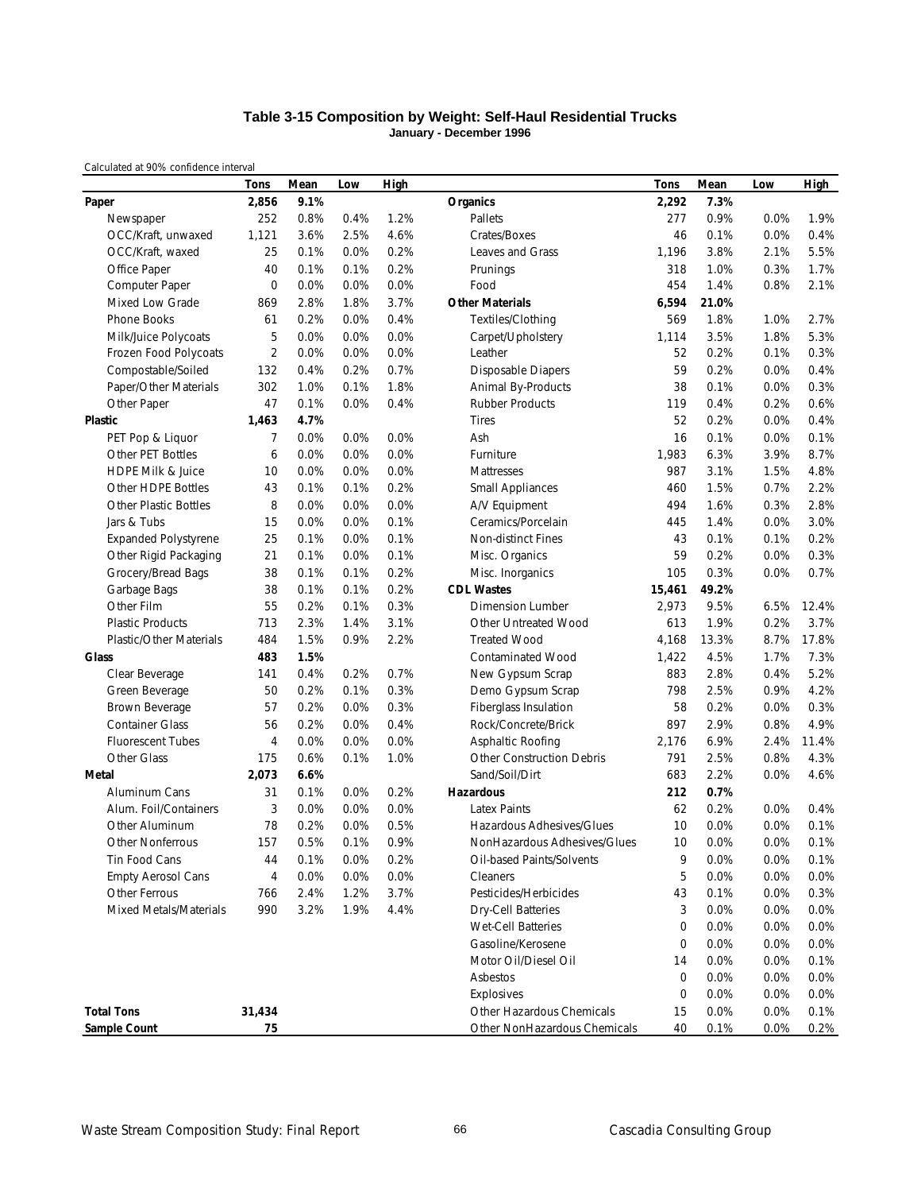# Table 3-15 Composition by Weight: Self-Haul Residential Trucks

**January - December 1996**

Calculated at 90% confidence interval

| | Tons | Mean | Low | High | | Tons | Mean | Low | High |
|---|---|---|---|---|---|---|---|---|---|
| **Paper** | **2,856** | **9.1%** | | | **Organics** | **2,292** | **7.3%** | | |
| Newspaper | 252 | 0.8% | 0.4% | 1.2% | Pallets | 277 | 0.9% | 0.0% | 1.9% |
| OCC/Kraft, unwaxed | 1,121 | 3.6% | 2.5% | 4.6% | Crates/Boxes | 46 | 0.1% | 0.0% | 0.4% |
| OCC/Kraft, waxed | 25 | 0.1% | 0.0% | 0.2% | Leaves and Grass | 1,196 | 3.8% | 2.1% | 5.5% |
| Office Paper | 40 | 0.1% | 0.1% | 0.2% | Prunings | 318 | 1.0% | 0.3% | 1.7% |
| Computer Paper | 0 | 0.0% | 0.0% | 0.0% | Food | 454 | 1.4% | 0.8% | 2.1% |
| Mixed Low Grade | 869 | 2.8% | 1.8% | 3.7% | **Other Materials** | **6,594** | **21.0%** | | |
| Phone Books | 61 | 0.2% | 0.0% | 0.4% | Textiles/Clothing | 569 | 1.8% | 1.0% | 2.7% |
| Milk/Juice Polycoats | 5 | 0.0% | 0.0% | 0.0% | Carpet/Upholstery | 1,114 | 3.5% | 1.8% | 5.3% |
| Frozen Food Polycoats | 2 | 0.0% | 0.0% | 0.0% | Leather | 52 | 0.2% | 0.1% | 0.3% |
| Compostable/Soiled | 132 | 0.4% | 0.2% | 0.7% | Disposable Diapers | 59 | 0.2% | 0.0% | 0.4% |
| Paper/Other Materials | 302 | 1.0% | 0.1% | 1.8% | Animal By-Products | 38 | 0.1% | 0.0% | 0.3% |
| Other Paper | 47 | 0.1% | 0.0% | 0.4% | Rubber Products | 119 | 0.4% | 0.2% | 0.6% |
| **Plastic** | **1,463** | **4.7%** | | | Tires | 52 | 0.2% | 0.0% | 0.4% |
| PET Pop & Liquor | 7 | 0.0% | 0.0% | 0.0% | Ash | 16 | 0.1% | 0.0% | 0.1% |
| Other PET Bottles | 6 | 0.0% | 0.0% | 0.0% | Furniture | 1,983 | 6.3% | 3.9% | 8.7% |
| HDPE Milk & Juice | 10 | 0.0% | 0.0% | 0.0% | Mattresses | 987 | 3.1% | 1.5% | 4.8% |
| Other HDPE Bottles | 43 | 0.1% | 0.1% | 0.2% | Small Appliances | 460 | 1.5% | 0.7% | 2.2% |
| Other Plastic Bottles | 8 | 0.0% | 0.0% | 0.0% | A/V Equipment | 494 | 1.6% | 0.3% | 2.8% |
| Jars & Tubs | 15 | 0.0% | 0.0% | 0.1% | Ceramics/Porcelain | 445 | 1.4% | 0.0% | 3.0% |
| Expanded Polystyrene | 25 | 0.1% | 0.0% | 0.1% | Non-distinct Fines | 43 | 0.1% | 0.1% | 0.2% |
| Other Rigid Packaging | 21 | 0.1% | 0.0% | 0.1% | Misc. Organics | 59 | 0.2% | 0.0% | 0.3% |
| Grocery/Bread Bags | 38 | 0.1% | 0.1% | 0.2% | Misc. Inorganics | 105 | 0.3% | 0.0% | 0.7% |
| Garbage Bags | 38 | 0.1% | 0.1% | 0.2% | **CDL Wastes** | **15,461** | **49.2%** | | |
| Other Film | 55 | 0.2% | 0.1% | 0.3% | Dimension Lumber | 2,973 | 9.5% | 6.5% | 12.4% |
| Plastic Products | 713 | 2.3% | 1.4% | 3.1% | Other Untreated Wood | 613 | 1.9% | 0.2% | 3.7% |
| Plastic/Other Materials | 484 | 1.5% | 0.9% | 2.2% | Treated Wood | 4,168 | 13.3% | 8.7% | 17.8% |
| **Glass** | **483** | **1.5%** | | | Contaminated Wood | 1,422 | 4.5% | 1.7% | 7.3% |
| Clear Beverage | 141 | 0.4% | 0.2% | 0.7% | New Gypsum Scrap | 883 | 2.8% | 0.4% | 5.2% |
| Green Beverage | 50 | 0.2% | 0.1% | 0.3% | Demo Gypsum Scrap | 798 | 2.5% | 0.9% | 4.2% |
| Brown Beverage | 57 | 0.2% | 0.0% | 0.3% | Fiberglass Insulation | 58 | 0.2% | 0.0% | 0.3% |
| Container Glass | 56 | 0.2% | 0.0% | 0.4% | Rock/Concrete/Brick | 897 | 2.9% | 0.8% | 4.9% |
| Fluorescent Tubes | 4 | 0.0% | 0.0% | 0.0% | Asphaltic Roofing | 2,176 | 6.9% | 2.4% | 11.4% |
| Other Glass | 175 | 0.6% | 0.1% | 1.0% | Other Construction Debris | 791 | 2.5% | 0.8% | 4.3% |
| **Metal** | **2,073** | **6.6%** | | | Sand/Soil/Dirt | 683 | 2.2% | 0.0% | 4.6% |
| Aluminum Cans | 31 | 0.1% | 0.0% | 0.2% | **Hazardous** | **212** | **0.7%** | | |
| Alum. Foil/Containers | 3 | 0.0% | 0.0% | 0.0% | Latex Paints | 62 | 0.2% | 0.0% | 0.4% |
| Other Aluminum | 78 | 0.2% | 0.0% | 0.5% | Hazardous Adhesives/Glues | 10 | 0.0% | 0.0% | 0.1% |
| Other Nonferrous | 157 | 0.5% | 0.1% | 0.9% | NonHazardous Adhesives/Glues | 10 | 0.0% | 0.0% | 0.1% |
| Tin Food Cans | 44 | 0.1% | 0.0% | 0.2% | Oil-based Paints/Solvents | 9 | 0.0% | 0.0% | 0.1% |
| Empty Aerosol Cans | 4 | 0.0% | 0.0% | 0.0% | Cleaners | 5 | 0.0% | 0.0% | 0.0% |
| Other Ferrous | 766 | 2.4% | 1.2% | 3.7% | Pesticides/Herbicides | 43 | 0.1% | 0.0% | 0.3% |
| Mixed Metals/Materials | 990 | 3.2% | 1.9% | 4.4% | Dry-Cell Batteries | 3 | 0.0% | 0.0% | 0.0% |
| | | | | | Wet-Cell Batteries | 0 | 0.0% | 0.0% | 0.0% |
| | | | | | Gasoline/Kerosene | 0 | 0.0% | 0.0% | 0.0% |
| | | | | | Motor Oil/Diesel Oil | 14 | 0.0% | 0.0% | 0.1% |
| | | | | | Asbestos | 0 | 0.0% | 0.0% | 0.0% |
| | | | | | Explosives | 0 | 0.0% | 0.0% | 0.0% |
| **Total Tons** | **31,434** | | | | Other Hazardous Chemicals | 15 | 0.0% | 0.0% | 0.1% |
| **Sample Count** | **75** | | | | Other NonHazardous Chemicals | 40 | 0.1% | 0.0% | 0.2% |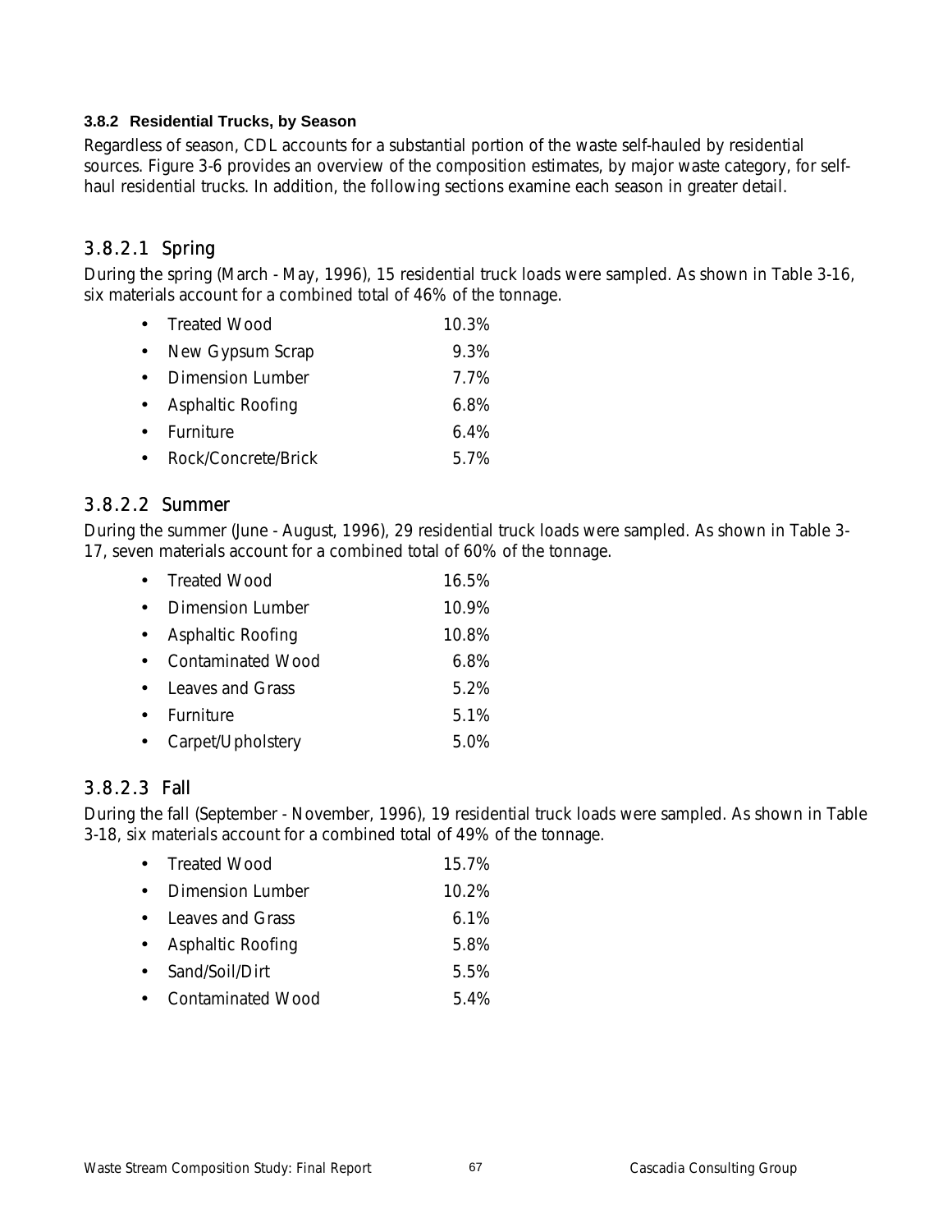### 3.8.2 Residential Trucks, by Season

Regardless of season, CDL accounts for a substantial portion of the waste self-hauled by residential sources. Figure 3-6 provides an overview of the composition estimates, by major waste category, for self-haul residential trucks. In addition, the following sections examine each season in greater detail.

#### 3.8.2.1 Spring

During the spring (March - May, 1996), 15 residential truck loads were sampled. As shown in Table 3-16, six materials account for a combined total of 46% of the tonnage.

- Treated Wood 10.3%
- New Gypsum Scrap 9.3%
- Dimension Lumber 7.7%
- Asphaltic Roofing 6.8%
- Furniture 6.4%
- Rock/Concrete/Brick 5.7%

#### 3.8.2.2 Summer

During the summer (June - August, 1996), 29 residential truck loads were sampled. As shown in Table 3-17, seven materials account for a combined total of 60% of the tonnage.

- Treated Wood 16.5%
- Dimension Lumber 10.9%
- Asphaltic Roofing 10.8%
- Contaminated Wood 6.8%
- Leaves and Grass 5.2%
- Furniture 5.1%
- Carpet/Upholstery 5.0%

#### 3.8.2.3 Fall

During the fall (September - November, 1996), 19 residential truck loads were sampled. As shown in Table 3-18, six materials account for a combined total of 49% of the tonnage.

- Treated Wood 15.7%
- Dimension Lumber 10.2%
- Leaves and Grass 6.1%
- Asphaltic Roofing 5.8%
- Sand/Soil/Dirt 5.5%
- Contaminated Wood 5.4%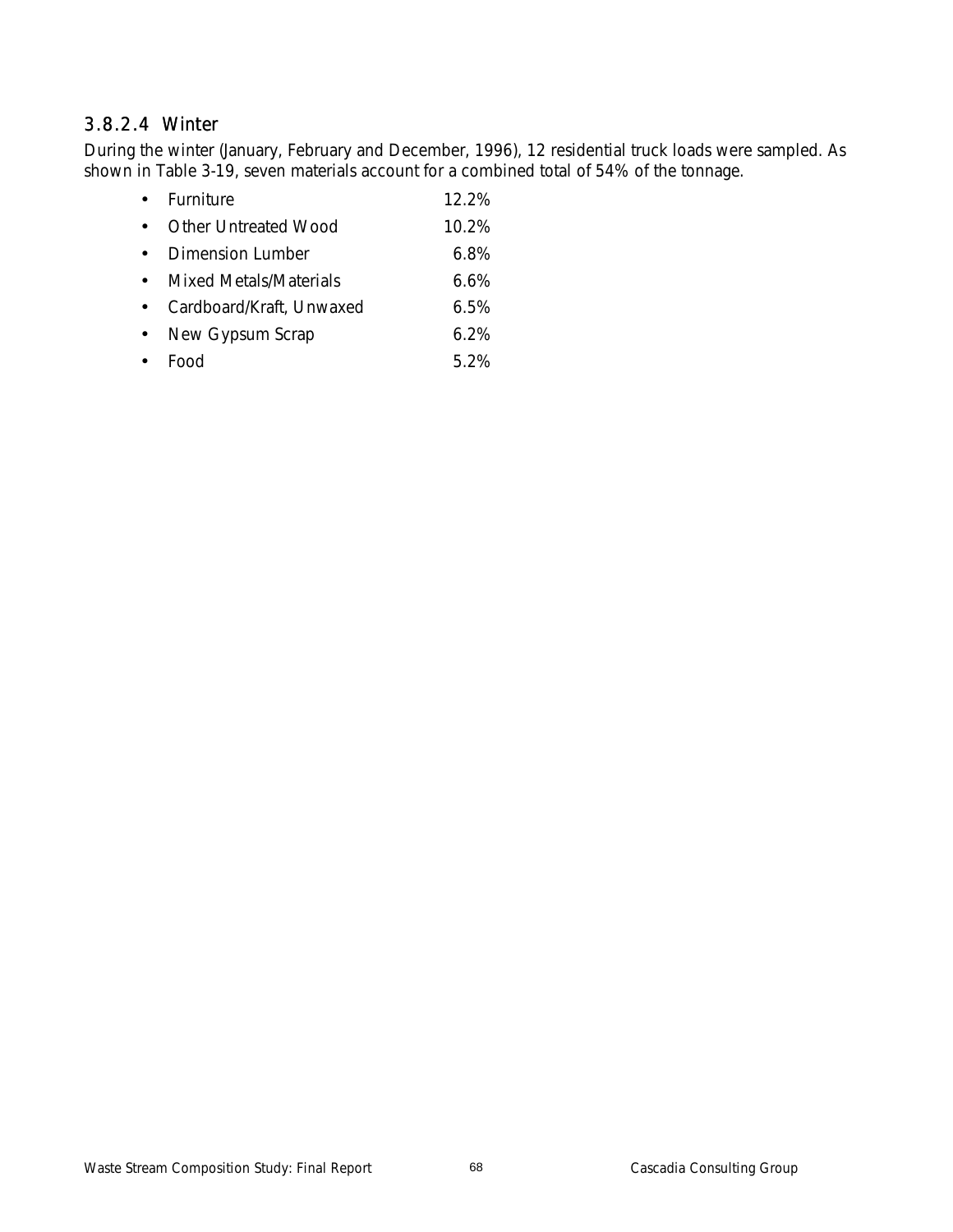#### 3.8.2.4 Winter

During the winter (January, February and December, 1996), 12 residential truck loads were sampled. As shown in Table 3-19, seven materials account for a combined total of 54% of the tonnage.

- Furniture 12.2%
- Other Untreated Wood 10.2%
- Dimension Lumber 6.8%
- Mixed Metals/Materials 6.6%
- Cardboard/Kraft, Unwaxed 6.5%
- New Gypsum Scrap 6.2%
- Food 5.2%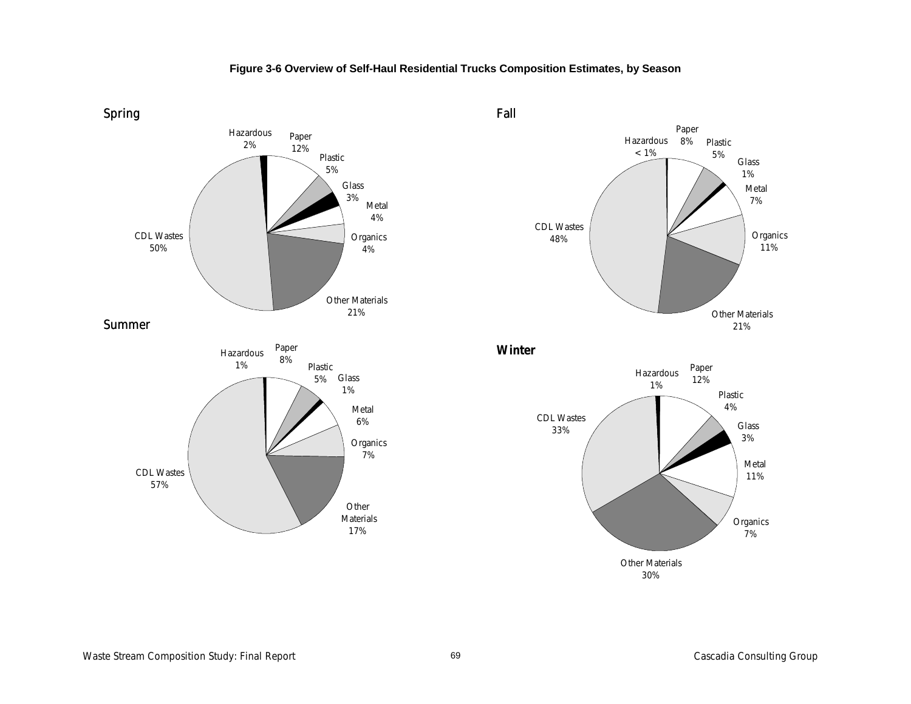**Figure 3-6 Overview of Self-Haul Residential Trucks Composition Estimates, by Season**

Spring

| Category | Percent |
| --- | --- |
| Paper | 12% |
| Plastic | 5% |
| Glass | 3% |
| Metal | 4% |
| Organics | 4% |
| Other Materials | 21% |
| CDL Wastes | 50% |
| Hazardous | 2% |

Fall

| Category | Percent |
| --- | --- |
| Paper | 8% |
| Plastic | 5% |
| Glass | 1% |
| Metal | 7% |
| Organics | 11% |
| Other Materials | 21% |
| CDL Wastes | 48% |
| Hazardous | < 1% |

Summer

| Category | Percent |
| --- | --- |
| Paper | 8% |
| Plastic | 5% |
| Glass | 1% |
| Metal | 6% |
| Organics | 7% |
| Other Materials | 17% |
| CDL Wastes | 57% |
| Hazardous | 1% |

Winter

| Category | Percent |
| --- | --- |
| Paper | 12% |
| Plastic | 4% |
| Glass | 3% |
| Metal | 11% |
| Organics | 7% |
| Other Materials | 30% |
| CDL Wastes | 33% |
| Hazardous | 1% |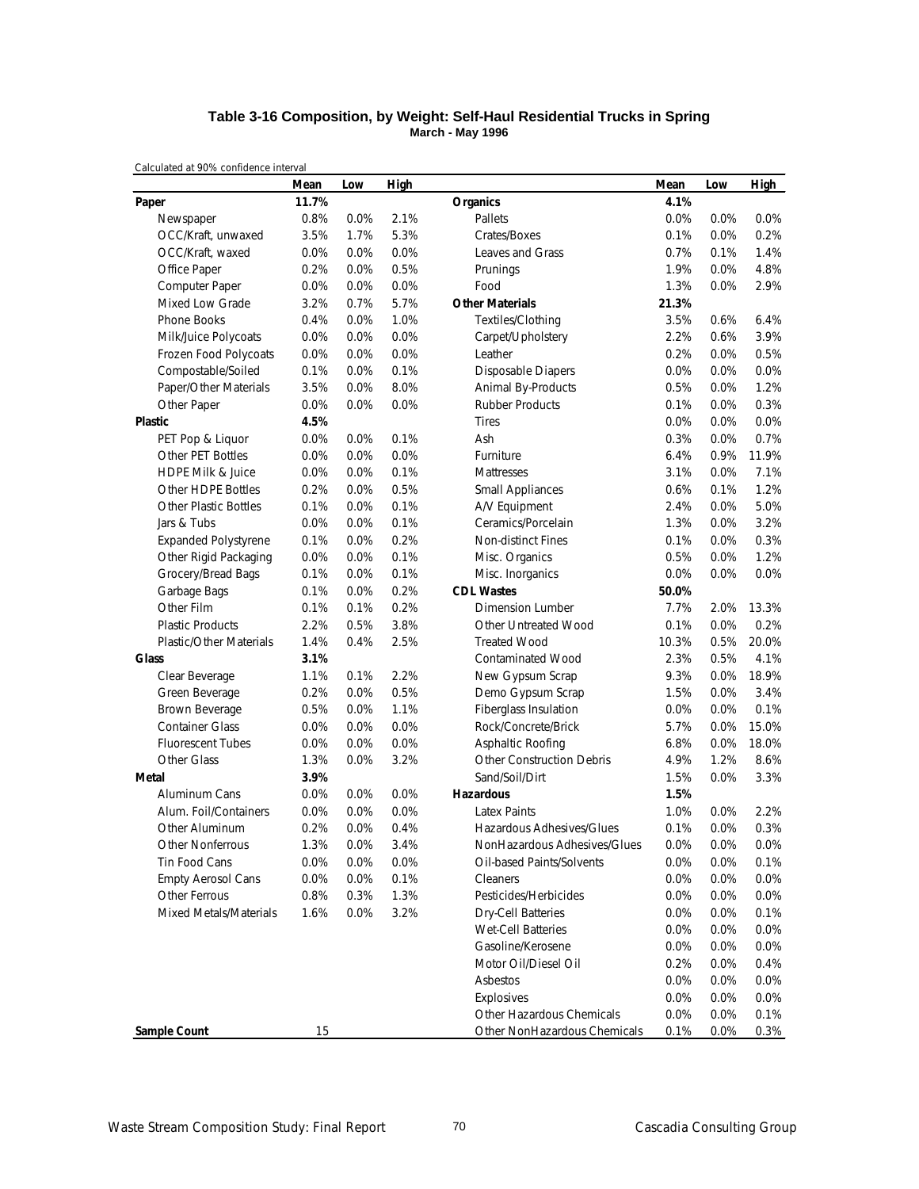### Table 3-16 Composition, by Weight: Self-Haul Residential Trucks in Spring
**March - May 1996**

Calculated at 90% confidence interval

| | Mean | Low | High | | Mean | Low | High |
|---|---|---|---|---|---|---|---|
| **Paper** | **11.7%** | | | **Organics** | **4.1%** | | |
| Newspaper | 0.8% | 0.0% | 2.1% | Pallets | 0.0% | 0.0% | 0.0% |
| OCC/Kraft, unwaxed | 3.5% | 1.7% | 5.3% | Crates/Boxes | 0.1% | 0.0% | 0.2% |
| OCC/Kraft, waxed | 0.0% | 0.0% | 0.0% | Leaves and Grass | 0.7% | 0.1% | 1.4% |
| Office Paper | 0.2% | 0.0% | 0.5% | Prunings | 1.9% | 0.0% | 4.8% |
| Computer Paper | 0.0% | 0.0% | 0.0% | Food | 1.3% | 0.0% | 2.9% |
| Mixed Low Grade | 3.2% | 0.7% | 5.7% | **Other Materials** | **21.3%** | | |
| Phone Books | 0.4% | 0.0% | 1.0% | Textiles/Clothing | 3.5% | 0.6% | 6.4% |
| Milk/Juice Polycoats | 0.0% | 0.0% | 0.0% | Carpet/Upholstery | 2.2% | 0.6% | 3.9% |
| Frozen Food Polycoats | 0.0% | 0.0% | 0.0% | Leather | 0.2% | 0.0% | 0.5% |
| Compostable/Soiled | 0.1% | 0.0% | 0.1% | Disposable Diapers | 0.0% | 0.0% | 0.0% |
| Paper/Other Materials | 3.5% | 0.0% | 8.0% | Animal By-Products | 0.5% | 0.0% | 1.2% |
| Other Paper | 0.0% | 0.0% | 0.0% | Rubber Products | 0.1% | 0.0% | 0.3% |
| **Plastic** | **4.5%** | | | Tires | 0.0% | 0.0% | 0.0% |
| PET Pop & Liquor | 0.0% | 0.0% | 0.1% | Ash | 0.3% | 0.0% | 0.7% |
| Other PET Bottles | 0.0% | 0.0% | 0.0% | Furniture | 6.4% | 0.9% | 11.9% |
| HDPE Milk & Juice | 0.0% | 0.0% | 0.1% | Mattresses | 3.1% | 0.0% | 7.1% |
| Other HDPE Bottles | 0.2% | 0.0% | 0.5% | Small Appliances | 0.6% | 0.1% | 1.2% |
| Other Plastic Bottles | 0.1% | 0.0% | 0.1% | A/V Equipment | 2.4% | 0.0% | 5.0% |
| Jars & Tubs | 0.0% | 0.0% | 0.1% | Ceramics/Porcelain | 1.3% | 0.0% | 3.2% |
| Expanded Polystyrene | 0.1% | 0.0% | 0.2% | Non-distinct Fines | 0.1% | 0.0% | 0.3% |
| Other Rigid Packaging | 0.0% | 0.0% | 0.1% | Misc. Organics | 0.5% | 0.0% | 1.2% |
| Grocery/Bread Bags | 0.1% | 0.0% | 0.1% | Misc. Inorganics | 0.0% | 0.0% | 0.0% |
| Garbage Bags | 0.1% | 0.0% | 0.2% | **CDL Wastes** | **50.0%** | | |
| Other Film | 0.1% | 0.1% | 0.2% | Dimension Lumber | 7.7% | 2.0% | 13.3% |
| Plastic Products | 2.2% | 0.5% | 3.8% | Other Untreated Wood | 0.1% | 0.0% | 0.2% |
| Plastic/Other Materials | 1.4% | 0.4% | 2.5% | Treated Wood | 10.3% | 0.5% | 20.0% |
| **Glass** | **3.1%** | | | Contaminated Wood | 2.3% | 0.5% | 4.1% |
| Clear Beverage | 1.1% | 0.1% | 2.2% | New Gypsum Scrap | 9.3% | 0.0% | 18.9% |
| Green Beverage | 0.2% | 0.0% | 0.5% | Demo Gypsum Scrap | 1.5% | 0.0% | 3.4% |
| Brown Beverage | 0.5% | 0.0% | 1.1% | Fiberglass Insulation | 0.0% | 0.0% | 0.1% |
| Container Glass | 0.0% | 0.0% | 0.0% | Rock/Concrete/Brick | 5.7% | 0.0% | 15.0% |
| Fluorescent Tubes | 0.0% | 0.0% | 0.0% | Asphaltic Roofing | 6.8% | 0.0% | 18.0% |
| Other Glass | 1.3% | 0.0% | 3.2% | Other Construction Debris | 4.9% | 1.2% | 8.6% |
| **Metal** | **3.9%** | | | Sand/Soil/Dirt | 1.5% | 0.0% | 3.3% |
| Aluminum Cans | 0.0% | 0.0% | 0.0% | **Hazardous** | **1.5%** | | |
| Alum. Foil/Containers | 0.0% | 0.0% | 0.0% | Latex Paints | 1.0% | 0.0% | 2.2% |
| Other Aluminum | 0.2% | 0.0% | 0.4% | Hazardous Adhesives/Glues | 0.1% | 0.0% | 0.3% |
| Other Nonferrous | 1.3% | 0.0% | 3.4% | NonHazardous Adhesives/Glues | 0.0% | 0.0% | 0.0% |
| Tin Food Cans | 0.0% | 0.0% | 0.0% | Oil-based Paints/Solvents | 0.0% | 0.0% | 0.1% |
| Empty Aerosol Cans | 0.0% | 0.0% | 0.1% | Cleaners | 0.0% | 0.0% | 0.0% |
| Other Ferrous | 0.8% | 0.3% | 1.3% | Pesticides/Herbicides | 0.0% | 0.0% | 0.0% |
| Mixed Metals/Materials | 1.6% | 0.0% | 3.2% | Dry-Cell Batteries | 0.0% | 0.0% | 0.1% |
| | | | | Wet-Cell Batteries | 0.0% | 0.0% | 0.0% |
| | | | | Gasoline/Kerosene | 0.0% | 0.0% | 0.0% |
| | | | | Motor Oil/Diesel Oil | 0.2% | 0.0% | 0.4% |
| | | | | Asbestos | 0.0% | 0.0% | 0.0% |
| | | | | Explosives | 0.0% | 0.0% | 0.0% |
| | | | | Other Hazardous Chemicals | 0.0% | 0.0% | 0.1% |
| **Sample Count** | 15 | | | Other NonHazardous Chemicals | 0.1% | 0.0% | 0.3% |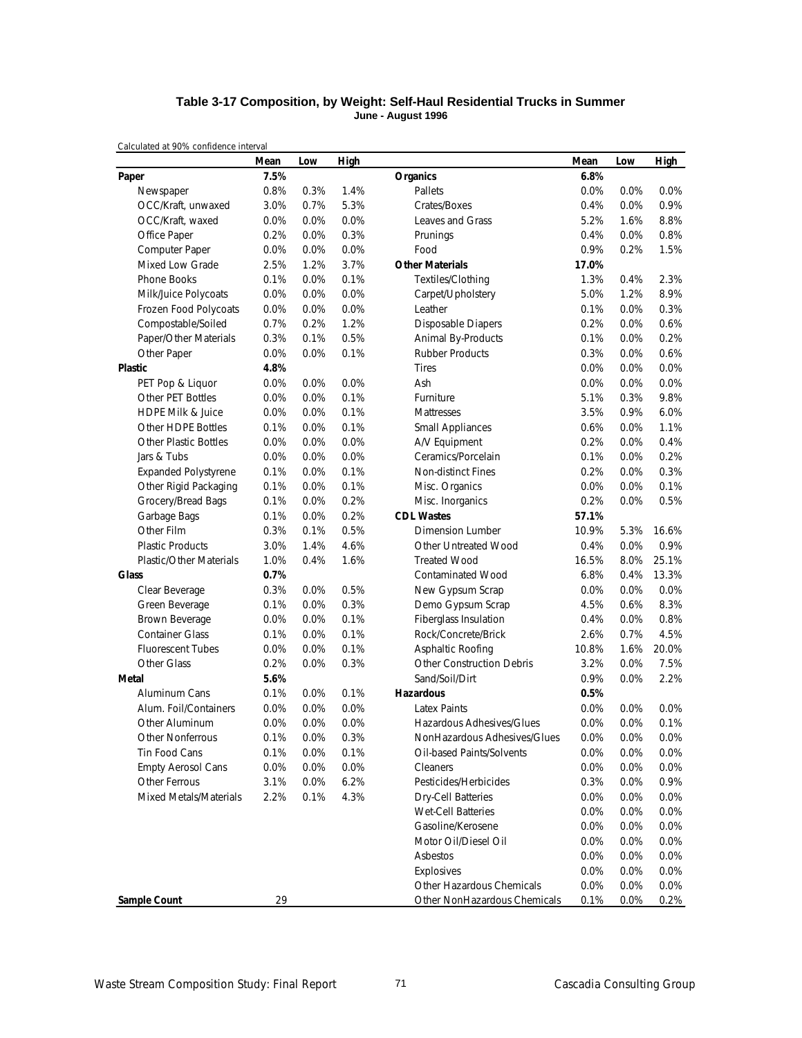### Table 3-17 Composition, by Weight: Self-Haul Residential Trucks in Summer
**June - August 1996**

Calculated at 90% confidence interval

| | Mean | Low | High | | Mean | Low | High |
|---|---|---|---|---|---|---|---|
| **Paper** | **7.5%** | | | **Organics** | **6.8%** | | |
| Newspaper | 0.8% | 0.3% | 1.4% | Pallets | 0.0% | 0.0% | 0.0% |
| OCC/Kraft, unwaxed | 3.0% | 0.7% | 5.3% | Crates/Boxes | 0.4% | 0.0% | 0.9% |
| OCC/Kraft, waxed | 0.0% | 0.0% | 0.0% | Leaves and Grass | 5.2% | 1.6% | 8.8% |
| Office Paper | 0.2% | 0.0% | 0.3% | Prunings | 0.4% | 0.0% | 0.8% |
| Computer Paper | 0.0% | 0.0% | 0.0% | Food | 0.9% | 0.2% | 1.5% |
| Mixed Low Grade | 2.5% | 1.2% | 3.7% | **Other Materials** | **17.0%** | | |
| Phone Books | 0.1% | 0.0% | 0.1% | Textiles/Clothing | 1.3% | 0.4% | 2.3% |
| Milk/Juice Polycoats | 0.0% | 0.0% | 0.0% | Carpet/Upholstery | 5.0% | 1.2% | 8.9% |
| Frozen Food Polycoats | 0.0% | 0.0% | 0.0% | Leather | 0.1% | 0.0% | 0.3% |
| Compostable/Soiled | 0.7% | 0.2% | 1.2% | Disposable Diapers | 0.2% | 0.0% | 0.6% |
| Paper/Other Materials | 0.3% | 0.1% | 0.5% | Animal By-Products | 0.1% | 0.0% | 0.2% |
| Other Paper | 0.0% | 0.0% | 0.1% | Rubber Products | 0.3% | 0.0% | 0.6% |
| **Plastic** | **4.8%** | | | Tires | 0.0% | 0.0% | 0.0% |
| PET Pop & Liquor | 0.0% | 0.0% | 0.0% | Ash | 0.0% | 0.0% | 0.0% |
| Other PET Bottles | 0.0% | 0.0% | 0.1% | Furniture | 5.1% | 0.3% | 9.8% |
| HDPE Milk & Juice | 0.0% | 0.0% | 0.1% | Mattresses | 3.5% | 0.9% | 6.0% |
| Other HDPE Bottles | 0.1% | 0.0% | 0.1% | Small Appliances | 0.6% | 0.0% | 1.1% |
| Other Plastic Bottles | 0.0% | 0.0% | 0.0% | A/V Equipment | 0.2% | 0.0% | 0.4% |
| Jars & Tubs | 0.0% | 0.0% | 0.0% | Ceramics/Porcelain | 0.1% | 0.0% | 0.2% |
| Expanded Polystyrene | 0.1% | 0.0% | 0.1% | Non-distinct Fines | 0.2% | 0.0% | 0.3% |
| Other Rigid Packaging | 0.1% | 0.0% | 0.1% | Misc. Organics | 0.0% | 0.0% | 0.1% |
| Grocery/Bread Bags | 0.1% | 0.0% | 0.2% | Misc. Inorganics | 0.2% | 0.0% | 0.5% |
| Garbage Bags | 0.1% | 0.0% | 0.2% | **CDL Wastes** | **57.1%** | | |
| Other Film | 0.3% | 0.1% | 0.5% | Dimension Lumber | 10.9% | 5.3% | 16.6% |
| Plastic Products | 3.0% | 1.4% | 4.6% | Other Untreated Wood | 0.4% | 0.0% | 0.9% |
| Plastic/Other Materials | 1.0% | 0.4% | 1.6% | Treated Wood | 16.5% | 8.0% | 25.1% |
| **Glass** | **0.7%** | | | Contaminated Wood | 6.8% | 0.4% | 13.3% |
| Clear Beverage | 0.3% | 0.0% | 0.5% | New Gypsum Scrap | 0.0% | 0.0% | 0.0% |
| Green Beverage | 0.1% | 0.0% | 0.3% | Demo Gypsum Scrap | 4.5% | 0.6% | 8.3% |
| Brown Beverage | 0.0% | 0.0% | 0.1% | Fiberglass Insulation | 0.4% | 0.0% | 0.8% |
| Container Glass | 0.1% | 0.0% | 0.1% | Rock/Concrete/Brick | 2.6% | 0.7% | 4.5% |
| Fluorescent Tubes | 0.0% | 0.0% | 0.1% | Asphaltic Roofing | 10.8% | 1.6% | 20.0% |
| Other Glass | 0.2% | 0.0% | 0.3% | Other Construction Debris | 3.2% | 0.0% | 7.5% |
| **Metal** | **5.6%** | | | Sand/Soil/Dirt | 0.9% | 0.0% | 2.2% |
| Aluminum Cans | 0.1% | 0.0% | 0.1% | **Hazardous** | **0.5%** | | |
| Alum. Foil/Containers | 0.0% | 0.0% | 0.0% | Latex Paints | 0.0% | 0.0% | 0.0% |
| Other Aluminum | 0.0% | 0.0% | 0.0% | Hazardous Adhesives/Glues | 0.0% | 0.0% | 0.1% |
| Other Nonferrous | 0.1% | 0.0% | 0.3% | NonHazardous Adhesives/Glues | 0.0% | 0.0% | 0.0% |
| Tin Food Cans | 0.1% | 0.0% | 0.1% | Oil-based Paints/Solvents | 0.0% | 0.0% | 0.0% |
| Empty Aerosol Cans | 0.0% | 0.0% | 0.0% | Cleaners | 0.0% | 0.0% | 0.0% |
| Other Ferrous | 3.1% | 0.0% | 6.2% | Pesticides/Herbicides | 0.3% | 0.0% | 0.9% |
| Mixed Metals/Materials | 2.2% | 0.1% | 4.3% | Dry-Cell Batteries | 0.0% | 0.0% | 0.0% |
| | | | | Wet-Cell Batteries | 0.0% | 0.0% | 0.0% |
| | | | | Gasoline/Kerosene | 0.0% | 0.0% | 0.0% |
| | | | | Motor Oil/Diesel Oil | 0.0% | 0.0% | 0.0% |
| | | | | Asbestos | 0.0% | 0.0% | 0.0% |
| | | | | Explosives | 0.0% | 0.0% | 0.0% |
| | | | | Other Hazardous Chemicals | 0.0% | 0.0% | 0.0% |
| **Sample Count** | 29 | | | Other NonHazardous Chemicals | 0.1% | 0.0% | 0.2% |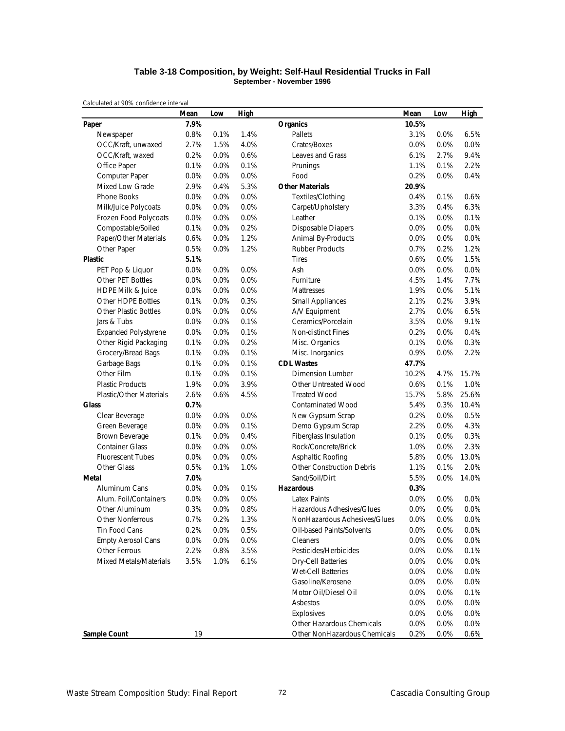**Table 3-18 Composition, by Weight: Self-Haul Residential Trucks in Fall**
**September - November 1996**

Calculated at 90% confidence interval

| | Mean | Low | High | | Mean | Low | High |
|---|---|---|---|---|---|---|---|
| **Paper** | **7.9%** | | | **Organics** | **10.5%** | | |
| Newspaper | 0.8% | 0.1% | 1.4% | Pallets | 3.1% | 0.0% | 6.5% |
| OCC/Kraft, unwaxed | 2.7% | 1.5% | 4.0% | Crates/Boxes | 0.0% | 0.0% | 0.0% |
| OCC/Kraft, waxed | 0.2% | 0.0% | 0.6% | Leaves and Grass | 6.1% | 2.7% | 9.4% |
| Office Paper | 0.1% | 0.0% | 0.1% | Prunings | 1.1% | 0.1% | 2.2% |
| Computer Paper | 0.0% | 0.0% | 0.0% | Food | 0.2% | 0.0% | 0.4% |
| Mixed Low Grade | 2.9% | 0.4% | 5.3% | **Other Materials** | **20.9%** | | |
| Phone Books | 0.0% | 0.0% | 0.0% | Textiles/Clothing | 0.4% | 0.1% | 0.6% |
| Milk/Juice Polycoats | 0.0% | 0.0% | 0.0% | Carpet/Upholstery | 3.3% | 0.4% | 6.3% |
| Frozen Food Polycoats | 0.0% | 0.0% | 0.0% | Leather | 0.1% | 0.0% | 0.1% |
| Compostable/Soiled | 0.1% | 0.0% | 0.2% | Disposable Diapers | 0.0% | 0.0% | 0.0% |
| Paper/Other Materials | 0.6% | 0.0% | 1.2% | Animal By-Products | 0.0% | 0.0% | 0.0% |
| Other Paper | 0.5% | 0.0% | 1.2% | Rubber Products | 0.7% | 0.2% | 1.2% |
| **Plastic** | **5.1%** | | | Tires | 0.6% | 0.0% | 1.5% |
| PET Pop & Liquor | 0.0% | 0.0% | 0.0% | Ash | 0.0% | 0.0% | 0.0% |
| Other PET Bottles | 0.0% | 0.0% | 0.0% | Furniture | 4.5% | 1.4% | 7.7% |
| HDPE Milk & Juice | 0.0% | 0.0% | 0.0% | Mattresses | 1.9% | 0.0% | 5.1% |
| Other HDPE Bottles | 0.1% | 0.0% | 0.3% | Small Appliances | 2.1% | 0.2% | 3.9% |
| Other Plastic Bottles | 0.0% | 0.0% | 0.0% | A/V Equipment | 2.7% | 0.0% | 6.5% |
| Jars & Tubs | 0.0% | 0.0% | 0.1% | Ceramics/Porcelain | 3.5% | 0.0% | 9.1% |
| Expanded Polystyrene | 0.0% | 0.0% | 0.1% | Non-distinct Fines | 0.2% | 0.0% | 0.4% |
| Other Rigid Packaging | 0.1% | 0.0% | 0.2% | Misc. Organics | 0.1% | 0.0% | 0.3% |
| Grocery/Bread Bags | 0.1% | 0.0% | 0.1% | Misc. Inorganics | 0.9% | 0.0% | 2.2% |
| Garbage Bags | 0.1% | 0.0% | 0.1% | **CDL Wastes** | **47.7%** | | |
| Other Film | 0.1% | 0.0% | 0.1% | Dimension Lumber | 10.2% | 4.7% | 15.7% |
| Plastic Products | 1.9% | 0.0% | 3.9% | Other Untreated Wood | 0.6% | 0.1% | 1.0% |
| Plastic/Other Materials | 2.6% | 0.6% | 4.5% | Treated Wood | 15.7% | 5.8% | 25.6% |
| **Glass** | **0.7%** | | | Contaminated Wood | 5.4% | 0.3% | 10.4% |
| Clear Beverage | 0.0% | 0.0% | 0.0% | New Gypsum Scrap | 0.2% | 0.0% | 0.5% |
| Green Beverage | 0.0% | 0.0% | 0.1% | Demo Gypsum Scrap | 2.2% | 0.0% | 4.3% |
| Brown Beverage | 0.1% | 0.0% | 0.4% | Fiberglass Insulation | 0.1% | 0.0% | 0.3% |
| Container Glass | 0.0% | 0.0% | 0.0% | Rock/Concrete/Brick | 1.0% | 0.0% | 2.3% |
| Fluorescent Tubes | 0.0% | 0.0% | 0.0% | Asphaltic Roofing | 5.8% | 0.0% | 13.0% |
| Other Glass | 0.5% | 0.1% | 1.0% | Other Construction Debris | 1.1% | 0.1% | 2.0% |
| **Metal** | **7.0%** | | | Sand/Soil/Dirt | 5.5% | 0.0% | 14.0% |
| Aluminum Cans | 0.0% | 0.0% | 0.1% | **Hazardous** | **0.3%** | | |
| Alum. Foil/Containers | 0.0% | 0.0% | 0.0% | Latex Paints | 0.0% | 0.0% | 0.0% |
| Other Aluminum | 0.3% | 0.0% | 0.8% | Hazardous Adhesives/Glues | 0.0% | 0.0% | 0.0% |
| Other Nonferrous | 0.7% | 0.2% | 1.3% | NonHazardous Adhesives/Glues | 0.0% | 0.0% | 0.0% |
| Tin Food Cans | 0.2% | 0.0% | 0.5% | Oil-based Paints/Solvents | 0.0% | 0.0% | 0.0% |
| Empty Aerosol Cans | 0.0% | 0.0% | 0.0% | Cleaners | 0.0% | 0.0% | 0.0% |
| Other Ferrous | 2.2% | 0.8% | 3.5% | Pesticides/Herbicides | 0.0% | 0.0% | 0.1% |
| Mixed Metals/Materials | 3.5% | 1.0% | 6.1% | Dry-Cell Batteries | 0.0% | 0.0% | 0.0% |
| | | | | Wet-Cell Batteries | 0.0% | 0.0% | 0.0% |
| | | | | Gasoline/Kerosene | 0.0% | 0.0% | 0.0% |
| | | | | Motor Oil/Diesel Oil | 0.0% | 0.0% | 0.1% |
| | | | | Asbestos | 0.0% | 0.0% | 0.0% |
| | | | | Explosives | 0.0% | 0.0% | 0.0% |
| | | | | Other Hazardous Chemicals | 0.0% | 0.0% | 0.0% |
| **Sample Count** | 19 | | | Other NonHazardous Chemicals | 0.2% | 0.0% | 0.6% |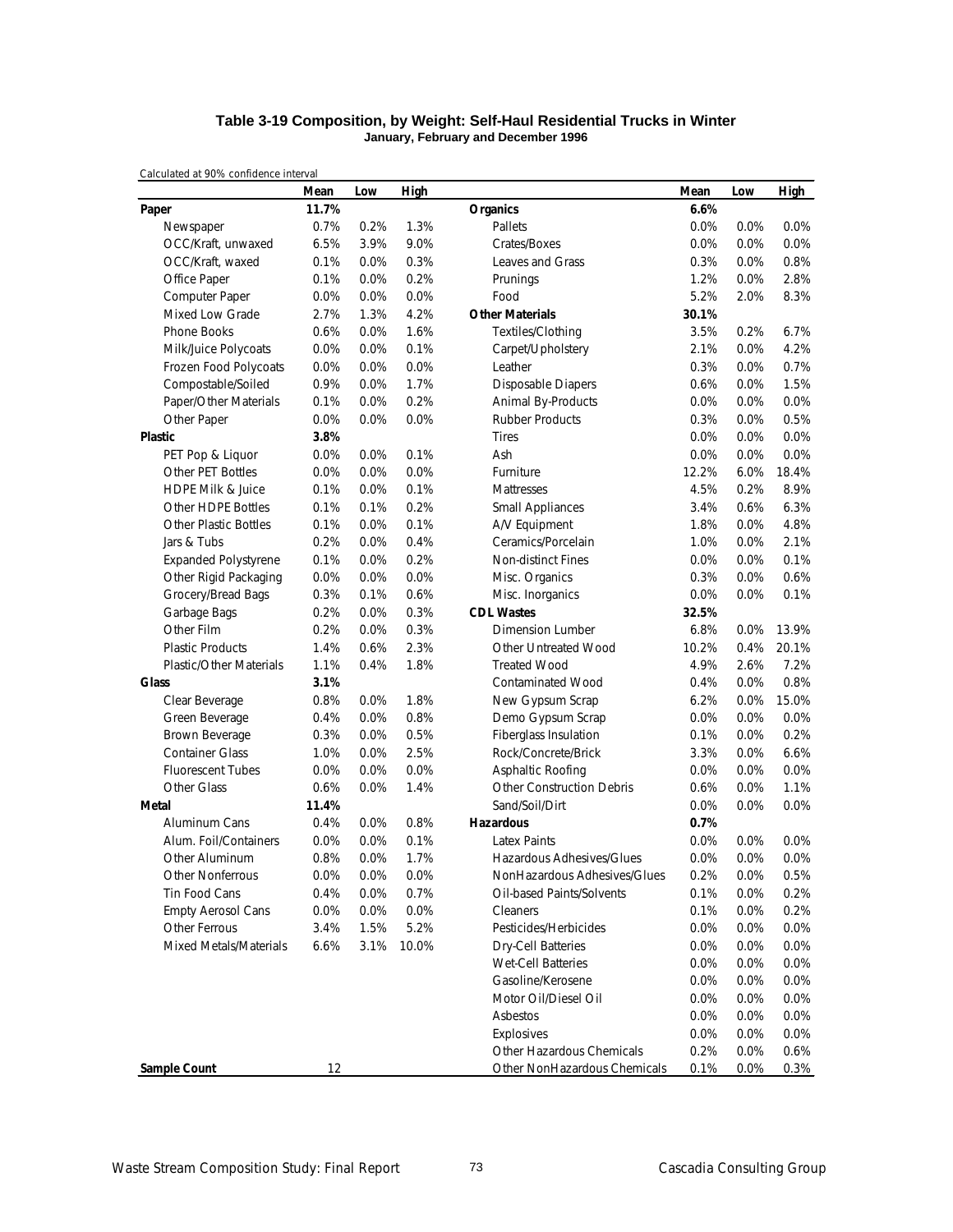### Table 3-19 Composition, by Weight: Self-Haul Residential Trucks in Winter
**January, February and December 1996**

Calculated at 90% confidence interval

| | Mean | Low | High | | Mean | Low | High |
|---|---|---|---|---|---|---|---|
| **Paper** | **11.7%** | | | **Organics** | **6.6%** | | |
| Newspaper | 0.7% | 0.2% | 1.3% | Pallets | 0.0% | 0.0% | 0.0% |
| OCC/Kraft, unwaxed | 6.5% | 3.9% | 9.0% | Crates/Boxes | 0.0% | 0.0% | 0.0% |
| OCC/Kraft, waxed | 0.1% | 0.0% | 0.3% | Leaves and Grass | 0.3% | 0.0% | 0.8% |
| Office Paper | 0.1% | 0.0% | 0.2% | Prunings | 1.2% | 0.0% | 2.8% |
| Computer Paper | 0.0% | 0.0% | 0.0% | Food | 5.2% | 2.0% | 8.3% |
| Mixed Low Grade | 2.7% | 1.3% | 4.2% | **Other Materials** | **30.1%** | | |
| Phone Books | 0.6% | 0.0% | 1.6% | Textiles/Clothing | 3.5% | 0.2% | 6.7% |
| Milk/Juice Polycoats | 0.0% | 0.0% | 0.1% | Carpet/Upholstery | 2.1% | 0.0% | 4.2% |
| Frozen Food Polycoats | 0.0% | 0.0% | 0.0% | Leather | 0.3% | 0.0% | 0.7% |
| Compostable/Soiled | 0.9% | 0.0% | 1.7% | Disposable Diapers | 0.6% | 0.0% | 1.5% |
| Paper/Other Materials | 0.1% | 0.0% | 0.2% | Animal By-Products | 0.0% | 0.0% | 0.0% |
| Other Paper | 0.0% | 0.0% | 0.0% | Rubber Products | 0.3% | 0.0% | 0.5% |
| **Plastic** | **3.8%** | | | Tires | 0.0% | 0.0% | 0.0% |
| PET Pop & Liquor | 0.0% | 0.0% | 0.1% | Ash | 0.0% | 0.0% | 0.0% |
| Other PET Bottles | 0.0% | 0.0% | 0.0% | Furniture | 12.2% | 6.0% | 18.4% |
| HDPE Milk & Juice | 0.1% | 0.0% | 0.1% | Mattresses | 4.5% | 0.2% | 8.9% |
| Other HDPE Bottles | 0.1% | 0.1% | 0.2% | Small Appliances | 3.4% | 0.6% | 6.3% |
| Other Plastic Bottles | 0.1% | 0.0% | 0.1% | A/V Equipment | 1.8% | 0.0% | 4.8% |
| Jars & Tubs | 0.2% | 0.0% | 0.4% | Ceramics/Porcelain | 1.0% | 0.0% | 2.1% |
| Expanded Polystyrene | 0.1% | 0.0% | 0.2% | Non-distinct Fines | 0.0% | 0.0% | 0.1% |
| Other Rigid Packaging | 0.0% | 0.0% | 0.0% | Misc. Organics | 0.3% | 0.0% | 0.6% |
| Grocery/Bread Bags | 0.3% | 0.1% | 0.6% | Misc. Inorganics | 0.0% | 0.0% | 0.1% |
| Garbage Bags | 0.2% | 0.0% | 0.3% | **CDL Wastes** | **32.5%** | | |
| Other Film | 0.2% | 0.0% | 0.3% | Dimension Lumber | 6.8% | 0.0% | 13.9% |
| Plastic Products | 1.4% | 0.6% | 2.3% | Other Untreated Wood | 10.2% | 0.4% | 20.1% |
| Plastic/Other Materials | 1.1% | 0.4% | 1.8% | Treated Wood | 4.9% | 2.6% | 7.2% |
| **Glass** | **3.1%** | | | Contaminated Wood | 0.4% | 0.0% | 0.8% |
| Clear Beverage | 0.8% | 0.0% | 1.8% | New Gypsum Scrap | 6.2% | 0.0% | 15.0% |
| Green Beverage | 0.4% | 0.0% | 0.8% | Demo Gypsum Scrap | 0.0% | 0.0% | 0.0% |
| Brown Beverage | 0.3% | 0.0% | 0.5% | Fiberglass Insulation | 0.1% | 0.0% | 0.2% |
| Container Glass | 1.0% | 0.0% | 2.5% | Rock/Concrete/Brick | 3.3% | 0.0% | 6.6% |
| Fluorescent Tubes | 0.0% | 0.0% | 0.0% | Asphaltic Roofing | 0.0% | 0.0% | 0.0% |
| Other Glass | 0.6% | 0.0% | 1.4% | Other Construction Debris | 0.6% | 0.0% | 1.1% |
| **Metal** | **11.4%** | | | Sand/Soil/Dirt | 0.0% | 0.0% | 0.0% |
| Aluminum Cans | 0.4% | 0.0% | 0.8% | **Hazardous** | **0.7%** | | |
| Alum. Foil/Containers | 0.0% | 0.0% | 0.1% | Latex Paints | 0.0% | 0.0% | 0.0% |
| Other Aluminum | 0.8% | 0.0% | 1.7% | Hazardous Adhesives/Glues | 0.0% | 0.0% | 0.0% |
| Other Nonferrous | 0.0% | 0.0% | 0.0% | NonHazardous Adhesives/Glues | 0.2% | 0.0% | 0.5% |
| Tin Food Cans | 0.4% | 0.0% | 0.7% | Oil-based Paints/Solvents | 0.1% | 0.0% | 0.2% |
| Empty Aerosol Cans | 0.0% | 0.0% | 0.0% | Cleaners | 0.1% | 0.0% | 0.2% |
| Other Ferrous | 3.4% | 1.5% | 5.2% | Pesticides/Herbicides | 0.0% | 0.0% | 0.0% |
| Mixed Metals/Materials | 6.6% | 3.1% | 10.0% | Dry-Cell Batteries | 0.0% | 0.0% | 0.0% |
| | | | | Wet-Cell Batteries | 0.0% | 0.0% | 0.0% |
| | | | | Gasoline/Kerosene | 0.0% | 0.0% | 0.0% |
| | | | | Motor Oil/Diesel Oil | 0.0% | 0.0% | 0.0% |
| | | | | Asbestos | 0.0% | 0.0% | 0.0% |
| | | | | Explosives | 0.0% | 0.0% | 0.0% |
| | | | | Other Hazardous Chemicals | 0.2% | 0.0% | 0.6% |
| **Sample Count** | 12 | | | Other NonHazardous Chemicals | 0.1% | 0.0% | 0.3% |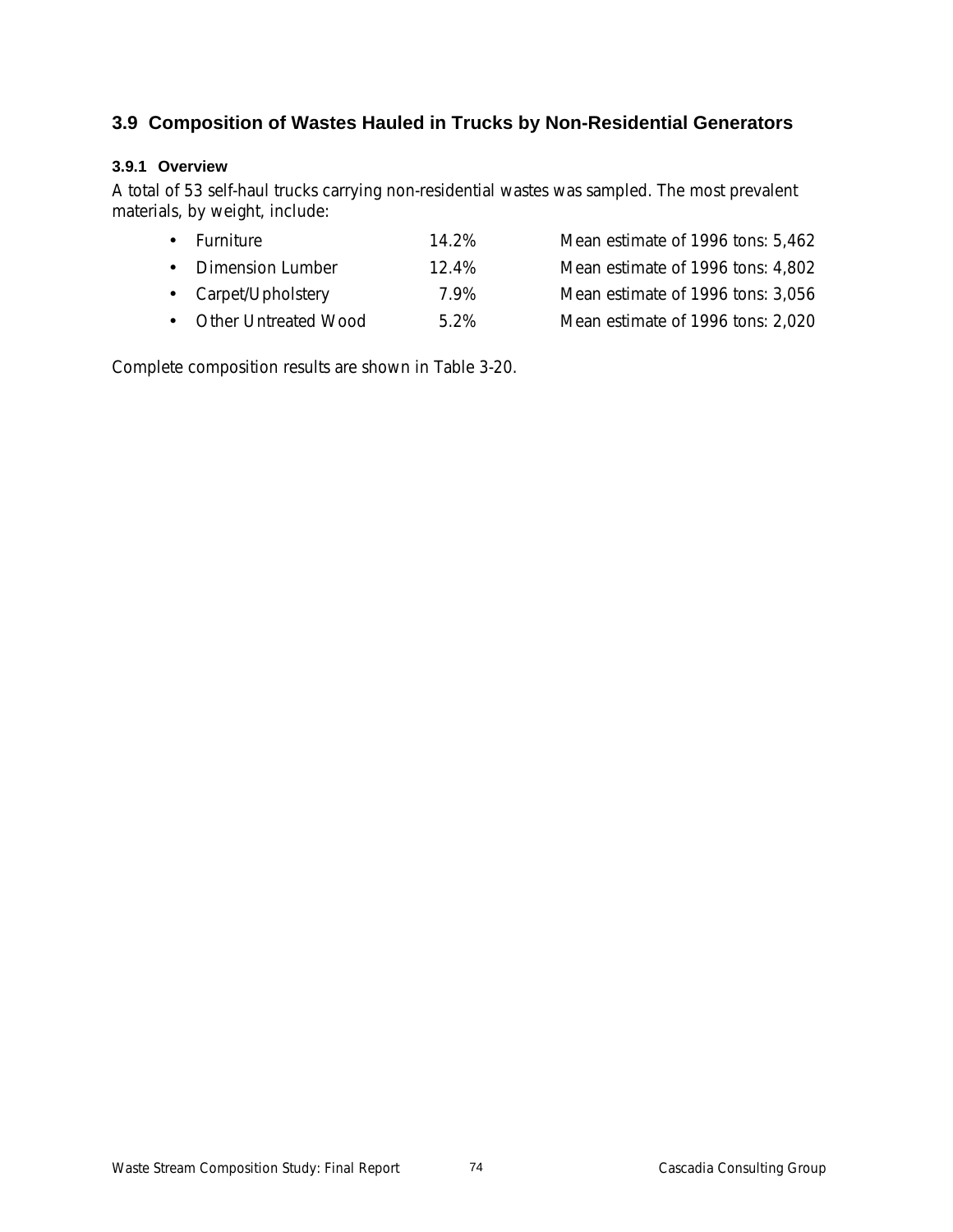## 3.9 Composition of Wastes Hauled in Trucks by Non-Residential Generators

### 3.9.1 Overview

A total of 53 self-haul trucks carrying non-residential wastes was sampled. The most prevalent materials, by weight, include:

- Furniture 14.2% Mean estimate of 1996 tons: 5,462
- Dimension Lumber 12.4% Mean estimate of 1996 tons: 4,802
- Carpet/Upholstery 7.9% Mean estimate of 1996 tons: 3,056
- Other Untreated Wood 5.2% Mean estimate of 1996 tons: 2,020

Complete composition results are shown in Table 3-20.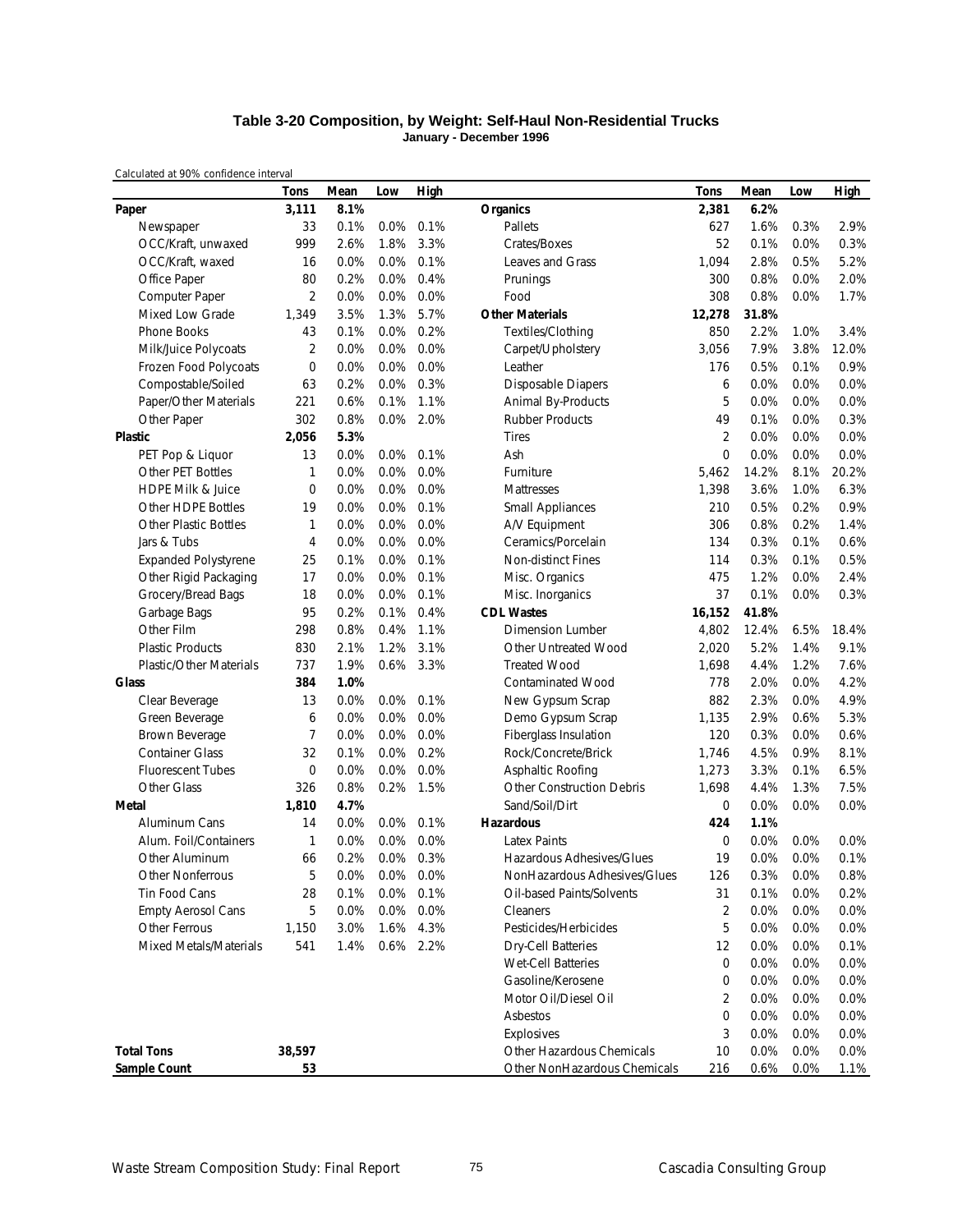### Table 3-20 Composition, by Weight: Self-Haul Non-Residential Trucks

**January - December 1996**

Calculated at 90% confidence interval

| | Tons | Mean | Low | High | | Tons | Mean | Low | High |
|---|---|---|---|---|---|---|---|---|---|
| **Paper** | **3,111** | **8.1%** | | | **Organics** | **2,381** | **6.2%** | | |
| Newspaper | 33 | 0.1% | 0.0% | 0.1% | Pallets | 627 | 1.6% | 0.3% | 2.9% |
| OCC/Kraft, unwaxed | 999 | 2.6% | 1.8% | 3.3% | Crates/Boxes | 52 | 0.1% | 0.0% | 0.3% |
| OCC/Kraft, waxed | 16 | 0.0% | 0.0% | 0.1% | Leaves and Grass | 1,094 | 2.8% | 0.5% | 5.2% |
| Office Paper | 80 | 0.2% | 0.0% | 0.4% | Prunings | 300 | 0.8% | 0.0% | 2.0% |
| Computer Paper | 2 | 0.0% | 0.0% | 0.0% | Food | 308 | 0.8% | 0.0% | 1.7% |
| Mixed Low Grade | 1,349 | 3.5% | 1.3% | 5.7% | **Other Materials** | **12,278** | **31.8%** | | |
| Phone Books | 43 | 0.1% | 0.0% | 0.2% | Textiles/Clothing | 850 | 2.2% | 1.0% | 3.4% |
| Milk/Juice Polycoats | 2 | 0.0% | 0.0% | 0.0% | Carpet/Upholstery | 3,056 | 7.9% | 3.8% | 12.0% |
| Frozen Food Polycoats | 0 | 0.0% | 0.0% | 0.0% | Leather | 176 | 0.5% | 0.1% | 0.9% |
| Compostable/Soiled | 63 | 0.2% | 0.0% | 0.3% | Disposable Diapers | 6 | 0.0% | 0.0% | 0.0% |
| Paper/Other Materials | 221 | 0.6% | 0.1% | 1.1% | Animal By-Products | 5 | 0.0% | 0.0% | 0.0% |
| Other Paper | 302 | 0.8% | 0.0% | 2.0% | Rubber Products | 49 | 0.1% | 0.0% | 0.3% |
| **Plastic** | **2,056** | **5.3%** | | | Tires | 2 | 0.0% | 0.0% | 0.0% |
| PET Pop & Liquor | 13 | 0.0% | 0.0% | 0.1% | Ash | 0 | 0.0% | 0.0% | 0.0% |
| Other PET Bottles | 1 | 0.0% | 0.0% | 0.0% | Furniture | 5,462 | 14.2% | 8.1% | 20.2% |
| HDPE Milk & Juice | 0 | 0.0% | 0.0% | 0.0% | Mattresses | 1,398 | 3.6% | 1.0% | 6.3% |
| Other HDPE Bottles | 19 | 0.0% | 0.0% | 0.1% | Small Appliances | 210 | 0.5% | 0.2% | 0.9% |
| Other Plastic Bottles | 1 | 0.0% | 0.0% | 0.0% | A/V Equipment | 306 | 0.8% | 0.2% | 1.4% |
| Jars & Tubs | 4 | 0.0% | 0.0% | 0.0% | Ceramics/Porcelain | 134 | 0.3% | 0.1% | 0.6% |
| Expanded Polystyrene | 25 | 0.1% | 0.0% | 0.1% | Non-distinct Fines | 114 | 0.3% | 0.1% | 0.5% |
| Other Rigid Packaging | 17 | 0.0% | 0.0% | 0.1% | Misc. Organics | 475 | 1.2% | 0.0% | 2.4% |
| Grocery/Bread Bags | 18 | 0.0% | 0.0% | 0.1% | Misc. Inorganics | 37 | 0.1% | 0.0% | 0.3% |
| Garbage Bags | 95 | 0.2% | 0.1% | 0.4% | **CDL Wastes** | **16,152** | **41.8%** | | |
| Other Film | 298 | 0.8% | 0.4% | 1.1% | Dimension Lumber | 4,802 | 12.4% | 6.5% | 18.4% |
| Plastic Products | 830 | 2.1% | 1.2% | 3.1% | Other Untreated Wood | 2,020 | 5.2% | 1.4% | 9.1% |
| Plastic/Other Materials | 737 | 1.9% | 0.6% | 3.3% | Treated Wood | 1,698 | 4.4% | 1.2% | 7.6% |
| **Glass** | **384** | **1.0%** | | | Contaminated Wood | 778 | 2.0% | 0.0% | 4.2% |
| Clear Beverage | 13 | 0.0% | 0.0% | 0.1% | New Gypsum Scrap | 882 | 2.3% | 0.0% | 4.9% |
| Green Beverage | 6 | 0.0% | 0.0% | 0.0% | Demo Gypsum Scrap | 1,135 | 2.9% | 0.6% | 5.3% |
| Brown Beverage | 7 | 0.0% | 0.0% | 0.0% | Fiberglass Insulation | 120 | 0.3% | 0.0% | 0.6% |
| Container Glass | 32 | 0.1% | 0.0% | 0.2% | Rock/Concrete/Brick | 1,746 | 4.5% | 0.9% | 8.1% |
| Fluorescent Tubes | 0 | 0.0% | 0.0% | 0.0% | Asphaltic Roofing | 1,273 | 3.3% | 0.1% | 6.5% |
| Other Glass | 326 | 0.8% | 0.2% | 1.5% | Other Construction Debris | 1,698 | 4.4% | 1.3% | 7.5% |
| **Metal** | **1,810** | **4.7%** | | | Sand/Soil/Dirt | 0 | 0.0% | 0.0% | 0.0% |
| Aluminum Cans | 14 | 0.0% | 0.0% | 0.1% | **Hazardous** | **424** | **1.1%** | | |
| Alum. Foil/Containers | 1 | 0.0% | 0.0% | 0.0% | Latex Paints | 0 | 0.0% | 0.0% | 0.0% |
| Other Aluminum | 66 | 0.2% | 0.0% | 0.3% | Hazardous Adhesives/Glues | 19 | 0.0% | 0.0% | 0.1% |
| Other Nonferrous | 5 | 0.0% | 0.0% | 0.0% | NonHazardous Adhesives/Glues | 126 | 0.3% | 0.0% | 0.8% |
| Tin Food Cans | 28 | 0.1% | 0.0% | 0.1% | Oil-based Paints/Solvents | 31 | 0.1% | 0.0% | 0.2% |
| Empty Aerosol Cans | 5 | 0.0% | 0.0% | 0.0% | Cleaners | 2 | 0.0% | 0.0% | 0.0% |
| Other Ferrous | 1,150 | 3.0% | 1.6% | 4.3% | Pesticides/Herbicides | 5 | 0.0% | 0.0% | 0.0% |
| Mixed Metals/Materials | 541 | 1.4% | 0.6% | 2.2% | Dry-Cell Batteries | 12 | 0.0% | 0.0% | 0.1% |
| | | | | | Wet-Cell Batteries | 0 | 0.0% | 0.0% | 0.0% |
| | | | | | Gasoline/Kerosene | 0 | 0.0% | 0.0% | 0.0% |
| | | | | | Motor Oil/Diesel Oil | 2 | 0.0% | 0.0% | 0.0% |
| | | | | | Asbestos | 0 | 0.0% | 0.0% | 0.0% |
| | | | | | Explosives | 3 | 0.0% | 0.0% | 0.0% |
| **Total Tons** | **38,597** | | | | Other Hazardous Chemicals | 10 | 0.0% | 0.0% | 0.0% |
| **Sample Count** | **53** | | | | Other NonHazardous Chemicals | 216 | 0.6% | 0.0% | 1.1% |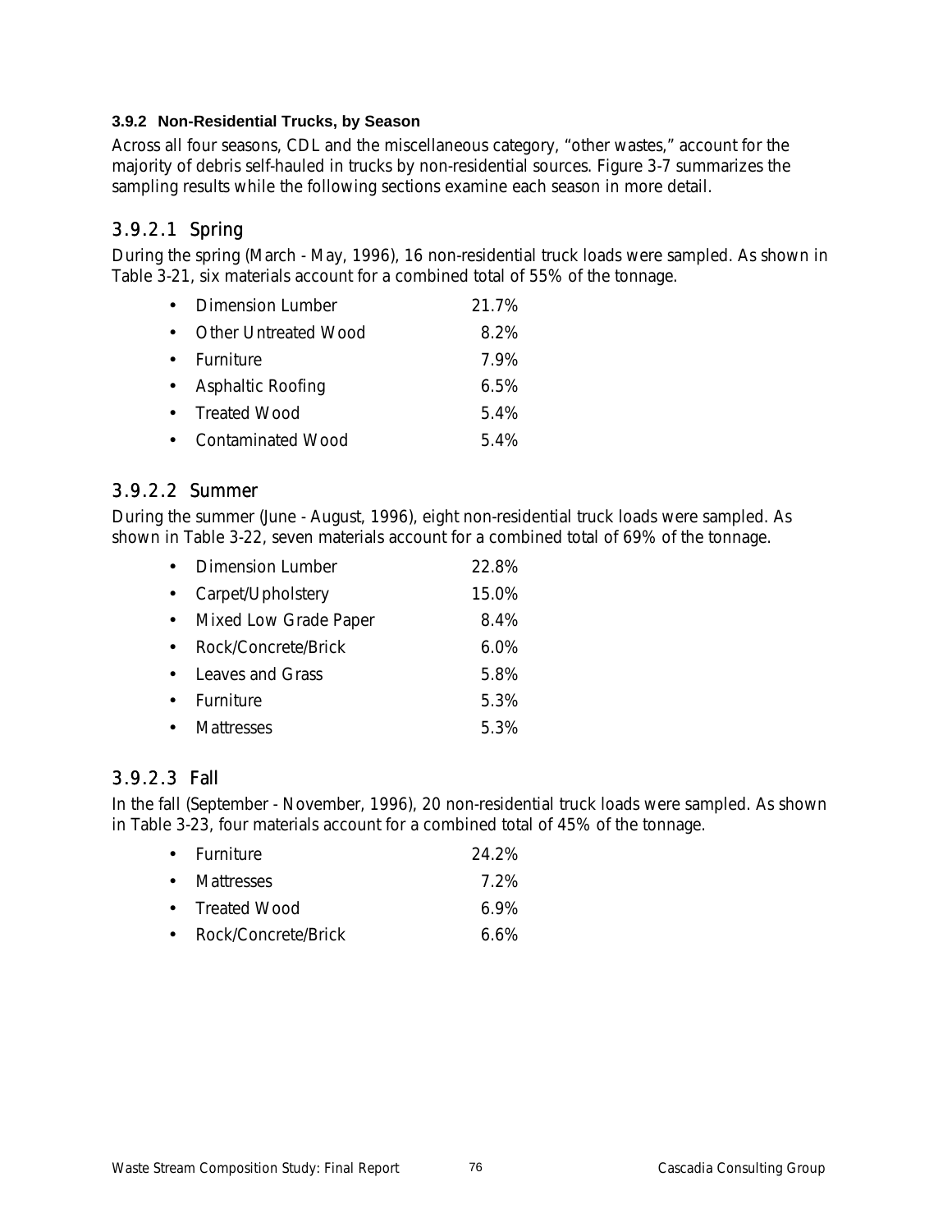### 3.9.2 Non-Residential Trucks, by Season

Across all four seasons, CDL and the miscellaneous category, "other wastes," account for the majority of debris self-hauled in trucks by non-residential sources. Figure 3-7 summarizes the sampling results while the following sections examine each season in more detail.

#### 3.9.2.1 Spring

During the spring (March - May, 1996), 16 non-residential truck loads were sampled. As shown in Table 3-21, six materials account for a combined total of 55% of the tonnage.

- Dimension Lumber 21.7%
- Other Untreated Wood 8.2%
- Furniture 7.9%
- Asphaltic Roofing 6.5%
- Treated Wood 5.4%
- Contaminated Wood 5.4%

#### 3.9.2.2 Summer

During the summer (June - August, 1996), eight non-residential truck loads were sampled. As shown in Table 3-22, seven materials account for a combined total of 69% of the tonnage.

- Dimension Lumber 22.8%
- Carpet/Upholstery 15.0%
- Mixed Low Grade Paper 8.4%
- Rock/Concrete/Brick 6.0%
- Leaves and Grass 5.8%
- Furniture 5.3%
- Mattresses 5.3%

#### 3.9.2.3 Fall

In the fall (September - November, 1996), 20 non-residential truck loads were sampled. As shown in Table 3-23, four materials account for a combined total of 45% of the tonnage.

- Furniture 24.2%
- Mattresses 7.2%
- Treated Wood 6.9%
- Rock/Concrete/Brick 6.6%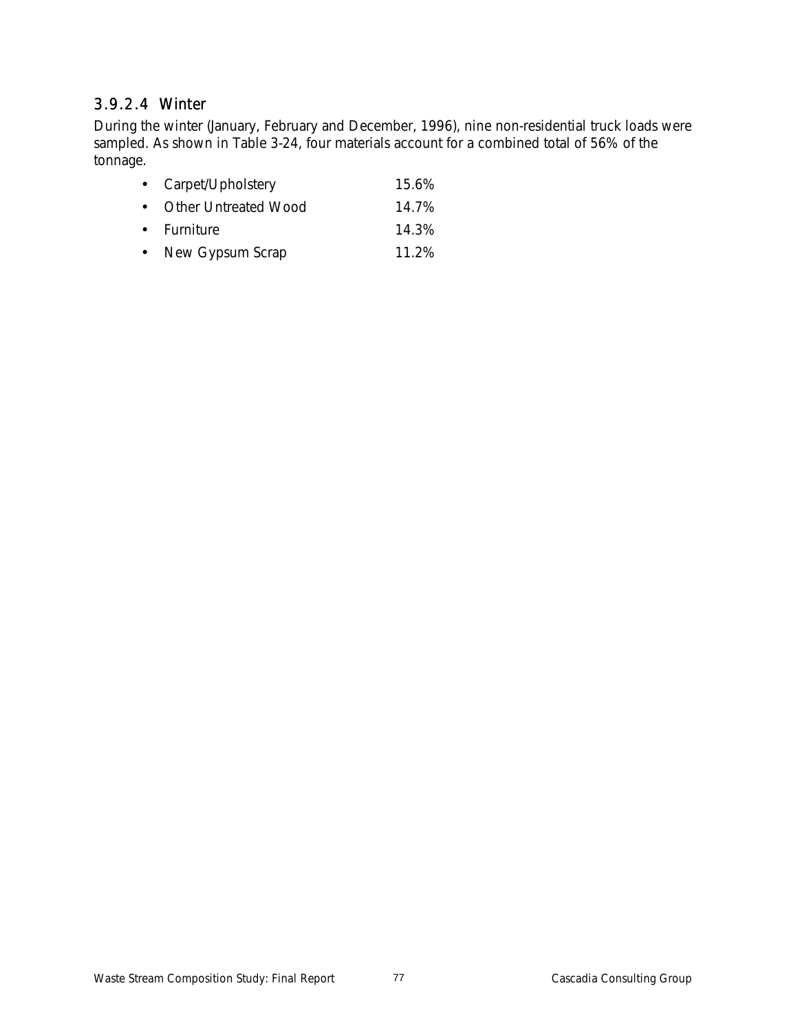#### 3.9.2.4 Winter

During the winter (January, February and December, 1996), nine non-residential truck loads were sampled. As shown in Table 3-24, four materials account for a combined total of 56% of the tonnage.

- Carpet/Upholstery 15.6%
- Other Untreated Wood 14.7%
- Furniture 14.3%
- New Gypsum Scrap 11.2%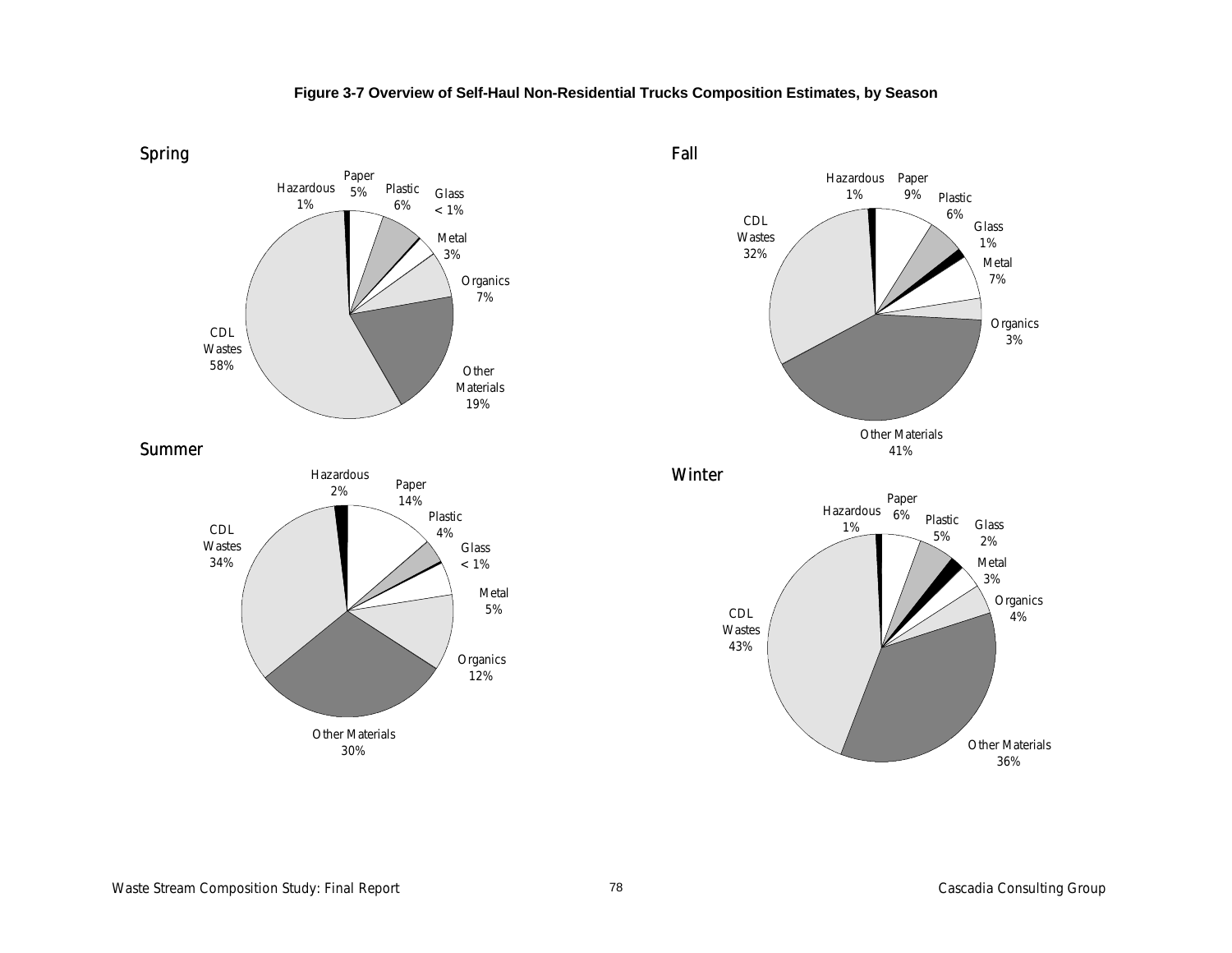**Figure 3-7 Overview of Self-Haul Non-Residential Trucks Composition Estimates, by Season**

Spring

Hazardous 1%, Paper 5%, Plastic 6%, Glass < 1%, Metal 3%, Organics 7%, Other Materials 19%, CDL Wastes 58%

Fall

Hazardous 1%, Paper 9%, Plastic 6%, Glass 1%, Metal 7%, Organics 3%, Other Materials 41%, CDL Wastes 32%

Summer

Hazardous 2%, Paper 14%, Plastic 4%, Glass < 1%, Metal 5%, Organics 12%, Other Materials 30%, CDL Wastes 34%

Winter

Hazardous 1%, Paper 6%, Plastic 5%, Glass 2%, Metal 3%, Organics 4%, Other Materials 36%, CDL Wastes 43%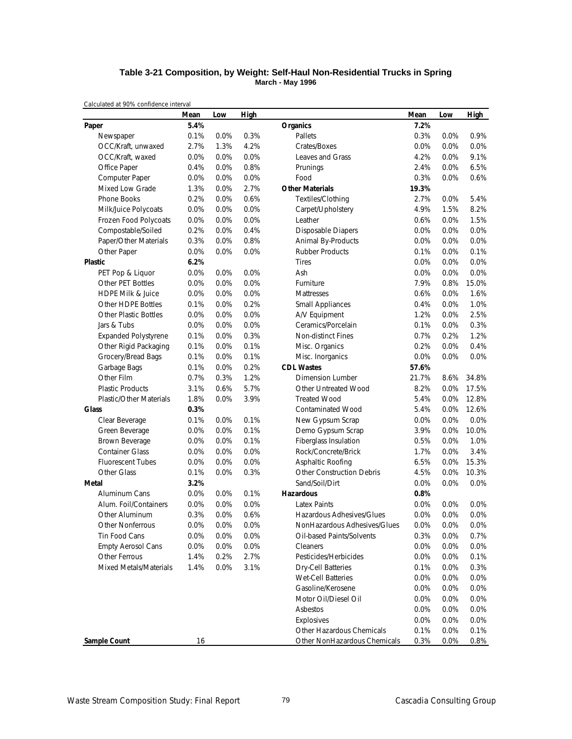### Table 3-21 Composition, by Weight: Self-Haul Non-Residential Trucks in Spring

**March - May 1996**

Calculated at 90% confidence interval

| | Mean | Low | High | | Mean | Low | High |
|---|---|---|---|---|---|---|---|
| **Paper** | **5.4%** | | | **Organics** | **7.2%** | | |
| Newspaper | 0.1% | 0.0% | 0.3% | Pallets | 0.3% | 0.0% | 0.9% |
| OCC/Kraft, unwaxed | 2.7% | 1.3% | 4.2% | Crates/Boxes | 0.0% | 0.0% | 0.0% |
| OCC/Kraft, waxed | 0.0% | 0.0% | 0.0% | Leaves and Grass | 4.2% | 0.0% | 9.1% |
| Office Paper | 0.4% | 0.0% | 0.8% | Prunings | 2.4% | 0.0% | 6.5% |
| Computer Paper | 0.0% | 0.0% | 0.0% | Food | 0.3% | 0.0% | 0.6% |
| Mixed Low Grade | 1.3% | 0.0% | 2.7% | **Other Materials** | **19.3%** | | |
| Phone Books | 0.2% | 0.0% | 0.6% | Textiles/Clothing | 2.7% | 0.0% | 5.4% |
| Milk/Juice Polycoats | 0.0% | 0.0% | 0.0% | Carpet/Upholstery | 4.9% | 1.5% | 8.2% |
| Frozen Food Polycoats | 0.0% | 0.0% | 0.0% | Leather | 0.6% | 0.0% | 1.5% |
| Compostable/Soiled | 0.2% | 0.0% | 0.4% | Disposable Diapers | 0.0% | 0.0% | 0.0% |
| Paper/Other Materials | 0.3% | 0.0% | 0.8% | Animal By-Products | 0.0% | 0.0% | 0.0% |
| Other Paper | 0.0% | 0.0% | 0.0% | Rubber Products | 0.1% | 0.0% | 0.1% |
| **Plastic** | **6.2%** | | | Tires | 0.0% | 0.0% | 0.0% |
| PET Pop & Liquor | 0.0% | 0.0% | 0.0% | Ash | 0.0% | 0.0% | 0.0% |
| Other PET Bottles | 0.0% | 0.0% | 0.0% | Furniture | 7.9% | 0.8% | 15.0% |
| HDPE Milk & Juice | 0.0% | 0.0% | 0.0% | Mattresses | 0.6% | 0.0% | 1.6% |
| Other HDPE Bottles | 0.1% | 0.0% | 0.2% | Small Appliances | 0.4% | 0.0% | 1.0% |
| Other Plastic Bottles | 0.0% | 0.0% | 0.0% | A/V Equipment | 1.2% | 0.0% | 2.5% |
| Jars & Tubs | 0.0% | 0.0% | 0.0% | Ceramics/Porcelain | 0.1% | 0.0% | 0.3% |
| Expanded Polystyrene | 0.1% | 0.0% | 0.3% | Non-distinct Fines | 0.7% | 0.2% | 1.2% |
| Other Rigid Packaging | 0.1% | 0.0% | 0.1% | Misc. Organics | 0.2% | 0.0% | 0.4% |
| Grocery/Bread Bags | 0.1% | 0.0% | 0.1% | Misc. Inorganics | 0.0% | 0.0% | 0.0% |
| Garbage Bags | 0.1% | 0.0% | 0.2% | **CDL Wastes** | **57.6%** | | |
| Other Film | 0.7% | 0.3% | 1.2% | Dimension Lumber | 21.7% | 8.6% | 34.8% |
| Plastic Products | 3.1% | 0.6% | 5.7% | Other Untreated Wood | 8.2% | 0.0% | 17.5% |
| Plastic/Other Materials | 1.8% | 0.0% | 3.9% | Treated Wood | 5.4% | 0.0% | 12.8% |
| **Glass** | **0.3%** | | | Contaminated Wood | 5.4% | 0.0% | 12.6% |
| Clear Beverage | 0.1% | 0.0% | 0.1% | New Gypsum Scrap | 0.0% | 0.0% | 0.0% |
| Green Beverage | 0.0% | 0.0% | 0.1% | Demo Gypsum Scrap | 3.9% | 0.0% | 10.0% |
| Brown Beverage | 0.0% | 0.0% | 0.1% | Fiberglass Insulation | 0.5% | 0.0% | 1.0% |
| Container Glass | 0.0% | 0.0% | 0.0% | Rock/Concrete/Brick | 1.7% | 0.0% | 3.4% |
| Fluorescent Tubes | 0.0% | 0.0% | 0.0% | Asphaltic Roofing | 6.5% | 0.0% | 15.3% |
| Other Glass | 0.1% | 0.0% | 0.3% | Other Construction Debris | 4.5% | 0.0% | 10.3% |
| **Metal** | **3.2%** | | | Sand/Soil/Dirt | 0.0% | 0.0% | 0.0% |
| Aluminum Cans | 0.0% | 0.0% | 0.1% | **Hazardous** | **0.8%** | | |
| Alum. Foil/Containers | 0.0% | 0.0% | 0.0% | Latex Paints | 0.0% | 0.0% | 0.0% |
| Other Aluminum | 0.3% | 0.0% | 0.6% | Hazardous Adhesives/Glues | 0.0% | 0.0% | 0.0% |
| Other Nonferrous | 0.0% | 0.0% | 0.0% | NonHazardous Adhesives/Glues | 0.0% | 0.0% | 0.0% |
| Tin Food Cans | 0.0% | 0.0% | 0.0% | Oil-based Paints/Solvents | 0.3% | 0.0% | 0.7% |
| Empty Aerosol Cans | 0.0% | 0.0% | 0.0% | Cleaners | 0.0% | 0.0% | 0.0% |
| Other Ferrous | 1.4% | 0.2% | 2.7% | Pesticides/Herbicides | 0.0% | 0.0% | 0.1% |
| Mixed Metals/Materials | 1.4% | 0.0% | 3.1% | Dry-Cell Batteries | 0.1% | 0.0% | 0.3% |
| | | | | Wet-Cell Batteries | 0.0% | 0.0% | 0.0% |
| | | | | Gasoline/Kerosene | 0.0% | 0.0% | 0.0% |
| | | | | Motor Oil/Diesel Oil | 0.0% | 0.0% | 0.0% |
| | | | | Asbestos | 0.0% | 0.0% | 0.0% |
| | | | | Explosives | 0.0% | 0.0% | 0.0% |
| | | | | Other Hazardous Chemicals | 0.1% | 0.0% | 0.1% |
| **Sample Count** | 16 | | | Other NonHazardous Chemicals | 0.3% | 0.0% | 0.8% |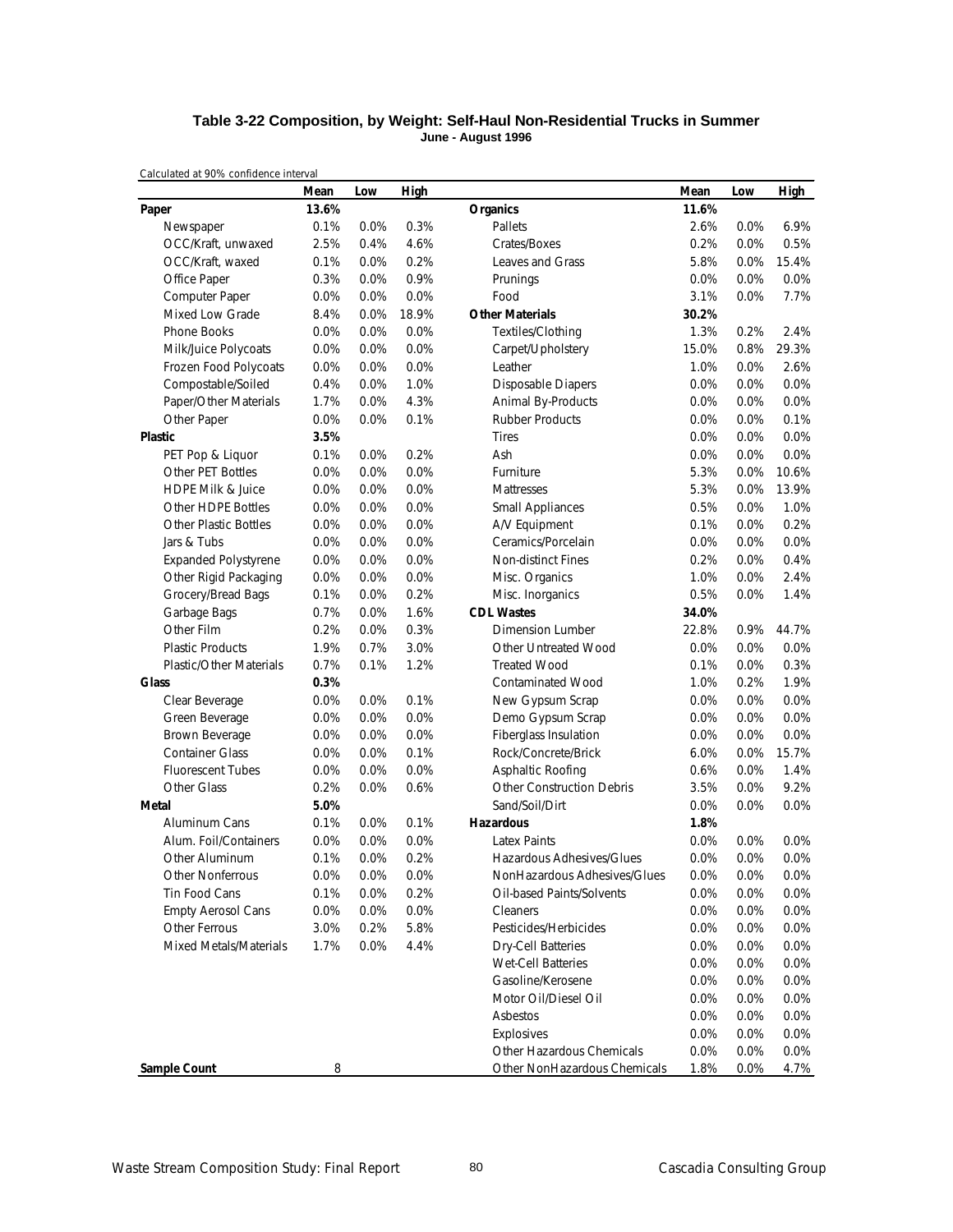### Table 3-22 Composition, by Weight: Self-Haul Non-Residential Trucks in Summer

**June - August 1996**

Calculated at 90% confidence interval

| | Mean | Low | High | | Mean | Low | High |
|---|---|---|---|---|---|---|---|
| **Paper** | **13.6%** | | | **Organics** | **11.6%** | | |
| Newspaper | 0.1% | 0.0% | 0.3% | Pallets | 2.6% | 0.0% | 6.9% |
| OCC/Kraft, unwaxed | 2.5% | 0.4% | 4.6% | Crates/Boxes | 0.2% | 0.0% | 0.5% |
| OCC/Kraft, waxed | 0.1% | 0.0% | 0.2% | Leaves and Grass | 5.8% | 0.0% | 15.4% |
| Office Paper | 0.3% | 0.0% | 0.9% | Prunings | 0.0% | 0.0% | 0.0% |
| Computer Paper | 0.0% | 0.0% | 0.0% | Food | 3.1% | 0.0% | 7.7% |
| Mixed Low Grade | 8.4% | 0.0% | 18.9% | **Other Materials** | **30.2%** | | |
| Phone Books | 0.0% | 0.0% | 0.0% | Textiles/Clothing | 1.3% | 0.2% | 2.4% |
| Milk/Juice Polycoats | 0.0% | 0.0% | 0.0% | Carpet/Upholstery | 15.0% | 0.8% | 29.3% |
| Frozen Food Polycoats | 0.0% | 0.0% | 0.0% | Leather | 1.0% | 0.0% | 2.6% |
| Compostable/Soiled | 0.4% | 0.0% | 1.0% | Disposable Diapers | 0.0% | 0.0% | 0.0% |
| Paper/Other Materials | 1.7% | 0.0% | 4.3% | Animal By-Products | 0.0% | 0.0% | 0.0% |
| Other Paper | 0.0% | 0.0% | 0.1% | Rubber Products | 0.0% | 0.0% | 0.1% |
| **Plastic** | **3.5%** | | | Tires | 0.0% | 0.0% | 0.0% |
| PET Pop & Liquor | 0.1% | 0.0% | 0.2% | Ash | 0.0% | 0.0% | 0.0% |
| Other PET Bottles | 0.0% | 0.0% | 0.0% | Furniture | 5.3% | 0.0% | 10.6% |
| HDPE Milk & Juice | 0.0% | 0.0% | 0.0% | Mattresses | 5.3% | 0.0% | 13.9% |
| Other HDPE Bottles | 0.0% | 0.0% | 0.0% | Small Appliances | 0.5% | 0.0% | 1.0% |
| Other Plastic Bottles | 0.0% | 0.0% | 0.0% | A/V Equipment | 0.1% | 0.0% | 0.2% |
| Jars & Tubs | 0.0% | 0.0% | 0.0% | Ceramics/Porcelain | 0.0% | 0.0% | 0.0% |
| Expanded Polystyrene | 0.0% | 0.0% | 0.0% | Non-distinct Fines | 0.2% | 0.0% | 0.4% |
| Other Rigid Packaging | 0.0% | 0.0% | 0.0% | Misc. Organics | 1.0% | 0.0% | 2.4% |
| Grocery/Bread Bags | 0.1% | 0.0% | 0.2% | Misc. Inorganics | 0.5% | 0.0% | 1.4% |
| Garbage Bags | 0.7% | 0.0% | 1.6% | **CDL Wastes** | **34.0%** | | |
| Other Film | 0.2% | 0.0% | 0.3% | Dimension Lumber | 22.8% | 0.9% | 44.7% |
| Plastic Products | 1.9% | 0.7% | 3.0% | Other Untreated Wood | 0.0% | 0.0% | 0.0% |
| Plastic/Other Materials | 0.7% | 0.1% | 1.2% | Treated Wood | 0.1% | 0.0% | 0.3% |
| **Glass** | **0.3%** | | | Contaminated Wood | 1.0% | 0.2% | 1.9% |
| Clear Beverage | 0.0% | 0.0% | 0.1% | New Gypsum Scrap | 0.0% | 0.0% | 0.0% |
| Green Beverage | 0.0% | 0.0% | 0.0% | Demo Gypsum Scrap | 0.0% | 0.0% | 0.0% |
| Brown Beverage | 0.0% | 0.0% | 0.0% | Fiberglass Insulation | 0.0% | 0.0% | 0.0% |
| Container Glass | 0.0% | 0.0% | 0.1% | Rock/Concrete/Brick | 6.0% | 0.0% | 15.7% |
| Fluorescent Tubes | 0.0% | 0.0% | 0.0% | Asphaltic Roofing | 0.6% | 0.0% | 1.4% |
| Other Glass | 0.2% | 0.0% | 0.6% | Other Construction Debris | 3.5% | 0.0% | 9.2% |
| **Metal** | **5.0%** | | | Sand/Soil/Dirt | 0.0% | 0.0% | 0.0% |
| Aluminum Cans | 0.1% | 0.0% | 0.1% | **Hazardous** | **1.8%** | | |
| Alum. Foil/Containers | 0.0% | 0.0% | 0.0% | Latex Paints | 0.0% | 0.0% | 0.0% |
| Other Aluminum | 0.1% | 0.0% | 0.2% | Hazardous Adhesives/Glues | 0.0% | 0.0% | 0.0% |
| Other Nonferrous | 0.0% | 0.0% | 0.0% | NonHazardous Adhesives/Glues | 0.0% | 0.0% | 0.0% |
| Tin Food Cans | 0.1% | 0.0% | 0.2% | Oil-based Paints/Solvents | 0.0% | 0.0% | 0.0% |
| Empty Aerosol Cans | 0.0% | 0.0% | 0.0% | Cleaners | 0.0% | 0.0% | 0.0% |
| Other Ferrous | 3.0% | 0.2% | 5.8% | Pesticides/Herbicides | 0.0% | 0.0% | 0.0% |
| Mixed Metals/Materials | 1.7% | 0.0% | 4.4% | Dry-Cell Batteries | 0.0% | 0.0% | 0.0% |
| | | | | Wet-Cell Batteries | 0.0% | 0.0% | 0.0% |
| | | | | Gasoline/Kerosene | 0.0% | 0.0% | 0.0% |
| | | | | Motor Oil/Diesel Oil | 0.0% | 0.0% | 0.0% |
| | | | | Asbestos | 0.0% | 0.0% | 0.0% |
| | | | | Explosives | 0.0% | 0.0% | 0.0% |
| | | | | Other Hazardous Chemicals | 0.0% | 0.0% | 0.0% |
| **Sample Count** | 8 | | | Other NonHazardous Chemicals | 1.8% | 0.0% | 4.7% |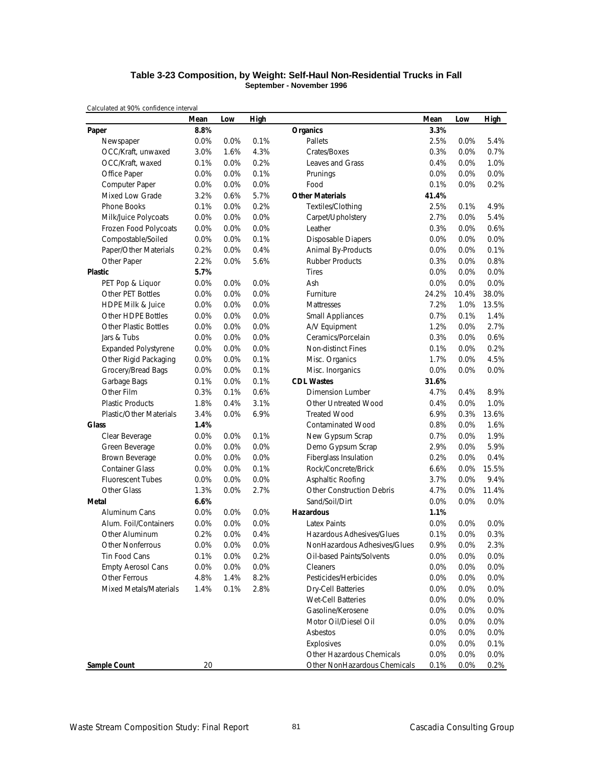**Table 3-23 Composition, by Weight: Self-Haul Non-Residential Trucks in Fall**
**September - November 1996**

Calculated at 90% confidence interval

| | Mean | Low | High | | Mean | Low | High |
|---|---|---|---|---|---|---|---|
| **Paper** | **8.8%** | | | **Organics** | **3.3%** | | |
| Newspaper | 0.0% | 0.0% | 0.1% | Pallets | 2.5% | 0.0% | 5.4% |
| OCC/Kraft, unwaxed | 3.0% | 1.6% | 4.3% | Crates/Boxes | 0.3% | 0.0% | 0.7% |
| OCC/Kraft, waxed | 0.1% | 0.0% | 0.2% | Leaves and Grass | 0.4% | 0.0% | 1.0% |
| Office Paper | 0.0% | 0.0% | 0.1% | Prunings | 0.0% | 0.0% | 0.0% |
| Computer Paper | 0.0% | 0.0% | 0.0% | Food | 0.1% | 0.0% | 0.2% |
| Mixed Low Grade | 3.2% | 0.6% | 5.7% | **Other Materials** | **41.4%** | | |
| Phone Books | 0.1% | 0.0% | 0.2% | Textiles/Clothing | 2.5% | 0.1% | 4.9% |
| Milk/Juice Polycoats | 0.0% | 0.0% | 0.0% | Carpet/Upholstery | 2.7% | 0.0% | 5.4% |
| Frozen Food Polycoats | 0.0% | 0.0% | 0.0% | Leather | 0.3% | 0.0% | 0.6% |
| Compostable/Soiled | 0.0% | 0.0% | 0.1% | Disposable Diapers | 0.0% | 0.0% | 0.0% |
| Paper/Other Materials | 0.2% | 0.0% | 0.4% | Animal By-Products | 0.0% | 0.0% | 0.1% |
| Other Paper | 2.2% | 0.0% | 5.6% | Rubber Products | 0.3% | 0.0% | 0.8% |
| **Plastic** | **5.7%** | | | Tires | 0.0% | 0.0% | 0.0% |
| PET Pop & Liquor | 0.0% | 0.0% | 0.0% | Ash | 0.0% | 0.0% | 0.0% |
| Other PET Bottles | 0.0% | 0.0% | 0.0% | Furniture | 24.2% | 10.4% | 38.0% |
| HDPE Milk & Juice | 0.0% | 0.0% | 0.0% | Mattresses | 7.2% | 1.0% | 13.5% |
| Other HDPE Bottles | 0.0% | 0.0% | 0.0% | Small Appliances | 0.7% | 0.1% | 1.4% |
| Other Plastic Bottles | 0.0% | 0.0% | 0.0% | A/V Equipment | 1.2% | 0.0% | 2.7% |
| Jars & Tubs | 0.0% | 0.0% | 0.0% | Ceramics/Porcelain | 0.3% | 0.0% | 0.6% |
| Expanded Polystyrene | 0.0% | 0.0% | 0.0% | Non-distinct Fines | 0.1% | 0.0% | 0.2% |
| Other Rigid Packaging | 0.0% | 0.0% | 0.1% | Misc. Organics | 1.7% | 0.0% | 4.5% |
| Grocery/Bread Bags | 0.0% | 0.0% | 0.1% | Misc. Inorganics | 0.0% | 0.0% | 0.0% |
| Garbage Bags | 0.1% | 0.0% | 0.1% | **CDL Wastes** | **31.6%** | | |
| Other Film | 0.3% | 0.1% | 0.6% | Dimension Lumber | 4.7% | 0.4% | 8.9% |
| Plastic Products | 1.8% | 0.4% | 3.1% | Other Untreated Wood | 0.4% | 0.0% | 1.0% |
| Plastic/Other Materials | 3.4% | 0.0% | 6.9% | Treated Wood | 6.9% | 0.3% | 13.6% |
| **Glass** | **1.4%** | | | Contaminated Wood | 0.8% | 0.0% | 1.6% |
| Clear Beverage | 0.0% | 0.0% | 0.1% | New Gypsum Scrap | 0.7% | 0.0% | 1.9% |
| Green Beverage | 0.0% | 0.0% | 0.0% | Demo Gypsum Scrap | 2.9% | 0.0% | 5.9% |
| Brown Beverage | 0.0% | 0.0% | 0.0% | Fiberglass Insulation | 0.2% | 0.0% | 0.4% |
| Container Glass | 0.0% | 0.0% | 0.1% | Rock/Concrete/Brick | 6.6% | 0.0% | 15.5% |
| Fluorescent Tubes | 0.0% | 0.0% | 0.0% | Asphaltic Roofing | 3.7% | 0.0% | 9.4% |
| Other Glass | 1.3% | 0.0% | 2.7% | Other Construction Debris | 4.7% | 0.0% | 11.4% |
| **Metal** | **6.6%** | | | Sand/Soil/Dirt | 0.0% | 0.0% | 0.0% |
| Aluminum Cans | 0.0% | 0.0% | 0.0% | **Hazardous** | **1.1%** | | |
| Alum. Foil/Containers | 0.0% | 0.0% | 0.0% | Latex Paints | 0.0% | 0.0% | 0.0% |
| Other Aluminum | 0.2% | 0.0% | 0.4% | Hazardous Adhesives/Glues | 0.1% | 0.0% | 0.3% |
| Other Nonferrous | 0.0% | 0.0% | 0.0% | NonHazardous Adhesives/Glues | 0.9% | 0.0% | 2.3% |
| Tin Food Cans | 0.1% | 0.0% | 0.2% | Oil-based Paints/Solvents | 0.0% | 0.0% | 0.0% |
| Empty Aerosol Cans | 0.0% | 0.0% | 0.0% | Cleaners | 0.0% | 0.0% | 0.0% |
| Other Ferrous | 4.8% | 1.4% | 8.2% | Pesticides/Herbicides | 0.0% | 0.0% | 0.0% |
| Mixed Metals/Materials | 1.4% | 0.1% | 2.8% | Dry-Cell Batteries | 0.0% | 0.0% | 0.0% |
| | | | | Wet-Cell Batteries | 0.0% | 0.0% | 0.0% |
| | | | | Gasoline/Kerosene | 0.0% | 0.0% | 0.0% |
| | | | | Motor Oil/Diesel Oil | 0.0% | 0.0% | 0.0% |
| | | | | Asbestos | 0.0% | 0.0% | 0.0% |
| | | | | Explosives | 0.0% | 0.0% | 0.1% |
| | | | | Other Hazardous Chemicals | 0.0% | 0.0% | 0.0% |
| **Sample Count** | 20 | | | Other NonHazardous Chemicals | 0.1% | 0.0% | 0.2% |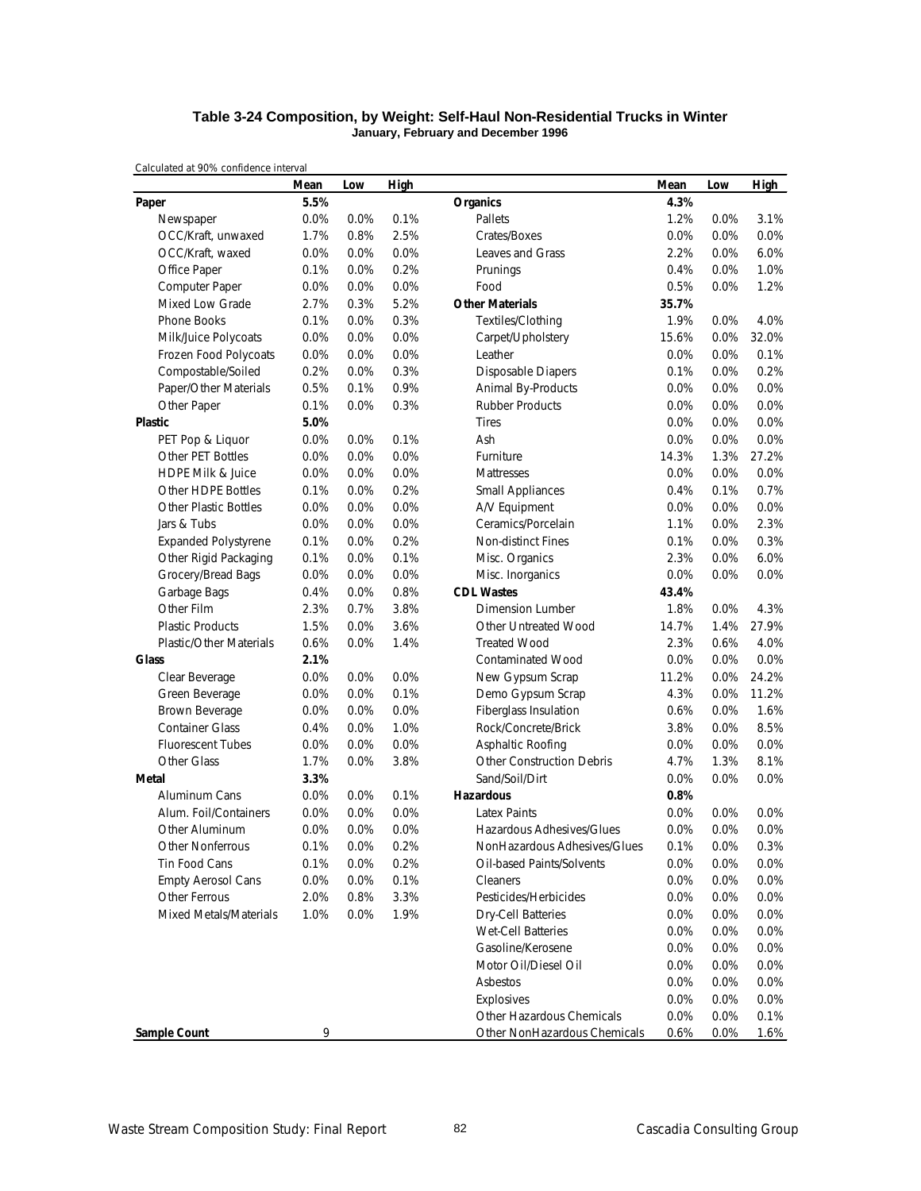**Table 3-24 Composition, by Weight: Self-Haul Non-Residential Trucks in Winter**
**January, February and December 1996**

Calculated at 90% confidence interval

| | Mean | Low | High | | Mean | Low | High |
|---|---|---|---|---|---|---|---|
| **Paper** | **5.5%** | | | **Organics** | **4.3%** | | |
| Newspaper | 0.0% | 0.0% | 0.1% | Pallets | 1.2% | 0.0% | 3.1% |
| OCC/Kraft, unwaxed | 1.7% | 0.8% | 2.5% | Crates/Boxes | 0.0% | 0.0% | 0.0% |
| OCC/Kraft, waxed | 0.0% | 0.0% | 0.0% | Leaves and Grass | 2.2% | 0.0% | 6.0% |
| Office Paper | 0.1% | 0.0% | 0.2% | Prunings | 0.4% | 0.0% | 1.0% |
| Computer Paper | 0.0% | 0.0% | 0.0% | Food | 0.5% | 0.0% | 1.2% |
| Mixed Low Grade | 2.7% | 0.3% | 5.2% | **Other Materials** | **35.7%** | | |
| Phone Books | 0.1% | 0.0% | 0.3% | Textiles/Clothing | 1.9% | 0.0% | 4.0% |
| Milk/Juice Polycoats | 0.0% | 0.0% | 0.0% | Carpet/Upholstery | 15.6% | 0.0% | 32.0% |
| Frozen Food Polycoats | 0.0% | 0.0% | 0.0% | Leather | 0.0% | 0.0% | 0.1% |
| Compostable/Soiled | 0.2% | 0.0% | 0.3% | Disposable Diapers | 0.1% | 0.0% | 0.2% |
| Paper/Other Materials | 0.5% | 0.1% | 0.9% | Animal By-Products | 0.0% | 0.0% | 0.0% |
| Other Paper | 0.1% | 0.0% | 0.3% | Rubber Products | 0.0% | 0.0% | 0.0% |
| **Plastic** | **5.0%** | | | Tires | 0.0% | 0.0% | 0.0% |
| PET Pop & Liquor | 0.0% | 0.0% | 0.1% | Ash | 0.0% | 0.0% | 0.0% |
| Other PET Bottles | 0.0% | 0.0% | 0.0% | Furniture | 14.3% | 1.3% | 27.2% |
| HDPE Milk & Juice | 0.0% | 0.0% | 0.0% | Mattresses | 0.0% | 0.0% | 0.0% |
| Other HDPE Bottles | 0.1% | 0.0% | 0.2% | Small Appliances | 0.4% | 0.1% | 0.7% |
| Other Plastic Bottles | 0.0% | 0.0% | 0.0% | A/V Equipment | 0.0% | 0.0% | 0.0% |
| Jars & Tubs | 0.0% | 0.0% | 0.0% | Ceramics/Porcelain | 1.1% | 0.0% | 2.3% |
| Expanded Polystyrene | 0.1% | 0.0% | 0.2% | Non-distinct Fines | 0.1% | 0.0% | 0.3% |
| Other Rigid Packaging | 0.1% | 0.0% | 0.1% | Misc. Organics | 2.3% | 0.0% | 6.0% |
| Grocery/Bread Bags | 0.0% | 0.0% | 0.0% | Misc. Inorganics | 0.0% | 0.0% | 0.0% |
| Garbage Bags | 0.4% | 0.0% | 0.8% | **CDL Wastes** | **43.4%** | | |
| Other Film | 2.3% | 0.7% | 3.8% | Dimension Lumber | 1.8% | 0.0% | 4.3% |
| Plastic Products | 1.5% | 0.0% | 3.6% | Other Untreated Wood | 14.7% | 1.4% | 27.9% |
| Plastic/Other Materials | 0.6% | 0.0% | 1.4% | Treated Wood | 2.3% | 0.6% | 4.0% |
| **Glass** | **2.1%** | | | Contaminated Wood | 0.0% | 0.0% | 0.0% |
| Clear Beverage | 0.0% | 0.0% | 0.0% | New Gypsum Scrap | 11.2% | 0.0% | 24.2% |
| Green Beverage | 0.0% | 0.0% | 0.1% | Demo Gypsum Scrap | 4.3% | 0.0% | 11.2% |
| Brown Beverage | 0.0% | 0.0% | 0.0% | Fiberglass Insulation | 0.6% | 0.0% | 1.6% |
| Container Glass | 0.4% | 0.0% | 1.0% | Rock/Concrete/Brick | 3.8% | 0.0% | 8.5% |
| Fluorescent Tubes | 0.0% | 0.0% | 0.0% | Asphaltic Roofing | 0.0% | 0.0% | 0.0% |
| Other Glass | 1.7% | 0.0% | 3.8% | Other Construction Debris | 4.7% | 1.3% | 8.1% |
| **Metal** | **3.3%** | | | Sand/Soil/Dirt | 0.0% | 0.0% | 0.0% |
| Aluminum Cans | 0.0% | 0.0% | 0.1% | **Hazardous** | **0.8%** | | |
| Alum. Foil/Containers | 0.0% | 0.0% | 0.0% | Latex Paints | 0.0% | 0.0% | 0.0% |
| Other Aluminum | 0.0% | 0.0% | 0.0% | Hazardous Adhesives/Glues | 0.0% | 0.0% | 0.0% |
| Other Nonferrous | 0.1% | 0.0% | 0.2% | NonHazardous Adhesives/Glues | 0.1% | 0.0% | 0.3% |
| Tin Food Cans | 0.1% | 0.0% | 0.2% | Oil-based Paints/Solvents | 0.0% | 0.0% | 0.0% |
| Empty Aerosol Cans | 0.0% | 0.0% | 0.1% | Cleaners | 0.0% | 0.0% | 0.0% |
| Other Ferrous | 2.0% | 0.8% | 3.3% | Pesticides/Herbicides | 0.0% | 0.0% | 0.0% |
| Mixed Metals/Materials | 1.0% | 0.0% | 1.9% | Dry-Cell Batteries | 0.0% | 0.0% | 0.0% |
| | | | | Wet-Cell Batteries | 0.0% | 0.0% | 0.0% |
| | | | | Gasoline/Kerosene | 0.0% | 0.0% | 0.0% |
| | | | | Motor Oil/Diesel Oil | 0.0% | 0.0% | 0.0% |
| | | | | Asbestos | 0.0% | 0.0% | 0.0% |
| | | | | Explosives | 0.0% | 0.0% | 0.0% |
| | | | | Other Hazardous Chemicals | 0.0% | 0.0% | 0.1% |
| **Sample Count** | 9 | | | Other NonHazardous Chemicals | 0.6% | 0.0% | 1.6% |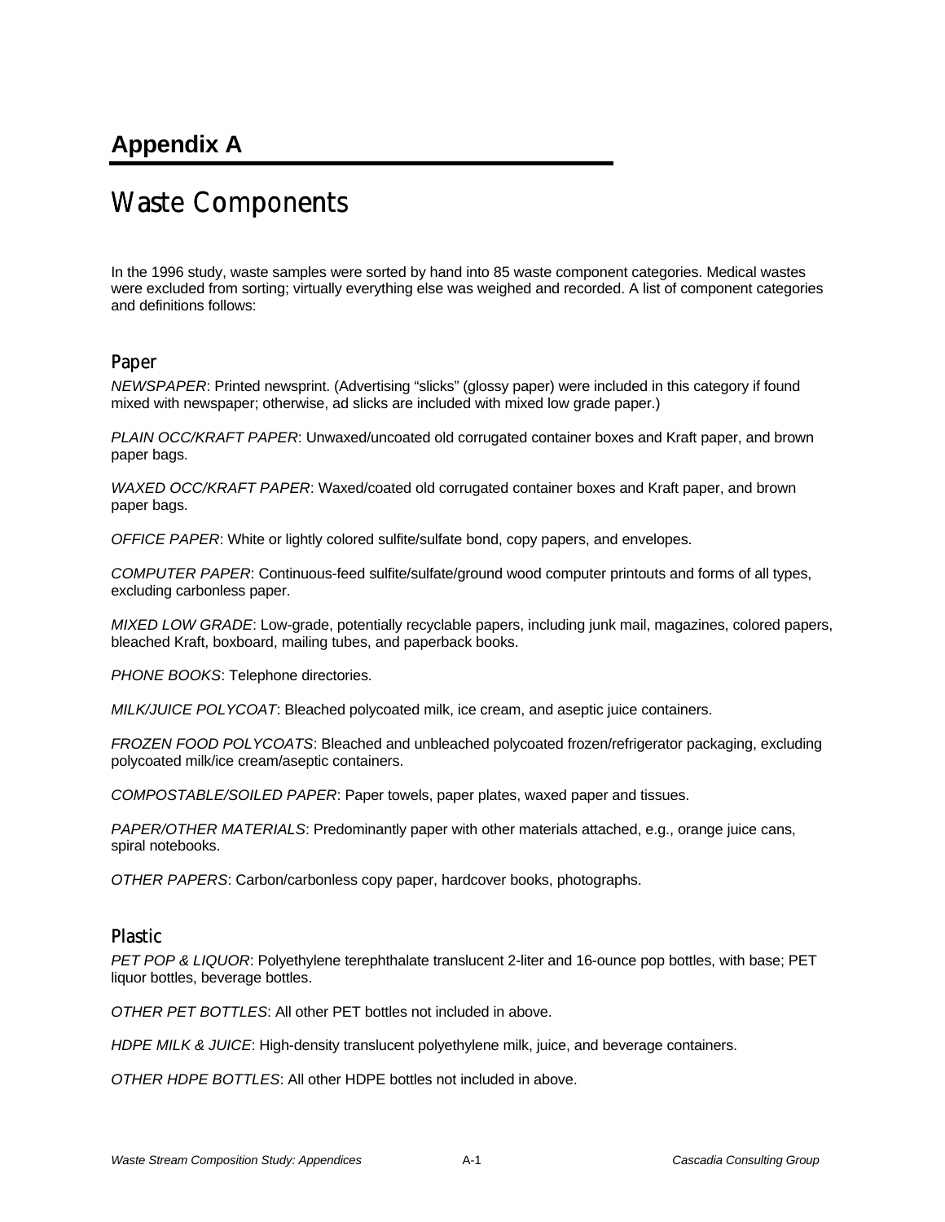# Appendix A

## Waste Components

In the 1996 study, waste samples were sorted by hand into 85 waste component categories. Medical wastes were excluded from sorting; virtually everything else was weighed and recorded. A list of component categories and definitions follows:

### Paper

*NEWSPAPER*: Printed newsprint. (Advertising "slicks" (glossy paper) were included in this category if found mixed with newspaper; otherwise, ad slicks are included with mixed low grade paper.)

*PLAIN OCC/KRAFT PAPER*: Unwaxed/uncoated old corrugated container boxes and Kraft paper, and brown paper bags.

*WAXED OCC/KRAFT PAPER*: Waxed/coated old corrugated container boxes and Kraft paper, and brown paper bags.

*OFFICE PAPER*: White or lightly colored sulfite/sulfate bond, copy papers, and envelopes.

*COMPUTER PAPER*: Continuous-feed sulfite/sulfate/ground wood computer printouts and forms of all types, excluding carbonless paper.

*MIXED LOW GRADE*: Low-grade, potentially recyclable papers, including junk mail, magazines, colored papers, bleached Kraft, boxboard, mailing tubes, and paperback books.

*PHONE BOOKS*: Telephone directories.

*MILK/JUICE POLYCOAT*: Bleached polycoated milk, ice cream, and aseptic juice containers.

*FROZEN FOOD POLYCOATS*: Bleached and unbleached polycoated frozen/refrigerator packaging, excluding polycoated milk/ice cream/aseptic containers.

*COMPOSTABLE/SOILED PAPER*: Paper towels, paper plates, waxed paper and tissues.

*PAPER/OTHER MATERIALS*: Predominantly paper with other materials attached, e.g., orange juice cans, spiral notebooks.

*OTHER PAPERS*: Carbon/carbonless copy paper, hardcover books, photographs.

### Plastic

*PET POP & LIQUOR*: Polyethylene terephthalate translucent 2-liter and 16-ounce pop bottles, with base; PET liquor bottles, beverage bottles.

*OTHER PET BOTTLES*: All other PET bottles not included in above.

*HDPE MILK & JUICE*: High-density translucent polyethylene milk, juice, and beverage containers.

*OTHER HDPE BOTTLES*: All other HDPE bottles not included in above.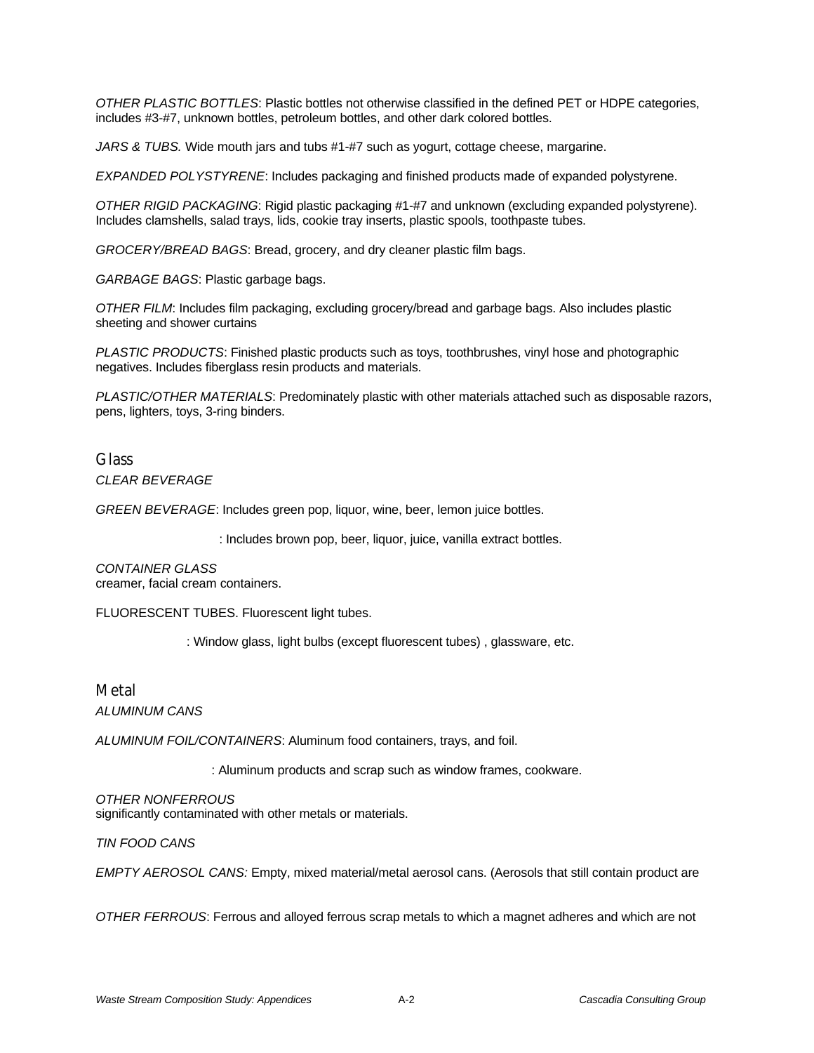*OTHER PLASTIC BOTTLES*: Plastic bottles not otherwise classified in the defined PET or HDPE categories, includes #3-#7, unknown bottles, petroleum bottles, and other dark colored bottles.

*JARS & TUBS.* Wide mouth jars and tubs #1-#7 such as yogurt, cottage cheese, margarine.

*EXPANDED POLYSTYRENE*: Includes packaging and finished products made of expanded polystyrene.

*OTHER RIGID PACKAGING*: Rigid plastic packaging #1-#7 and unknown (excluding expanded polystyrene). Includes clamshells, salad trays, lids, cookie tray inserts, plastic spools, toothpaste tubes.

*GROCERY/BREAD BAGS*: Bread, grocery, and dry cleaner plastic film bags.

*GARBAGE BAGS*: Plastic garbage bags.

*OTHER FILM*: Includes film packaging, excluding grocery/bread and garbage bags. Also includes plastic sheeting and shower curtains

*PLASTIC PRODUCTS*: Finished plastic products such as toys, toothbrushes, vinyl hose and photographic negatives. Includes fiberglass resin products and materials.

*PLASTIC/OTHER MATERIALS*: Predominately plastic with other materials attached such as disposable razors, pens, lighters, toys, 3-ring binders.

## Glass

*CLEAR BEVERAGE*

*GREEN BEVERAGE*: Includes green pop, liquor, wine, beer, lemon juice bottles.

: Includes brown pop, beer, liquor, juice, vanilla extract bottles.

*CONTAINER GLASS*
creamer, facial cream containers.

FLUORESCENT TUBES. Fluorescent light tubes.

: Window glass, light bulbs (except fluorescent tubes) , glassware, etc.

## Metal

*ALUMINUM CANS*

*ALUMINUM FOIL/CONTAINERS*: Aluminum food containers, trays, and foil.

: Aluminum products and scrap such as window frames, cookware.

*OTHER NONFERROUS*
significantly contaminated with other metals or materials.

*TIN FOOD CANS*

*EMPTY AEROSOL CANS:* Empty, mixed material/metal aerosol cans. (Aerosols that still contain product are

*OTHER FERROUS*: Ferrous and alloyed ferrous scrap metals to which a magnet adheres and which are not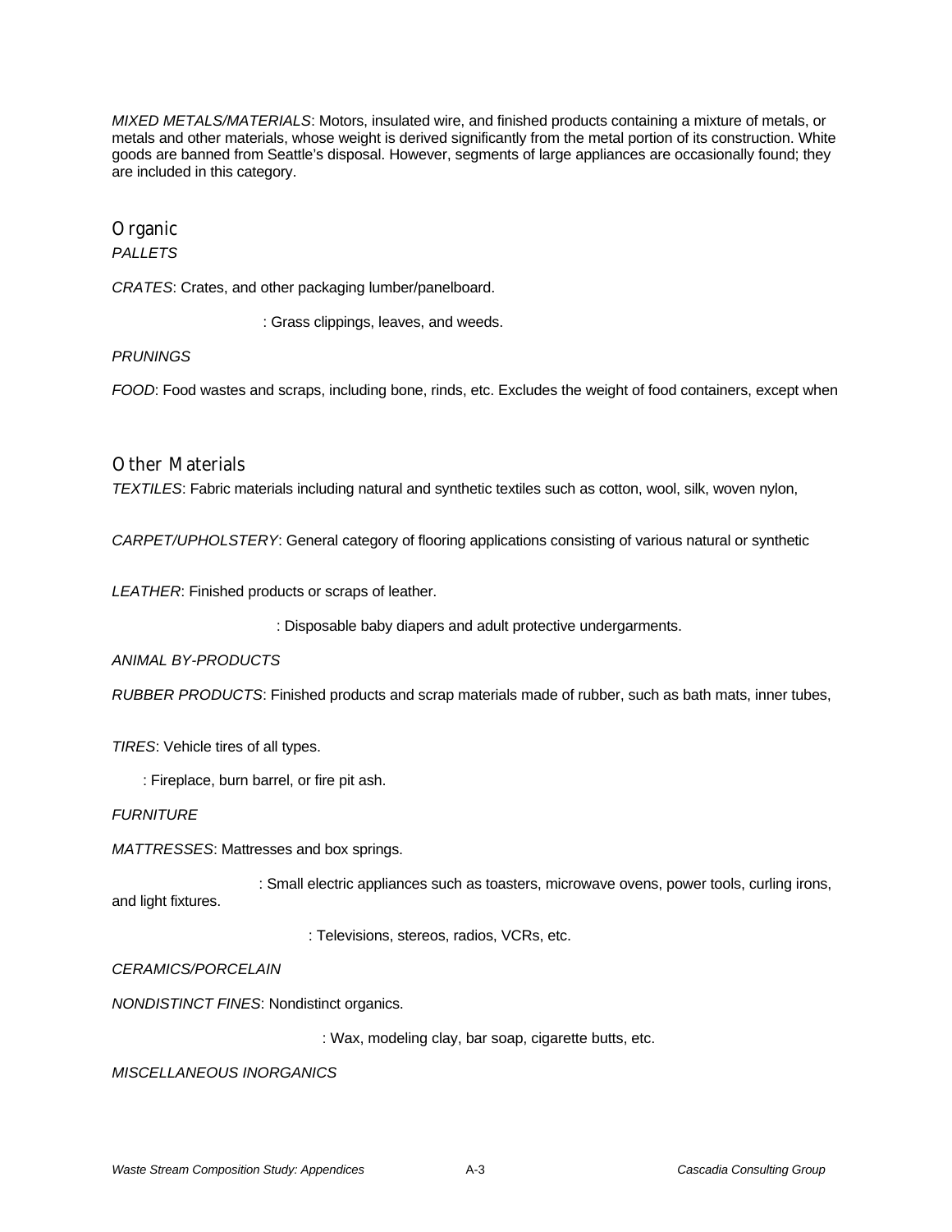*MIXED METALS/MATERIALS*: Motors, insulated wire, and finished products containing a mixture of metals, or metals and other materials, whose weight is derived significantly from the metal portion of its construction. White goods are banned from Seattle's disposal. However, segments of large appliances are occasionally found; they are included in this category.

## Organic

*PALLETS*

*CRATES*: Crates, and other packaging lumber/panelboard.

: Grass clippings, leaves, and weeds.

*PRUNINGS*

*FOOD*: Food wastes and scraps, including bone, rinds, etc. Excludes the weight of food containers, except when

## Other Materials

*TEXTILES*: Fabric materials including natural and synthetic textiles such as cotton, wool, silk, woven nylon,

*CARPET/UPHOLSTERY*: General category of flooring applications consisting of various natural or synthetic

*LEATHER*: Finished products or scraps of leather.

: Disposable baby diapers and adult protective undergarments.

*ANIMAL BY-PRODUCTS*

*RUBBER PRODUCTS*: Finished products and scrap materials made of rubber, such as bath mats, inner tubes,

*TIRES*: Vehicle tires of all types.

: Fireplace, burn barrel, or fire pit ash.

*FURNITURE*

*MATTRESSES*: Mattresses and box springs.

: Small electric appliances such as toasters, microwave ovens, power tools, curling irons, and light fixtures.

: Televisions, stereos, radios, VCRs, etc.

*CERAMICS/PORCELAIN*

*NONDISTINCT FINES*: Nondistinct organics.

: Wax, modeling clay, bar soap, cigarette butts, etc.

*MISCELLANEOUS INORGANICS*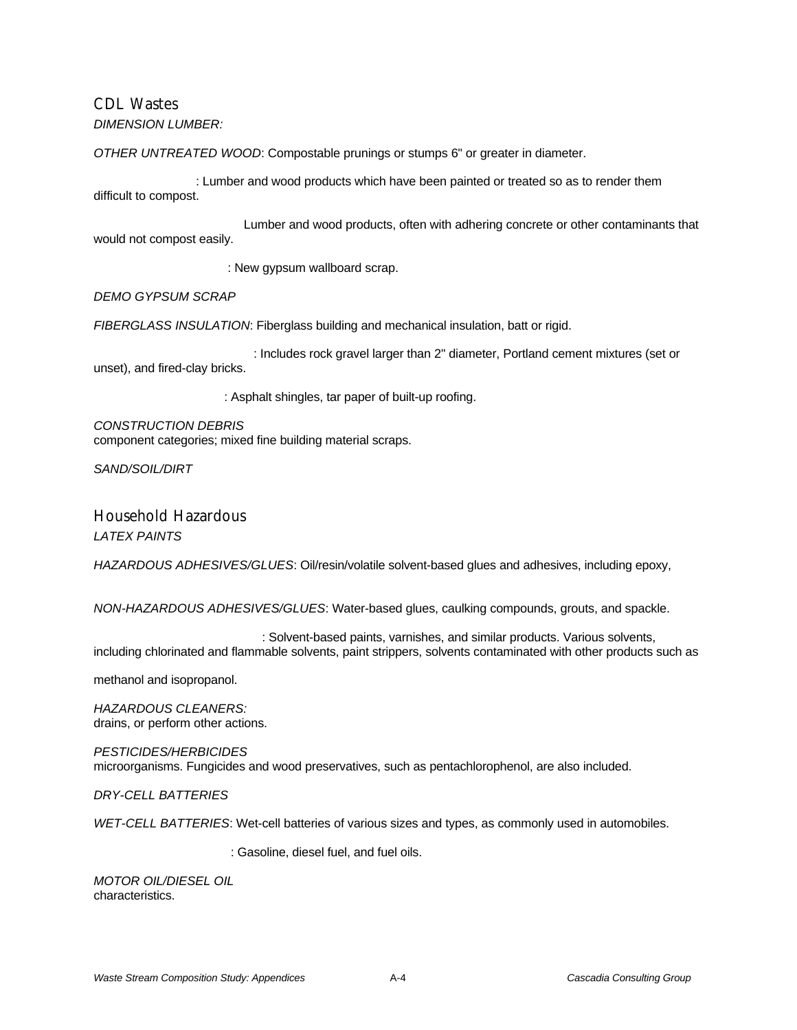## CDL Wastes

*DIMENSION LUMBER:*

*OTHER UNTREATED WOOD*: Compostable prunings or stumps 6" or greater in diameter.

: Lumber and wood products which have been painted or treated so as to render them difficult to compost.

Lumber and wood products, often with adhering concrete or other contaminants that would not compost easily.

: New gypsum wallboard scrap.

*DEMO GYPSUM SCRAP*

*FIBERGLASS INSULATION*: Fiberglass building and mechanical insulation, batt or rigid.

: Includes rock gravel larger than 2" diameter, Portland cement mixtures (set or unset), and fired-clay bricks.

: Asphalt shingles, tar paper of built-up roofing.

*CONSTRUCTION DEBRIS*
component categories; mixed fine building material scraps.

*SAND/SOIL/DIRT*

## Household Hazardous

*LATEX PAINTS*

*HAZARDOUS ADHESIVES/GLUES*: Oil/resin/volatile solvent-based glues and adhesives, including epoxy,

*NON-HAZARDOUS ADHESIVES/GLUES*: Water-based glues, caulking compounds, grouts, and spackle.

: Solvent-based paints, varnishes, and similar products. Various solvents, including chlorinated and flammable solvents, paint strippers, solvents contaminated with other products such as

methanol and isopropanol.

*HAZARDOUS CLEANERS:*
drains, or perform other actions.

*PESTICIDES/HERBICIDES*
microorganisms. Fungicides and wood preservatives, such as pentachlorophenol, are also included.

*DRY-CELL BATTERIES*

*WET-CELL BATTERIES*: Wet-cell batteries of various sizes and types, as commonly used in automobiles.

: Gasoline, diesel fuel, and fuel oils.

*MOTOR OIL/DIESEL OIL*
characteristics.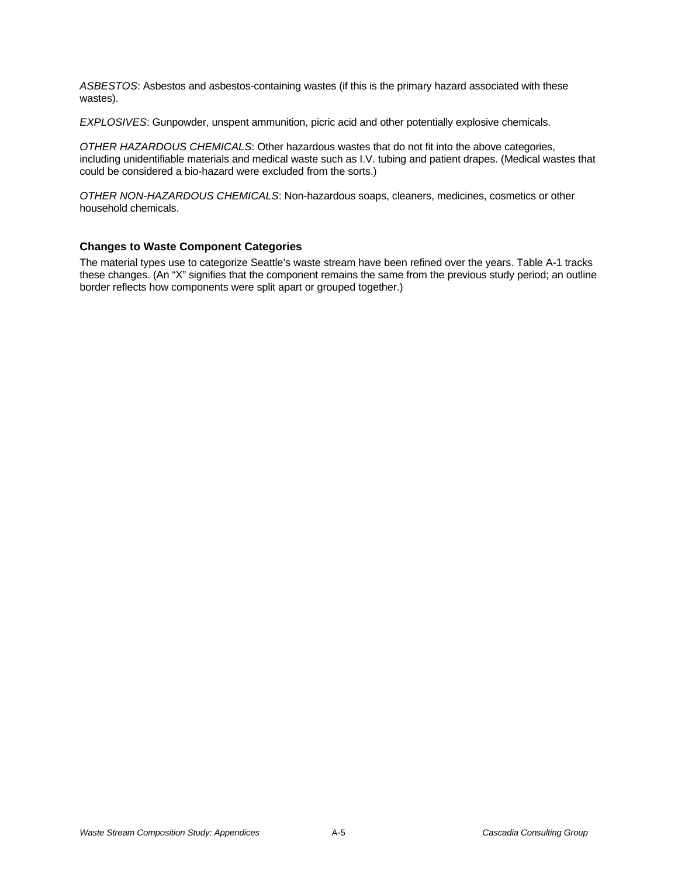*ASBESTOS*: Asbestos and asbestos-containing wastes (if this is the primary hazard associated with these wastes).

*EXPLOSIVES*: Gunpowder, unspent ammunition, picric acid and other potentially explosive chemicals.

*OTHER HAZARDOUS CHEMICALS*: Other hazardous wastes that do not fit into the above categories, including unidentifiable materials and medical waste such as I.V. tubing and patient drapes. (Medical wastes that could be considered a bio-hazard were excluded from the sorts.)

*OTHER NON-HAZARDOUS CHEMICALS*: Non-hazardous soaps, cleaners, medicines, cosmetics or other household chemicals.

### Changes to Waste Component Categories

The material types use to categorize Seattle's waste stream have been refined over the years. Table A-1 tracks these changes. (An "X" signifies that the component remains the same from the previous study period; an outline border reflects how components were split apart or grouped together.)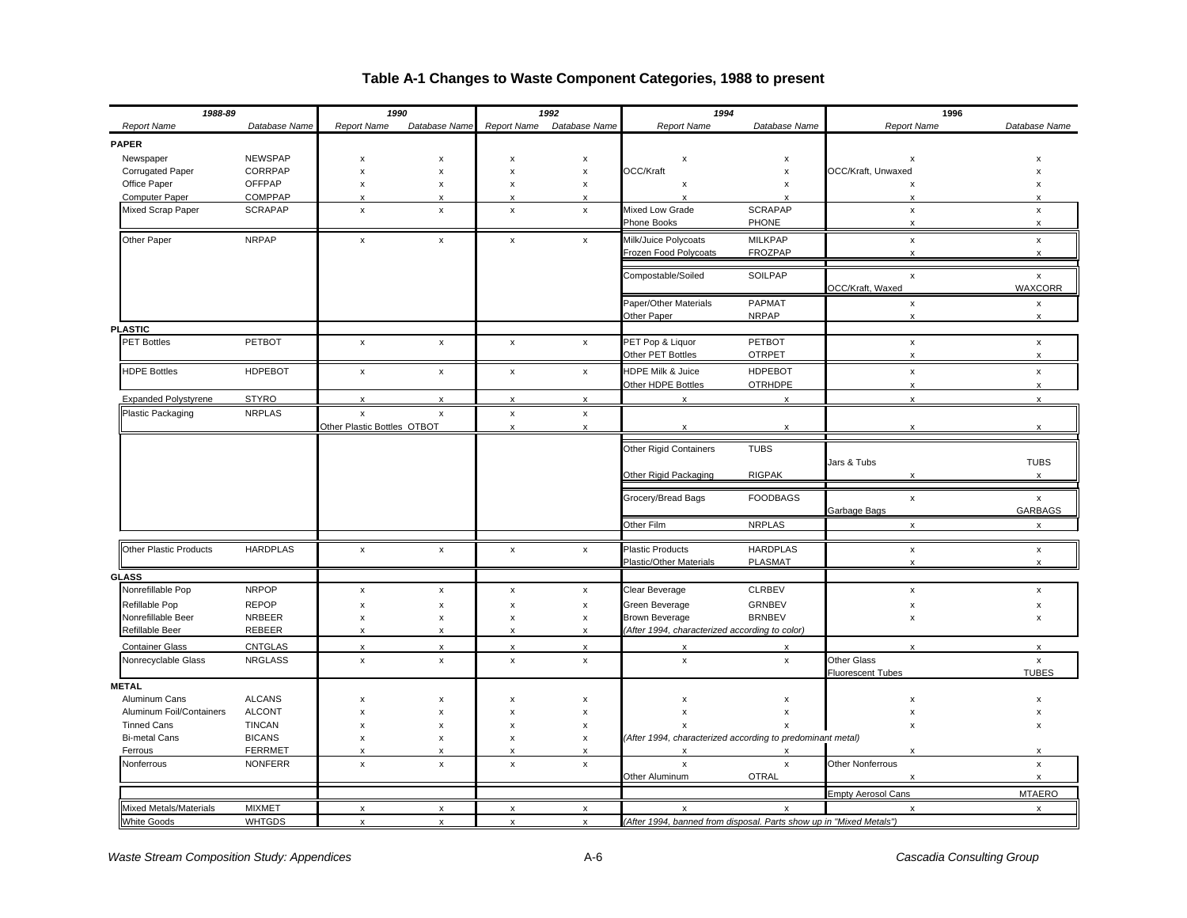# Table A-1 Changes to Waste Component Categories, 1988 to present

| 1988-89 | | 1990 | | 1992 | | 1994 | | 1996 | |
|---|---|---|---|---|---|---|---|---|---|
| *Report Name* | *Database Name* | *Report Name* | *Database Name* | *Report Name* | *Database Name* | *Report Name* | *Database Name* | *Report Name* | *Database Name* |
| **PAPER** | | | | | | | | | |
| Newspaper | NEWSPAP | x | x | x | x | x | x | x | x |
| Corrugated Paper | CORRPAP | x | x | x | x | OCC/Kraft | x | OCC/Kraft, Unwaxed | x |
| Office Paper | OFFPAP | x | x | x | x | x | x | x | x |
| Computer Paper | COMPPAP | x | x | x | x | x | x | x | x |
| Mixed Scrap Paper | SCRAPAP | x | x | x | x | Mixed Low Grade | SCRAPAP | x | x |
| | | | | | | Phone Books | PHONE | x | x |
| Other Paper | NRPAP | x | x | x | x | Milk/Juice Polycoats | MILKPAP | x | x |
| | | | | | | Frozen Food Polycoats | FROZPAP | x | x |
| | | | | | | Compostable/Soiled | SOILPAP | x | x |
| | | | | | | | | OCC/Kraft, Waxed | WAXCORR |
| | | | | | | Paper/Other Materials | PAPMAT | x | x |
| | | | | | | Other Paper | NRPAP | x | x |
| **PLASTIC** | | | | | | | | | |
| PET Bottles | PETBOT | x | x | x | x | PET Pop & Liquor | PETBOT | x | x |
| | | | | | | Other PET Bottles | OTRPET | x | x |
| HDPE Bottles | HDPEBOT | x | x | x | x | HDPE Milk & Juice | HDPEBOT | x | x |
| | | | | | | Other HDPE Bottles | OTRHDPE | x | x |
| Expanded Polystyrene | STYRO | x | x | x | x | x | x | x | x |
| Plastic Packaging | NRPLAS | x | x | x | x | | | | |
| | | Other Plastic Bottles | OTBOT | x | x | x | x | x | x |
| | | | | | | Other Rigid Containers | TUBS | | |
| | | | | | | | | Jars & Tubs | TUBS |
| | | | | | | Other Rigid Packaging | RIGPAK | x | x |
| | | | | | | Grocery/Bread Bags | FOODBAGS | x | x |
| | | | | | | | | Garbage Bags | GARBAGS |
| | | | | | | Other Film | NRPLAS | x | x |
| Other Plastic Products | HARDPLAS | x | x | x | x | Plastic Products | HARDPLAS | x | x |
| | | | | | | Plastic/Other Materials | PLASMAT | x | x |
| **GLASS** | | | | | | | | | |
| Nonrefillable Pop | NRPOP | x | x | x | x | Clear Beverage | CLRBEV | x | x |
| Refillable Pop | REPOP | x | x | x | x | Green Beverage | GRNBEV | x | x |
| Nonrefillable Beer | NRBEER | x | x | x | x | Brown Beverage | BRNBEV | x | x |
| Refillable Beer | REBEER | x | x | x | x | *(After 1994, characterized according to color)* | | | |
| Container Glass | CNTGLAS | x | x | x | x | x | x | x | x |
| Nonrecyclable Glass | NRGLASS | x | x | x | x | x | x | Other Glass | x |
| | | | | | | | | Fluorescent Tubes | TUBES |
| **METAL** | | | | | | | | | |
| Aluminum Cans | ALCANS | x | x | x | x | x | x | x | x |
| Aluminum Foil/Containers | ALCONT | x | x | x | x | x | x | x | x |
| Tinned Cans | TINCAN | x | x | x | x | x | x | x | x |
| Bi-metal Cans | BICANS | x | x | x | x | *(After 1994, characterized according to predominant metal)* | | | |
| Ferrous | FERRMET | x | x | x | x | x | x | x | x |
| Nonferrous | NONFERR | x | x | x | x | x | x | Other Nonferrous | x |
| | | | | | | Other Aluminum | OTRAL | x | x |
| | | | | | | | | Empty Aerosol Cans | MTAERO |
| Mixed Metals/Materials | MIXMET | x | x | x | x | x | x | x | x |
| White Goods | WHTGDS | x | x | x | x | *(After 1994, banned from disposal. Parts show up in "Mixed Metals")* | | | |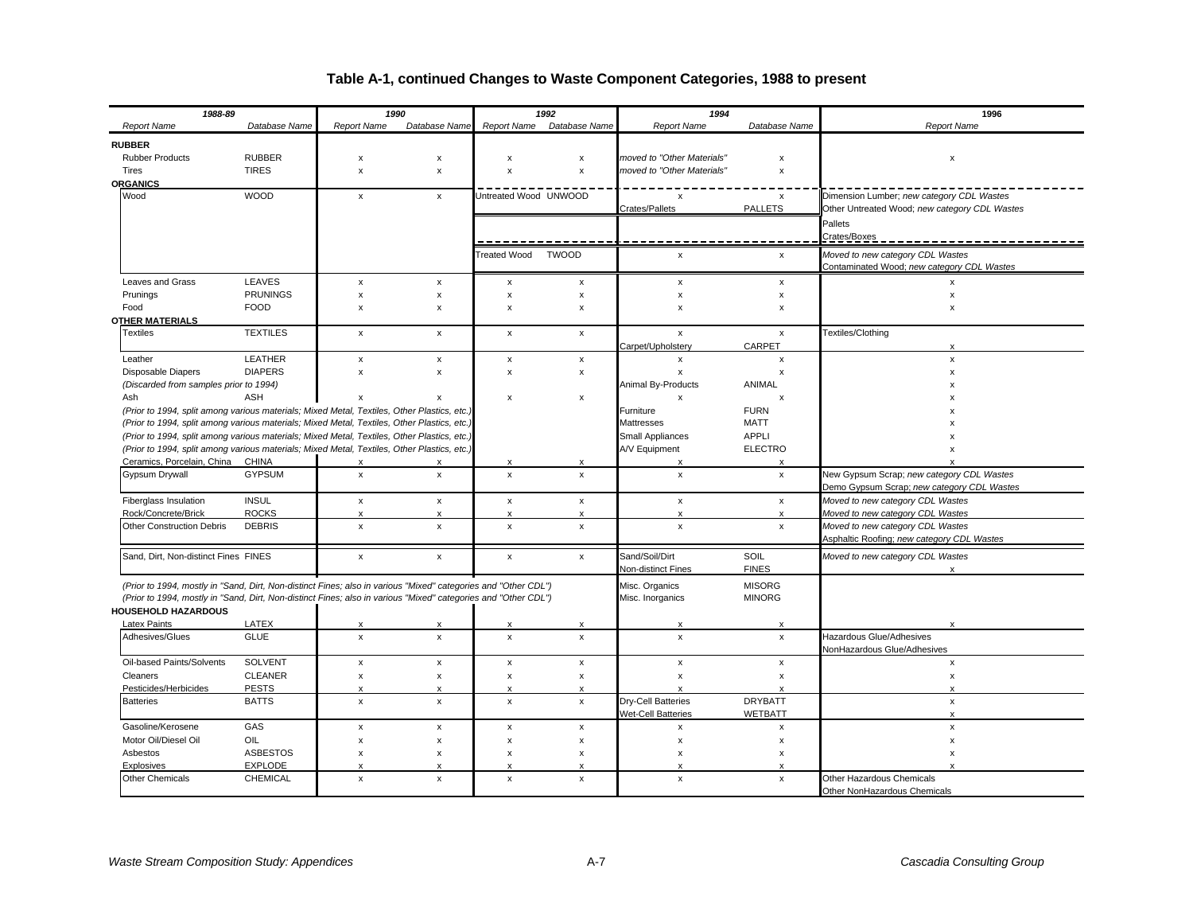## Table A-1, continued Changes to Waste Component Categories, 1988 to present

| 1988-89 | | 1990 | | 1992 | | 1994 | | 1996 |
|---|---|---|---|---|---|---|---|---|
| *Report Name* | *Database Name* | *Report Name* | *Database Name* | *Report Name* | *Database Name* | *Report Name* | *Database Name* | *Report Name* |
| **RUBBER** | | | | | | | | |
| Rubber Products | RUBBER | x | x | x | x | *moved to "Other Materials"* | x | x |
| Tires | TIRES | x | x | x | x | *moved to "Other Materials"* | x | |
| **ORGANICS** | | | | | | | | |
| Wood | WOOD | x | x | Untreated Wood | UNWOOD | x | x | Dimension Lumber; *new category CDL Wastes* |
| | | | | | | Crates/Pallets | PALLETS | Other Untreated Wood; *new category CDL Wastes* |
| | | | | | | | | Pallets |
| | | | | | | | | Crates/Boxes |
| | | | | Treated Wood | TWOOD | x | x | *Moved to new category CDL Wastes* |
| | | | | | | | | Contaminated Wood; *new category CDL Wastes* |
| Leaves and Grass | LEAVES | x | x | x | x | x | x | x |
| Prunings | PRUNINGS | x | x | x | x | x | x | x |
| Food | FOOD | x | x | x | x | x | x | x |
| **OTHER MATERIALS** | | | | | | | | |
| Textiles | TEXTILES | x | x | x | x | x | x | Textiles/Clothing |
| | | | | | | Carpet/Upholstery | CARPET | x |
| Leather | LEATHER | x | x | x | x | x | x | x |
| Disposable Diapers | DIAPERS | x | x | x | x | x | x | x |
| *(Discarded from samples prior to 1994)* | | | | | | Animal By-Products | ANIMAL | x |
| Ash | ASH | x | x | x | x | x | x | x |
| *(Prior to 1994, split among various materials; Mixed Metal, Textiles, Other Plastics, etc.)* | | | | | | Furniture | FURN | x |
| *(Prior to 1994, split among various materials; Mixed Metal, Textiles, Other Plastics, etc.)* | | | | | | Mattresses | MATT | x |
| *(Prior to 1994, split among various materials; Mixed Metal, Textiles, Other Plastics, etc.)* | | | | | | Small Appliances | APPLI | x |
| *(Prior to 1994, split among various materials; Mixed Metal, Textiles, Other Plastics, etc.)* | | | | | | A/V Equipment | ELECTRO | x |
| Ceramics, Porcelain, China | CHINA | x | x | x | x | x | x | x |
| Gypsum Drywall | GYPSUM | x | x | x | x | x | x | New Gypsum Scrap; *new category CDL Wastes* |
| | | | | | | | | Demo Gypsum Scrap; *new category CDL Wastes* |
| Fiberglass Insulation | INSUL | x | x | x | x | x | x | *Moved to new category CDL Wastes* |
| Rock/Concrete/Brick | ROCKS | x | x | x | x | x | x | *Moved to new category CDL Wastes* |
| Other Construction Debris | DEBRIS | x | x | x | x | x | x | *Moved to new category CDL Wastes* |
| | | | | | | | | Asphaltic Roofing; *new category CDL Wastes* |
| Sand, Dirt, Non-distinct Fines | FINES | x | x | x | x | Sand/Soil/Dirt | SOIL | *Moved to new category CDL Wastes* |
| | | | | | | Non-distinct Fines | FINES | x |
| *(Prior to 1994, mostly in "Sand, Dirt, Non-distinct Fines; also in various "Mixed" categories and "Other CDL")* | | | | | | Misc. Organics | MISORG | |
| *(Prior to 1994, mostly in "Sand, Dirt, Non-distinct Fines; also in various "Mixed" categories and "Other CDL")* | | | | | | Misc. Inorganics | MINORG | |
| **HOUSEHOLD HAZARDOUS** | | | | | | | | |
| Latex Paints | LATEX | x | x | x | x | x | x | x |
| Adhesives/Glues | GLUE | x | x | x | x | x | x | Hazardous Glue/Adhesives |
| | | | | | | | | NonHazardous Glue/Adhesives |
| Oil-based Paints/Solvents | SOLVENT | x | x | x | x | x | x | x |
| Cleaners | CLEANER | x | x | x | x | x | x | x |
| Pesticides/Herbicides | PESTS | x | x | x | x | x | x | x |
| Batteries | BATTS | x | x | x | x | Dry-Cell Batteries | DRYBATT | x |
| | | | | | | Wet-Cell Batteries | WETBATT | x |
| Gasoline/Kerosene | GAS | x | x | x | x | x | x | x |
| Motor Oil/Diesel Oil | OIL | x | x | x | x | x | x | x |
| Asbestos | ASBESTOS | x | x | x | x | x | x | x |
| Explosives | EXPLODE | x | x | x | x | x | x | x |
| Other Chemicals | CHEMICAL | x | x | x | x | x | x | Other Hazardous Chemicals |
| | | | | | | | | Other NonHazardous Chemicals |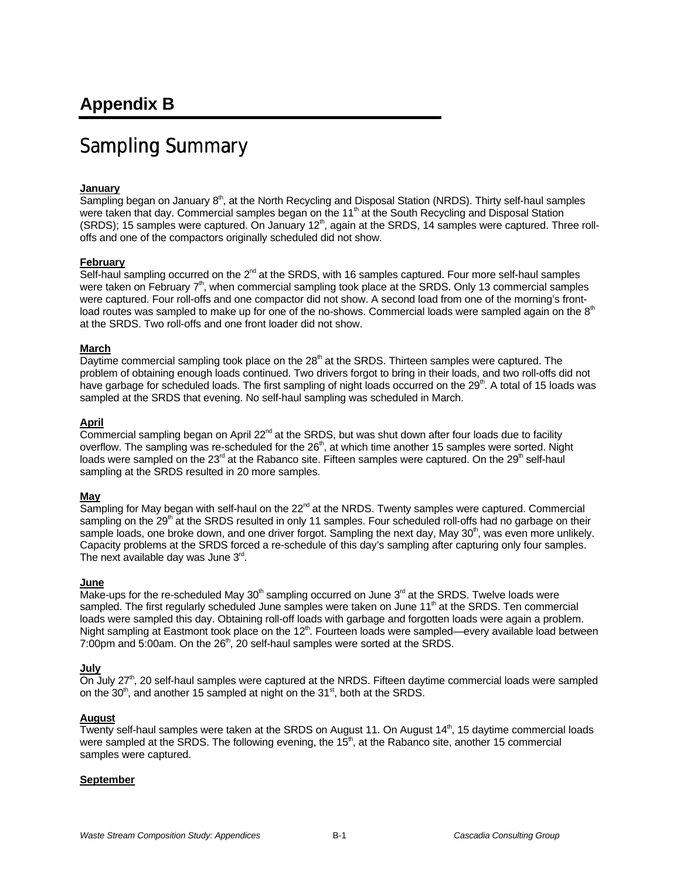# Appendix B

## Sampling Summary

**January**

Sampling began on January 8th, at the North Recycling and Disposal Station (NRDS). Thirty self-haul samples were taken that day. Commercial samples began on the 11th at the South Recycling and Disposal Station (SRDS); 15 samples were captured. On January 12th, again at the SRDS, 14 samples were captured. Three roll-offs and one of the compactors originally scheduled did not show.

**February**

Self-haul sampling occurred on the 2nd at the SRDS, with 16 samples captured. Four more self-haul samples were taken on February 7th, when commercial sampling took place at the SRDS. Only 13 commercial samples were captured. Four roll-offs and one compactor did not show. A second load from one of the morning's front-load routes was sampled to make up for one of the no-shows. Commercial loads were sampled again on the 8th at the SRDS. Two roll-offs and one front loader did not show.

**March**

Daytime commercial sampling took place on the 28th at the SRDS. Thirteen samples were captured. The problem of obtaining enough loads continued. Two drivers forgot to bring in their loads, and two roll-offs did not have garbage for scheduled loads. The first sampling of night loads occurred on the 29th. A total of 15 loads was sampled at the SRDS that evening. No self-haul sampling was scheduled in March.

**April**

Commercial sampling began on April 22nd at the SRDS, but was shut down after four loads due to facility overflow. The sampling was re-scheduled for the 26th, at which time another 15 samples were sorted. Night loads were sampled on the 23rd at the Rabanco site. Fifteen samples were captured. On the 29th self-haul sampling at the SRDS resulted in 20 more samples.

**May**

Sampling for May began with self-haul on the 22nd at the NRDS. Twenty samples were captured. Commercial sampling on the 29th at the SRDS resulted in only 11 samples. Four scheduled roll-offs had no garbage on their sample loads, one broke down, and one driver forgot. Sampling the next day, May 30th, was even more unlikely. Capacity problems at the SRDS forced a re-schedule of this day's sampling after capturing only four samples. The next available day was June 3rd.

**June**

Make-ups for the re-scheduled May 30th sampling occurred on June 3rd at the SRDS. Twelve loads were sampled. The first regularly scheduled June samples were taken on June 11th at the SRDS. Ten commercial loads were sampled this day. Obtaining roll-off loads with garbage and forgotten loads were again a problem. Night sampling at Eastmont took place on the 12th. Fourteen loads were sampled—every available load between 7:00pm and 5:00am. On the 26th, 20 self-haul samples were sorted at the SRDS.

**July**

On July 27th, 20 self-haul samples were captured at the NRDS. Fifteen daytime commercial loads were sampled on the 30th, and another 15 sampled at night on the 31st, both at the SRDS.

**August**

Twenty self-haul samples were taken at the SRDS on August 11. On August 14th, 15 daytime commercial loads were sampled at the SRDS. The following evening, the 15th, at the Rabanco site, another 15 commercial samples were captured.

**September**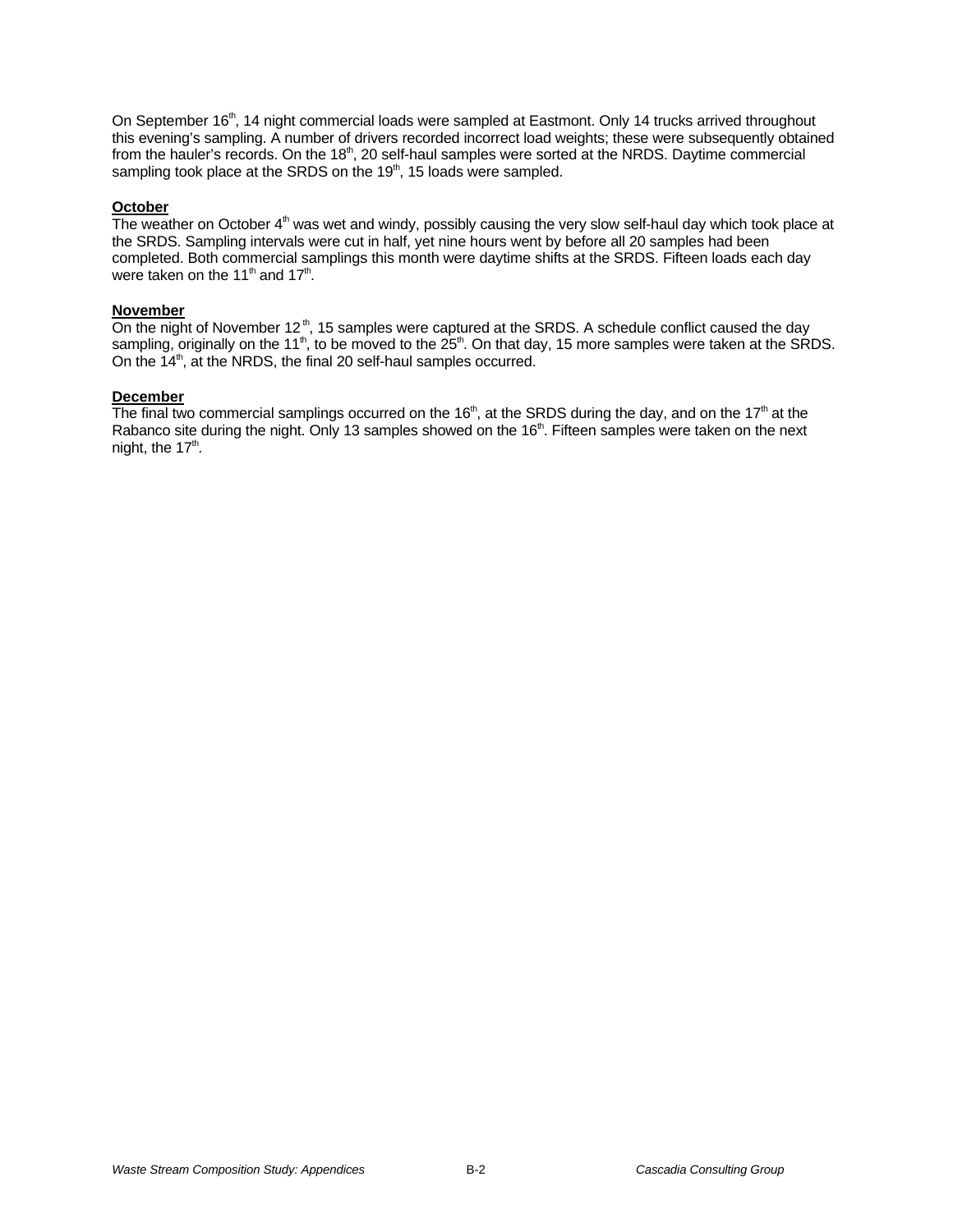On September 16th, 14 night commercial loads were sampled at Eastmont. Only 14 trucks arrived throughout this evening's sampling. A number of drivers recorded incorrect load weights; these were subsequently obtained from the hauler's records. On the 18th, 20 self-haul samples were sorted at the NRDS. Daytime commercial sampling took place at the SRDS on the 19th, 15 loads were sampled.

**October**

The weather on October 4th was wet and windy, possibly causing the very slow self-haul day which took place at the SRDS. Sampling intervals were cut in half, yet nine hours went by before all 20 samples had been completed. Both commercial samplings this month were daytime shifts at the SRDS. Fifteen loads each day were taken on the 11th and 17th.

**November**

On the night of November 12th, 15 samples were captured at the SRDS. A schedule conflict caused the day sampling, originally on the 11th, to be moved to the 25th. On that day, 15 more samples were taken at the SRDS. On the 14th, at the NRDS, the final 20 self-haul samples occurred.

**December**

The final two commercial samplings occurred on the 16th, at the SRDS during the day, and on the 17th at the Rabanco site during the night. Only 13 samples showed on the 16th. Fifteen samples were taken on the next night, the 17th.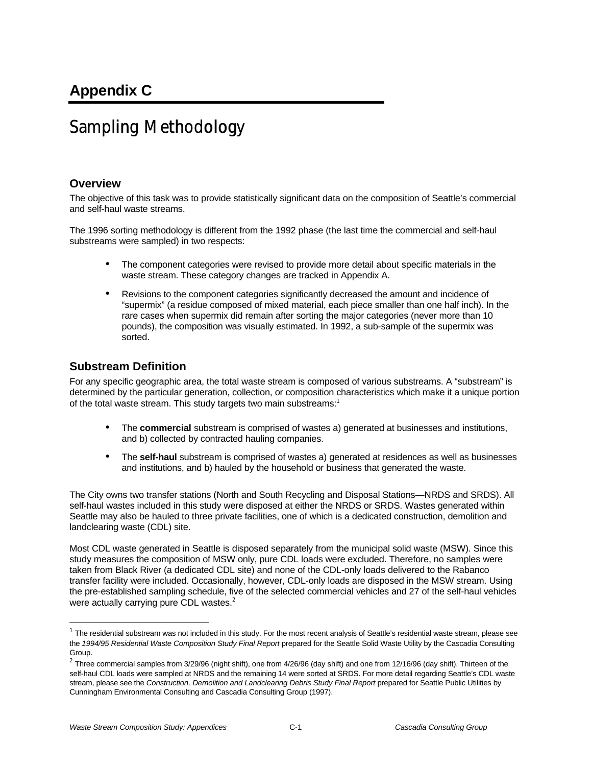# Appendix C

## Sampling Methodology

### Overview

The objective of this task was to provide statistically significant data on the composition of Seattle's commercial and self-haul waste streams.

The 1996 sorting methodology is different from the 1992 phase (the last time the commercial and self-haul substreams were sampled) in two respects:

- The component categories were revised to provide more detail about specific materials in the waste stream. These category changes are tracked in Appendix A.
- Revisions to the component categories significantly decreased the amount and incidence of "supermix" (a residue composed of mixed material, each piece smaller than one half inch). In the rare cases when supermix did remain after sorting the major categories (never more than 10 pounds), the composition was visually estimated. In 1992, a sub-sample of the supermix was sorted.

### Substream Definition

For any specific geographic area, the total waste stream is composed of various substreams. A "substream" is determined by the particular generation, collection, or composition characteristics which make it a unique portion of the total waste stream. This study targets two main substreams:[1]

- The **commercial** substream is comprised of wastes a) generated at businesses and institutions, and b) collected by contracted hauling companies.
- The **self-haul** substream is comprised of wastes a) generated at residences as well as businesses and institutions, and b) hauled by the household or business that generated the waste.

The City owns two transfer stations (North and South Recycling and Disposal Stations—NRDS and SRDS). All self-haul wastes included in this study were disposed at either the NRDS or SRDS. Wastes generated within Seattle may also be hauled to three private facilities, one of which is a dedicated construction, demolition and landclearing waste (CDL) site.

Most CDL waste generated in Seattle is disposed separately from the municipal solid waste (MSW). Since this study measures the composition of MSW only, pure CDL loads were excluded. Therefore, no samples were taken from Black River (a dedicated CDL site) and none of the CDL-only loads delivered to the Rabanco transfer facility were included. Occasionally, however, CDL-only loads are disposed in the MSW stream. Using the pre-established sampling schedule, five of the selected commercial vehicles and 27 of the self-haul vehicles were actually carrying pure CDL wastes.[2]

---

[1] The residential substream was not included in this study. For the most recent analysis of Seattle's residential waste stream, please see the *1994/95 Residential Waste Composition Study Final Report* prepared for the Seattle Solid Waste Utility by the Cascadia Consulting Group.

[2] Three commercial samples from 3/29/96 (night shift), one from 4/26/96 (day shift) and one from 12/16/96 (day shift). Thirteen of the self-haul CDL loads were sampled at NRDS and the remaining 14 were sorted at SRDS. For more detail regarding Seattle's CDL waste stream, please see the *Construction, Demolition and Landclearing Debris Study Final Report* prepared for Seattle Public Utilities by Cunningham Environmental Consulting and Cascadia Consulting Group (1997).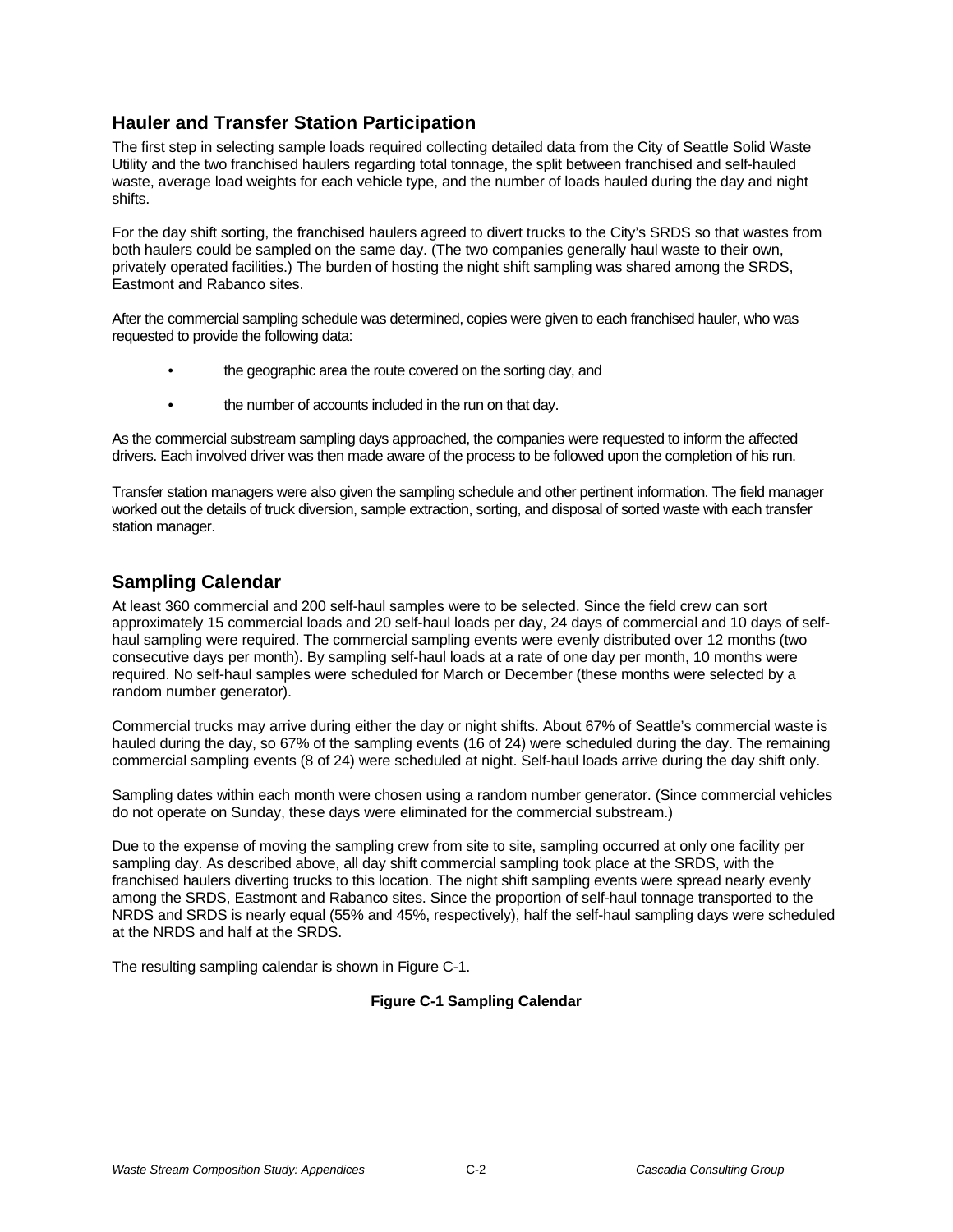## Hauler and Transfer Station Participation

The first step in selecting sample loads required collecting detailed data from the City of Seattle Solid Waste Utility and the two franchised haulers regarding total tonnage, the split between franchised and self-hauled waste, average load weights for each vehicle type, and the number of loads hauled during the day and night shifts.

For the day shift sorting, the franchised haulers agreed to divert trucks to the City's SRDS so that wastes from both haulers could be sampled on the same day. (The two companies generally haul waste to their own, privately operated facilities.) The burden of hosting the night shift sampling was shared among the SRDS, Eastmont and Rabanco sites.

After the commercial sampling schedule was determined, copies were given to each franchised hauler, who was requested to provide the following data:

- the geographic area the route covered on the sorting day, and
- the number of accounts included in the run on that day.

As the commercial substream sampling days approached, the companies were requested to inform the affected drivers. Each involved driver was then made aware of the process to be followed upon the completion of his run.

Transfer station managers were also given the sampling schedule and other pertinent information. The field manager worked out the details of truck diversion, sample extraction, sorting, and disposal of sorted waste with each transfer station manager.

## Sampling Calendar

At least 360 commercial and 200 self-haul samples were to be selected. Since the field crew can sort approximately 15 commercial loads and 20 self-haul loads per day, 24 days of commercial and 10 days of self-haul sampling were required. The commercial sampling events were evenly distributed over 12 months (two consecutive days per month). By sampling self-haul loads at a rate of one day per month, 10 months were required. No self-haul samples were scheduled for March or December (these months were selected by a random number generator).

Commercial trucks may arrive during either the day or night shifts. About 67% of Seattle's commercial waste is hauled during the day, so 67% of the sampling events (16 of 24) were scheduled during the day. The remaining commercial sampling events (8 of 24) were scheduled at night. Self-haul loads arrive during the day shift only.

Sampling dates within each month were chosen using a random number generator. (Since commercial vehicles do not operate on Sunday, these days were eliminated for the commercial substream.)

Due to the expense of moving the sampling crew from site to site, sampling occurred at only one facility per sampling day. As described above, all day shift commercial sampling took place at the SRDS, with the franchised haulers diverting trucks to this location. The night shift sampling events were spread nearly evenly among the SRDS, Eastmont and Rabanco sites. Since the proportion of self-haul tonnage transported to the NRDS and SRDS is nearly equal (55% and 45%, respectively), half the self-haul sampling days were scheduled at the NRDS and half at the SRDS.

The resulting sampling calendar is shown in Figure C-1.

**Figure C-1 Sampling Calendar**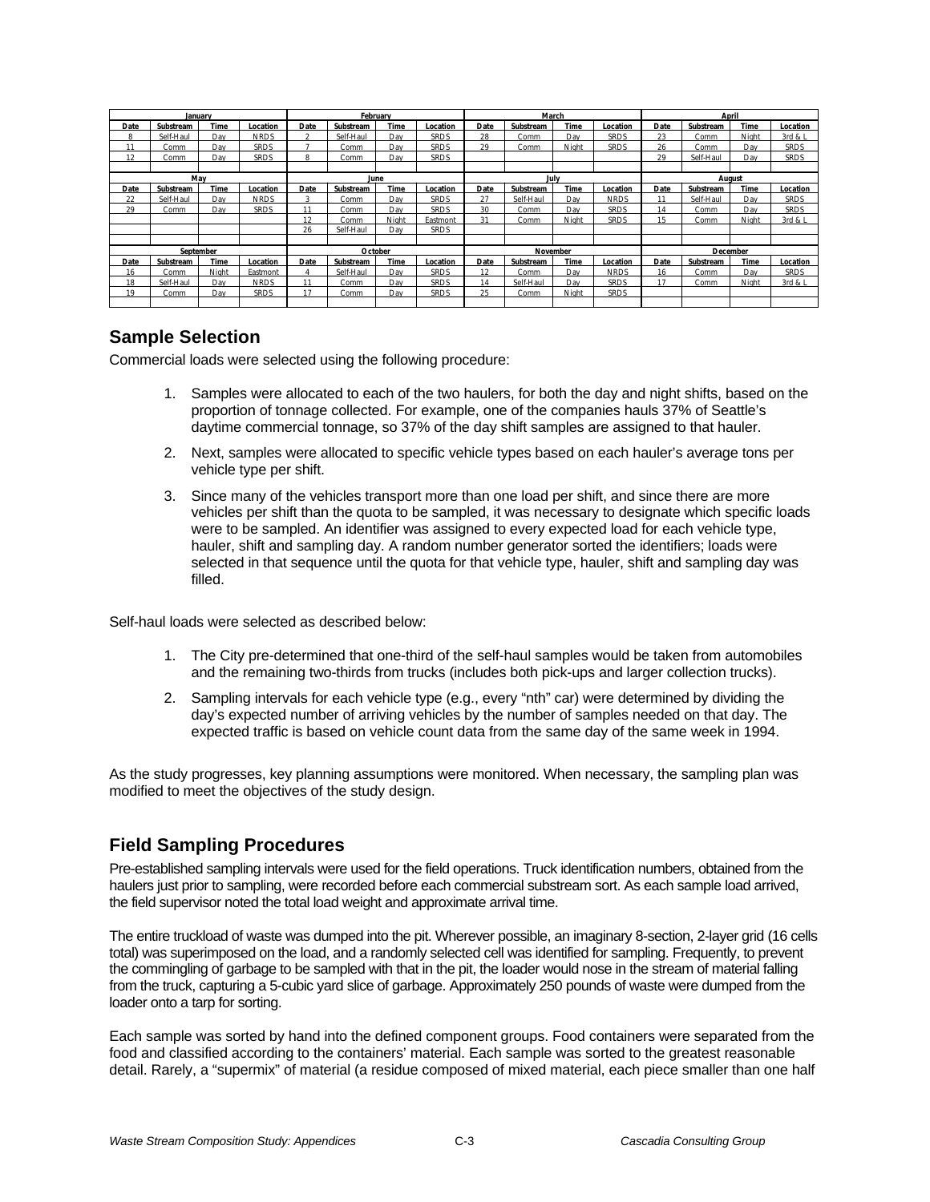| January | | | | February | | | | March | | | | April | | | |
|---|---|---|---|---|---|---|---|---|---|---|---|---|---|---|---|
| Date | Substream | Time | Location | Date | Substream | Time | Location | Date | Substream | Time | Location | Date | Substream | Time | Location |
| 8 | Self-Haul | Day | NRDS | 2 | Self-Haul | Day | SRDS | 28 | Comm | Day | SRDS | 23 | Comm | Night | 3rd & L |
| 11 | Comm | Day | SRDS | 7 | Comm | Day | SRDS | 29 | Comm | Night | SRDS | 26 | Comm | Day | SRDS |
| 12 | Comm | Day | SRDS | 8 | Comm | Day | SRDS | | | | | 29 | Self-Haul | Day | SRDS |
| | | | | | | | | | | | | | | | |
| **May** | | | | **June** | | | | **July** | | | | **August** | | | |
| Date | Substream | Time | Location | Date | Substream | Time | Location | Date | Substream | Time | Location | Date | Substream | Time | Location |
| 22 | Self-Haul | Day | NRDS | 3 | Comm | Day | SRDS | 27 | Self-Haul | Day | NRDS | 11 | Self-Haul | Day | SRDS |
| 29 | Comm | Day | SRDS | 11 | Comm | Day | SRDS | 30 | Comm | Day | SRDS | 14 | Comm | Day | SRDS |
| | | | | 12 | Comm | Night | Eastmont | 31 | Comm | Night | SRDS | 15 | Comm | Night | 3rd & L |
| | | | | 26 | Self-Haul | Day | SRDS | | | | | | | | |
| | | | | | | | | | | | | | | | |
| **September** | | | | **October** | | | | **November** | | | | **December** | | | |
| Date | Substream | Time | Location | Date | Substream | Time | Location | Date | Substream | Time | Location | Date | Substream | Time | Location |
| 16 | Comm | Night | Eastmont | 4 | Self-Haul | Day | SRDS | 12 | Comm | Day | NRDS | 16 | Comm | Day | SRDS |
| 18 | Self-Haul | Day | NRDS | 11 | Comm | Day | SRDS | 14 | Self-Haul | Day | SRDS | 17 | Comm | Night | 3rd & L |
| 19 | Comm | Day | SRDS | 17 | Comm | Day | SRDS | 25 | Comm | Night | SRDS | | | | |
| | | | | | | | | | | | | | | | |

## Sample Selection

Commercial loads were selected using the following procedure:

1. Samples were allocated to each of the two haulers, for both the day and night shifts, based on the proportion of tonnage collected. For example, one of the companies hauls 37% of Seattle's daytime commercial tonnage, so 37% of the day shift samples are assigned to that hauler.
2. Next, samples were allocated to specific vehicle types based on each hauler's average tons per vehicle type per shift.
3. Since many of the vehicles transport more than one load per shift, and since there are more vehicles per shift than the quota to be sampled, it was necessary to designate which specific loads were to be sampled. An identifier was assigned to every expected load for each vehicle type, hauler, shift and sampling day. A random number generator sorted the identifiers; loads were selected in that sequence until the quota for that vehicle type, hauler, shift and sampling day was filled.

Self-haul loads were selected as described below:

1. The City pre-determined that one-third of the self-haul samples would be taken from automobiles and the remaining two-thirds from trucks (includes both pick-ups and larger collection trucks).
2. Sampling intervals for each vehicle type (e.g., every "nth" car) were determined by dividing the day's expected number of arriving vehicles by the number of samples needed on that day. The expected traffic is based on vehicle count data from the same day of the same week in 1994.

As the study progresses, key planning assumptions were monitored. When necessary, the sampling plan was modified to meet the objectives of the study design.

## Field Sampling Procedures

Pre-established sampling intervals were used for the field operations. Truck identification numbers, obtained from the haulers just prior to sampling, were recorded before each commercial substream sort. As each sample load arrived, the field supervisor noted the total load weight and approximate arrival time.

The entire truckload of waste was dumped into the pit. Wherever possible, an imaginary 8-section, 2-layer grid (16 cells total) was superimposed on the load, and a randomly selected cell was identified for sampling. Frequently, to prevent the commingling of garbage to be sampled with that in the pit, the loader would nose in the stream of material falling from the truck, capturing a 5-cubic yard slice of garbage. Approximately 250 pounds of waste were dumped from the loader onto a tarp for sorting.

Each sample was sorted by hand into the defined component groups. Food containers were separated from the food and classified according to the containers' material. Each sample was sorted to the greatest reasonable detail. Rarely, a "supermix" of material (a residue composed of mixed material, each piece smaller than one half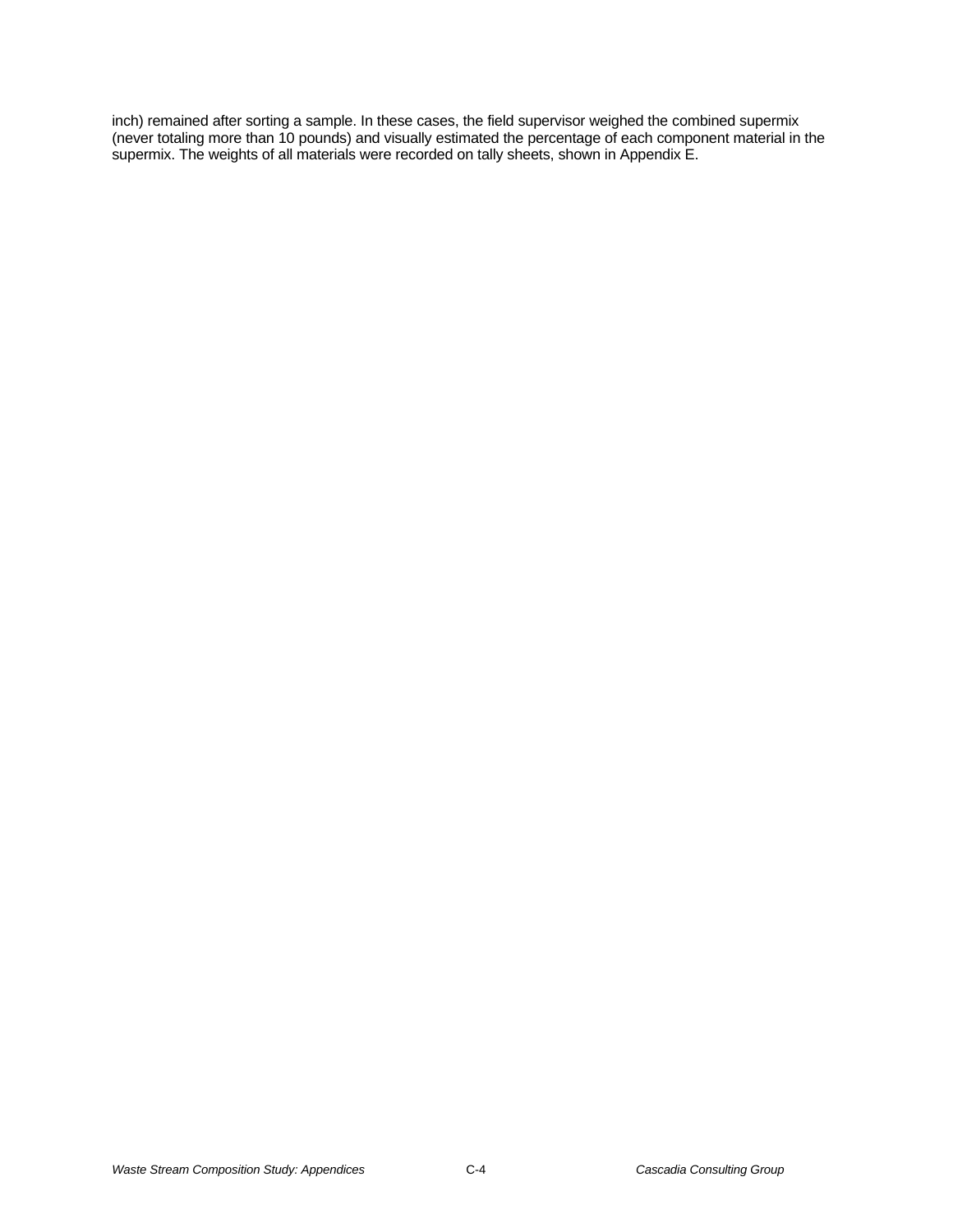inch) remained after sorting a sample. In these cases, the field supervisor weighed the combined supermix (never totaling more than 10 pounds) and visually estimated the percentage of each component material in the supermix. The weights of all materials were recorded on tally sheets, shown in Appendix E.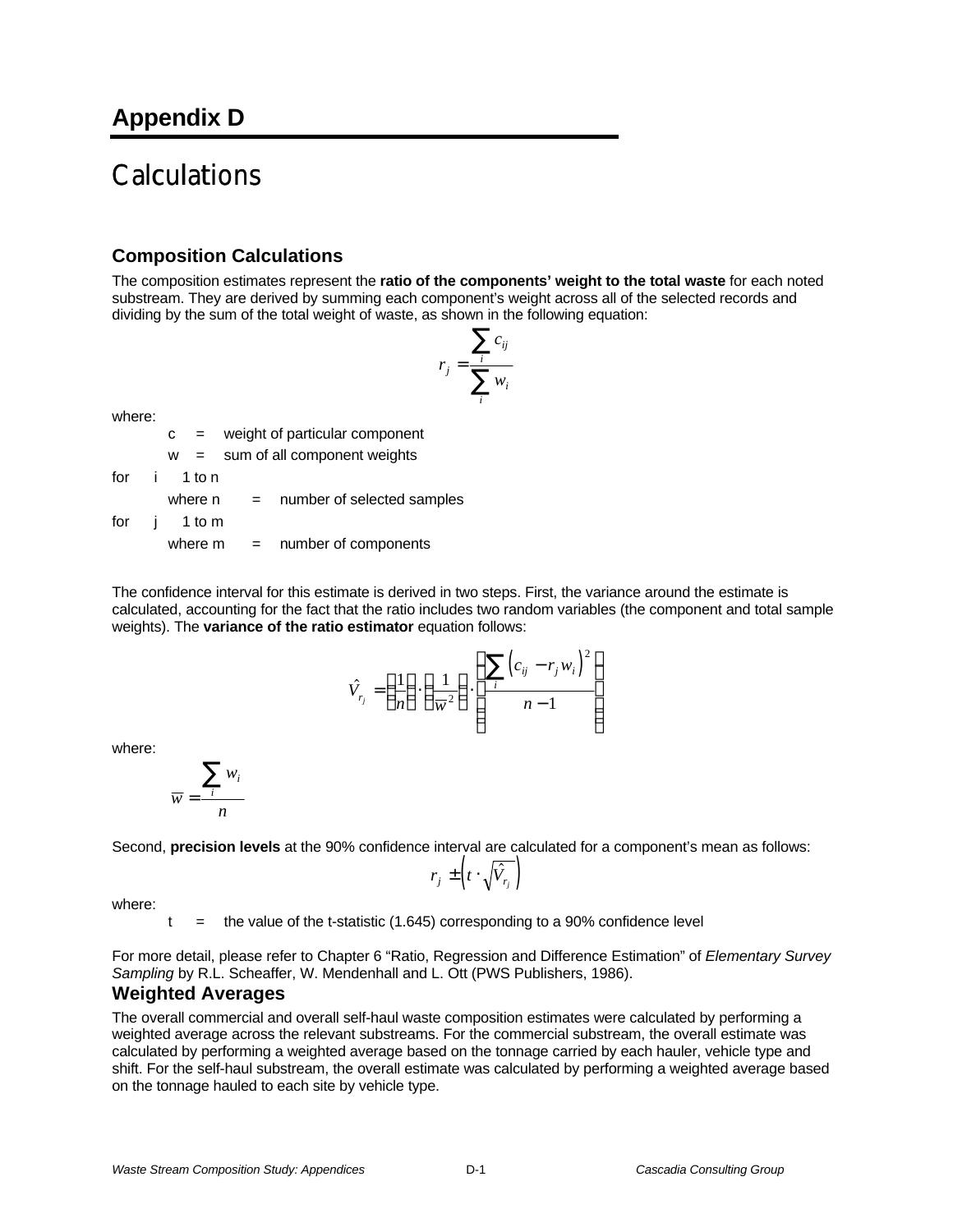# Appendix D

# Calculations

### Composition Calculations

The composition estimates represent the **ratio of the components' weight to the total waste** for each noted substream. They are derived by summing each component's weight across all of the selected records and dividing by the sum of the total weight of waste, as shown in the following equation:

$$r_j = \frac{\sum_i c_{ij}}{\sum_i w_i}$$

where:

- c = weight of particular component
- w = sum of all component weights

for i 1 to n

- where n = number of selected samples

for j 1 to m

- where m = number of components

The confidence interval for this estimate is derived in two steps. First, the variance around the estimate is calculated, accounting for the fact that the ratio includes two random variables (the component and total sample weights). The **variance of the ratio estimator** equation follows:

$$\hat{V}_{r_j} = \left(\frac{1}{n}\right) \cdot \left(\frac{1}{\overline{w}^2}\right) \cdot \left(\frac{\sum_i \left(c_{ij} - r_j w_i\right)^2}{n-1}\right)$$

where:

$$\overline{w} = \frac{\sum_i w_i}{n}$$

Second, **precision levels** at the 90% confidence interval are calculated for a component's mean as follows:

$$r_j \pm \left(t \cdot \sqrt{\hat{V}_{r_j}}\right)$$

where:

- t = the value of the t-statistic (1.645) corresponding to a 90% confidence level

For more detail, please refer to Chapter 6 "Ratio, Regression and Difference Estimation" of *Elementary Survey Sampling* by R.L. Scheaffer, W. Mendenhall and L. Ott (PWS Publishers, 1986).

### Weighted Averages

The overall commercial and overall self-haul waste composition estimates were calculated by performing a weighted average across the relevant substreams. For the commercial substream, the overall estimate was calculated by performing a weighted average based on the tonnage carried by each hauler, vehicle type and shift. For the self-haul substream, the overall estimate was calculated by performing a weighted average based on the tonnage hauled to each site by vehicle type.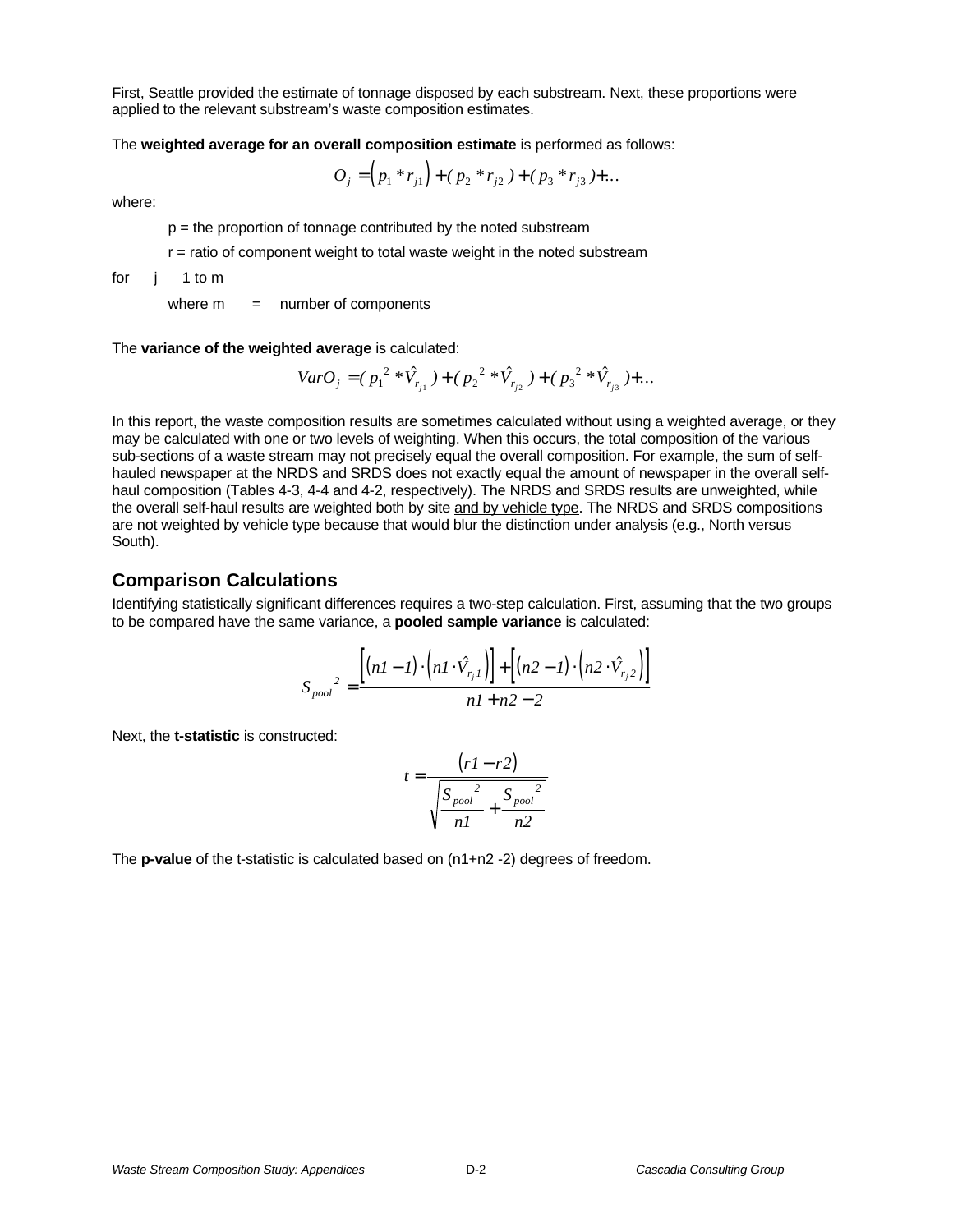First, Seattle provided the estimate of tonnage disposed by each substream. Next, these proportions were applied to the relevant substream's waste composition estimates.

The **weighted average for an overall composition estimate** is performed as follows:

$$O_j = \left(p_1 * r_{j1}\right) + (p_2 * r_{j2}) + (p_3 * r_{j3}) + \ldots$$

where:

p = the proportion of tonnage contributed by the noted substream

r = ratio of component weight to total waste weight in the noted substream

for j 1 to m

where m = number of components

The **variance of the weighted average** is calculated:

$$VarO_j = (p_1{}^2 * \hat{V}_{r_{j1}}) + (p_2{}^2 * \hat{V}_{r_{j2}}) + (p_3{}^2 * \hat{V}_{r_{j3}}) + \ldots$$

In this report, the waste composition results are sometimes calculated without using a weighted average, or they may be calculated with one or two levels of weighting. When this occurs, the total composition of the various sub-sections of a waste stream may not precisely equal the overall composition. For example, the sum of self-hauled newspaper at the NRDS and SRDS does not exactly equal the amount of newspaper in the overall self-haul composition (Tables 4-3, 4-4 and 4-2, respectively). The NRDS and SRDS results are unweighted, while the overall self-haul results are weighted both by site and by vehicle type. The NRDS and SRDS compositions are not weighted by vehicle type because that would blur the distinction under analysis (e.g., North versus South).

## Comparison Calculations

Identifying statistically significant differences requires a two-step calculation. First, assuming that the two groups to be compared have the same variance, a **pooled sample variance** is calculated:

$$S_{pool}{}^2 = \frac{\left[(n1-1)\cdot\left(n1\cdot\hat{V}_{r_j1}\right)\right]+\left[(n2-1)\cdot\left(n2\cdot\hat{V}_{r_j2}\right)\right]}{n1+n2-2}$$

Next, the **t-statistic** is constructed:

$$t = \frac{(r1-r2)}{\sqrt{\dfrac{S_{pool}{}^2}{n1}+\dfrac{S_{pool}{}^2}{n2}}}$$

The **p-value** of the t-statistic is calculated based on (n1+n2 -2) degrees of freedom.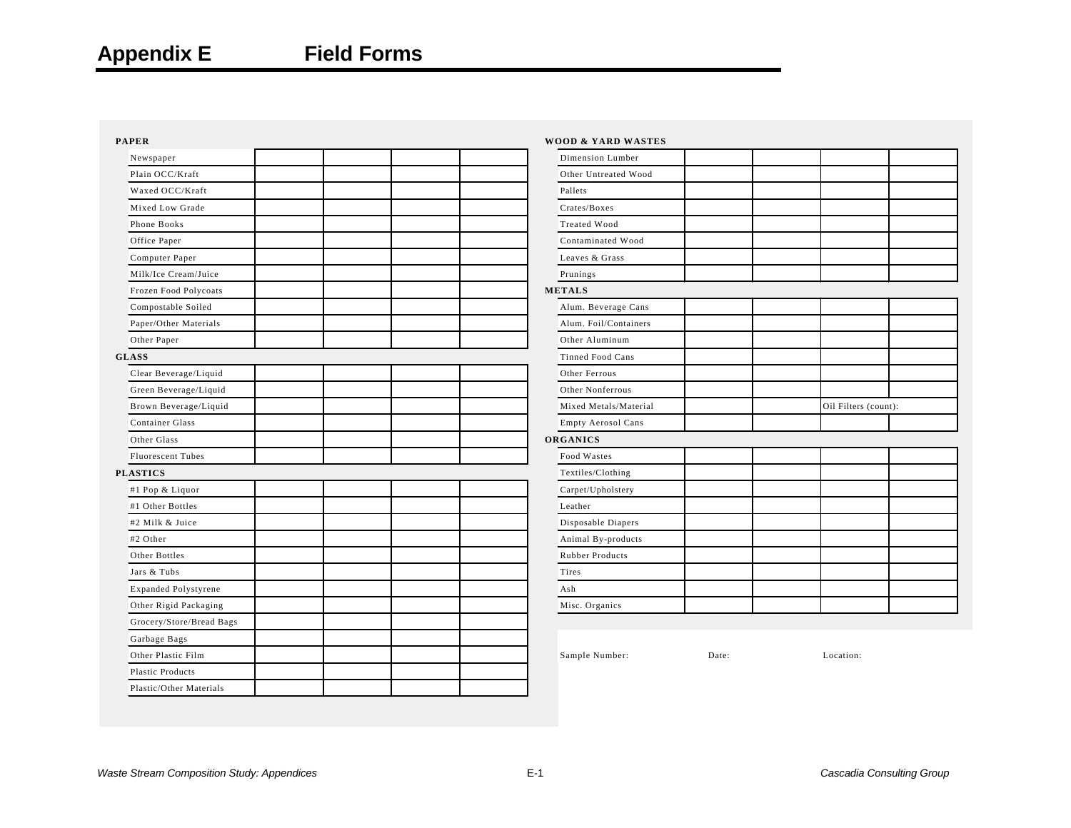# Appendix E Field Forms

**PAPER**

| Newspaper | | | | |
|---|---|---|---|---|
| Plain OCC/Kraft | | | | |
| Waxed OCC/Kraft | | | | |
| Mixed Low Grade | | | | |
| Phone Books | | | | |
| Office Paper | | | | |
| Computer Paper | | | | |
| Milk/Ice Cream/Juice | | | | |
| Frozen Food Polycoats | | | | |
| Compostable Soiled | | | | |
| Paper/Other Materials | | | | |
| Other Paper | | | | |

**GLASS**

| Clear Beverage/Liquid | | | | |
|---|---|---|---|---|
| Green Beverage/Liquid | | | | |
| Brown Beverage/Liquid | | | | |
| Container Glass | | | | |
| Other Glass | | | | |
| Fluorescent Tubes | | | | |

**PLASTICS**

| #1 Pop & Liquor | | | | |
|---|---|---|---|---|
| #1 Other Bottles | | | | |
| #2 Milk & Juice | | | | |
| #2 Other | | | | |
| Other Bottles | | | | |
| Jars & Tubs | | | | |
| Expanded Polystyrene | | | | |
| Other Rigid Packaging | | | | |
| Grocery/Store/Bread Bags | | | | |
| Garbage Bags | | | | |
| Other Plastic Film | | | | |
| Plastic Products | | | | |
| Plastic/Other Materials | | | | |

**WOOD & YARD WASTES**

| Dimension Lumber | | | | |
|---|---|---|---|---|
| Other Untreated Wood | | | | |
| Pallets | | | | |
| Crates/Boxes | | | | |
| Treated Wood | | | | |
| Contaminated Wood | | | | |
| Leaves & Grass | | | | |
| Prunings | | | | |

**METALS**

| Alum. Beverage Cans | | | | |
|---|---|---|---|---|
| Alum. Foil/Containers | | | | |
| Other Aluminum | | | | |
| Tinned Food Cans | | | | |
| Other Ferrous | | | | |
| Other Nonferrous | | | | |
| Mixed Metals/Material | | | Oil Filters (count): | |
| Empty Aerosol Cans | | | | |

**ORGANICS**

| Food Wastes | | | | |
|---|---|---|---|---|
| Textiles/Clothing | | | | |
| Carpet/Upholstery | | | | |
| Leather | | | | |
| Disposable Diapers | | | | |
| Animal By-products | | | | |
| Rubber Products | | | | |
| Tires | | | | |
| Ash | | | | |
| Misc. Organics | | | | |

Sample Number: Date: Location: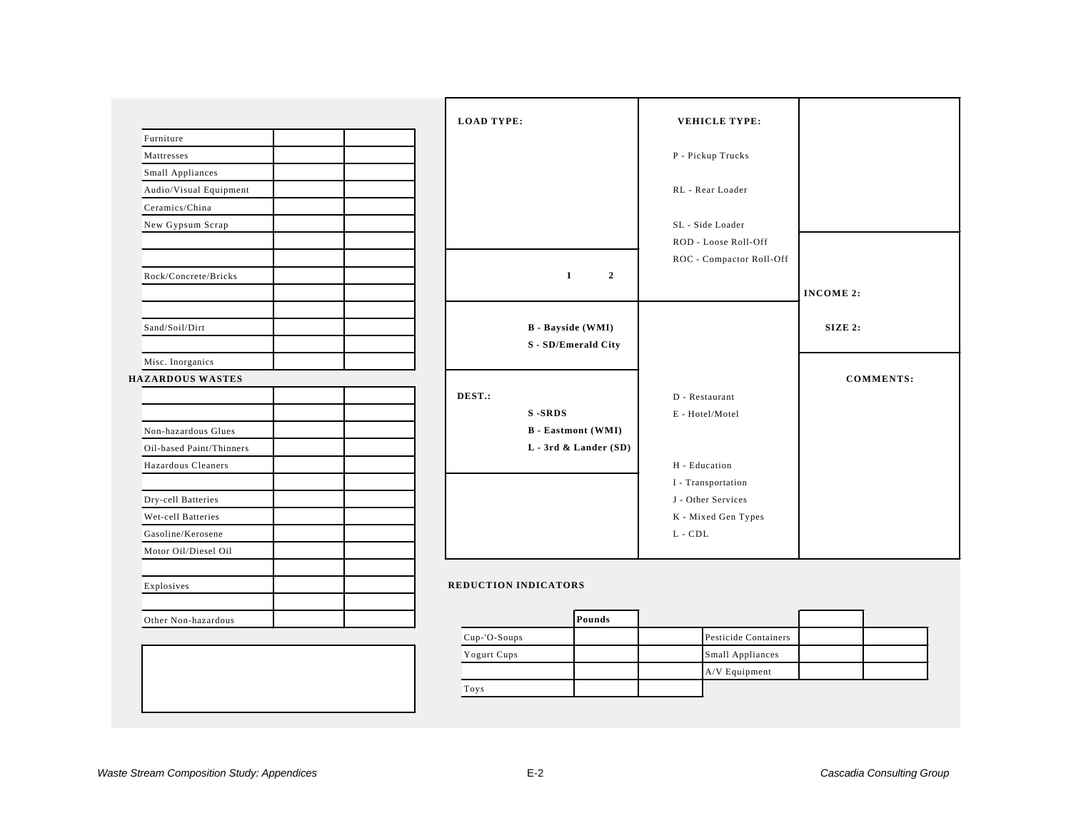| | | |
|---|---|---|
| Furniture | | |
| Mattresses | | |
| Small Appliances | | |
| Audio/Visual Equipment | | |
| Ceramics/China | | |
| New Gypsum Scrap | | |
| | | |
| | | |
| Rock/Concrete/Bricks | | |
| | | |
| | | |
| Sand/Soil/Dirt | | |
| | | |
| Misc. Inorganics | | |

**HAZARDOUS WASTES**

| | | |
|---|---|---|
| | | |
| | | |
| Non-hazardous Glues | | |
| Oil-based Paint/Thinners | | |
| Hazardous Cleaners | | |
| | | |
| Dry-cell Batteries | | |
| Wet-cell Batteries | | |
| Gasoline/Kerosene | | |
| Motor Oil/Diesel Oil | | |
| | | |
| Explosives | | |
| | | |
| Other Non-hazardous | | |

**LOAD TYPE:**

**1** **2**

**B - Bayside (WMI)**
**S - SD/Emerald City**

**DEST.:**
**S -SRDS**
**B - Eastmont (WMI)**
**L - 3rd & Lander (SD)**

**VEHICLE TYPE:**

P - Pickup Trucks
RL - Rear Loader
SL - Side Loader
ROD - Loose Roll-Off
ROC - Compactor Roll-Off

D - Restaurant
E - Hotel/Motel
H - Education
I - Transportation
J - Other Services
K - Mixed Gen Types
L - CDL

**INCOME 2:**

**SIZE 2:**

**COMMENTS:**

**REDUCTION INDICATORS**

| | **Pounds** | | | | |
|---|---|---|---|---|---|
| Cup-'O-Soups | | | Pesticide Containers | | |
| Yogurt Cups | | | Small Appliances | | |
| | | | A/V Equipment | | |
| Toys | | | | | |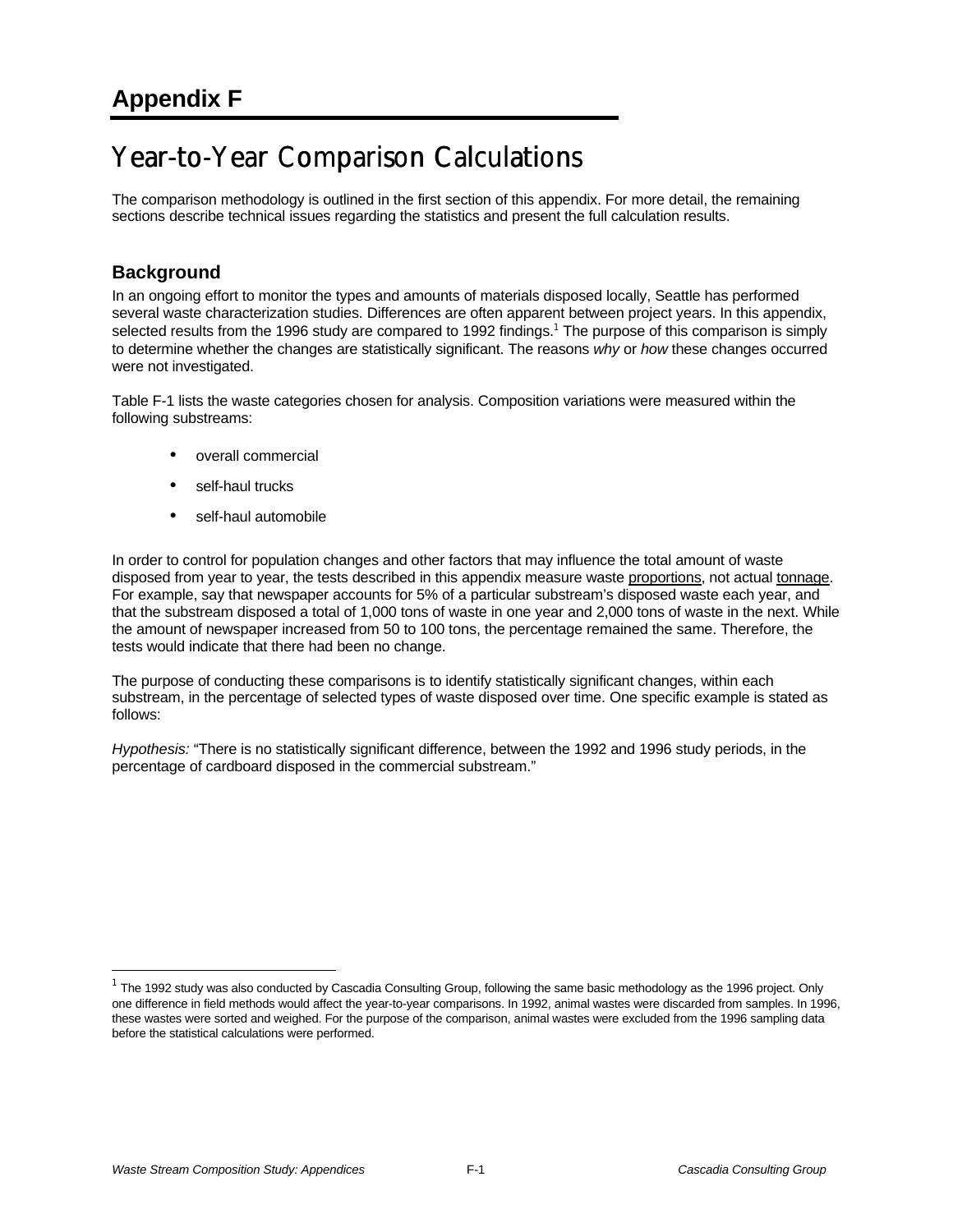# Appendix F

## Year-to-Year Comparison Calculations

The comparison methodology is outlined in the first section of this appendix. For more detail, the remaining sections describe technical issues regarding the statistics and present the full calculation results.

### Background

In an ongoing effort to monitor the types and amounts of materials disposed locally, Seattle has performed several waste characterization studies. Differences are often apparent between project years. In this appendix, selected results from the 1996 study are compared to 1992 findings.[1] The purpose of this comparison is simply to determine whether the changes are statistically significant. The reasons *why* or *how* these changes occurred were not investigated.

Table F-1 lists the waste categories chosen for analysis. Composition variations were measured within the following substreams:

- overall commercial
- self-haul trucks
- self-haul automobile

In order to control for population changes and other factors that may influence the total amount of waste disposed from year to year, the tests described in this appendix measure waste proportions, not actual tonnage. For example, say that newspaper accounts for 5% of a particular substream's disposed waste each year, and that the substream disposed a total of 1,000 tons of waste in one year and 2,000 tons of waste in the next. While the amount of newspaper increased from 50 to 100 tons, the percentage remained the same. Therefore, the tests would indicate that there had been no change.

The purpose of conducting these comparisons is to identify statistically significant changes, within each substream, in the percentage of selected types of waste disposed over time. One specific example is stated as follows:

*Hypothesis:* "There is no statistically significant difference, between the 1992 and 1996 study periods, in the percentage of cardboard disposed in the commercial substream."

[1] The 1992 study was also conducted by Cascadia Consulting Group, following the same basic methodology as the 1996 project. Only one difference in field methods would affect the year-to-year comparisons. In 1992, animal wastes were discarded from samples. In 1996, these wastes were sorted and weighed. For the purpose of the comparison, animal wastes were excluded from the 1996 sampling data before the statistical calculations were performed.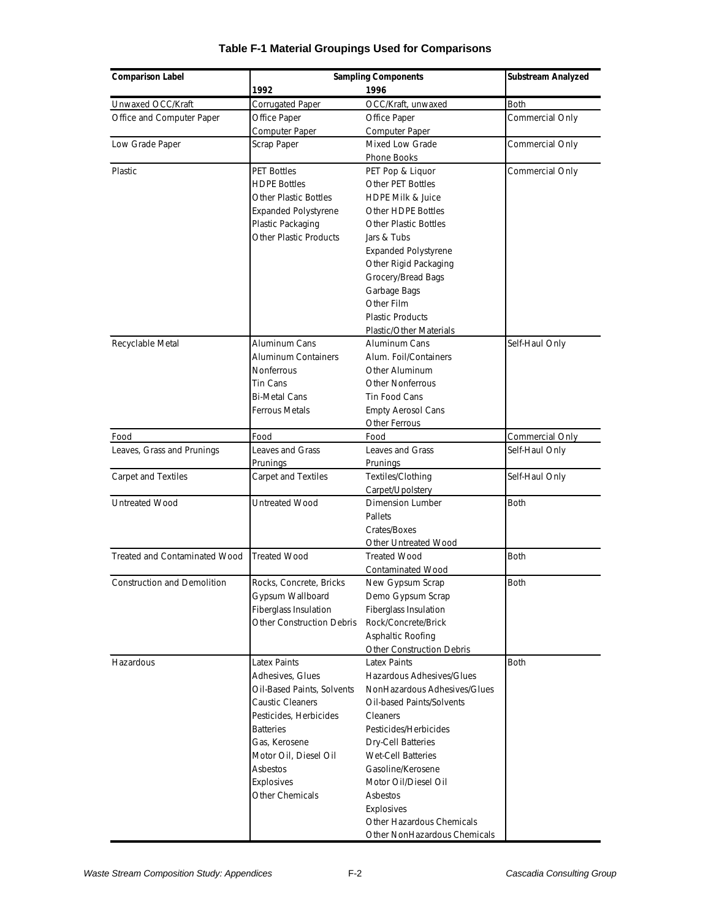# Table F-1 Material Groupings Used for Comparisons

| Comparison Label | Sampling Components | | Substream Analyzed |
|---|---|---|---|
| | 1992 | 1996 | |
| Unwaxed OCC/Kraft | Corrugated Paper | OCC/Kraft, unwaxed | Both |
| Office and Computer Paper | Office Paper | Office Paper | Commercial Only |
| | Computer Paper | Computer Paper | |
| Low Grade Paper | Scrap Paper | Mixed Low Grade | Commercial Only |
| | | Phone Books | |
| Plastic | PET Bottles | PET Pop & Liquor | Commercial Only |
| | HDPE Bottles | Other PET Bottles | |
| | Other Plastic Bottles | HDPE Milk & Juice | |
| | Expanded Polystyrene | Other HDPE Bottles | |
| | Plastic Packaging | Other Plastic Bottles | |
| | Other Plastic Products | Jars & Tubs | |
| | | Expanded Polystyrene | |
| | | Other Rigid Packaging | |
| | | Grocery/Bread Bags | |
| | | Garbage Bags | |
| | | Other Film | |
| | | Plastic Products | |
| | | Plastic/Other Materials | |
| Recyclable Metal | Aluminum Cans | Aluminum Cans | Self-Haul Only |
| | Aluminum Containers | Alum. Foil/Containers | |
| | Nonferrous | Other Aluminum | |
| | Tin Cans | Other Nonferrous | |
| | Bi-Metal Cans | Tin Food Cans | |
| | Ferrous Metals | Empty Aerosol Cans | |
| | | Other Ferrous | |
| Food | Food | Food | Commercial Only |
| Leaves, Grass and Prunings | Leaves and Grass | Leaves and Grass | Self-Haul Only |
| | Prunings | Prunings | |
| Carpet and Textiles | Carpet and Textiles | Textiles/Clothing | Self-Haul Only |
| | | Carpet/Upolstery | |
| Untreated Wood | Untreated Wood | Dimension Lumber | Both |
| | | Pallets | |
| | | Crates/Boxes | |
| | | Other Untreated Wood | |
| Treated and Contaminated Wood | Treated Wood | Treated Wood | Both |
| | | Contaminated Wood | |
| Construction and Demolition | Rocks, Concrete, Bricks | New Gypsum Scrap | Both |
| | Gypsum Wallboard | Demo Gypsum Scrap | |
| | Fiberglass Insulation | Fiberglass Insulation | |
| | Other Construction Debris | Rock/Concrete/Brick | |
| | | Asphaltic Roofing | |
| | | Other Construction Debris | |
| Hazardous | Latex Paints | Latex Paints | Both |
| | Adhesives, Glues | Hazardous Adhesives/Glues | |
| | Oil-Based Paints, Solvents | NonHazardous Adhesives/Glues | |
| | Caustic Cleaners | Oil-based Paints/Solvents | |
| | Pesticides, Herbicides | Cleaners | |
| | Batteries | Pesticides/Herbicides | |
| | Gas, Kerosene | Dry-Cell Batteries | |
| | Motor Oil, Diesel Oil | Wet-Cell Batteries | |
| | Asbestos | Gasoline/Kerosene | |
| | Explosives | Motor Oil/Diesel Oil | |
| | Other Chemicals | Asbestos | |
| | | Explosives | |
| | | Other Hazardous Chemicals | |
| | | Other NonHazardous Chemicals | |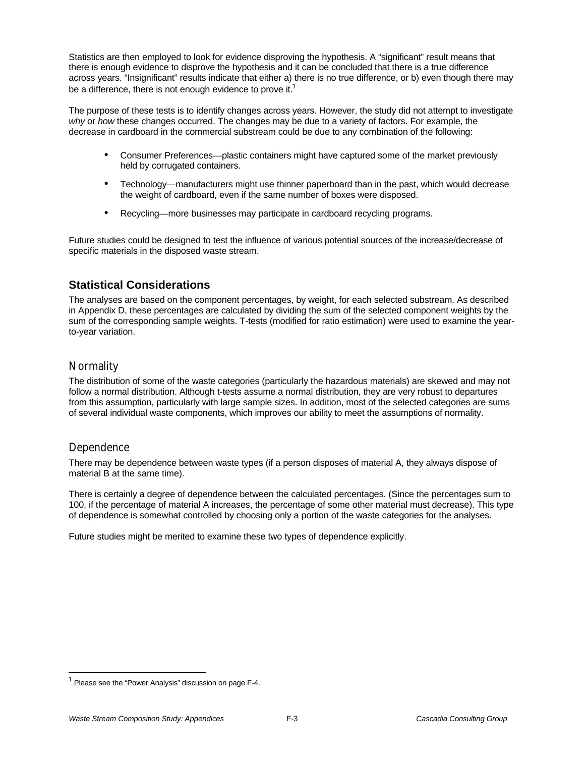Statistics are then employed to look for evidence disproving the hypothesis. A "significant" result means that there is enough evidence to disprove the hypothesis and it can be concluded that there is a true difference across years. "Insignificant" results indicate that either a) there is no true difference, or b) even though there may be a difference, there is not enough evidence to prove it.[1]

The purpose of these tests is to identify changes across years. However, the study did not attempt to investigate *why* or *how* these changes occurred. The changes may be due to a variety of factors. For example, the decrease in cardboard in the commercial substream could be due to any combination of the following:

- Consumer Preferences—plastic containers might have captured some of the market previously held by corrugated containers.
- Technology—manufacturers might use thinner paperboard than in the past, which would decrease the weight of cardboard, even if the same number of boxes were disposed.
- Recycling—more businesses may participate in cardboard recycling programs.

Future studies could be designed to test the influence of various potential sources of the increase/decrease of specific materials in the disposed waste stream.

## Statistical Considerations

The analyses are based on the component percentages, by weight, for each selected substream. As described in Appendix D, these percentages are calculated by dividing the sum of the selected component weights by the sum of the corresponding sample weights. T-tests (modified for ratio estimation) were used to examine the year-to-year variation.

### Normality

The distribution of some of the waste categories (particularly the hazardous materials) are skewed and may not follow a normal distribution. Although t-tests assume a normal distribution, they are very robust to departures from this assumption, particularly with large sample sizes. In addition, most of the selected categories are sums of several individual waste components, which improves our ability to meet the assumptions of normality.

### Dependence

There may be dependence between waste types (if a person disposes of material A, they always dispose of material B at the same time).

There is certainly a degree of dependence between the calculated percentages. (Since the percentages sum to 100, if the percentage of material A increases, the percentage of some other material must decrease). This type of dependence is somewhat controlled by choosing only a portion of the waste categories for the analyses.

Future studies might be merited to examine these two types of dependence explicitly.

---

[1] Please see the "Power Analysis" discussion on page F-4.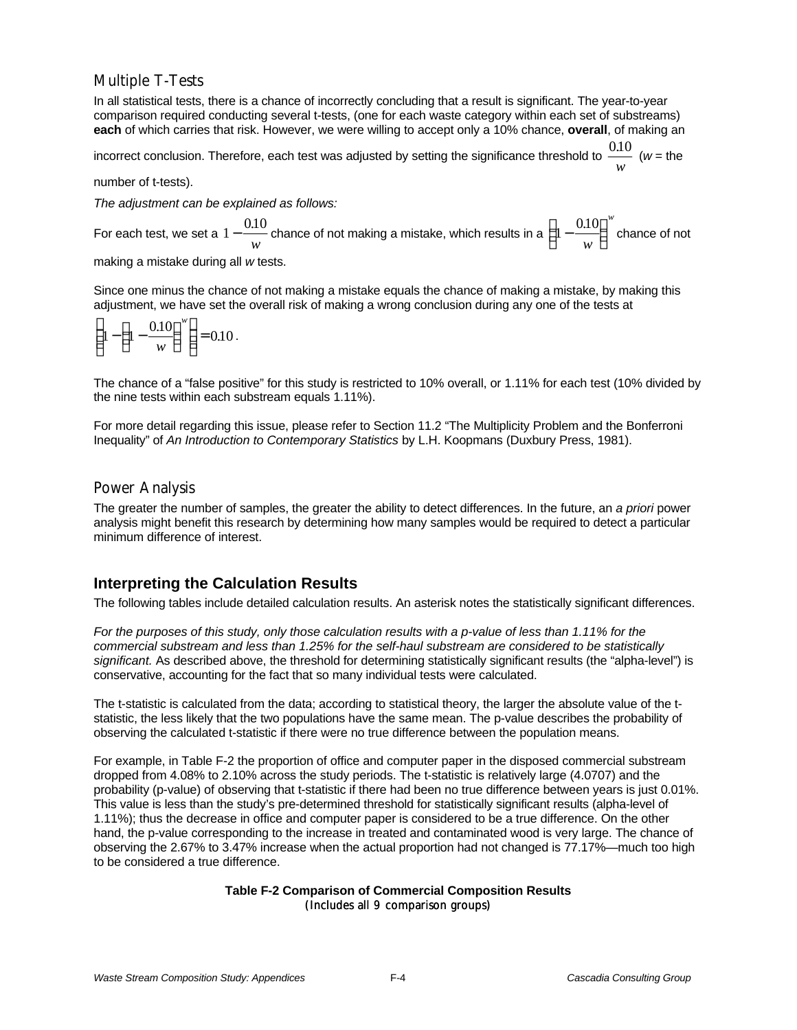## Multiple T-Tests

In all statistical tests, there is a chance of incorrectly concluding that a result is significant. The year-to-year comparison required conducting several t-tests, (one for each waste category within each set of substreams) **each** of which carries that risk. However, we were willing to accept only a 10% chance, **overall**, of making an incorrect conclusion. Therefore, each test was adjusted by setting the significance threshold to $\frac{0.10}{w}$ (*w* = the number of t-tests).

*The adjustment can be explained as follows:*

For each test, we set a $1-\frac{0.10}{w}$ chance of not making a mistake, which results in a $\left(1-\frac{0.10}{w}\right)^{w}$ chance of not making a mistake during all *w* tests.

Since one minus the chance of not making a mistake equals the chance of making a mistake, by making this adjustment, we have set the overall risk of making a wrong conclusion during any one of the tests at $\left(1-\left(1-\frac{0.10}{w}\right)^{w}\right) \cong 0.10$.

The chance of a "false positive" for this study is restricted to 10% overall, or 1.11% for each test (10% divided by the nine tests within each substream equals 1.11%).

For more detail regarding this issue, please refer to Section 11.2 "The Multiplicity Problem and the Bonferroni Inequality" of *An Introduction to Contemporary Statistics* by L.H. Koopmans (Duxbury Press, 1981).

## Power Analysis

The greater the number of samples, the greater the ability to detect differences. In the future, an *a priori* power analysis might benefit this research by determining how many samples would be required to detect a particular minimum difference of interest.

# Interpreting the Calculation Results

The following tables include detailed calculation results. An asterisk notes the statistically significant differences.

*For the purposes of this study, only those calculation results with a p-value of less than 1.11% for the commercial substream and less than 1.25% for the self-haul substream are considered to be statistically significant.* As described above, the threshold for determining statistically significant results (the "alpha-level") is conservative, accounting for the fact that so many individual tests were calculated.

The t-statistic is calculated from the data; according to statistical theory, the larger the absolute value of the t-statistic, the less likely that the two populations have the same mean. The p-value describes the probability of observing the calculated t-statistic if there were no true difference between the population means.

For example, in Table F-2 the proportion of office and computer paper in the disposed commercial substream dropped from 4.08% to 2.10% across the study periods. The t-statistic is relatively large (4.0707) and the probability (p-value) of observing that t-statistic if there had been no true difference between years is just 0.01%. This value is less than the study's pre-determined threshold for statistically significant results (alpha-level of 1.11%); thus the decrease in office and computer paper is considered to be a true difference. On the other hand, the p-value corresponding to the increase in treated and contaminated wood is very large. The chance of observing the 2.67% to 3.47% increase when the actual proportion had not changed is 77.17%—much too high to be considered a true difference.

**Table F-2 Comparison of Commercial Composition Results**
(Includes all 9 comparison groups)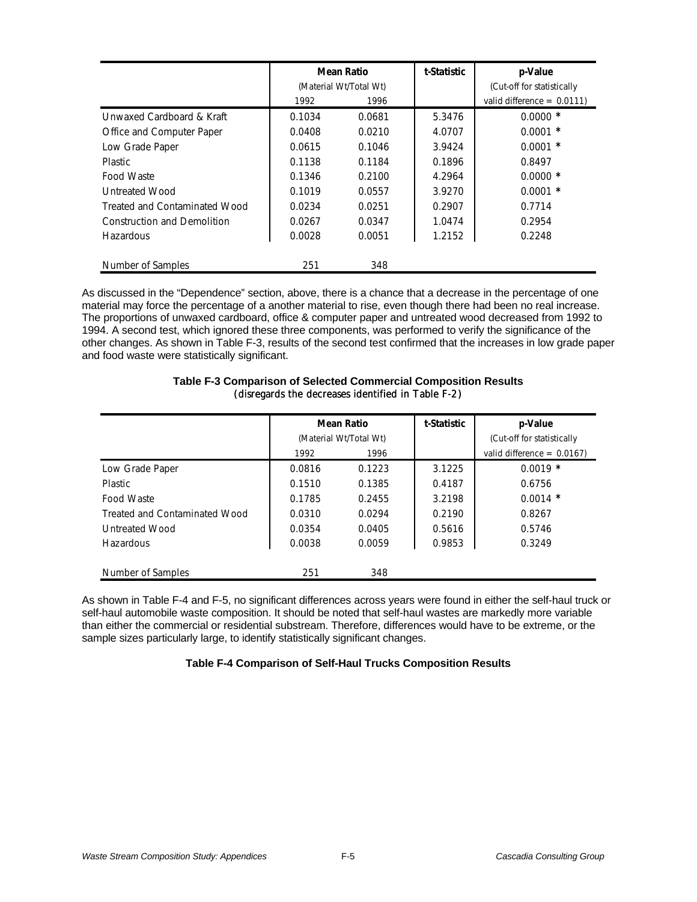| | Mean Ratio | | t-Statistic | p-Value |
|---|---|---|---|---|
| | (Material Wt/Total Wt) | | | (Cut-off for statistically |
| | 1992 | 1996 | | valid difference = 0.0111) |
| Unwaxed Cardboard & Kraft | 0.1034 | 0.0681 | 5.3476 | 0.0000 * |
| Office and Computer Paper | 0.0408 | 0.0210 | 4.0707 | 0.0001 * |
| Low Grade Paper | 0.0615 | 0.1046 | 3.9424 | 0.0001 * |
| Plastic | 0.1138 | 0.1184 | 0.1896 | 0.8497 |
| Food Waste | 0.1346 | 0.2100 | 4.2964 | 0.0000 * |
| Untreated Wood | 0.1019 | 0.0557 | 3.9270 | 0.0001 * |
| Treated and Contaminated Wood | 0.0234 | 0.0251 | 0.2907 | 0.7714 |
| Construction and Demolition | 0.0267 | 0.0347 | 1.0474 | 0.2954 |
| Hazardous | 0.0028 | 0.0051 | 1.2152 | 0.2248 |
| Number of Samples | 251 | 348 | | |

As discussed in the "Dependence" section, above, there is a chance that a decrease in the percentage of one material may force the percentage of a another material to rise, even though there had been no real increase. The proportions of unwaxed cardboard, office & computer paper and untreated wood decreased from 1992 to 1994. A second test, which ignored these three components, was performed to verify the significance of the other changes. As shown in Table F-3, results of the second test confirmed that the increases in low grade paper and food waste were statistically significant.

**Table F-3 Comparison of Selected Commercial Composition Results**
(disregards the decreases identified in Table F-2)

| | Mean Ratio | | t-Statistic | p-Value |
|---|---|---|---|---|
| | (Material Wt/Total Wt) | | | (Cut-off for statistically |
| | 1992 | 1996 | | valid difference = 0.0167) |
| Low Grade Paper | 0.0816 | 0.1223 | 3.1225 | 0.0019 * |
| Plastic | 0.1510 | 0.1385 | 0.4187 | 0.6756 |
| Food Waste | 0.1785 | 0.2455 | 3.2198 | 0.0014 * |
| Treated and Contaminated Wood | 0.0310 | 0.0294 | 0.2190 | 0.8267 |
| Untreated Wood | 0.0354 | 0.0405 | 0.5616 | 0.5746 |
| Hazardous | 0.0038 | 0.0059 | 0.9853 | 0.3249 |
| Number of Samples | 251 | 348 | | |

As shown in Table F-4 and F-5, no significant differences across years were found in either the self-haul truck or self-haul automobile waste composition. It should be noted that self-haul wastes are markedly more variable than either the commercial or residential substream. Therefore, differences would have to be extreme, or the sample sizes particularly large, to identify statistically significant changes.

**Table F-4 Comparison of Self-Haul Trucks Composition Results**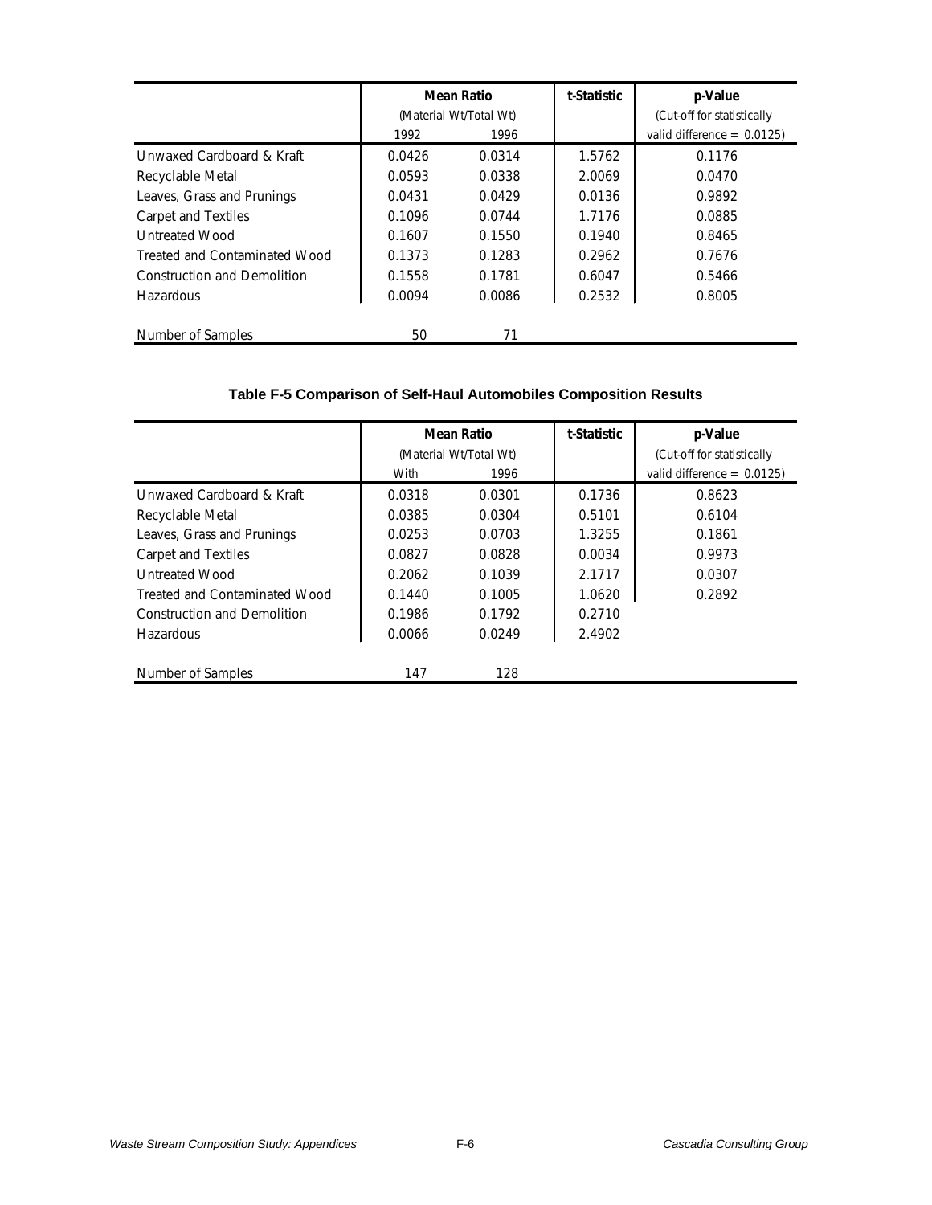| | Mean Ratio (Material Wt/Total Wt) | | t-Statistic | p-Value (Cut-off for statistically valid difference = 0.0125) |
|---|---|---|---|---|
| | 1992 | 1996 | | |
| Unwaxed Cardboard & Kraft | 0.0426 | 0.0314 | 1.5762 | 0.1176 |
| Recyclable Metal | 0.0593 | 0.0338 | 2.0069 | 0.0470 |
| Leaves, Grass and Prunings | 0.0431 | 0.0429 | 0.0136 | 0.9892 |
| Carpet and Textiles | 0.1096 | 0.0744 | 1.7176 | 0.0885 |
| Untreated Wood | 0.1607 | 0.1550 | 0.1940 | 0.8465 |
| Treated and Contaminated Wood | 0.1373 | 0.1283 | 0.2962 | 0.7676 |
| Construction and Demolition | 0.1558 | 0.1781 | 0.6047 | 0.5466 |
| Hazardous | 0.0094 | 0.0086 | 0.2532 | 0.8005 |
| Number of Samples | 50 | 71 | | |

**Table F-5 Comparison of Self-Haul Automobiles Composition Results**

| | Mean Ratio (Material Wt/Total Wt) | | t-Statistic | p-Value (Cut-off for statistically valid difference = 0.0125) |
|---|---|---|---|---|
| | With | 1996 | | |
| Unwaxed Cardboard & Kraft | 0.0318 | 0.0301 | 0.1736 | 0.8623 |
| Recyclable Metal | 0.0385 | 0.0304 | 0.5101 | 0.6104 |
| Leaves, Grass and Prunings | 0.0253 | 0.0703 | 1.3255 | 0.1861 |
| Carpet and Textiles | 0.0827 | 0.0828 | 0.0034 | 0.9973 |
| Untreated Wood | 0.2062 | 0.1039 | 2.1717 | 0.0307 |
| Treated and Contaminated Wood | 0.1440 | 0.1005 | 1.0620 | 0.2892 |
| Construction and Demolition | 0.1986 | 0.1792 | 0.2710 | |
| Hazardous | 0.0066 | 0.0249 | 2.4902 | |
| Number of Samples | 147 | 128 | | |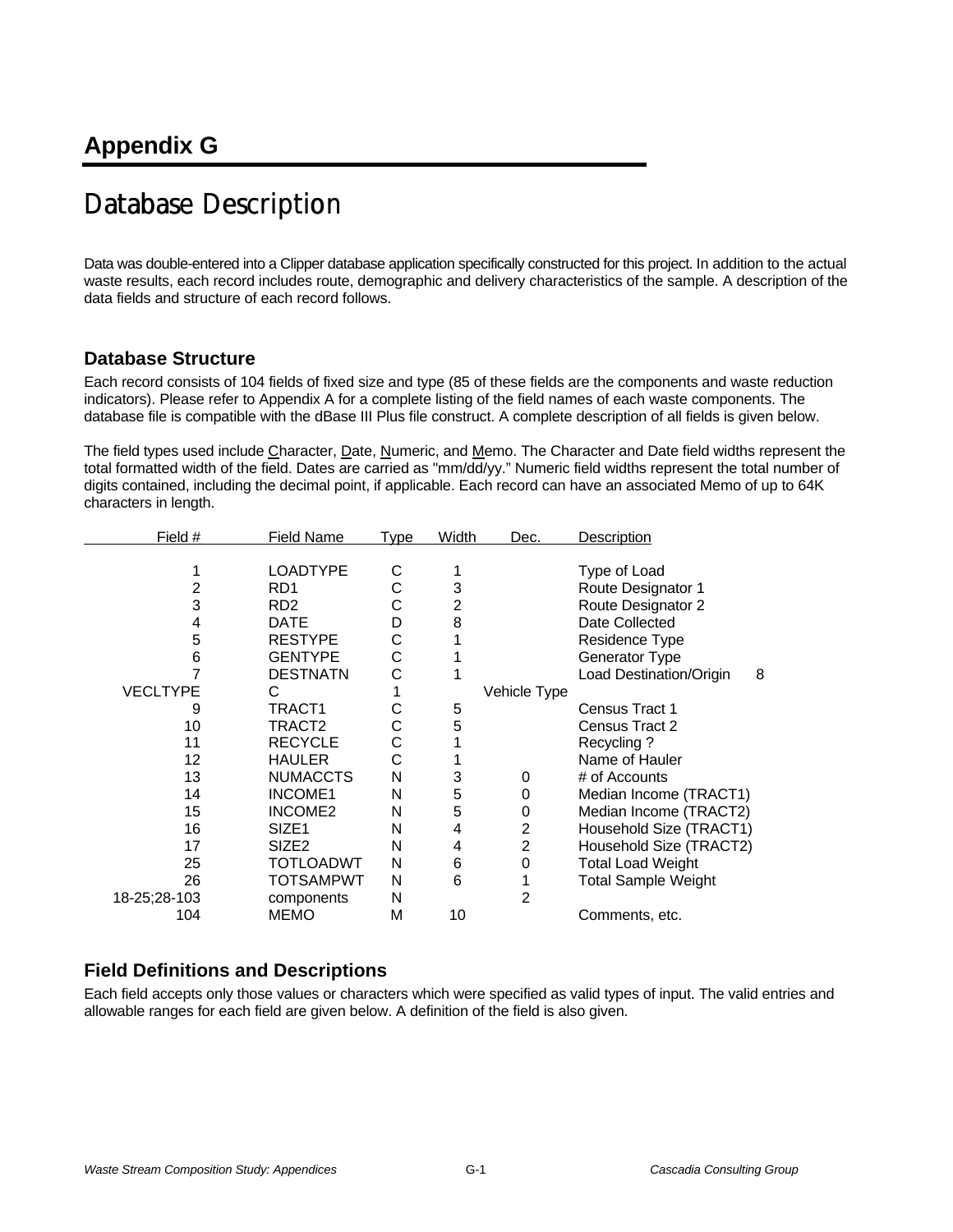# Appendix G

# Database Description

Data was double-entered into a Clipper database application specifically constructed for this project. In addition to the actual waste results, each record includes route, demographic and delivery characteristics of the sample. A description of the data fields and structure of each record follows.

## Database Structure

Each record consists of 104 fields of fixed size and type (85 of these fields are the components and waste reduction indicators). Please refer to Appendix A for a complete listing of the field names of each waste components. The database file is compatible with the dBase III Plus file construct. A complete description of all fields is given below.

The field types used include Character, Date, Numeric, and Memo. The Character and Date field widths represent the total formatted width of the field. Dates are carried as "mm/dd/yy." Numeric field widths represent the total number of digits contained, including the decimal point, if applicable. Each record can have an associated Memo of up to 64K characters in length.

| Field # | Field Name | Type | Width | Dec. | Description |
|---|---|---|---|---|---|
| 1 | LOADTYPE | C | 1 | | Type of Load |
| 2 | RD1 | C | 3 | | Route Designator 1 |
| 3 | RD2 | C | 2 | | Route Designator 2 |
| 4 | DATE | D | 8 | | Date Collected |
| 5 | RESTYPE | C | 1 | | Residence Type |
| 6 | GENTYPE | C | 1 | | Generator Type |
| 7 | DESTNATN | C | 1 | | Load Destination/Origin |
| 8 | VECLTYPE | C | 1 | | Vehicle Type |
| 9 | TRACT1 | C | 5 | | Census Tract 1 |
| 10 | TRACT2 | C | 5 | | Census Tract 2 |
| 11 | RECYCLE | C | 1 | | Recycling ? |
| 12 | HAULER | C | 1 | | Name of Hauler |
| 13 | NUMACCTS | N | 3 | 0 | # of Accounts |
| 14 | INCOME1 | N | 5 | 0 | Median Income (TRACT1) |
| 15 | INCOME2 | N | 5 | 0 | Median Income (TRACT2) |
| 16 | SIZE1 | N | 4 | 2 | Household Size (TRACT1) |
| 17 | SIZE2 | N | 4 | 2 | Household Size (TRACT2) |
| 25 | TOTLOADWT | N | 6 | 0 | Total Load Weight |
| 26 | TOTSAMPWT | N | 6 | 1 | Total Sample Weight |
| 18-25;28-103 | components | N | | 2 | |
| 104 | MEMO | M | 10 | | Comments, etc. |

## Field Definitions and Descriptions

Each field accepts only those values or characters which were specified as valid types of input. The valid entries and allowable ranges for each field are given below. A definition of the field is also given.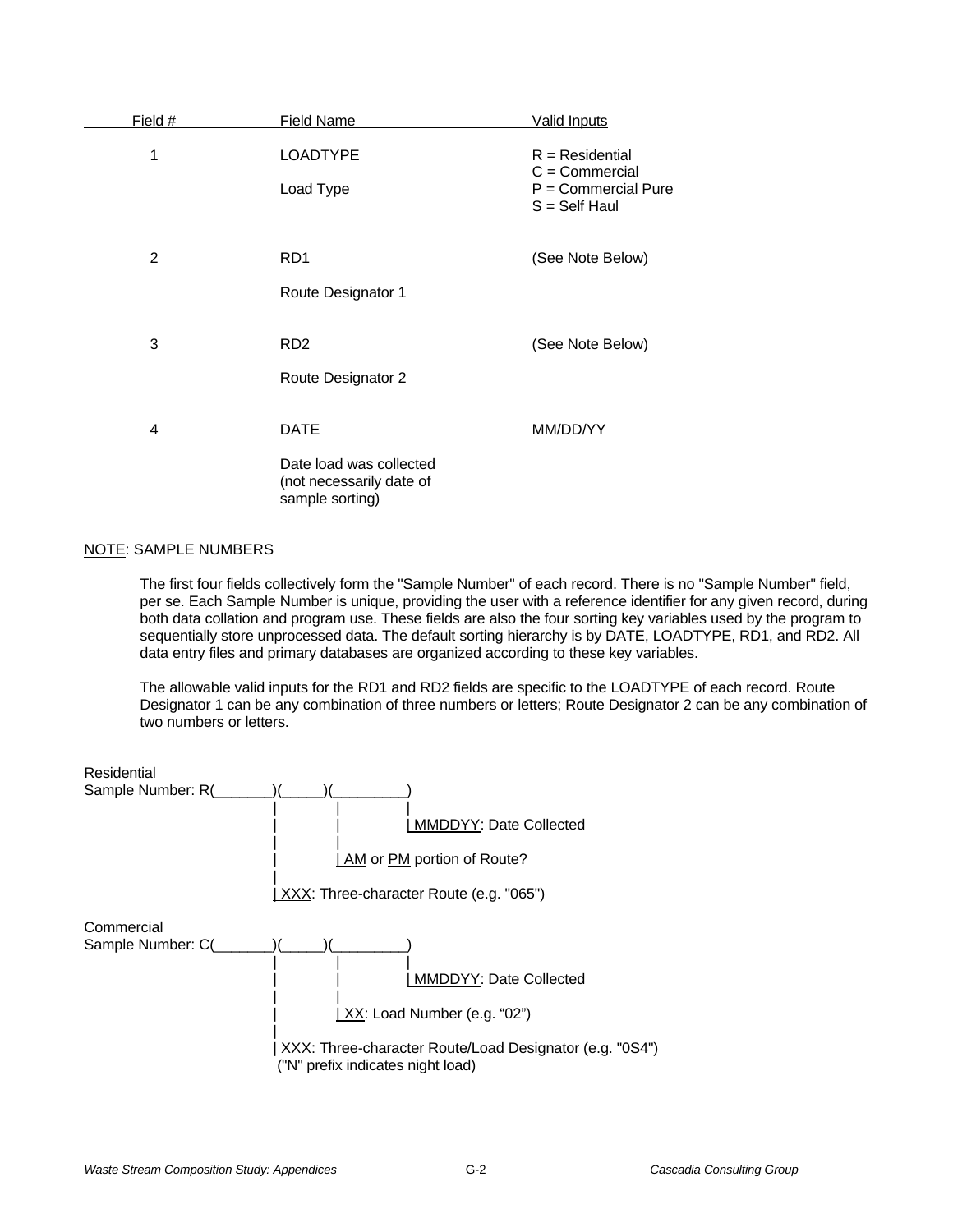| Field # | Field Name | Valid Inputs |
|---|---|---|
| 1 | LOADTYPE<br><br>Load Type | R = Residential<br>C = Commercial<br>P = Commercial Pure<br>S = Self Haul |
| 2 | RD1<br><br>Route Designator 1 | (See Note Below) |
| 3 | RD2<br><br>Route Designator 2 | (See Note Below) |
| 4 | DATE<br><br>Date load was collected (not necessarily date of sample sorting) | MM/DD/YY |

NOTE: SAMPLE NUMBERS

The first four fields collectively form the "Sample Number" of each record. There is no "Sample Number" field, per se. Each Sample Number is unique, providing the user with a reference identifier for any given record, during both data collation and program use. These fields are also the four sorting key variables used by the program to sequentially store unprocessed data. The default sorting hierarchy is by DATE, LOADTYPE, RD1, and RD2. All data entry files and primary databases are organized according to these key variables.

The allowable valid inputs for the RD1 and RD2 fields are specific to the LOADTYPE of each record. Route Designator 1 can be any combination of three numbers or letters; Route Designator 2 can be any combination of two numbers or letters.

```
Residential
Sample Number: R(_______)(_____)(_________)
                  |        |        |
                  |        |        | MMDDYY: Date Collected
                  |        |
                  |        | AM or PM portion of Route?
                  |
                  | XXX: Three-character Route (e.g. "065")

Commercial
Sample Number: C(_______)(_____)(_________)
                  |        |        |
                  |        |        | MMDDYY: Date Collected
                  |        |
                  |        | XX: Load Number (e.g. "02")
                  |
                  | XXX: Three-character Route/Load Designator (e.g. "0S4")
                   ("N" prefix indicates night load)
```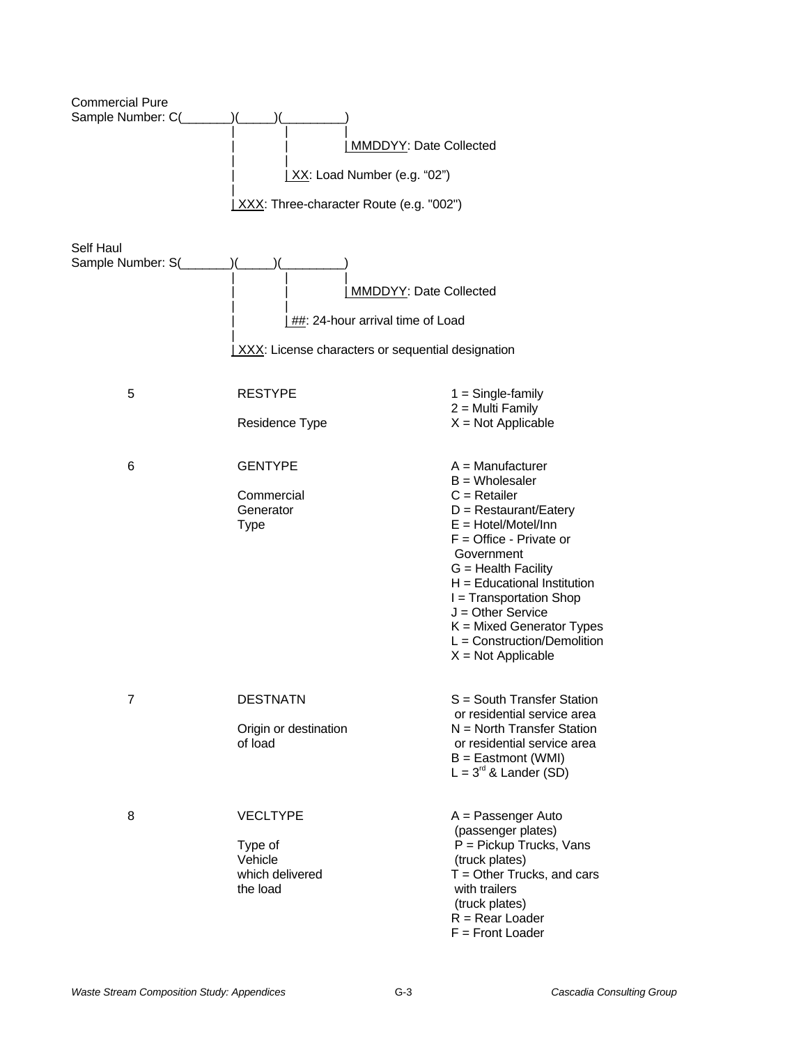Commercial Pure
Sample Number: C(_______)(_____)(_________)

```
                  |         |          |
                  |         |          | MMDDYY: Date Collected
                  |         |
                  |         | XX: Load Number (e.g. "02")
                  |
                  | XXX: Three-character Route (e.g. "002")
```

Self Haul
Sample Number: S(_______)(_____)(_________)

```
                  |         |          |
                  |         |          | MMDDYY: Date Collected
                  |         |
                  |         | ##: 24-hour arrival time of Load
                  |
                  | XXX: License characters or sequential designation
```

| | | |
|---|---|---|
| 5 | RESTYPE<br><br>Residence Type | 1 = Single-family<br>2 = Multi Family<br>X = Not Applicable |
| 6 | GENTYPE<br><br>Commercial<br>Generator<br>Type | A = Manufacturer<br>B = Wholesaler<br>C = Retailer<br>D = Restaurant/Eatery<br>E = Hotel/Motel/Inn<br>F = Office - Private or Government<br>G = Health Facility<br>H = Educational Institution<br>I = Transportation Shop<br>J = Other Service<br>K = Mixed Generator Types<br>L = Construction/Demolition<br>X = Not Applicable |
| 7 | DESTNATN<br><br>Origin or destination of load | S = South Transfer Station or residential service area<br>N = North Transfer Station or residential service area<br>B = Eastmont (WMI)<br>L = 3rd & Lander (SD) |
| 8 | VECLTYPE<br><br>Type of<br>Vehicle<br>which delivered<br>the load | A = Passenger Auto (passenger plates)<br>P = Pickup Trucks, Vans (truck plates)<br>T = Other Trucks, and cars with trailers (truck plates)<br>R = Rear Loader<br>F = Front Loader |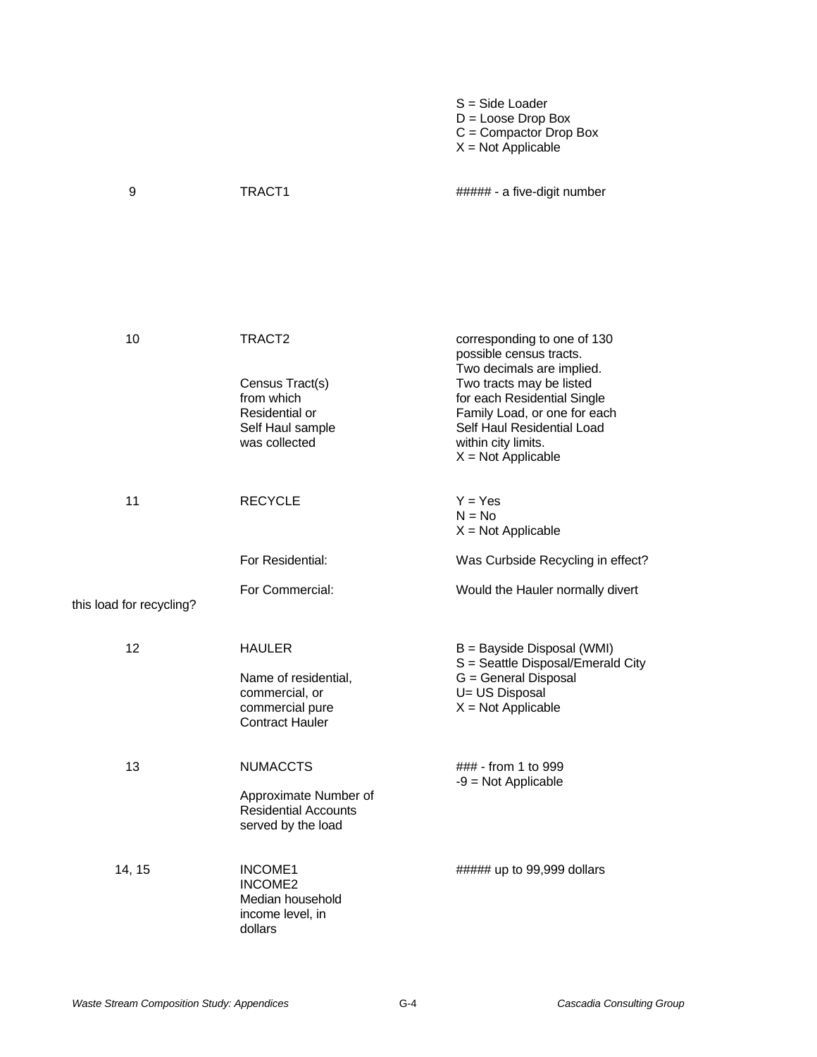| | | |
|---|---|---|
| | | S = Side Loader<br>D = Loose Drop Box<br>C = Compactor Drop Box<br>X = Not Applicable |
| 9 | TRACT1 | ##### - a five-digit number |
| 10 | TRACT2<br><br>Census Tract(s) from which Residential or Self Haul sample was collected | corresponding to one of 130 possible census tracts. Two decimals are implied. Two tracts may be listed for each Residential Single Family Load, or one for each Self Haul Residential Load within city limits.<br>X = Not Applicable |
| 11 | RECYCLE | Y = Yes<br>N = No<br>X = Not Applicable |
| | For Residential: | Was Curbside Recycling in effect? |
| | For Commercial: | Would the Hauler normally divert this load for recycling? |
| 12 | HAULER<br><br>Name of residential, commercial, or commercial pure Contract Hauler | B = Bayside Disposal (WMI)<br>S = Seattle Disposal/Emerald City<br>G = General Disposal<br>U= US Disposal<br>X = Not Applicable |
| 13 | NUMACCTS<br><br>Approximate Number of Residential Accounts served by the load | ### - from 1 to 999<br>-9 = Not Applicable |
| 14, 15 | INCOME1<br>INCOME2<br>Median household income level, in dollars | ##### up to 99,999 dollars |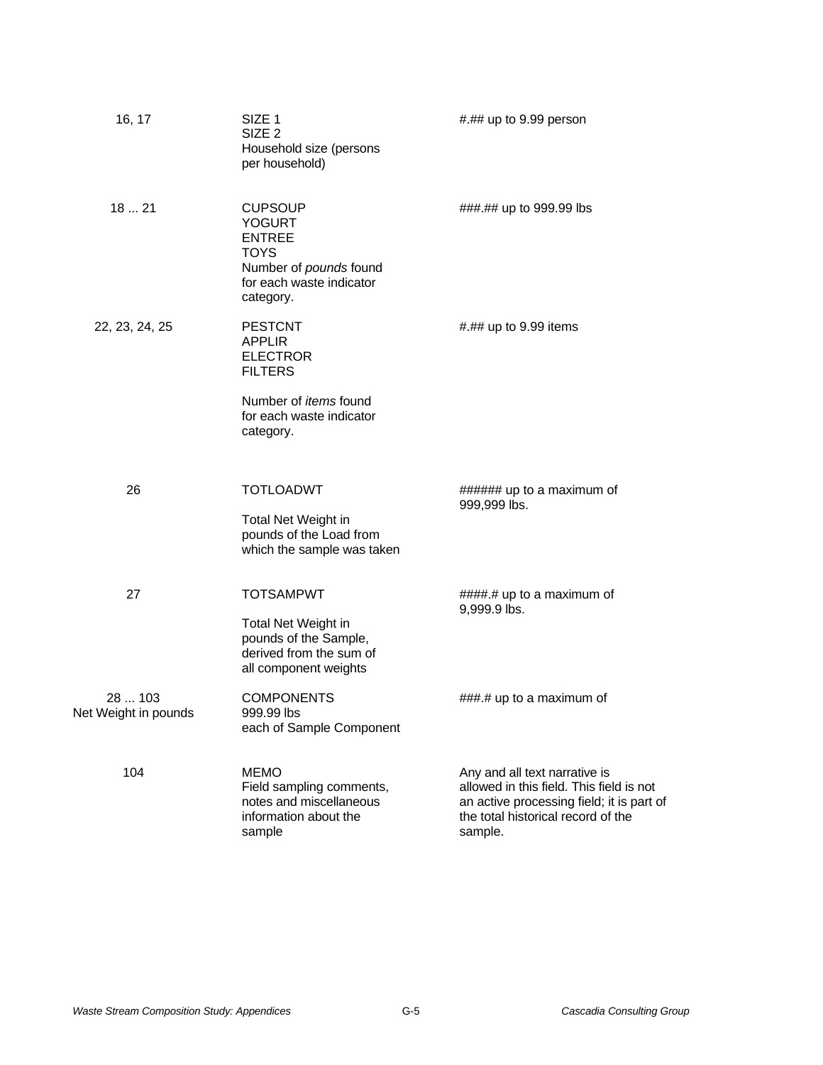| | | |
|---|---|---|
| 16, 17 | SIZE 1<br>SIZE 2<br>Household size (persons per household) | #.## up to 9.99 person |
| 18 ... 21 | CUPSOUP<br>YOGURT<br>ENTREE<br>TOYS<br>Number of *pounds* found for each waste indicator category. | ###.## up to 999.99 lbs |
| 22, 23, 24, 25 | PESTCNT<br>APPLIR<br>ELECTROR<br>FILTERS<br><br>Number of *items* found for each waste indicator category. | #.## up to 9.99 items |
| 26 | TOTLOADWT<br><br>Total Net Weight in pounds of the Load from which the sample was taken | ###### up to a maximum of 999,999 lbs. |
| 27 | TOTSAMPWT<br><br>Total Net Weight in pounds of the Sample, derived from the sum of all component weights | ####.# up to a maximum of 9,999.9 lbs. |
| 28 ... 103<br>Net Weight in pounds | COMPONENTS<br>999.99 lbs<br>each of Sample Component | ###.# up to a maximum of |
| 104 | MEMO<br>Field sampling comments, notes and miscellaneous information about the sample | Any and all text narrative is allowed in this field. This field is not an active processing field; it is part of the total historical record of the sample. |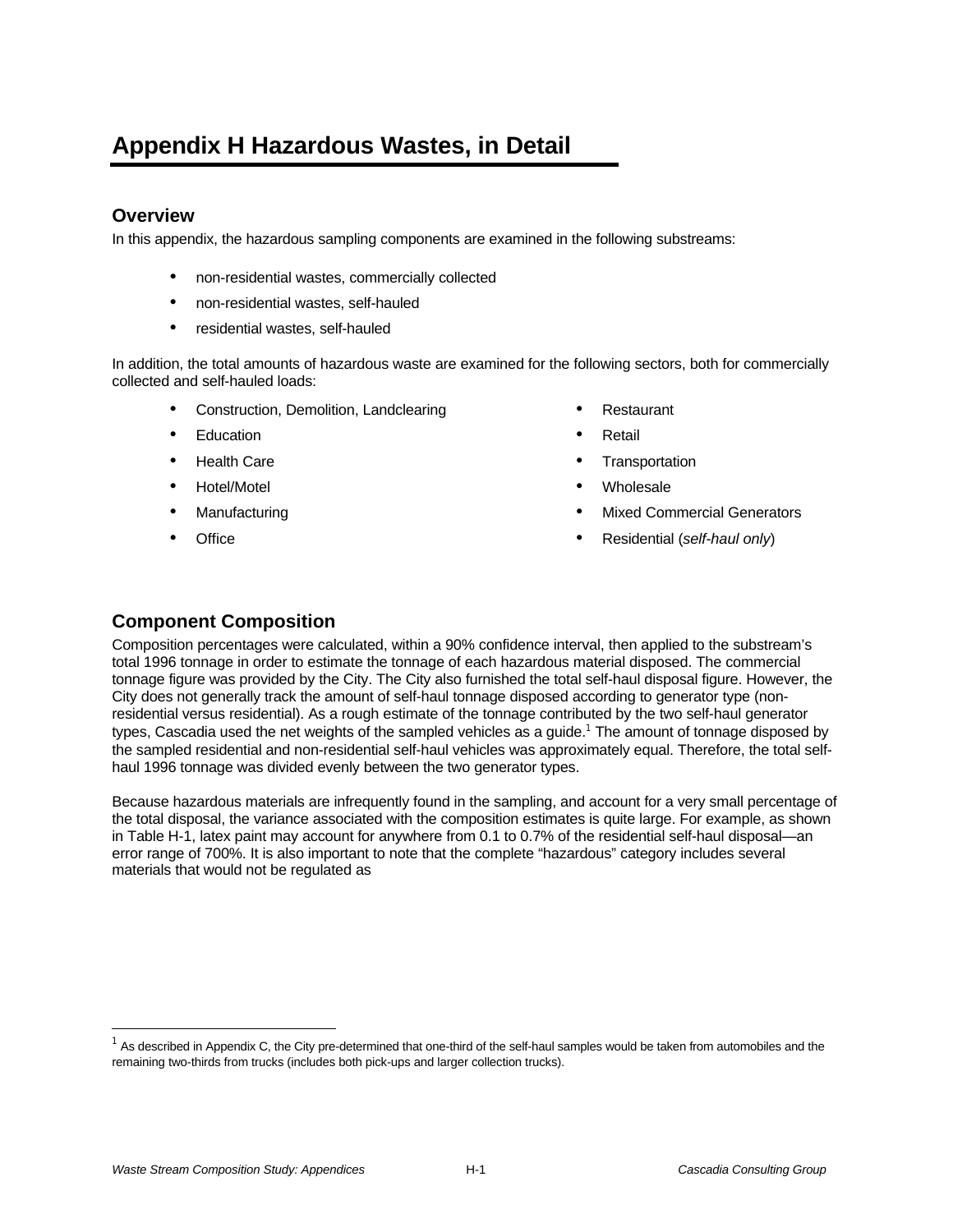# Appendix H Hazardous Wastes, in Detail

## Overview

In this appendix, the hazardous sampling components are examined in the following substreams:

- non-residential wastes, commercially collected
- non-residential wastes, self-hauled
- residential wastes, self-hauled

In addition, the total amounts of hazardous waste are examined for the following sectors, both for commercially collected and self-hauled loads:

- Construction, Demolition, Landclearing
- Education
- Health Care
- Hotel/Motel
- Manufacturing
- Office
- Restaurant
- Retail
- Transportation
- Wholesale
- Mixed Commercial Generators
- Residential (*self-haul only*)

## Component Composition

Composition percentages were calculated, within a 90% confidence interval, then applied to the substream's total 1996 tonnage in order to estimate the tonnage of each hazardous material disposed. The commercial tonnage figure was provided by the City. The City also furnished the total self-haul disposal figure. However, the City does not generally track the amount of self-haul tonnage disposed according to generator type (non-residential versus residential). As a rough estimate of the tonnage contributed by the two self-haul generator types, Cascadia used the net weights of the sampled vehicles as a guide.[1] The amount of tonnage disposed by the sampled residential and non-residential self-haul vehicles was approximately equal. Therefore, the total self-haul 1996 tonnage was divided evenly between the two generator types.

Because hazardous materials are infrequently found in the sampling, and account for a very small percentage of the total disposal, the variance associated with the composition estimates is quite large. For example, as shown in Table H-1, latex paint may account for anywhere from 0.1 to 0.7% of the residential self-haul disposal—an error range of 700%. It is also important to note that the complete "hazardous" category includes several materials that would not be regulated as

[1] As described in Appendix C, the City pre-determined that one-third of the self-haul samples would be taken from automobiles and the remaining two-thirds from trucks (includes both pick-ups and larger collection trucks).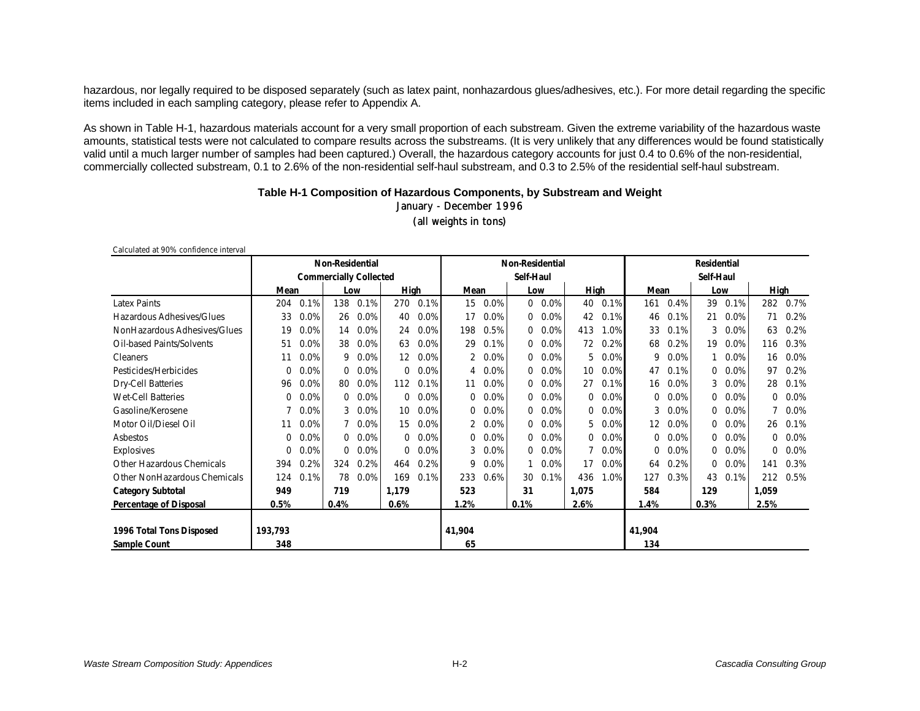hazardous, nor legally required to be disposed separately (such as latex paint, nonhazardous glues/adhesives, etc.). For more detail regarding the specific items included in each sampling category, please refer to Appendix A.

As shown in Table H-1, hazardous materials account for a very small proportion of each substream. Given the extreme variability of the hazardous waste amounts, statistical tests were not calculated to compare results across the substreams. (It is very unlikely that any differences would be found statistically valid until a much larger number of samples had been captured.) Overall, the hazardous category accounts for just 0.4 to 0.6% of the non-residential, commercially collected substream, 0.1 to 2.6% of the non-residential self-haul substream, and 0.3 to 2.5% of the residential self-haul substream.

**Table H-1 Composition of Hazardous Components, by Substream and Weight**

January - December 1996

(all weights in tons)

Calculated at 90% confidence interval

| | Non-Residential Commercially Collected | | | | | | Non-Residential Self-Haul | | | | | | Residential Self-Haul | | | | | |
|---|---|---|---|---|---|---|---|---|---|---|---|---|---|---|---|---|---|---|
| | Mean | | Low | | High | | Mean | | Low | | High | | Mean | | Low | | High | |
| Latex Paints | 204 | 0.1% | 138 | 0.1% | 270 | 0.1% | 15 | 0.0% | 0 | 0.0% | 40 | 0.1% | 161 | 0.4% | 39 | 0.1% | 282 | 0.7% |
| Hazardous Adhesives/Glues | 33 | 0.0% | 26 | 0.0% | 40 | 0.0% | 17 | 0.0% | 0 | 0.0% | 42 | 0.1% | 46 | 0.1% | 21 | 0.0% | 71 | 0.2% |
| NonHazardous Adhesives/Glues | 19 | 0.0% | 14 | 0.0% | 24 | 0.0% | 198 | 0.5% | 0 | 0.0% | 413 | 1.0% | 33 | 0.1% | 3 | 0.0% | 63 | 0.2% |
| Oil-based Paints/Solvents | 51 | 0.0% | 38 | 0.0% | 63 | 0.0% | 29 | 0.1% | 0 | 0.0% | 72 | 0.2% | 68 | 0.2% | 19 | 0.0% | 116 | 0.3% |
| Cleaners | 11 | 0.0% | 9 | 0.0% | 12 | 0.0% | 2 | 0.0% | 0 | 0.0% | 5 | 0.0% | 9 | 0.0% | 1 | 0.0% | 16 | 0.0% |
| Pesticides/Herbicides | 0 | 0.0% | 0 | 0.0% | 0 | 0.0% | 4 | 0.0% | 0 | 0.0% | 10 | 0.0% | 47 | 0.1% | 0 | 0.0% | 97 | 0.2% |
| Dry-Cell Batteries | 96 | 0.0% | 80 | 0.0% | 112 | 0.1% | 11 | 0.0% | 0 | 0.0% | 27 | 0.1% | 16 | 0.0% | 3 | 0.0% | 28 | 0.1% |
| Wet-Cell Batteries | 0 | 0.0% | 0 | 0.0% | 0 | 0.0% | 0 | 0.0% | 0 | 0.0% | 0 | 0.0% | 0 | 0.0% | 0 | 0.0% | 0 | 0.0% |
| Gasoline/Kerosene | 7 | 0.0% | 3 | 0.0% | 10 | 0.0% | 0 | 0.0% | 0 | 0.0% | 0 | 0.0% | 3 | 0.0% | 0 | 0.0% | 7 | 0.0% |
| Motor Oil/Diesel Oil | 11 | 0.0% | 7 | 0.0% | 15 | 0.0% | 2 | 0.0% | 0 | 0.0% | 5 | 0.0% | 12 | 0.0% | 0 | 0.0% | 26 | 0.1% |
| Asbestos | 0 | 0.0% | 0 | 0.0% | 0 | 0.0% | 0 | 0.0% | 0 | 0.0% | 0 | 0.0% | 0 | 0.0% | 0 | 0.0% | 0 | 0.0% |
| Explosives | 0 | 0.0% | 0 | 0.0% | 0 | 0.0% | 3 | 0.0% | 0 | 0.0% | 7 | 0.0% | 0 | 0.0% | 0 | 0.0% | 0 | 0.0% |
| Other Hazardous Chemicals | 394 | 0.2% | 324 | 0.2% | 464 | 0.2% | 9 | 0.0% | 1 | 0.0% | 17 | 0.0% | 64 | 0.2% | 0 | 0.0% | 141 | 0.3% |
| Other NonHazardous Chemicals | 124 | 0.1% | 78 | 0.0% | 169 | 0.1% | 233 | 0.6% | 30 | 0.1% | 436 | 1.0% | 127 | 0.3% | 43 | 0.1% | 212 | 0.5% |
| **Category Subtotal** | **949** | | **719** | | **1,179** | | **523** | | **31** | | **1,075** | | **584** | | **129** | | **1,059** | |
| **Percentage of Disposal** | **0.5%** | | **0.4%** | | **0.6%** | | **1.2%** | | **0.1%** | | **2.6%** | | **1.4%** | | **0.3%** | | **2.5%** | |
| | | | | | | | | | | | | | | | | | | |
| **1996 Total Tons Disposed** | **193,793** | | | | | | **41,904** | | | | | | **41,904** | | | | | |
| **Sample Count** | **348** | | | | | | **65** | | | | | | **134** | | | | | |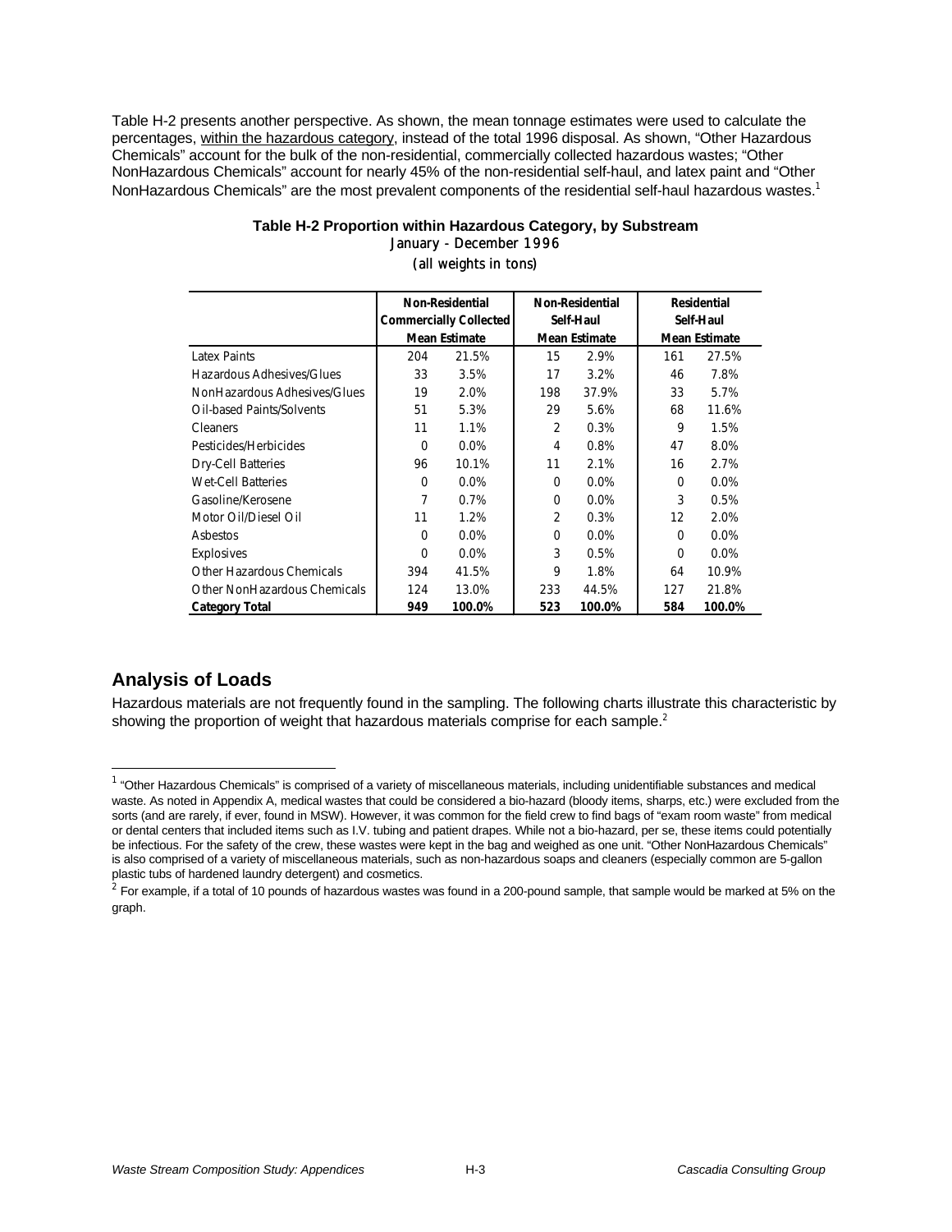Table H-2 presents another perspective. As shown, the mean tonnage estimates were used to calculate the percentages, within the hazardous category, instead of the total 1996 disposal. As shown, "Other Hazardous Chemicals" account for the bulk of the non-residential, commercially collected hazardous wastes; "Other NonHazardous Chemicals" account for nearly 45% of the non-residential self-haul, and latex paint and "Other NonHazardous Chemicals" are the most prevalent components of the residential self-haul hazardous wastes.[1]

**Table H-2 Proportion within Hazardous Category, by Substream**

January - December 1996

(all weights in tons)

| | Non-Residential Commercially Collected Mean Estimate | | Non-Residential Self-Haul Mean Estimate | | Residential Self-Haul Mean Estimate | |
|---|---|---|---|---|---|---|
| Latex Paints | 204 | 21.5% | 15 | 2.9% | 161 | 27.5% |
| Hazardous Adhesives/Glues | 33 | 3.5% | 17 | 3.2% | 46 | 7.8% |
| NonHazardous Adhesives/Glues | 19 | 2.0% | 198 | 37.9% | 33 | 5.7% |
| Oil-based Paints/Solvents | 51 | 5.3% | 29 | 5.6% | 68 | 11.6% |
| Cleaners | 11 | 1.1% | 2 | 0.3% | 9 | 1.5% |
| Pesticides/Herbicides | 0 | 0.0% | 4 | 0.8% | 47 | 8.0% |
| Dry-Cell Batteries | 96 | 10.1% | 11 | 2.1% | 16 | 2.7% |
| Wet-Cell Batteries | 0 | 0.0% | 0 | 0.0% | 0 | 0.0% |
| Gasoline/Kerosene | 7 | 0.7% | 0 | 0.0% | 3 | 0.5% |
| Motor Oil/Diesel Oil | 11 | 1.2% | 2 | 0.3% | 12 | 2.0% |
| Asbestos | 0 | 0.0% | 0 | 0.0% | 0 | 0.0% |
| Explosives | 0 | 0.0% | 3 | 0.5% | 0 | 0.0% |
| Other Hazardous Chemicals | 394 | 41.5% | 9 | 1.8% | 64 | 10.9% |
| Other NonHazardous Chemicals | 124 | 13.0% | 233 | 44.5% | 127 | 21.8% |
| **Category Total** | **949** | **100.0%** | **523** | **100.0%** | **584** | **100.0%** |

## Analysis of Loads

Hazardous materials are not frequently found in the sampling. The following charts illustrate this characteristic by showing the proportion of weight that hazardous materials comprise for each sample.[2]

[1] "Other Hazardous Chemicals" is comprised of a variety of miscellaneous materials, including unidentifiable substances and medical waste. As noted in Appendix A, medical wastes that could be considered a bio-hazard (bloody items, sharps, etc.) were excluded from the sorts (and are rarely, if ever, found in MSW). However, it was common for the field crew to find bags of "exam room waste" from medical or dental centers that included items such as I.V. tubing and patient drapes. While not a bio-hazard, per se, these items could potentially be infectious. For the safety of the crew, these wastes were kept in the bag and weighed as one unit. "Other NonHazardous Chemicals" is also comprised of a variety of miscellaneous materials, such as non-hazardous soaps and cleaners (especially common are 5-gallon plastic tubs of hardened laundry detergent) and cosmetics.

[2] For example, if a total of 10 pounds of hazardous wastes was found in a 200-pound sample, that sample would be marked at 5% on the graph.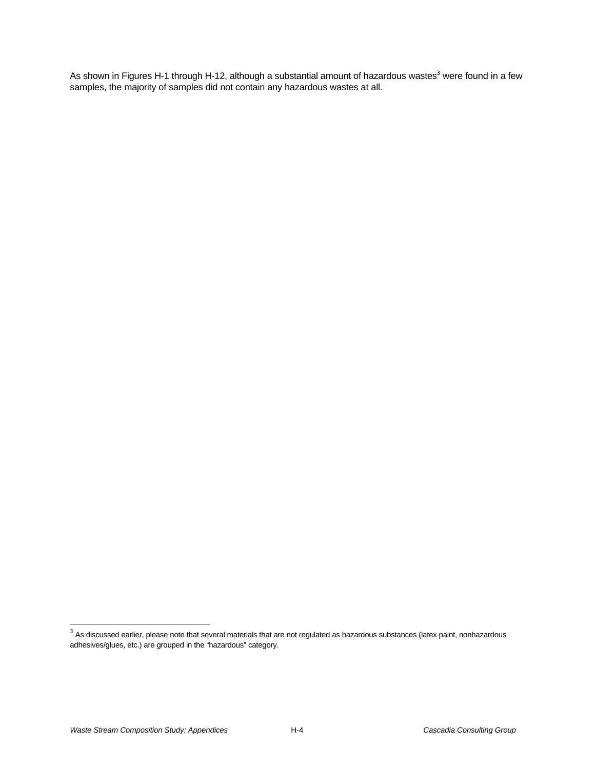As shown in Figures H-1 through H-12, although a substantial amount of hazardous wastes[3] were found in a few samples, the majority of samples did not contain any hazardous wastes at all.

[3] As discussed earlier, please note that several materials that are not regulated as hazardous substances (latex paint, nonhazardous adhesives/glues, etc.) are grouped in the "hazardous" category.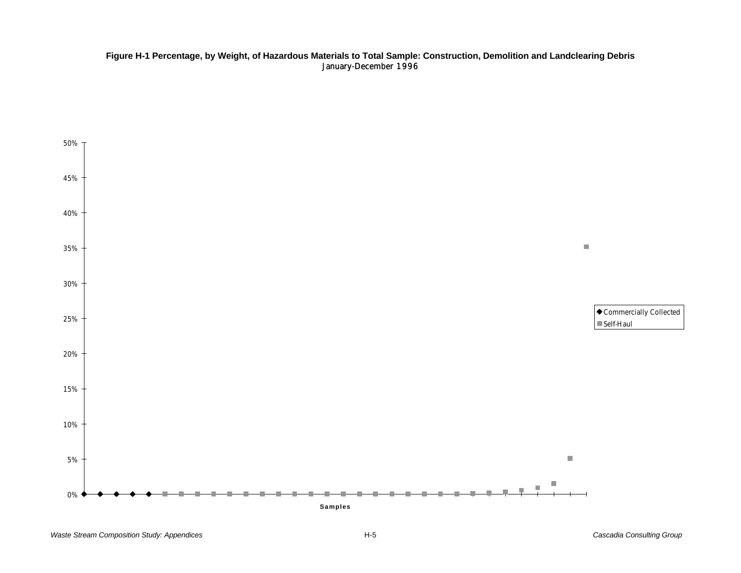**Figure H-1 Percentage, by Weight, of Hazardous Materials to Total Sample: Construction, Demolition and Landclearing Debris**
January-December 1996

50%
45%
40%
35%
30%
25%
20%
15%
10%
5%
0%

Samples

◆ Commercially Collected
■ Self-Haul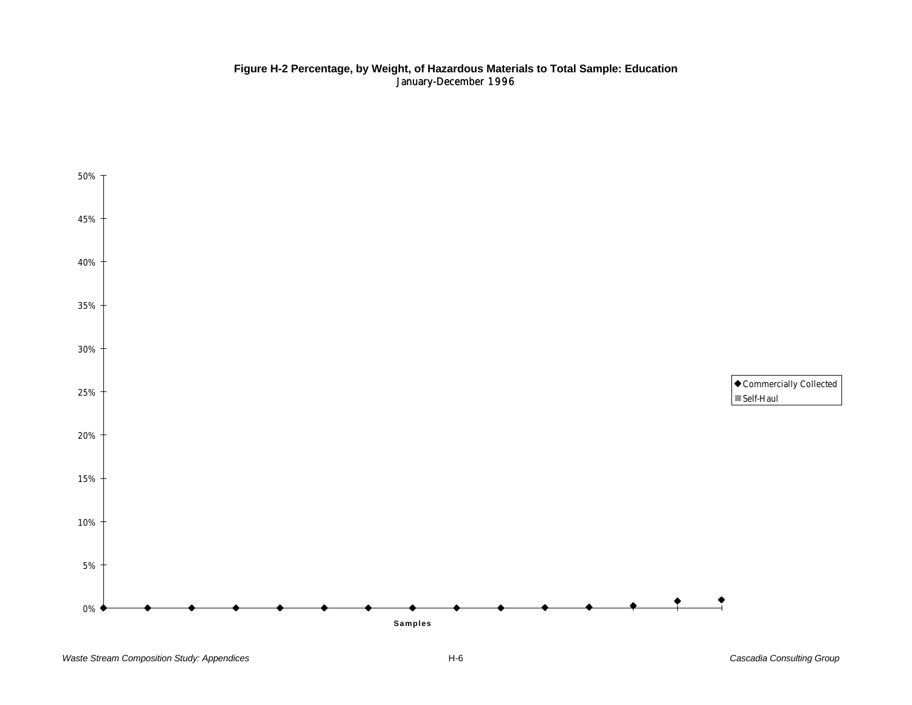**Figure H-2 Percentage, by Weight, of Hazardous Materials to Total Sample: Education**
January-December 1996

50%
45%
40%
35%
30%
25%
20%
15%
10%
5%
0%

Samples

◆ Commercially Collected
■ Self-Haul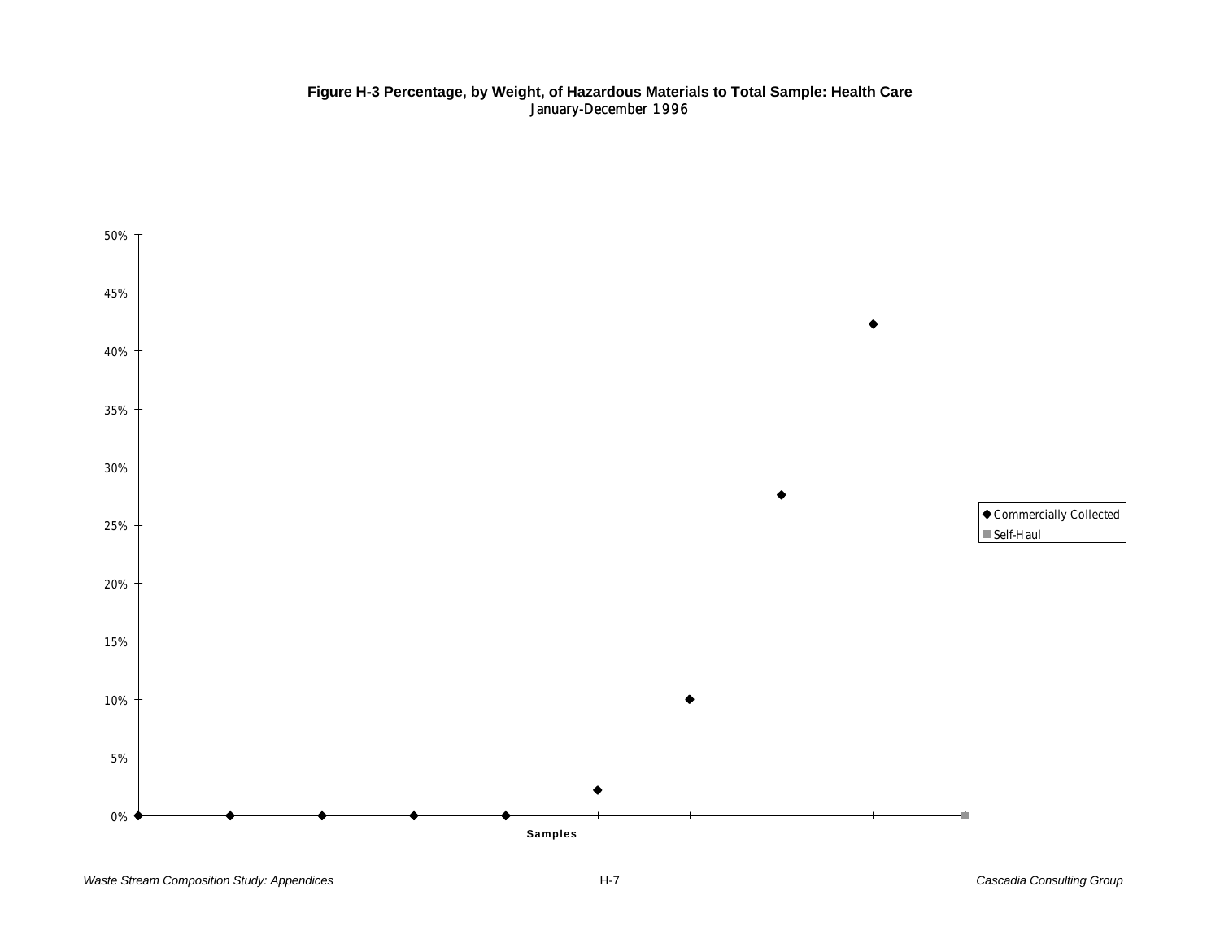**Figure H-3 Percentage, by Weight, of Hazardous Materials to Total Sample: Health Care**
January-December 1996

50%
45%
40%
35%
30%
25%
20%
15%
10%
5%
0%

Samples

◆ Commercially Collected
■ Self-Haul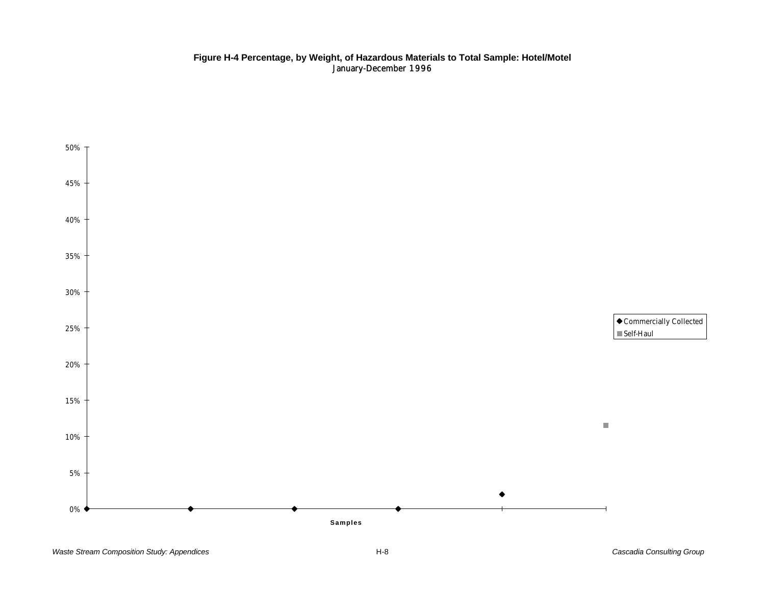**Figure H-4 Percentage, by Weight, of Hazardous Materials to Total Sample: Hotel/Motel**
January-December 1996

50%
45%
40%
35%
30%
25%
20%
15%
10%
5%
0%

Samples

◆ Commercially Collected
■ Self-Haul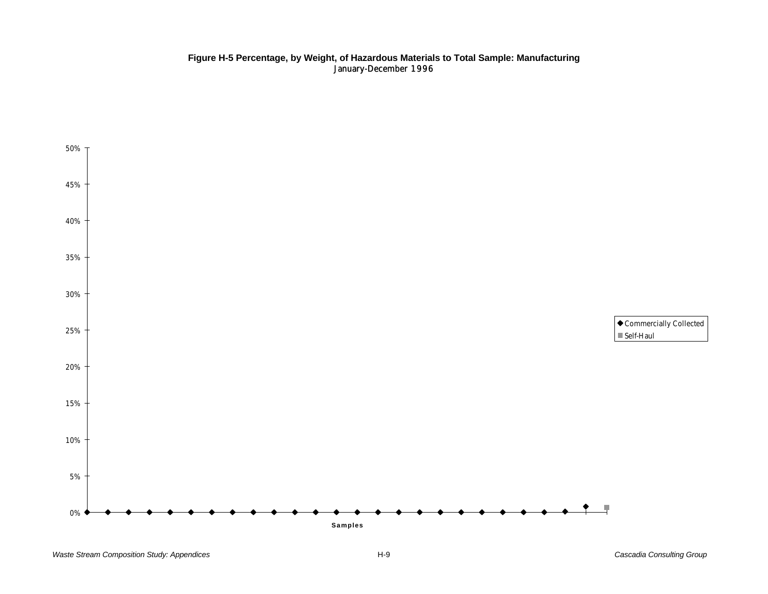**Figure H-5 Percentage, by Weight, of Hazardous Materials to Total Sample: Manufacturing**
January-December 1996

50%
45%
40%
35%
30%
25%
20%
15%
10%
5%
0%

Samples

◆ Commercially Collected
■ Self-Haul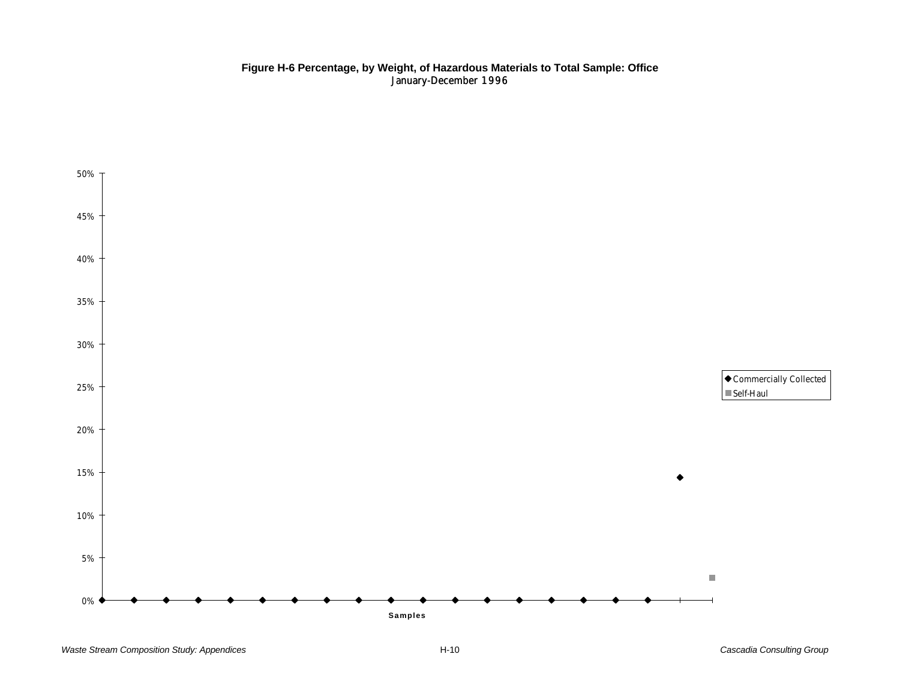**Figure H-6 Percentage, by Weight, of Hazardous Materials to Total Sample: Office**
January-December 1996

50%
45%
40%
35%
30%
25%
20%
15%
10%
5%
0%

Samples

◆ Commercially Collected
■ Self-Haul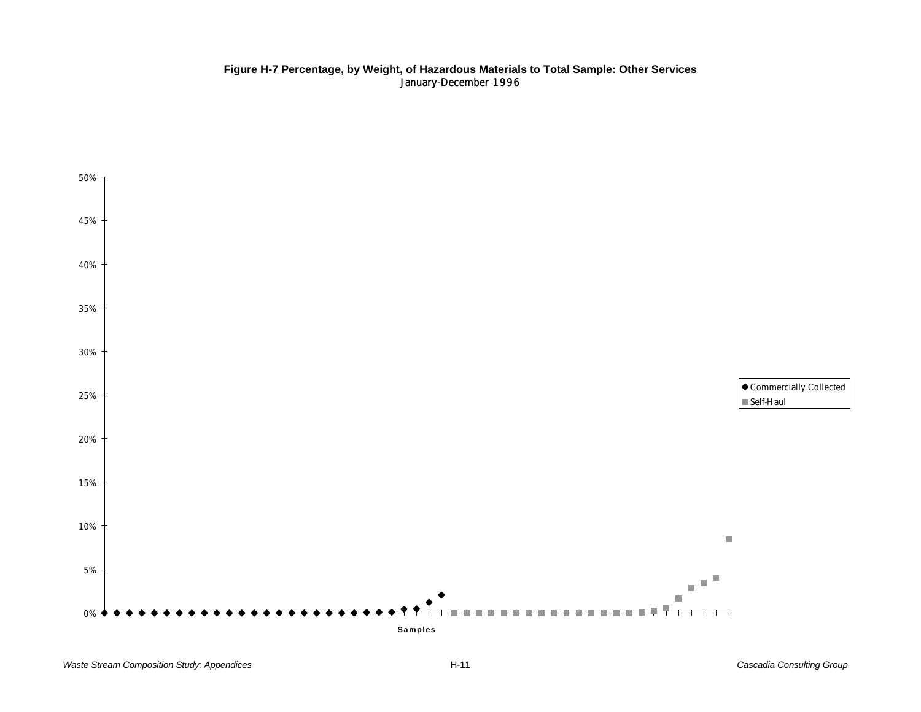**Figure H-7 Percentage, by Weight, of Hazardous Materials to Total Sample: Other Services**
January-December 1996

50%
45%
40%
35%
30%
25%
20%
15%
10%
5%
0%

Samples

◆ Commercially Collected
■ Self-Haul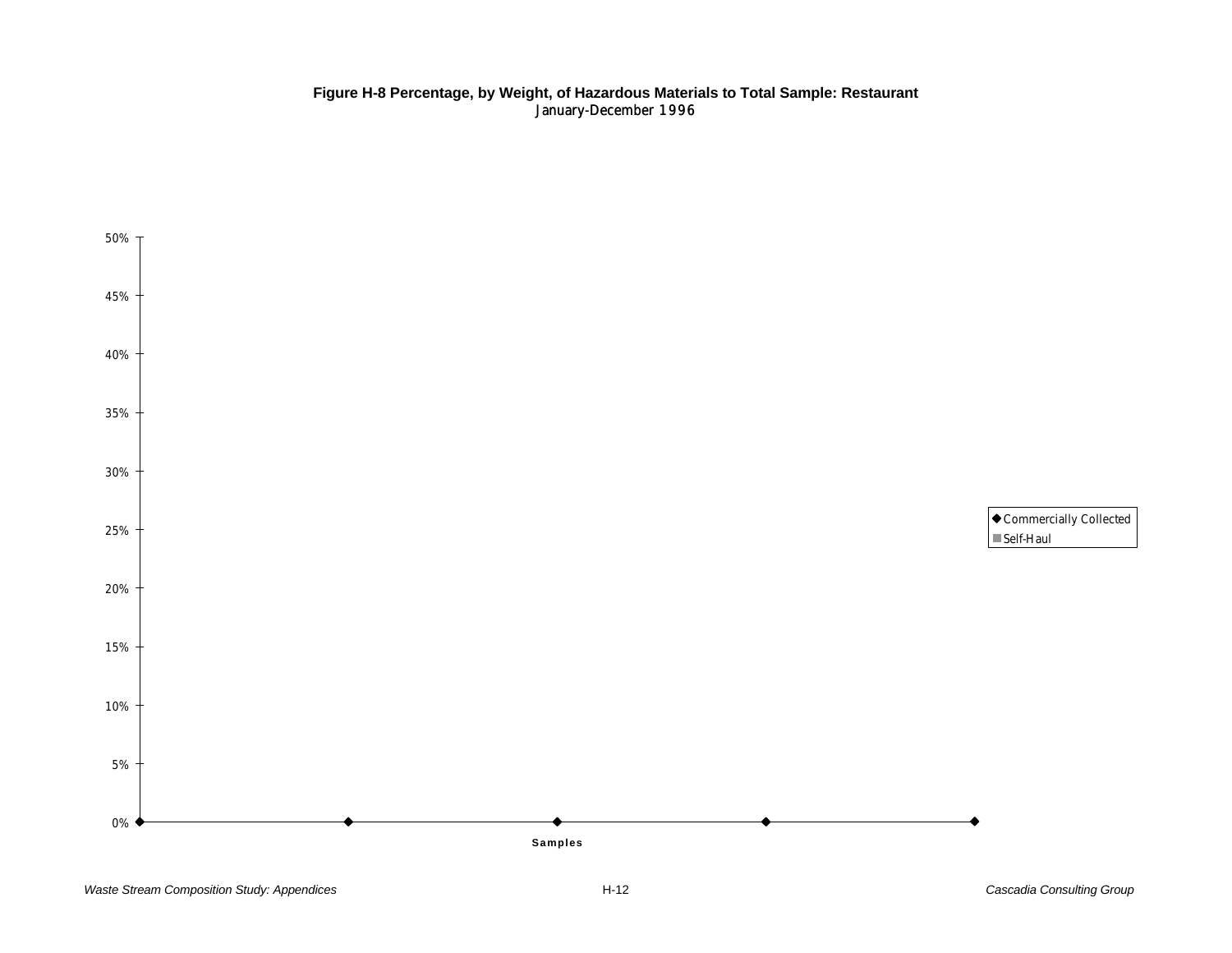**Figure H-8 Percentage, by Weight, of Hazardous Materials to Total Sample: Restaurant**
January-December 1996

50%
45%
40%
35%
30%
25%
20%
15%
10%
5%
0%

Samples

Commercially Collected
Self-Haul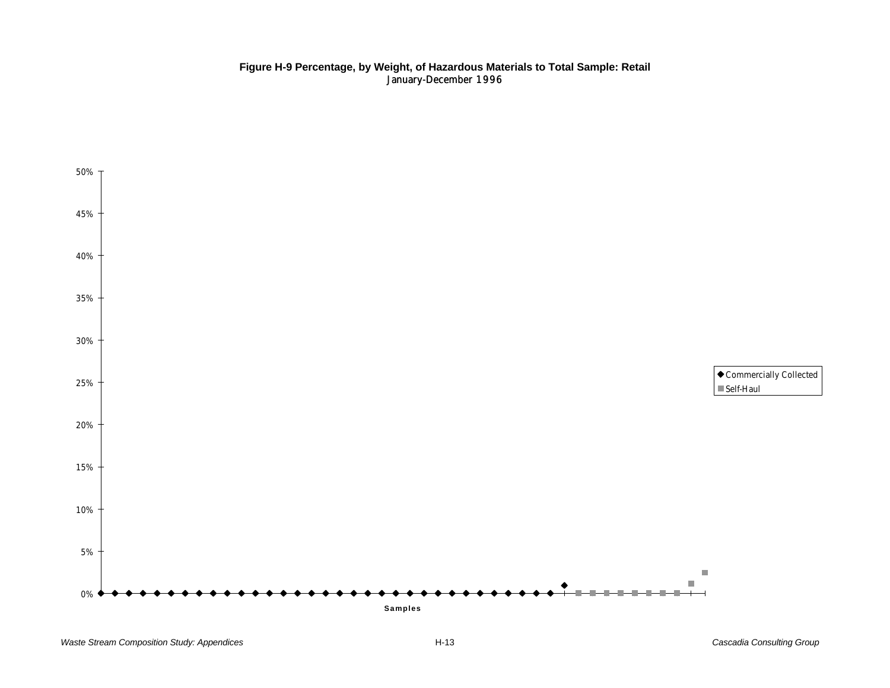**Figure H-9 Percentage, by Weight, of Hazardous Materials to Total Sample: Retail**
January-December 1996

50%
45%
40%
35%
30%
25%
20%
15%
10%
5%
0%

Samples

◆ Commercially Collected
■ Self-Haul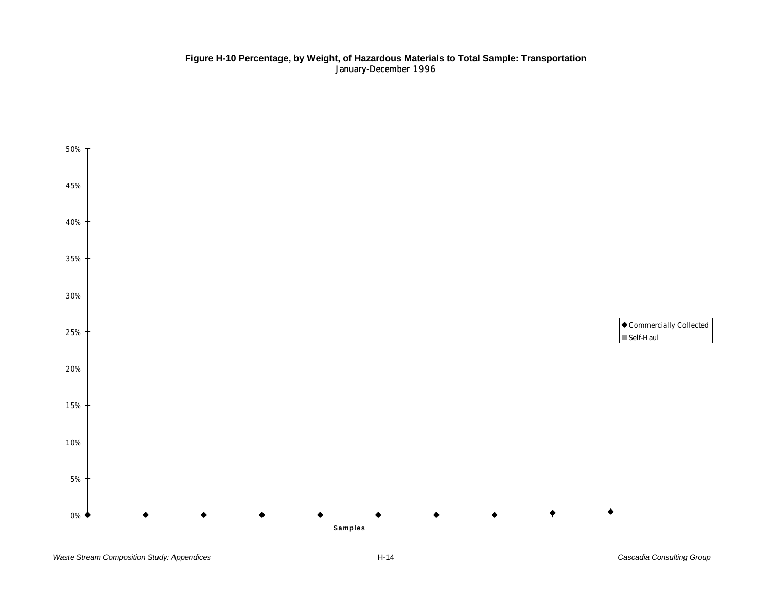**Figure H-10 Percentage, by Weight, of Hazardous Materials to Total Sample: Transportation**
January-December 1996

50%
45%
40%
35%
30%
25%
20%
15%
10%
5%
0%

Samples

◆ Commercially Collected
■ Self-Haul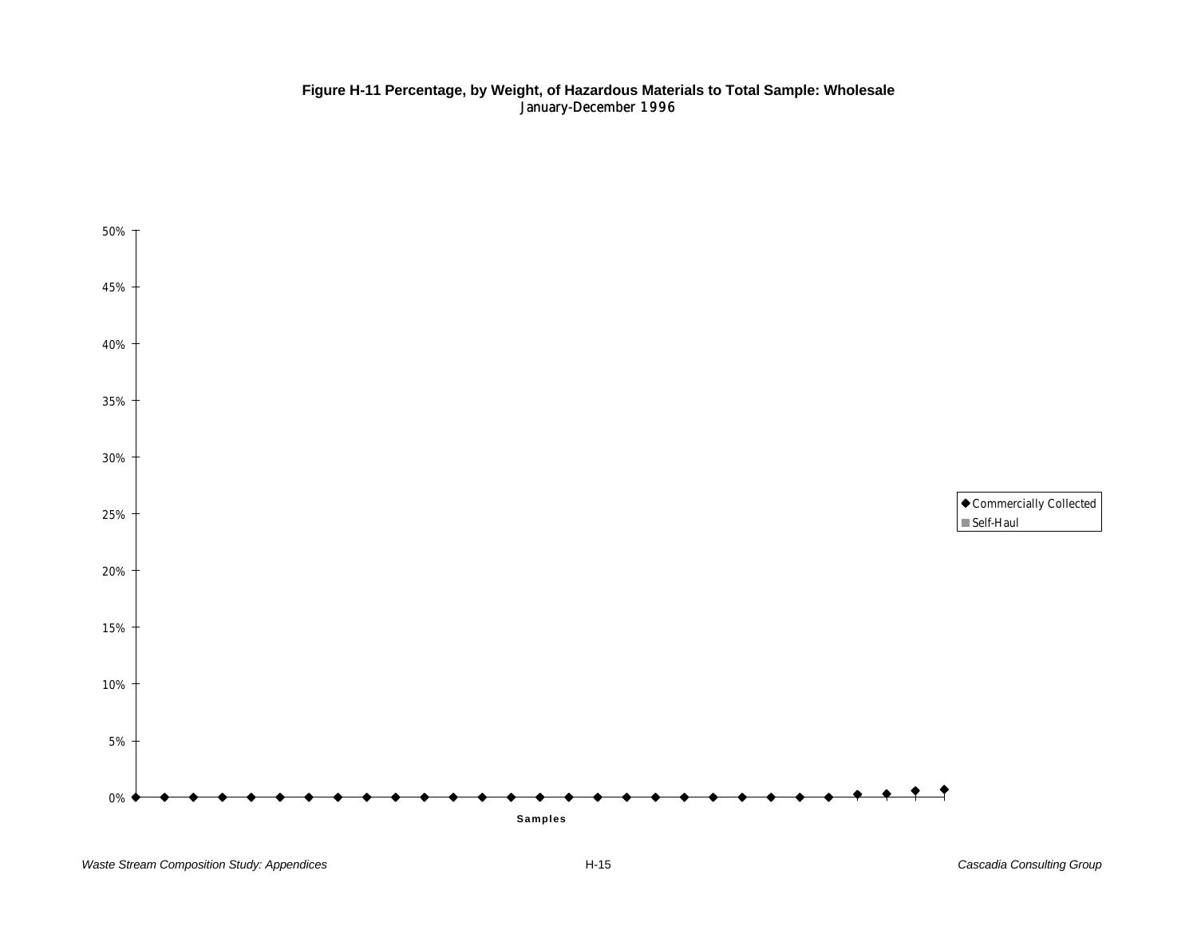**Figure H-11 Percentage, by Weight, of Hazardous Materials to Total Sample: Wholesale**
January-December 1996

50%
45%
40%
35%
30%
25%
20%
15%
10%
5%
0%

Samples

◆ Commercially Collected
■ Self-Haul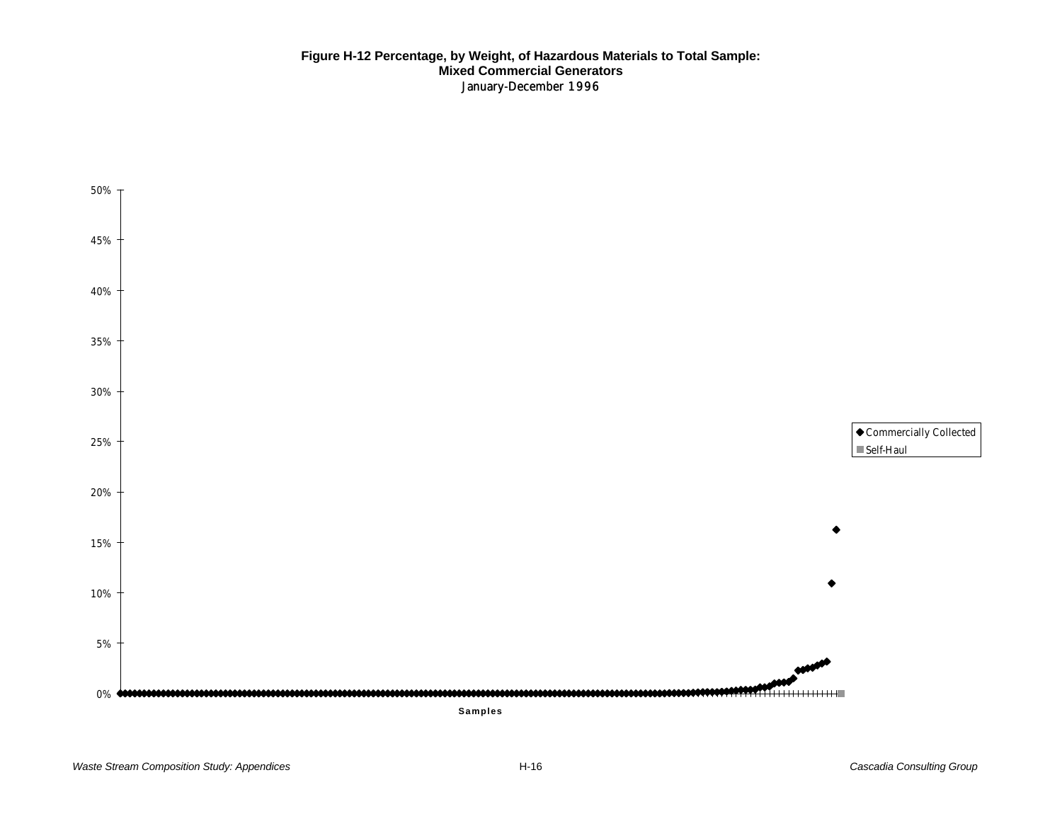**Figure H-12 Percentage, by Weight, of Hazardous Materials to Total Sample:**
**Mixed Commercial Generators**
January-December 1996

50%
45%
40%
35%
30%
25%
20%
15%
10%
5%
0%

**Samples**

◆ Commercially Collected
■ Self-Haul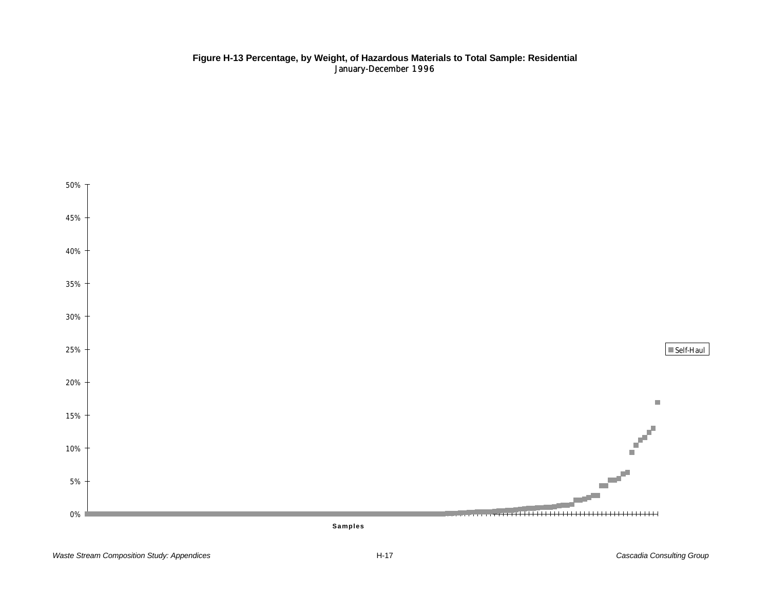**Figure H-13 Percentage, by Weight, of Hazardous Materials to Total Sample: Residential**
January-December 1996

50%
45%
40%
35%
30%
25%
20%
15%
10%
5%
0%

Samples

Self-Haul